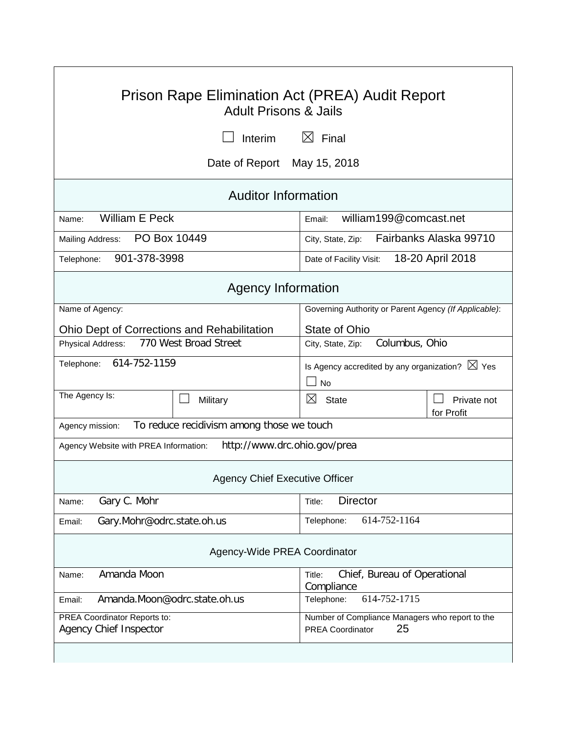# Prison Rape Elimination Act (PREA) Audit Report

## Adult Prisons & Jails

☐ Interim ☒ Final

Date of Report May 15, 2018

## Auditor Information

| | |
|---|---|
| Name: William E Peck | Email: william199@comcast.net |
| Mailing Address: PO Box 10449 | City, State, Zip: Fairbanks Alaska 99710 |
| Telephone: 901-378-3998 | Date of Facility Visit: 18-20 April 2018 |

## Agency Information

| | | | |
|---|---|---|---|
| Name of Agency: Ohio Dept of Corrections and Rehabilitation | | Governing Authority or Parent Agency *(If Applicable)*: State of Ohio | |
| Physical Address: 770 West Broad Street | | City, State, Zip: Columbus, Ohio | |
| Telephone: 614-752-1159 | | Is Agency accredited by any organization? ☒ Yes ☐ No | |
| The Agency Is: | ☐ Military | ☒ State | ☐ Private not for Profit |
| Agency mission: To reduce recidivism among those we touch | | | |
| Agency Website with PREA Information: http://www.drc.ohio.gov/prea | | | |

### Agency Chief Executive Officer

| | |
|---|---|
| Name: Gary C. Mohr | Title: Director |
| Email: Gary.Mohr@odrc.state.oh.us | Telephone: 614-752-1164 |

### Agency-Wide PREA Coordinator

| | |
|---|---|
| Name: Amanda Moon | Title: Chief, Bureau of Operational Compliance |
| Email: Amanda.Moon@odrc.state.oh.us | Telephone: 614-752-1715 |
| PREA Coordinator Reports to: Agency Chief Inspector | Number of Compliance Managers who report to the PREA Coordinator 25 |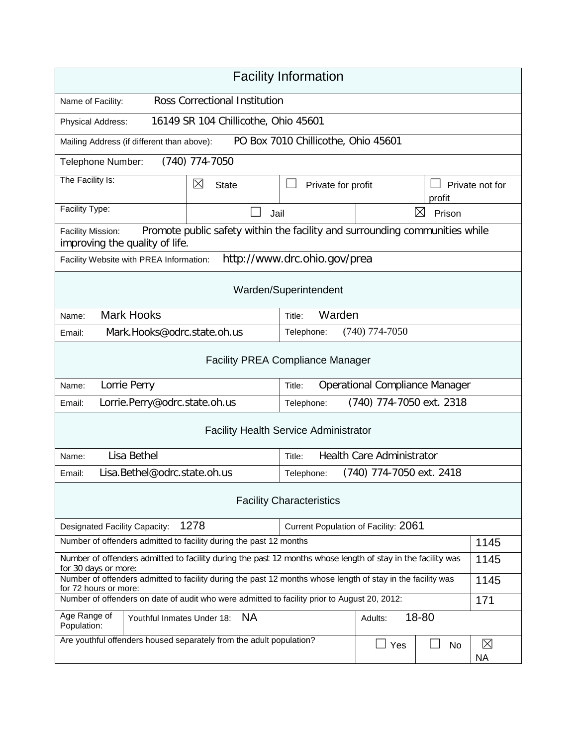## Facility Information

| | |
|---|---|
| Name of Facility: | Ross Correctional Institution |
| Physical Address: | 16149 SR 104 Chillicothe, Ohio 45601 |
| Mailing Address (if different than above): | PO Box 7010 Chillicothe, Ohio 45601 |
| Telephone Number: | (740) 774-7050 |

| The Facility Is: | ☒ State | ☐ Private for profit | ☐ Private not for profit |
|---|---|---|---|
| Facility Type: | ☐ Jail | ☒ Prison | |

Facility Mission: Promote public safety within the facility and surrounding communities while improving the quality of life.

Facility Website with PREA Information: http://www.drc.ohio.gov/prea

### Warden/Superintendent

| | |
|---|---|
| Name: Mark Hooks | Title: Warden |
| Email: Mark.Hooks@odrc.state.oh.us | Telephone: (740) 774-7050 |

### Facility PREA Compliance Manager

| | |
|---|---|
| Name: Lorrie Perry | Title: Operational Compliance Manager |
| Email: Lorrie.Perry@odrc.state.oh.us | Telephone: (740) 774-7050 ext. 2318 |

### Facility Health Service Administrator

| | |
|---|---|
| Name: Lisa Bethel | Title: Health Care Administrator |
| Email: Lisa.Bethel@odrc.state.oh.us | Telephone: (740) 774-7050 ext. 2418 |

### Facility Characteristics

| | |
|---|---|
| Designated Facility Capacity: 1278 | Current Population of Facility: 2061 |

| | |
|---|---|
| Number of offenders admitted to facility during the past 12 months | 1145 |
| Number of offenders admitted to facility during the past 12 months whose length of stay in the facility was for 30 days or more: | 1145 |
| Number of offenders admitted to facility during the past 12 months whose length of stay in the facility was for 72 hours or more: | 1145 |
| Number of offenders on date of audit who were admitted to facility prior to August 20, 2012: | 171 |

| Age Range of Population: | Youthful Inmates Under 18: NA | Adults: 18-80 |
|---|---|---|

| Are youthful offenders housed separately from the adult population? | ☐ Yes | ☐ No | ☒ NA |
|---|---|---|---|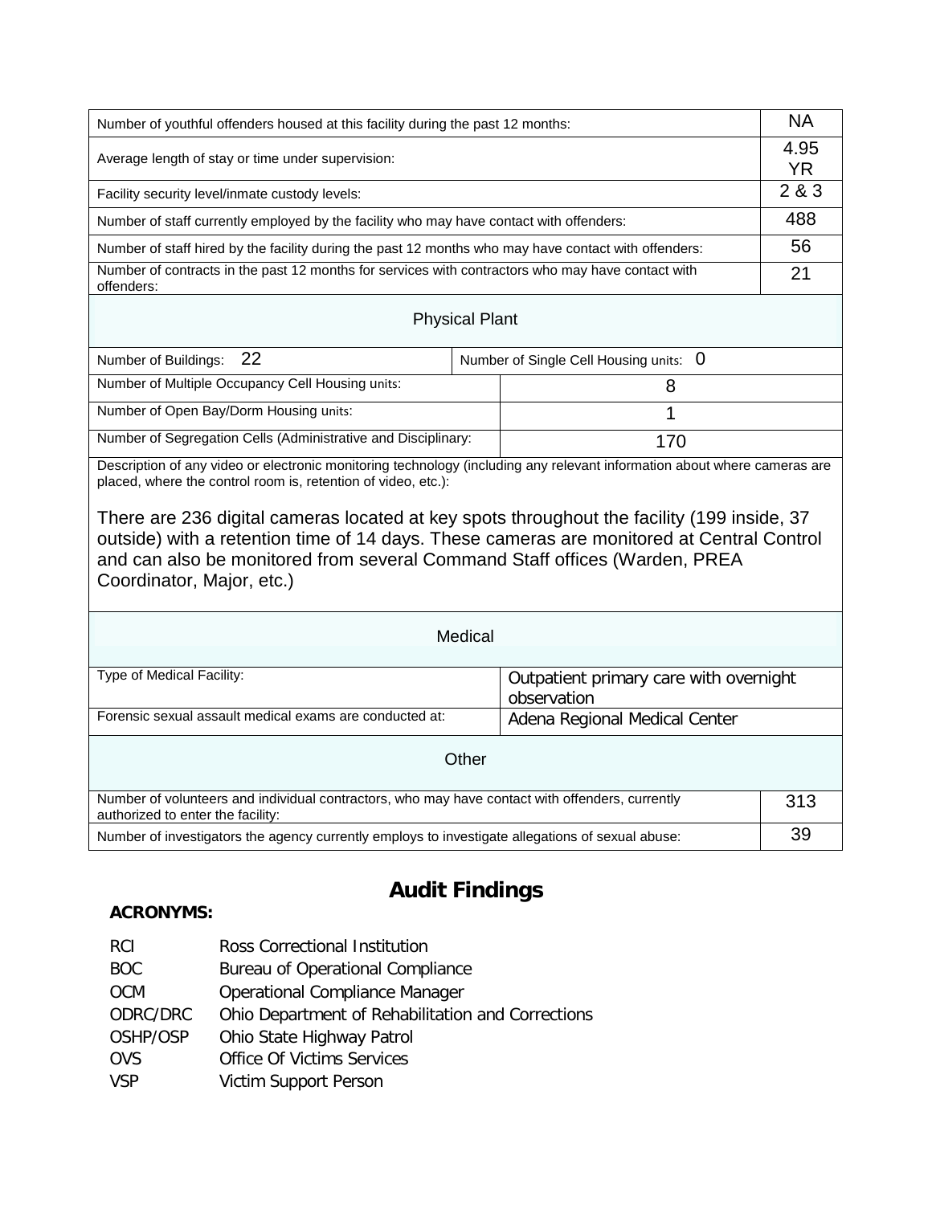| | |
|---|---|
| Number of youthful offenders housed at this facility during the past 12 months: | NA |
| Average length of stay or time under supervision: | 4.95 YR |
| Facility security level/inmate custody levels: | 2 & 3 |
| Number of staff currently employed by the facility who may have contact with offenders: | 488 |
| Number of staff hired by the facility during the past 12 months who may have contact with offenders: | 56 |
| Number of contracts in the past 12 months for services with contractors who may have contact with offenders: | 21 |

**Physical Plant**

| | |
|---|---|
| Number of Buildings: 22 | Number of Single Cell Housing units: 0 |
| Number of Multiple Occupancy Cell Housing units: | 8 |
| Number of Open Bay/Dorm Housing units: | 1 |
| Number of Segregation Cells (Administrative and Disciplinary: | 170 |

Description of any video or electronic monitoring technology (including any relevant information about where cameras are placed, where the control room is, retention of video, etc.):

There are 236 digital cameras located at key spots throughout the facility (199 inside, 37 outside) with a retention time of 14 days. These cameras are monitored at Central Control and can also be monitored from several Command Staff offices (Warden, PREA Coordinator, Major, etc.)

**Medical**

| | |
|---|---|
| Type of Medical Facility: | Outpatient primary care with overnight observation |
| Forensic sexual assault medical exams are conducted at: | Adena Regional Medical Center |

**Other**

| | |
|---|---|
| Number of volunteers and individual contractors, who may have contact with offenders, currently authorized to enter the facility: | 313 |
| Number of investigators the agency currently employs to investigate allegations of sexual abuse: | 39 |

# Audit Findings

**ACRONYMS:**

| | |
|---|---|
| RCI | Ross Correctional Institution |
| BOC | Bureau of Operational Compliance |
| OCM | Operational Compliance Manager |
| ODRC/DRC | Ohio Department of Rehabilitation and Corrections |
| OSHP/OSP | Ohio State Highway Patrol |
| OVS | Office Of Victims Services |
| VSP | Victim Support Person |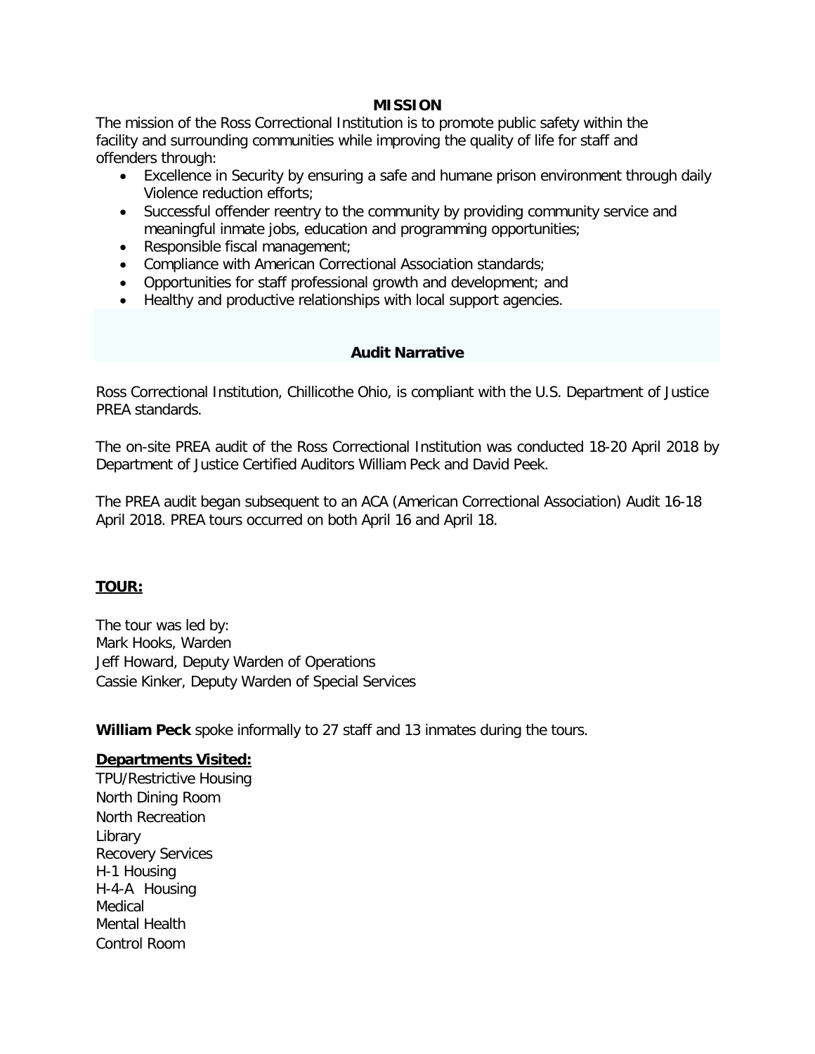## MISSION

The mission of the Ross Correctional Institution is to promote public safety within the facility and surrounding communities while improving the quality of life for staff and offenders through:

- Excellence in Security by ensuring a safe and humane prison environment through daily Violence reduction efforts;
- Successful offender reentry to the community by providing community service and meaningful inmate jobs, education and programming opportunities;
- Responsible fiscal management;
- Compliance with American Correctional Association standards;
- Opportunities for staff professional growth and development; and
- Healthy and productive relationships with local support agencies.

## Audit Narrative

Ross Correctional Institution, Chillicothe Ohio, is compliant with the U.S. Department of Justice PREA standards.

The on-site PREA audit of the Ross Correctional Institution was conducted 18-20 April 2018 by Department of Justice Certified Auditors William Peck and David Peek.

The PREA audit began subsequent to an ACA (American Correctional Association) Audit 16-18 April 2018. PREA tours occurred on both April 16 and April 18.

### TOUR:

The tour was led by:
Mark Hooks, Warden
Jeff Howard, Deputy Warden of Operations
Cassie Kinker, Deputy Warden of Special Services

**William Peck** spoke informally to 27 staff and 13 inmates during the tours.

**Departments Visited:**

TPU/Restrictive Housing
North Dining Room
North Recreation
Library
Recovery Services
H-1 Housing
H-4-A Housing
Medical
Mental Health
Control Room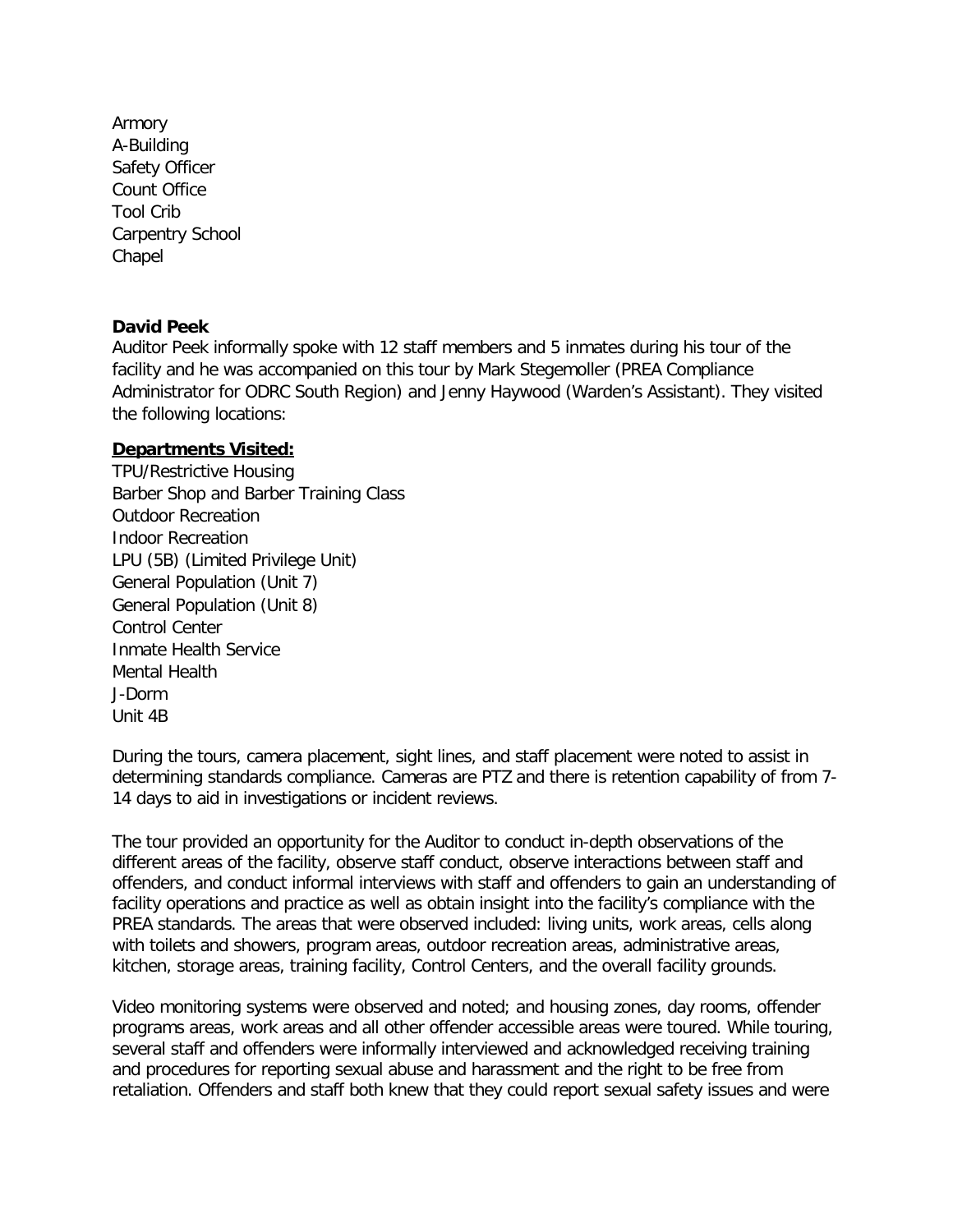Armory
A-Building
Safety Officer
Count Office
Tool Crib
Carpentry School
Chapel

**David Peek**
Auditor Peek informally spoke with 12 staff members and 5 inmates during his tour of the facility and he was accompanied on this tour by Mark Stegemoller (PREA Compliance Administrator for ODRC South Region) and Jenny Haywood (Warden's Assistant). They visited the following locations:

**Departments Visited:**
TPU/Restrictive Housing
Barber Shop and Barber Training Class
Outdoor Recreation
Indoor Recreation
LPU (5B) (Limited Privilege Unit)
General Population (Unit 7)
General Population (Unit 8)
Control Center
Inmate Health Service
Mental Health
J-Dorm
Unit 4B

During the tours, camera placement, sight lines, and staff placement were noted to assist in determining standards compliance. Cameras are PTZ and there is retention capability of from 7-14 days to aid in investigations or incident reviews.

The tour provided an opportunity for the Auditor to conduct in-depth observations of the different areas of the facility, observe staff conduct, observe interactions between staff and offenders, and conduct informal interviews with staff and offenders to gain an understanding of facility operations and practice as well as obtain insight into the facility's compliance with the PREA standards. The areas that were observed included: living units, work areas, cells along with toilets and showers, program areas, outdoor recreation areas, administrative areas, kitchen, storage areas, training facility, Control Centers, and the overall facility grounds.

Video monitoring systems were observed and noted; and housing zones, day rooms, offender programs areas, work areas and all other offender accessible areas were toured. While touring, several staff and offenders were informally interviewed and acknowledged receiving training and procedures for reporting sexual abuse and harassment and the right to be free from retaliation. Offenders and staff both knew that they could report sexual safety issues and were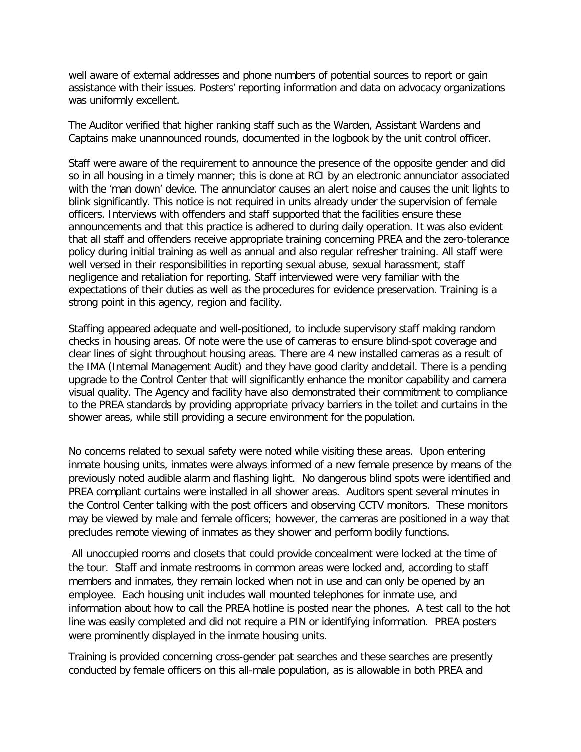well aware of external addresses and phone numbers of potential sources to report or gain assistance with their issues. Posters' reporting information and data on advocacy organizations was uniformly excellent.

The Auditor verified that higher ranking staff such as the Warden, Assistant Wardens and Captains make unannounced rounds, documented in the logbook by the unit control officer.

Staff were aware of the requirement to announce the presence of the opposite gender and did so in all housing in a timely manner; this is done at RCI by an electronic annunciator associated with the 'man down' device. The annunciator causes an alert noise and causes the unit lights to blink significantly. This notice is not required in units already under the supervision of female officers. Interviews with offenders and staff supported that the facilities ensure these announcements and that this practice is adhered to during daily operation. It was also evident that all staff and offenders receive appropriate training concerning PREA and the zero-tolerance policy during initial training as well as annual and also regular refresher training. All staff were well versed in their responsibilities in reporting sexual abuse, sexual harassment, staff negligence and retaliation for reporting. Staff interviewed were very familiar with the expectations of their duties as well as the procedures for evidence preservation. Training is a strong point in this agency, region and facility.

Staffing appeared adequate and well-positioned, to include supervisory staff making random checks in housing areas. Of note were the use of cameras to ensure blind-spot coverage and clear lines of sight throughout housing areas. There are 4 new installed cameras as a result of the IMA (Internal Management Audit) and they have good clarity and detail. There is a pending upgrade to the Control Center that will significantly enhance the monitor capability and camera visual quality. The Agency and facility have also demonstrated their commitment to compliance to the PREA standards by providing appropriate privacy barriers in the toilet and curtains in the shower areas, while still providing a secure environment for the population.

No concerns related to sexual safety were noted while visiting these areas. Upon entering inmate housing units, inmates were always informed of a new female presence by means of the previously noted audible alarm and flashing light. No dangerous blind spots were identified and PREA compliant curtains were installed in all shower areas. Auditors spent several minutes in the Control Center talking with the post officers and observing CCTV monitors. These monitors may be viewed by male and female officers; however, the cameras are positioned in a way that precludes remote viewing of inmates as they shower and perform bodily functions.

All unoccupied rooms and closets that could provide concealment were locked at the time of the tour. Staff and inmate restrooms in common areas were locked and, according to staff members and inmates, they remain locked when not in use and can only be opened by an employee. Each housing unit includes wall mounted telephones for inmate use, and information about how to call the PREA hotline is posted near the phones. A test call to the hot line was easily completed and did not require a PIN or identifying information. PREA posters were prominently displayed in the inmate housing units.

Training is provided concerning cross-gender pat searches and these searches are presently conducted by female officers on this all-male population, as is allowable in both PREA and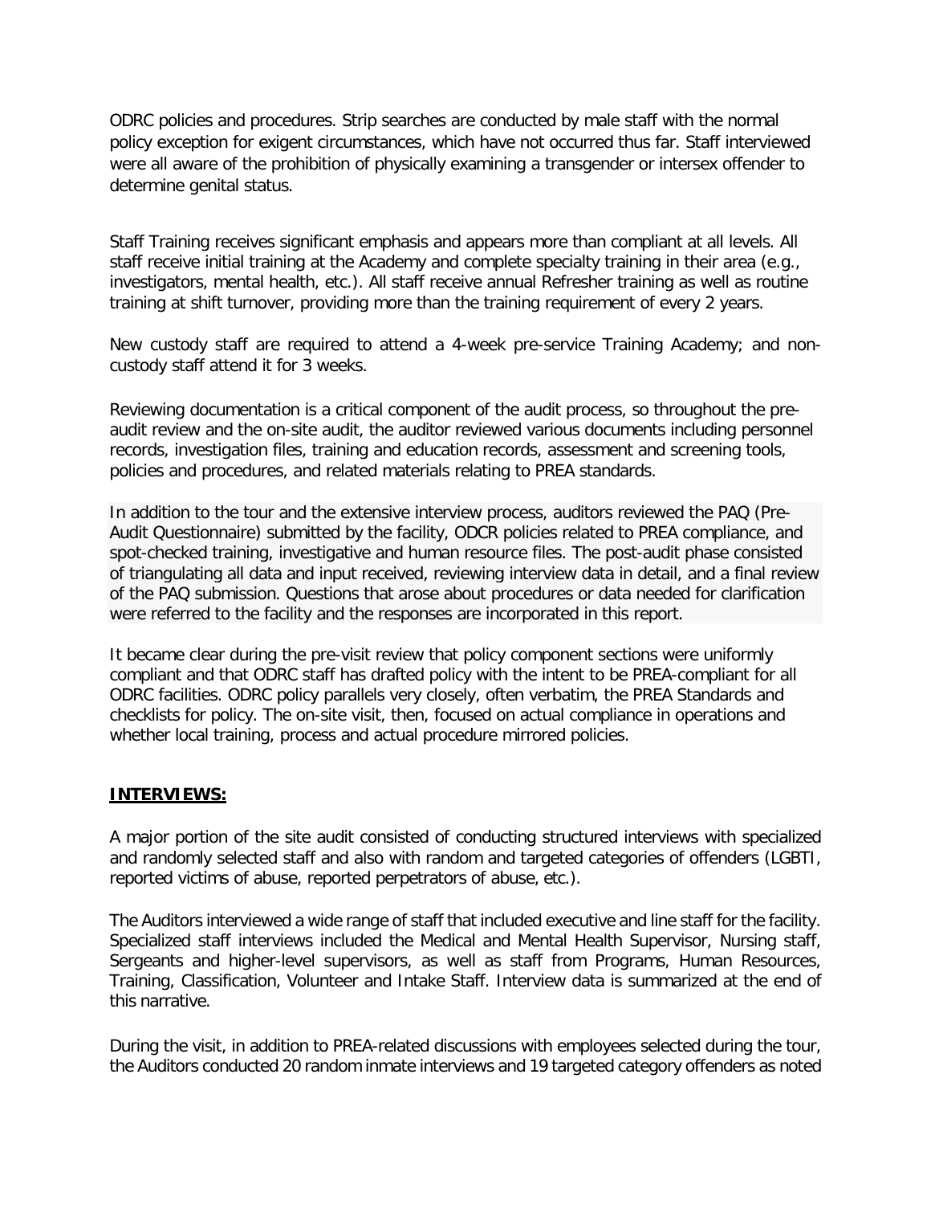ODRC policies and procedures. Strip searches are conducted by male staff with the normal policy exception for exigent circumstances, which have not occurred thus far. Staff interviewed were all aware of the prohibition of physically examining a transgender or intersex offender to determine genital status.

Staff Training receives significant emphasis and appears more than compliant at all levels. All staff receive initial training at the Academy and complete specialty training in their area (e.g., investigators, mental health, etc.). All staff receive annual Refresher training as well as routine training at shift turnover, providing more than the training requirement of every 2 years.

New custody staff are required to attend a 4-week pre-service Training Academy; and non-custody staff attend it for 3 weeks.

Reviewing documentation is a critical component of the audit process, so throughout the pre-audit review and the on-site audit, the auditor reviewed various documents including personnel records, investigation files, training and education records, assessment and screening tools, policies and procedures, and related materials relating to PREA standards.

In addition to the tour and the extensive interview process, auditors reviewed the PAQ (Pre-Audit Questionnaire) submitted by the facility, ODCR policies related to PREA compliance, and spot-checked training, investigative and human resource files. The post-audit phase consisted of triangulating all data and input received, reviewing interview data in detail, and a final review of the PAQ submission. Questions that arose about procedures or data needed for clarification were referred to the facility and the responses are incorporated in this report.

It became clear during the pre-visit review that policy component sections were uniformly compliant and that ODRC staff has drafted policy with the intent to be PREA-compliant for all ODRC facilities. ODRC policy parallels very closely, often verbatim, the PREA Standards and checklists for policy. The on-site visit, then, focused on actual compliance in operations and whether local training, process and actual procedure mirrored policies.

## **INTERVIEWS:**

A major portion of the site audit consisted of conducting structured interviews with specialized and randomly selected staff and also with random and targeted categories of offenders (LGBTI, reported victims of abuse, reported perpetrators of abuse, etc.).

The Auditors interviewed a wide range of staff that included executive and line staff for the facility. Specialized staff interviews included the Medical and Mental Health Supervisor, Nursing staff, Sergeants and higher-level supervisors, as well as staff from Programs, Human Resources, Training, Classification, Volunteer and Intake Staff. Interview data is summarized at the end of this narrative.

During the visit, in addition to PREA-related discussions with employees selected during the tour, the Auditors conducted 20 random inmate interviews and 19 targeted category offenders as noted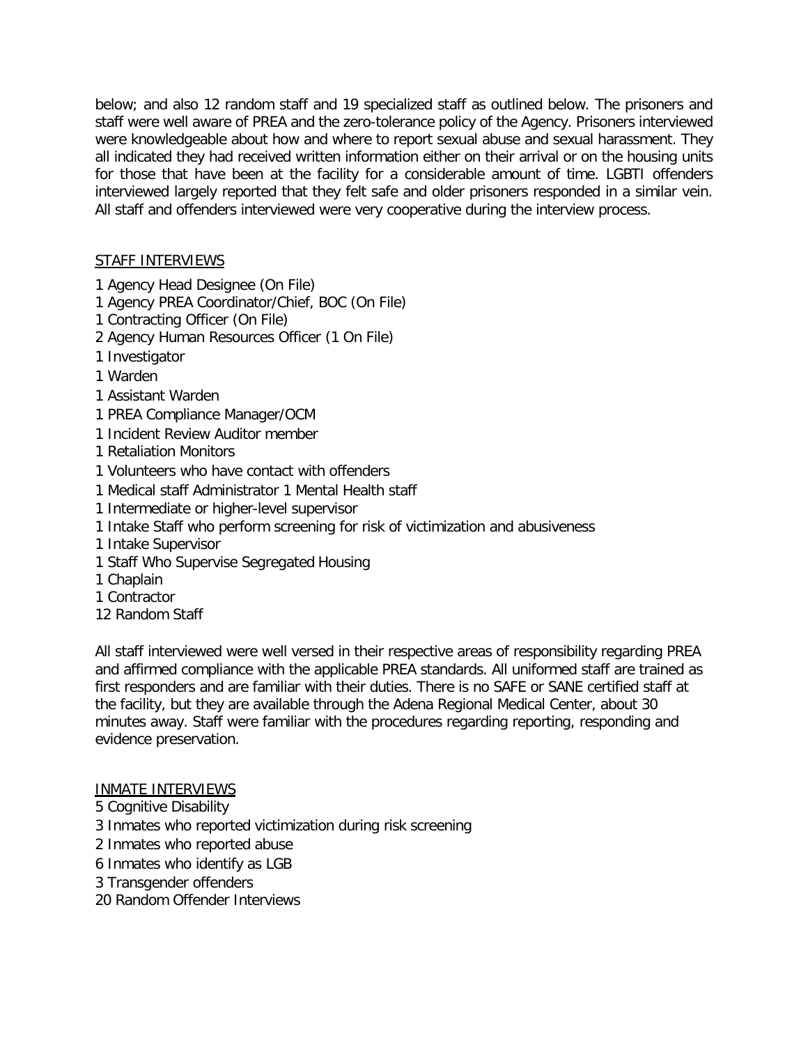below; and also 12 random staff and 19 specialized staff as outlined below. The prisoners and staff were well aware of PREA and the zero-tolerance policy of the Agency. Prisoners interviewed were knowledgeable about how and where to report sexual abuse and sexual harassment. They all indicated they had received written information either on their arrival or on the housing units for those that have been at the facility for a considerable amount of time. LGBTI offenders interviewed largely reported that they felt safe and older prisoners responded in a similar vein. All staff and offenders interviewed were very cooperative during the interview process.

STAFF INTERVIEWS

1 Agency Head Designee (On File)
1 Agency PREA Coordinator/Chief, BOC (On File)
1 Contracting Officer (On File)
2 Agency Human Resources Officer (1 On File)
1 Investigator
1 Warden
1 Assistant Warden
1 PREA Compliance Manager/OCM
1 Incident Review Auditor member
1 Retaliation Monitors
1 Volunteers who have contact with offenders
1 Medical staff Administrator 1 Mental Health staff
1 Intermediate or higher-level supervisor
1 Intake Staff who perform screening for risk of victimization and abusiveness
1 Intake Supervisor
1 Staff Who Supervise Segregated Housing
1 Chaplain
1 Contractor
12 Random Staff

All staff interviewed were well versed in their respective areas of responsibility regarding PREA and affirmed compliance with the applicable PREA standards. All uniformed staff are trained as first responders and are familiar with their duties. There is no SAFE or SANE certified staff at the facility, but they are available through the Adena Regional Medical Center, about 30 minutes away. Staff were familiar with the procedures regarding reporting, responding and evidence preservation.

INMATE INTERVIEWS

5 Cognitive Disability
3 Inmates who reported victimization during risk screening
2 Inmates who reported abuse
6 Inmates who identify as LGB
3 Transgender offenders
20 Random Offender Interviews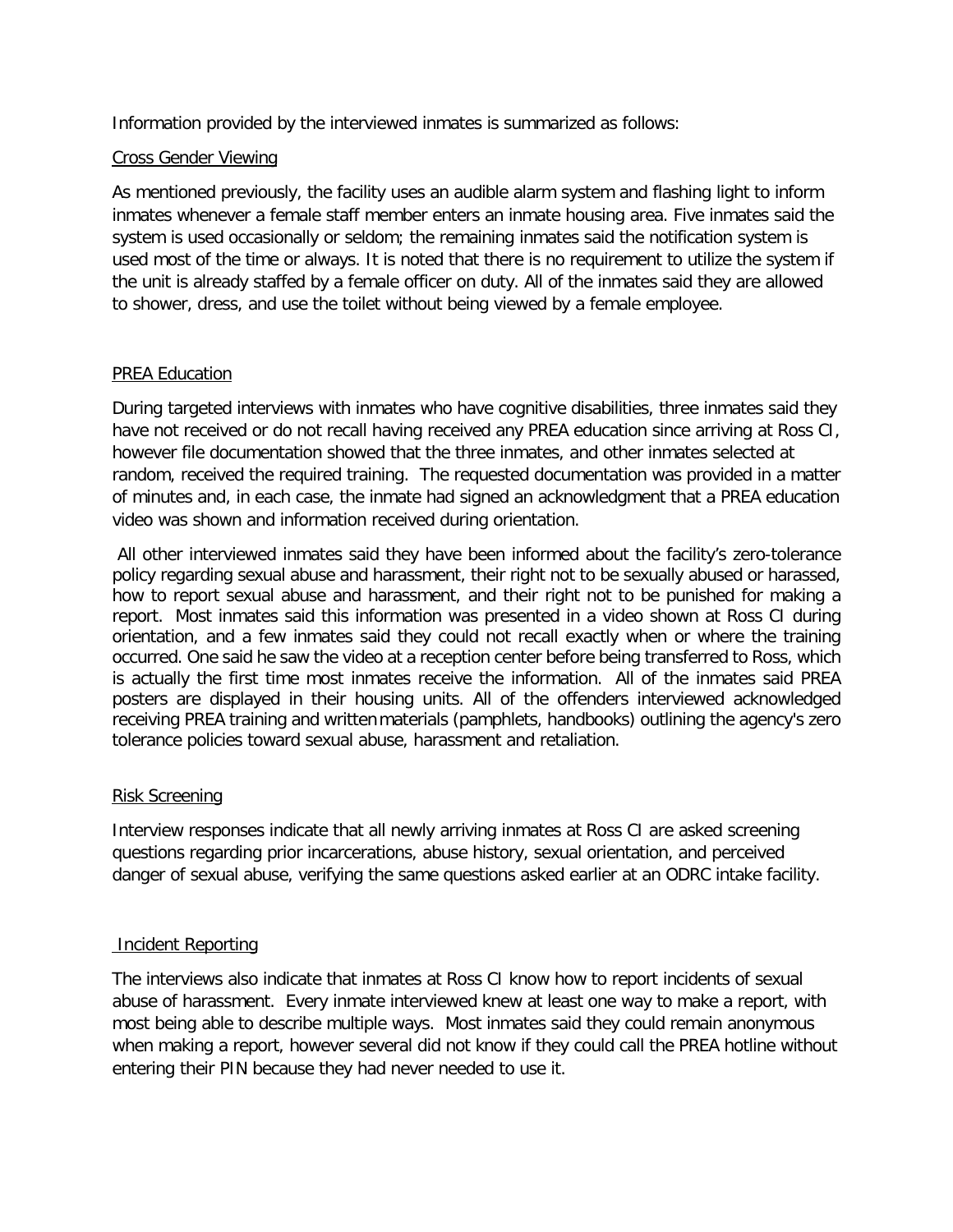Information provided by the interviewed inmates is summarized as follows:

Cross Gender Viewing

As mentioned previously, the facility uses an audible alarm system and flashing light to inform inmates whenever a female staff member enters an inmate housing area. Five inmates said the system is used occasionally or seldom; the remaining inmates said the notification system is used most of the time or always. It is noted that there is no requirement to utilize the system if the unit is already staffed by a female officer on duty. All of the inmates said they are allowed to shower, dress, and use the toilet without being viewed by a female employee.

PREA Education

During targeted interviews with inmates who have cognitive disabilities, three inmates said they have not received or do not recall having received any PREA education since arriving at Ross CI, however file documentation showed that the three inmates, and other inmates selected at random, received the required training. The requested documentation was provided in a matter of minutes and, in each case, the inmate had signed an acknowledgment that a PREA education video was shown and information received during orientation.

All other interviewed inmates said they have been informed about the facility's zero-tolerance policy regarding sexual abuse and harassment, their right not to be sexually abused or harassed, how to report sexual abuse and harassment, and their right not to be punished for making a report. Most inmates said this information was presented in a video shown at Ross CI during orientation, and a few inmates said they could not recall exactly when or where the training occurred. One said he saw the video at a reception center before being transferred to Ross, which is actually the first time most inmates receive the information. All of the inmates said PREA posters are displayed in their housing units. All of the offenders interviewed acknowledged receiving PREA training and written materials (pamphlets, handbooks) outlining the agency's zero tolerance policies toward sexual abuse, harassment and retaliation.

Risk Screening

Interview responses indicate that all newly arriving inmates at Ross CI are asked screening questions regarding prior incarcerations, abuse history, sexual orientation, and perceived danger of sexual abuse, verifying the same questions asked earlier at an ODRC intake facility.

Incident Reporting

The interviews also indicate that inmates at Ross CI know how to report incidents of sexual abuse of harassment. Every inmate interviewed knew at least one way to make a report, with most being able to describe multiple ways. Most inmates said they could remain anonymous when making a report, however several did not know if they could call the PREA hotline without entering their PIN because they had never needed to use it.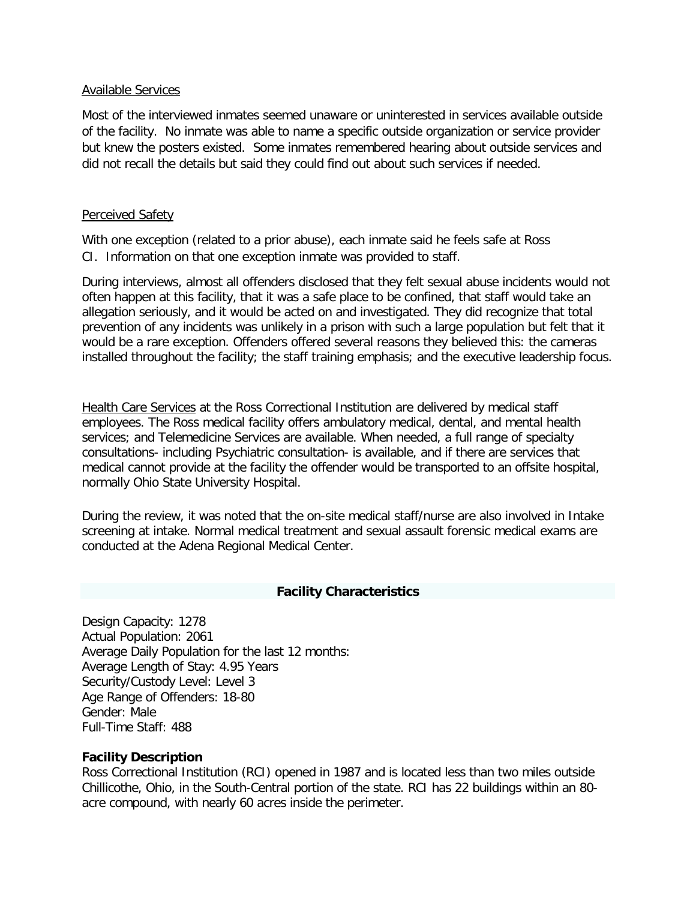Available Services

Most of the interviewed inmates seemed unaware or uninterested in services available outside of the facility. No inmate was able to name a specific outside organization or service provider but knew the posters existed. Some inmates remembered hearing about outside services and did not recall the details but said they could find out about such services if needed.

Perceived Safety

With one exception (related to a prior abuse), each inmate said he feels safe at Ross CI. Information on that one exception inmate was provided to staff.

During interviews, almost all offenders disclosed that they felt sexual abuse incidents would not often happen at this facility, that it was a safe place to be confined, that staff would take an allegation seriously, and it would be acted on and investigated. They did recognize that total prevention of any incidents was unlikely in a prison with such a large population but felt that it would be a rare exception. Offenders offered several reasons they believed this: the cameras installed throughout the facility; the staff training emphasis; and the executive leadership focus.

Health Care Services at the Ross Correctional Institution are delivered by medical staff employees. The Ross medical facility offers ambulatory medical, dental, and mental health services; and Telemedicine Services are available. When needed, a full range of specialty consultations- including Psychiatric consultation- is available, and if there are services that medical cannot provide at the facility the offender would be transported to an offsite hospital, normally Ohio State University Hospital.

During the review, it was noted that the on-site medical staff/nurse are also involved in Intake screening at intake. Normal medical treatment and sexual assault forensic medical exams are conducted at the Adena Regional Medical Center.

## Facility Characteristics

Design Capacity: 1278
Actual Population: 2061
Average Daily Population for the last 12 months:
Average Length of Stay: 4.95 Years
Security/Custody Level: Level 3
Age Range of Offenders: 18-80
Gender: Male
Full-Time Staff: 488

**Facility Description**
Ross Correctional Institution (RCI) opened in 1987 and is located less than two miles outside Chillicothe, Ohio, in the South-Central portion of the state. RCI has 22 buildings within an 80-acre compound, with nearly 60 acres inside the perimeter.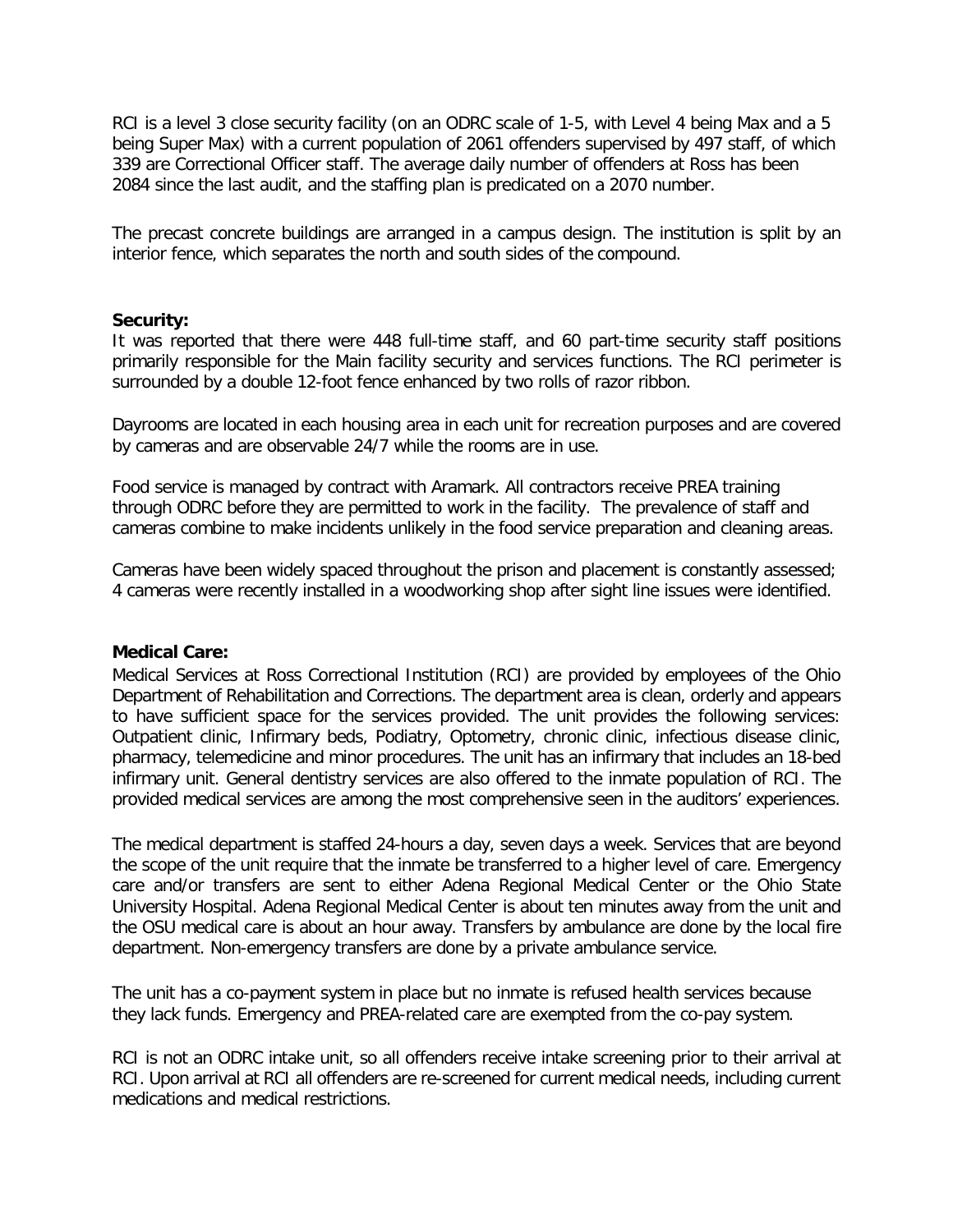RCI is a level 3 close security facility (on an ODRC scale of 1-5, with Level 4 being Max and a 5 being Super Max) with a current population of 2061 offenders supervised by 497 staff, of which 339 are Correctional Officer staff. The average daily number of offenders at Ross has been 2084 since the last audit, and the staffing plan is predicated on a 2070 number.

The precast concrete buildings are arranged in a campus design. The institution is split by an interior fence, which separates the north and south sides of the compound.

**Security:**
It was reported that there were 448 full-time staff, and 60 part-time security staff positions primarily responsible for the Main facility security and services functions. The RCI perimeter is surrounded by a double 12-foot fence enhanced by two rolls of razor ribbon.

Dayrooms are located in each housing area in each unit for recreation purposes and are covered by cameras and are observable 24/7 while the rooms are in use.

Food service is managed by contract with Aramark. All contractors receive PREA training through ODRC before they are permitted to work in the facility. The prevalence of staff and cameras combine to make incidents unlikely in the food service preparation and cleaning areas.

Cameras have been widely spaced throughout the prison and placement is constantly assessed; 4 cameras were recently installed in a woodworking shop after sight line issues were identified.

**Medical Care:**
Medical Services at Ross Correctional Institution (RCI) are provided by employees of the Ohio Department of Rehabilitation and Corrections. The department area is clean, orderly and appears to have sufficient space for the services provided. The unit provides the following services: Outpatient clinic, Infirmary beds, Podiatry, Optometry, chronic clinic, infectious disease clinic, pharmacy, telemedicine and minor procedures. The unit has an infirmary that includes an 18-bed infirmary unit. General dentistry services are also offered to the inmate population of RCI. The provided medical services are among the most comprehensive seen in the auditors' experiences.

The medical department is staffed 24-hours a day, seven days a week. Services that are beyond the scope of the unit require that the inmate be transferred to a higher level of care. Emergency care and/or transfers are sent to either Adena Regional Medical Center or the Ohio State University Hospital. Adena Regional Medical Center is about ten minutes away from the unit and the OSU medical care is about an hour away. Transfers by ambulance are done by the local fire department. Non-emergency transfers are done by a private ambulance service.

The unit has a co-payment system in place but no inmate is refused health services because they lack funds. Emergency and PREA-related care are exempted from the co-pay system.

RCI is not an ODRC intake unit, so all offenders receive intake screening prior to their arrival at RCI. Upon arrival at RCI all offenders are re-screened for current medical needs, including current medications and medical restrictions.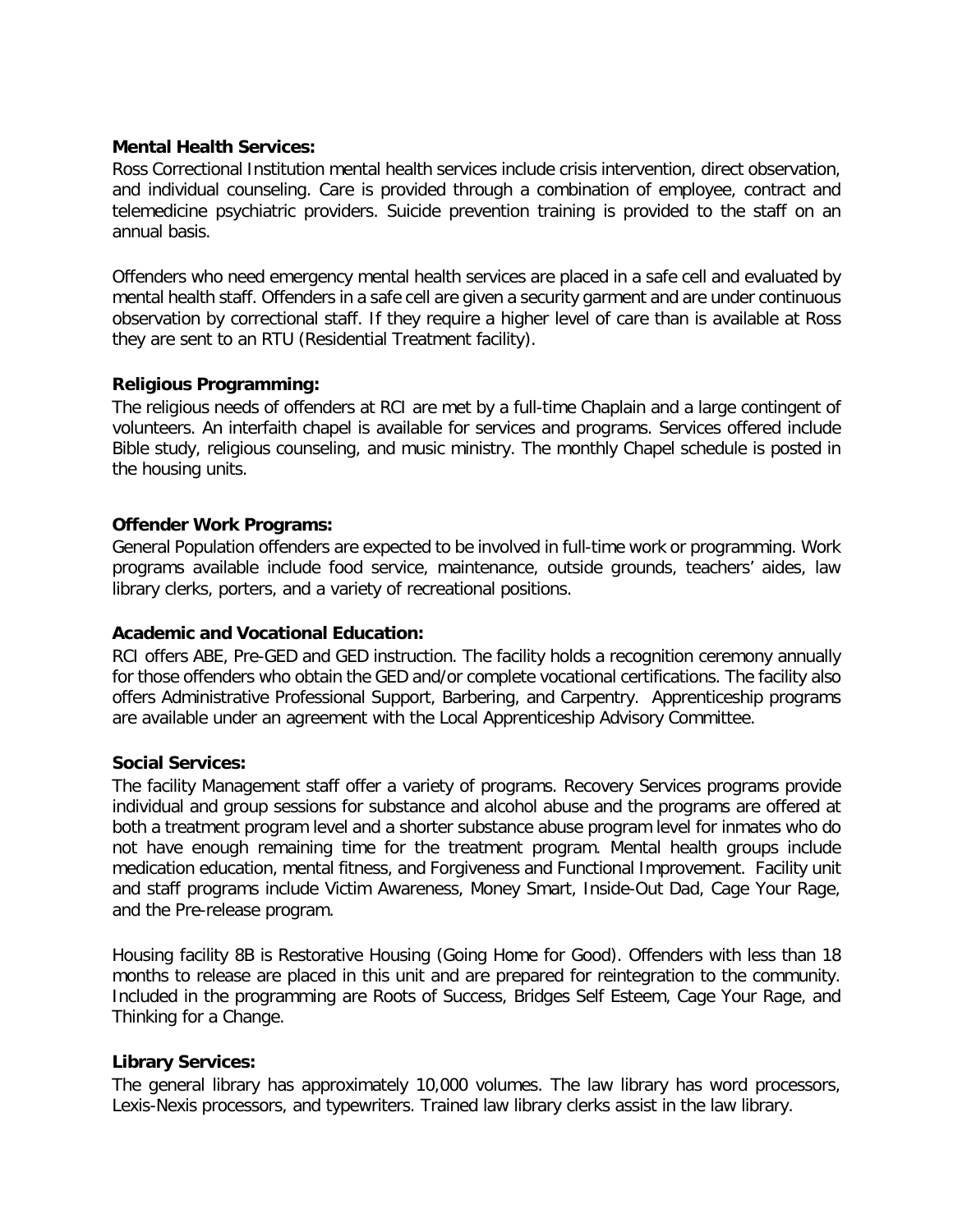**Mental Health Services:**

Ross Correctional Institution mental health services include crisis intervention, direct observation, and individual counseling. Care is provided through a combination of employee, contract and telemedicine psychiatric providers. Suicide prevention training is provided to the staff on an annual basis.

Offenders who need emergency mental health services are placed in a safe cell and evaluated by mental health staff. Offenders in a safe cell are given a security garment and are under continuous observation by correctional staff. If they require a higher level of care than is available at Ross they are sent to an RTU (Residential Treatment facility).

**Religious Programming:**

The religious needs of offenders at RCI are met by a full-time Chaplain and a large contingent of volunteers. An interfaith chapel is available for services and programs. Services offered include Bible study, religious counseling, and music ministry. The monthly Chapel schedule is posted in the housing units.

**Offender Work Programs:**

General Population offenders are expected to be involved in full-time work or programming. Work programs available include food service, maintenance, outside grounds, teachers' aides, law library clerks, porters, and a variety of recreational positions.

**Academic and Vocational Education:**

RCI offers ABE, Pre-GED and GED instruction. The facility holds a recognition ceremony annually for those offenders who obtain the GED and/or complete vocational certifications. The facility also offers Administrative Professional Support, Barbering, and Carpentry. Apprenticeship programs are available under an agreement with the Local Apprenticeship Advisory Committee.

**Social Services:**

The facility Management staff offer a variety of programs. Recovery Services programs provide individual and group sessions for substance and alcohol abuse and the programs are offered at both a treatment program level and a shorter substance abuse program level for inmates who do not have enough remaining time for the treatment program. Mental health groups include medication education, mental fitness, and Forgiveness and Functional Improvement. Facility unit and staff programs include Victim Awareness, Money Smart, Inside-Out Dad, Cage Your Rage, and the Pre-release program.

Housing facility 8B is Restorative Housing (Going Home for Good). Offenders with less than 18 months to release are placed in this unit and are prepared for reintegration to the community. Included in the programming are Roots of Success, Bridges Self Esteem, Cage Your Rage, and Thinking for a Change.

**Library Services:**

The general library has approximately 10,000 volumes. The law library has word processors, Lexis-Nexis processors, and typewriters. Trained law library clerks assist in the law library.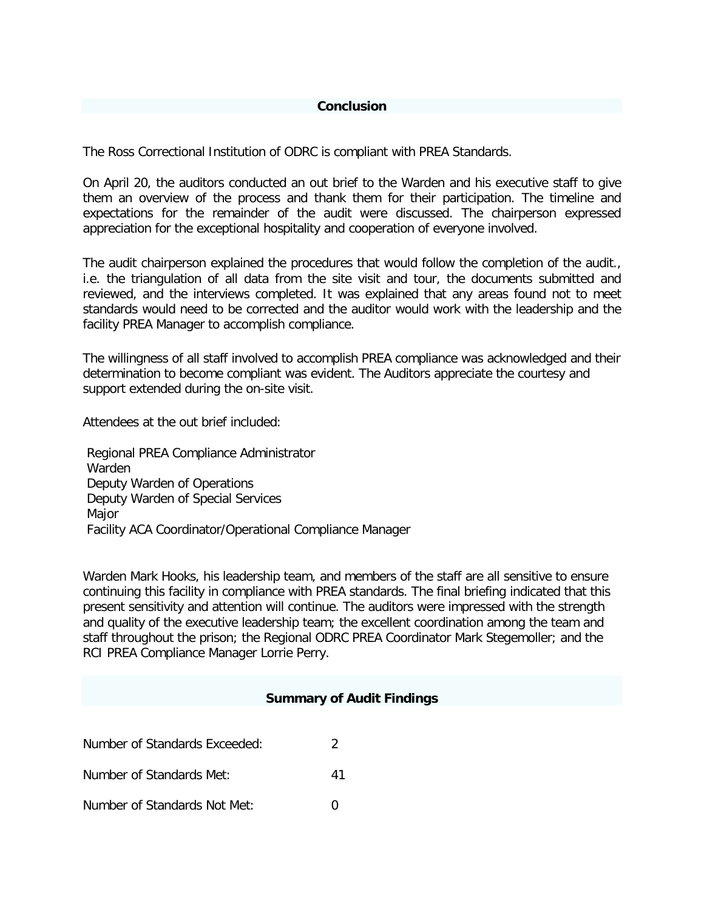## Conclusion

The Ross Correctional Institution of ODRC is compliant with PREA Standards.

On April 20, the auditors conducted an out brief to the Warden and his executive staff to give them an overview of the process and thank them for their participation. The timeline and expectations for the remainder of the audit were discussed. The chairperson expressed appreciation for the exceptional hospitality and cooperation of everyone involved.

The audit chairperson explained the procedures that would follow the completion of the audit., i.e. the triangulation of all data from the site visit and tour, the documents submitted and reviewed, and the interviews completed. It was explained that any areas found not to meet standards would need to be corrected and the auditor would work with the leadership and the facility PREA Manager to accomplish compliance.

The willingness of all staff involved to accomplish PREA compliance was acknowledged and their determination to become compliant was evident. The Auditors appreciate the courtesy and support extended during the on-site visit.

Attendees at the out brief included:

Regional PREA Compliance Administrator
Warden
Deputy Warden of Operations
Deputy Warden of Special Services
Major
Facility ACA Coordinator/Operational Compliance Manager

Warden Mark Hooks, his leadership team, and members of the staff are all sensitive to ensure continuing this facility in compliance with PREA standards. The final briefing indicated that this present sensitivity and attention will continue. The auditors were impressed with the strength and quality of the executive leadership team; the excellent coordination among the team and staff throughout the prison; the Regional ODRC PREA Coordinator Mark Stegemoller; and the RCI PREA Compliance Manager Lorrie Perry.

## Summary of Audit Findings

Number of Standards Exceeded: 2

Number of Standards Met: 41

Number of Standards Not Met: 0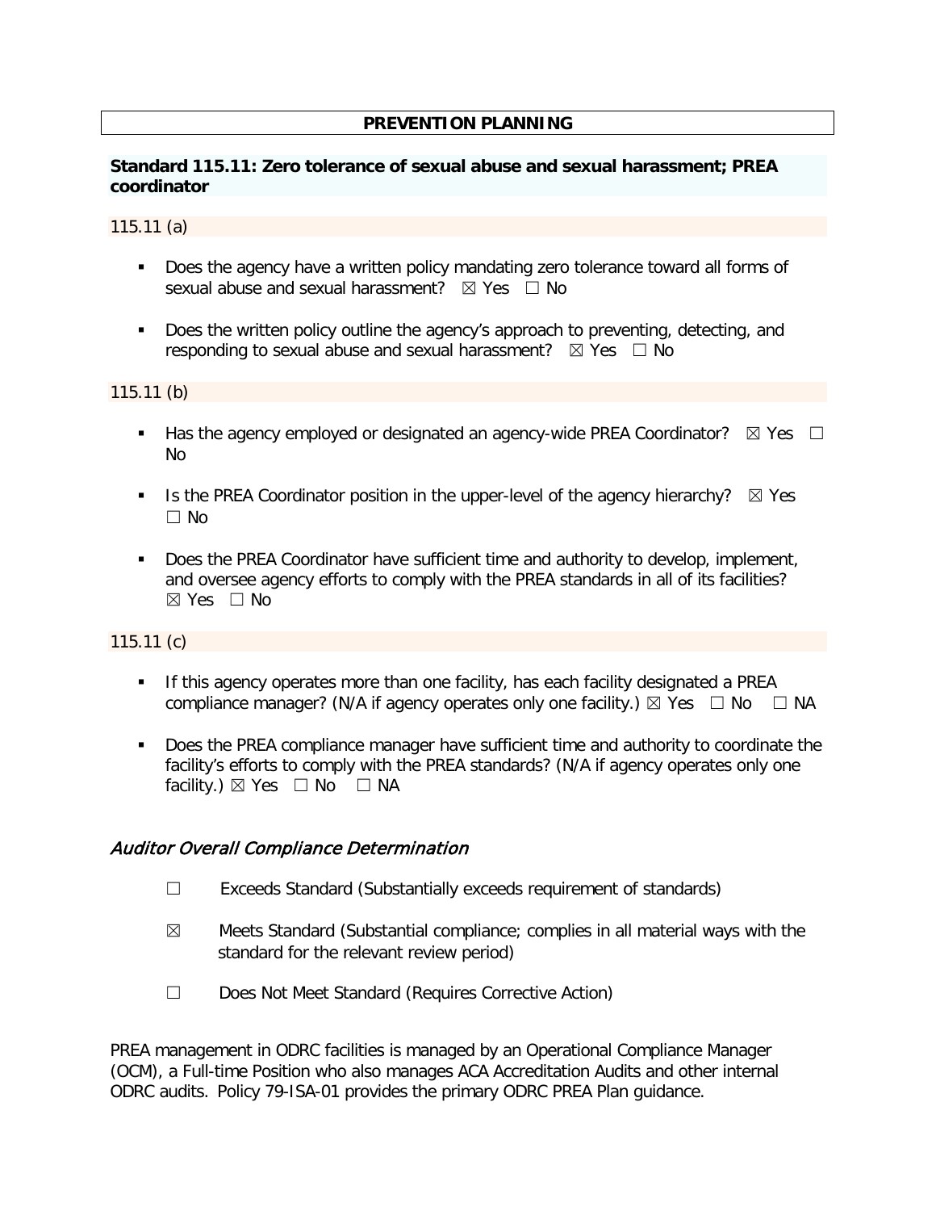# PREVENTION PLANNING

## Standard 115.11: Zero tolerance of sexual abuse and sexual harassment; PREA coordinator

### 115.11 (a)

- Does the agency have a written policy mandating zero tolerance toward all forms of sexual abuse and sexual harassment? ☒ Yes ☐ No
- Does the written policy outline the agency's approach to preventing, detecting, and responding to sexual abuse and sexual harassment? ☒ Yes ☐ No

### 115.11 (b)

- Has the agency employed or designated an agency-wide PREA Coordinator? ☒ Yes ☐ No
- Is the PREA Coordinator position in the upper-level of the agency hierarchy? ☒ Yes ☐ No
- Does the PREA Coordinator have sufficient time and authority to develop, implement, and oversee agency efforts to comply with the PREA standards in all of its facilities? ☒ Yes ☐ No

### 115.11 (c)

- If this agency operates more than one facility, has each facility designated a PREA compliance manager? (N/A if agency operates only one facility.) ☒ Yes ☐ No ☐ NA
- Does the PREA compliance manager have sufficient time and authority to coordinate the facility's efforts to comply with the PREA standards? (N/A if agency operates only one facility.) ☒ Yes ☐ No ☐ NA

### *Auditor Overall Compliance Determination*

☐ Exceeds Standard (Substantially exceeds requirement of standards)

☒ Meets Standard (Substantial compliance; complies in all material ways with the standard for the relevant review period)

☐ Does Not Meet Standard (Requires Corrective Action)

PREA management in ODRC facilities is managed by an Operational Compliance Manager (OCM), a Full-time Position who also manages ACA Accreditation Audits and other internal ODRC audits. Policy 79-ISA-01 provides the primary ODRC PREA Plan guidance.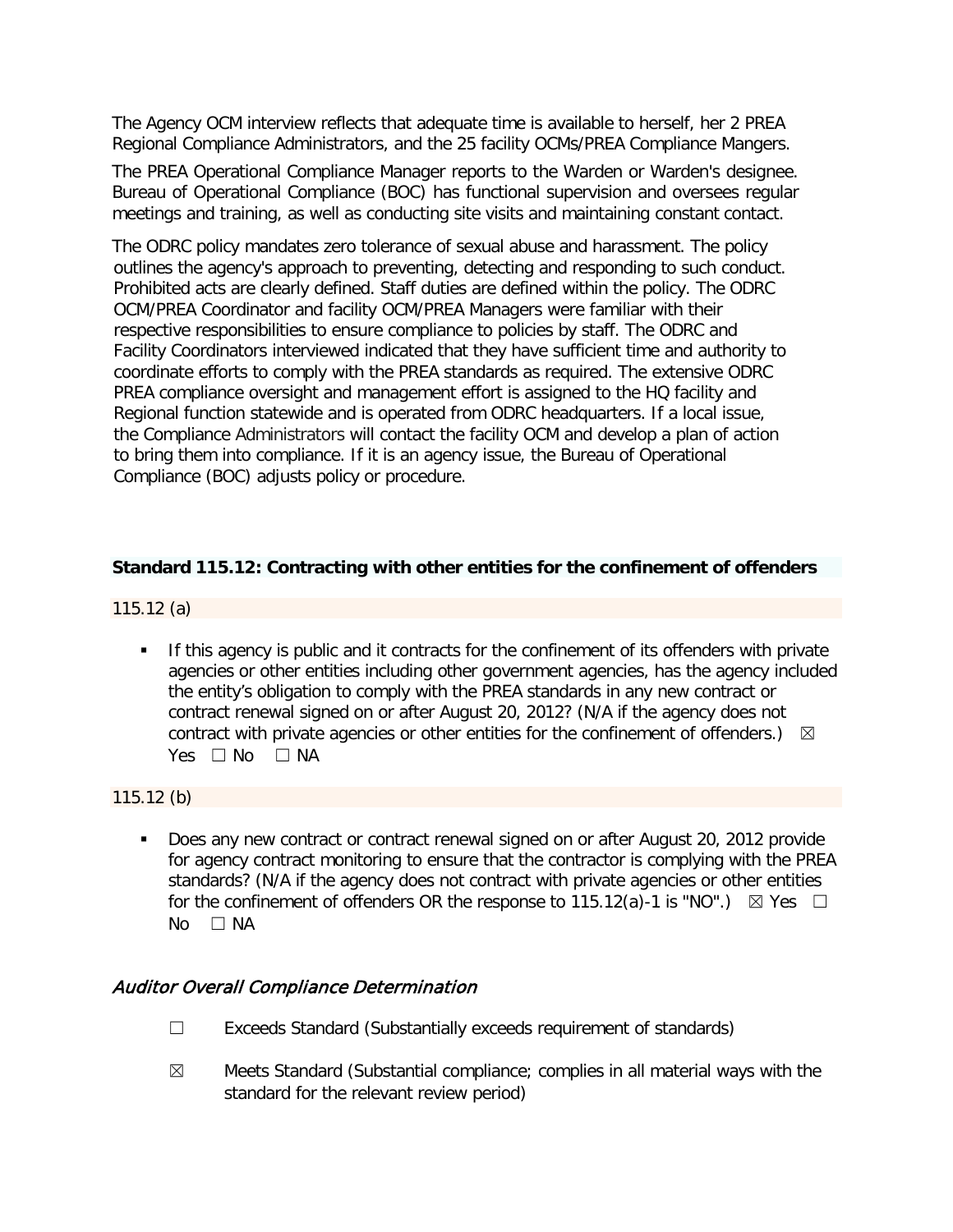The Agency OCM interview reflects that adequate time is available to herself, her 2 PREA Regional Compliance Administrators, and the 25 facility OCMs/PREA Compliance Mangers.

The PREA Operational Compliance Manager reports to the Warden or Warden's designee. Bureau of Operational Compliance (BOC) has functional supervision and oversees regular meetings and training, as well as conducting site visits and maintaining constant contact.

The ODRC policy mandates zero tolerance of sexual abuse and harassment. The policy outlines the agency's approach to preventing, detecting and responding to such conduct. Prohibited acts are clearly defined. Staff duties are defined within the policy. The ODRC OCM/PREA Coordinator and facility OCM/PREA Managers were familiar with their respective responsibilities to ensure compliance to policies by staff. The ODRC and Facility Coordinators interviewed indicated that they have sufficient time and authority to coordinate efforts to comply with the PREA standards as required. The extensive ODRC PREA compliance oversight and management effort is assigned to the HQ facility and Regional function statewide and is operated from ODRC headquarters. If a local issue, the Compliance Administrators will contact the facility OCM and develop a plan of action to bring them into compliance. If it is an agency issue, the Bureau of Operational Compliance (BOC) adjusts policy or procedure.

**Standard 115.12: Contracting with other entities for the confinement of offenders**

115.12 (a)

- If this agency is public and it contracts for the confinement of its offenders with private agencies or other entities including other government agencies, has the agency included the entity's obligation to comply with the PREA standards in any new contract or contract renewal signed on or after August 20, 2012? (N/A if the agency does not contract with private agencies or other entities for the confinement of offenders.) ☒ Yes ☐ No ☐ NA

115.12 (b)

- Does any new contract or contract renewal signed on or after August 20, 2012 provide for agency contract monitoring to ensure that the contractor is complying with the PREA standards? (N/A if the agency does not contract with private agencies or other entities for the confinement of offenders OR the response to 115.12(a)-1 is "NO".) ☒ Yes ☐ No ☐ NA

*Auditor Overall Compliance Determination*

☐ Exceeds Standard (Substantially exceeds requirement of standards)

☒ Meets Standard (Substantial compliance; complies in all material ways with the standard for the relevant review period)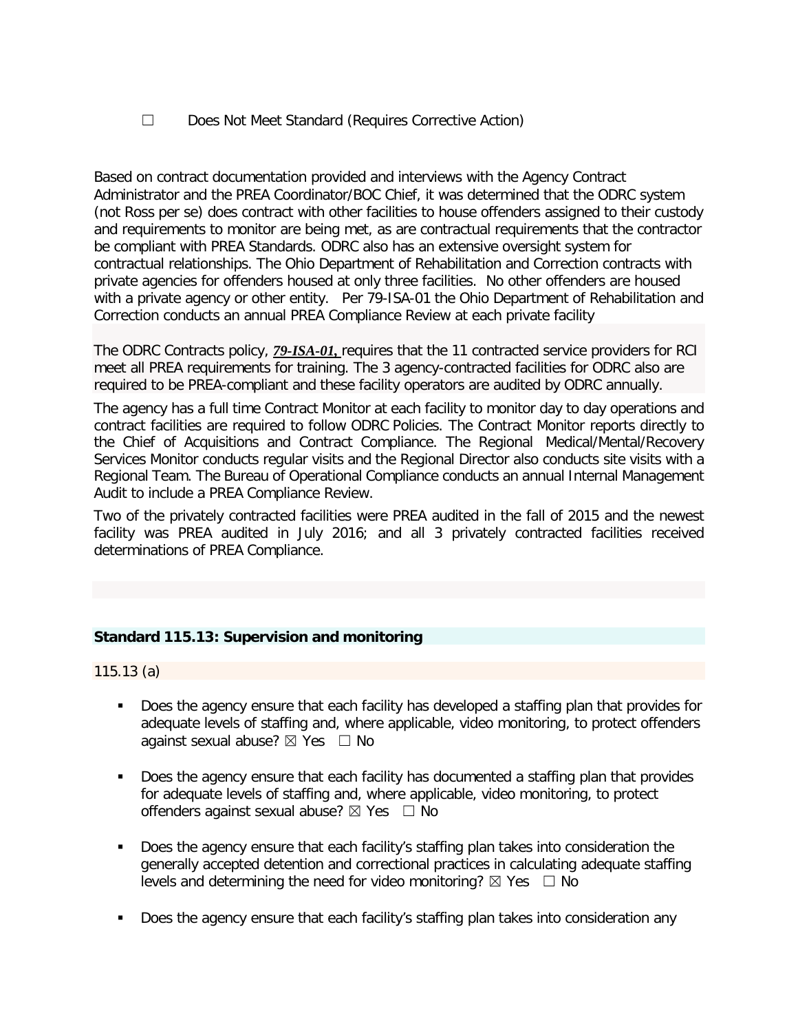☐ Does Not Meet Standard (Requires Corrective Action)

Based on contract documentation provided and interviews with the Agency Contract Administrator and the PREA Coordinator/BOC Chief, it was determined that the ODRC system (not Ross per se) does contract with other facilities to house offenders assigned to their custody and requirements to monitor are being met, as are contractual requirements that the contractor be compliant with PREA Standards. ODRC also has an extensive oversight system for contractual relationships. The Ohio Department of Rehabilitation and Correction contracts with private agencies for offenders housed at only three facilities. No other offenders are housed with a private agency or other entity. Per 79-ISA-01 the Ohio Department of Rehabilitation and Correction conducts an annual PREA Compliance Review at each private facility

The ODRC Contracts policy, ***79-ISA-01***, requires that the 11 contracted service providers for RCI meet all PREA requirements for training. The 3 agency-contracted facilities for ODRC also are required to be PREA-compliant and these facility operators are audited by ODRC annually.

The agency has a full time Contract Monitor at each facility to monitor day to day operations and contract facilities are required to follow ODRC Policies. The Contract Monitor reports directly to the Chief of Acquisitions and Contract Compliance. The Regional Medical/Mental/Recovery Services Monitor conducts regular visits and the Regional Director also conducts site visits with a Regional Team. The Bureau of Operational Compliance conducts an annual Internal Management Audit to include a PREA Compliance Review.

Two of the privately contracted facilities were PREA audited in the fall of 2015 and the newest facility was PREA audited in July 2016; and all 3 privately contracted facilities received determinations of PREA Compliance.

**Standard 115.13: Supervision and monitoring**

115.13 (a)

- Does the agency ensure that each facility has developed a staffing plan that provides for adequate levels of staffing and, where applicable, video monitoring, to protect offenders against sexual abuse? ☒ Yes ☐ No

- Does the agency ensure that each facility has documented a staffing plan that provides for adequate levels of staffing and, where applicable, video monitoring, to protect offenders against sexual abuse? ☒ Yes ☐ No

- Does the agency ensure that each facility's staffing plan takes into consideration the generally accepted detention and correctional practices in calculating adequate staffing levels and determining the need for video monitoring? ☒ Yes ☐ No

- Does the agency ensure that each facility's staffing plan takes into consideration any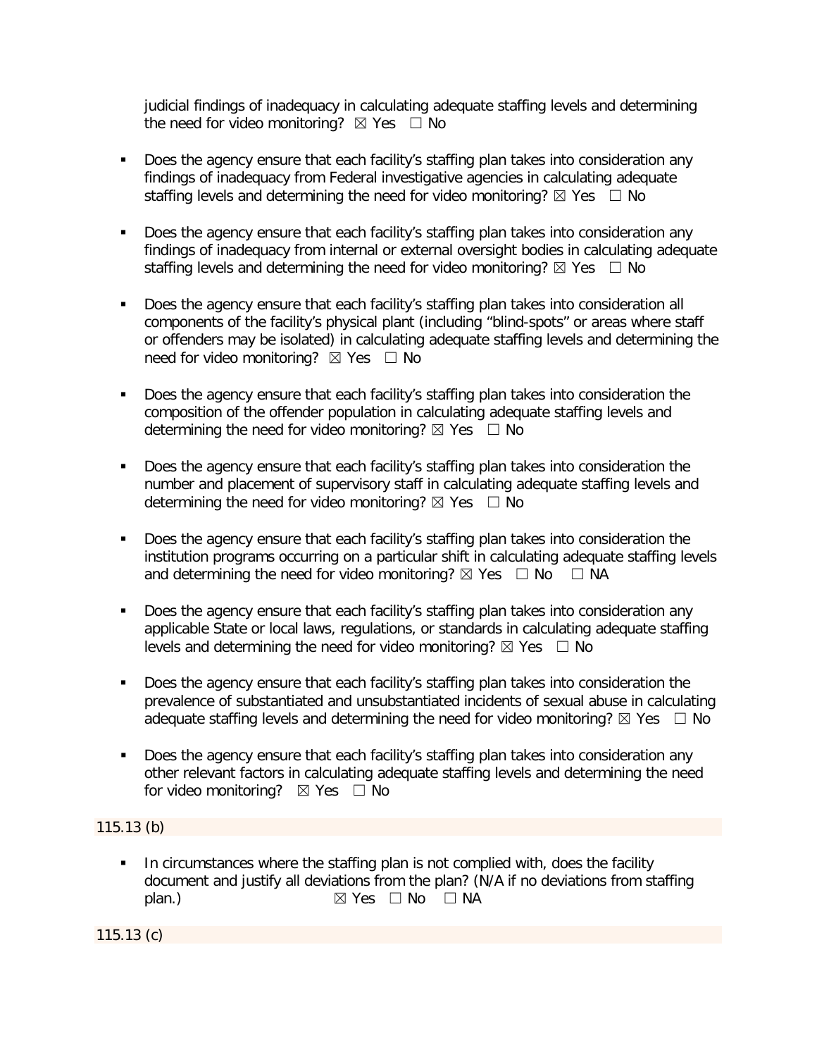judicial findings of inadequacy in calculating adequate staffing levels and determining the need for video monitoring? ☒ Yes ☐ No

- Does the agency ensure that each facility's staffing plan takes into consideration any findings of inadequacy from Federal investigative agencies in calculating adequate staffing levels and determining the need for video monitoring? ☒ Yes ☐ No

- Does the agency ensure that each facility's staffing plan takes into consideration any findings of inadequacy from internal or external oversight bodies in calculating adequate staffing levels and determining the need for video monitoring? ☒ Yes ☐ No

- Does the agency ensure that each facility's staffing plan takes into consideration all components of the facility's physical plant (including "blind-spots" or areas where staff or offenders may be isolated) in calculating adequate staffing levels and determining the need for video monitoring? ☒ Yes ☐ No

- Does the agency ensure that each facility's staffing plan takes into consideration the composition of the offender population in calculating adequate staffing levels and determining the need for video monitoring? ☒ Yes ☐ No

- Does the agency ensure that each facility's staffing plan takes into consideration the number and placement of supervisory staff in calculating adequate staffing levels and determining the need for video monitoring? ☒ Yes ☐ No

- Does the agency ensure that each facility's staffing plan takes into consideration the institution programs occurring on a particular shift in calculating adequate staffing levels and determining the need for video monitoring? ☒ Yes ☐ No ☐ NA

- Does the agency ensure that each facility's staffing plan takes into consideration any applicable State or local laws, regulations, or standards in calculating adequate staffing levels and determining the need for video monitoring? ☒ Yes ☐ No

- Does the agency ensure that each facility's staffing plan takes into consideration the prevalence of substantiated and unsubstantiated incidents of sexual abuse in calculating adequate staffing levels and determining the need for video monitoring? ☒ Yes ☐ No

- Does the agency ensure that each facility's staffing plan takes into consideration any other relevant factors in calculating adequate staffing levels and determining the need for video monitoring? ☒ Yes ☐ No

115.13 (b)

- In circumstances where the staffing plan is not complied with, does the facility document and justify all deviations from the plan? (N/A if no deviations from staffing plan.) ☒ Yes ☐ No ☐ NA

115.13 (c)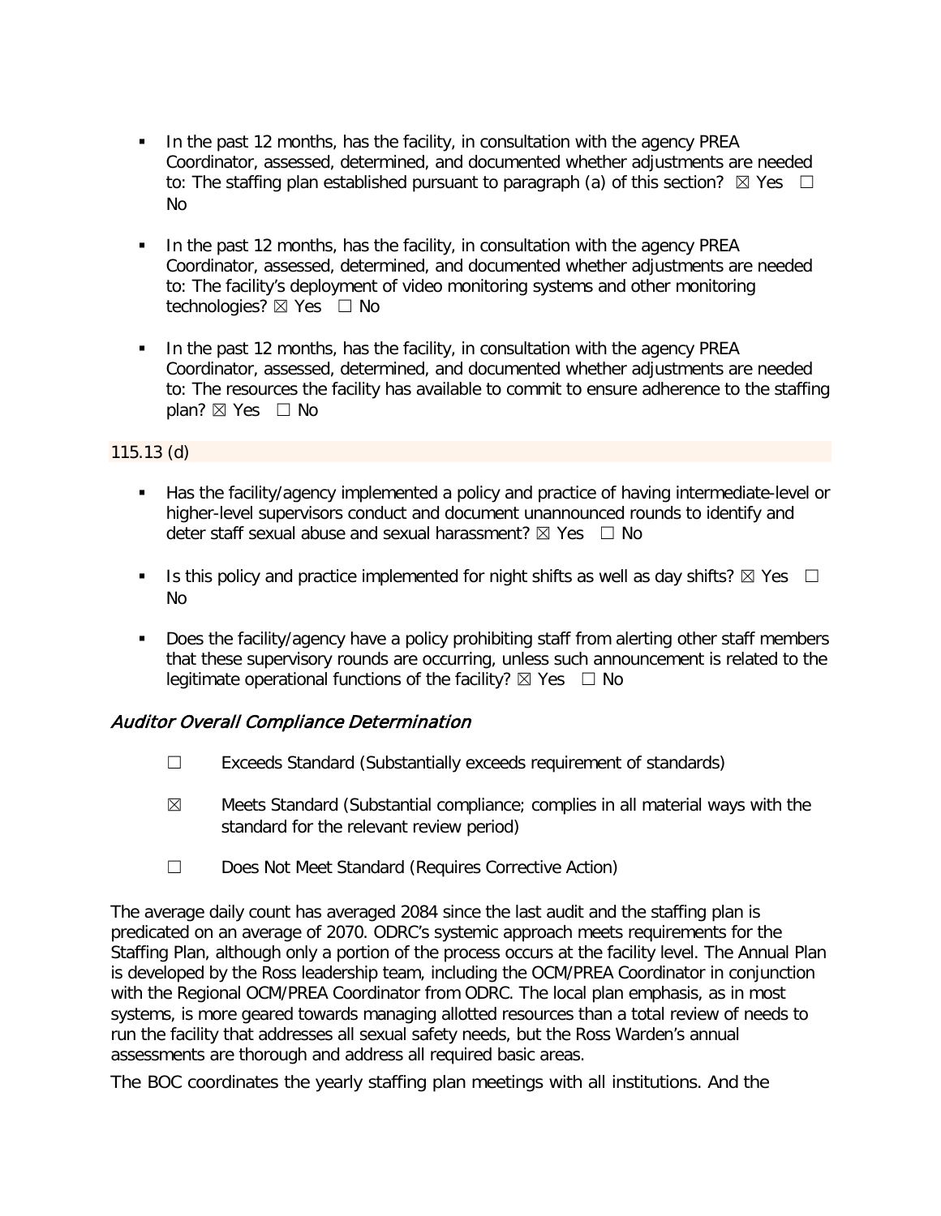- In the past 12 months, has the facility, in consultation with the agency PREA Coordinator, assessed, determined, and documented whether adjustments are needed to: The staffing plan established pursuant to paragraph (a) of this section? ☒ Yes ☐ No

- In the past 12 months, has the facility, in consultation with the agency PREA Coordinator, assessed, determined, and documented whether adjustments are needed to: The facility's deployment of video monitoring systems and other monitoring technologies? ☒ Yes ☐ No

- In the past 12 months, has the facility, in consultation with the agency PREA Coordinator, assessed, determined, and documented whether adjustments are needed to: The resources the facility has available to commit to ensure adherence to the staffing plan? ☒ Yes ☐ No

115.13 (d)

- Has the facility/agency implemented a policy and practice of having intermediate-level or higher-level supervisors conduct and document unannounced rounds to identify and deter staff sexual abuse and sexual harassment? ☒ Yes ☐ No

- Is this policy and practice implemented for night shifts as well as day shifts? ☒ Yes ☐ No

- Does the facility/agency have a policy prohibiting staff from alerting other staff members that these supervisory rounds are occurring, unless such announcement is related to the legitimate operational functions of the facility? ☒ Yes ☐ No

### *Auditor Overall Compliance Determination*

☐ Exceeds Standard (Substantially exceeds requirement of standards)

☒ Meets Standard (Substantial compliance; complies in all material ways with the standard for the relevant review period)

☐ Does Not Meet Standard (Requires Corrective Action)

The average daily count has averaged 2084 since the last audit and the staffing plan is predicated on an average of 2070. ODRC's systemic approach meets requirements for the Staffing Plan, although only a portion of the process occurs at the facility level. The Annual Plan is developed by the Ross leadership team, including the OCM/PREA Coordinator in conjunction with the Regional OCM/PREA Coordinator from ODRC. The local plan emphasis, as in most systems, is more geared towards managing allotted resources than a total review of needs to run the facility that addresses all sexual safety needs, but the Ross Warden's annual assessments are thorough and address all required basic areas.

The BOC coordinates the yearly staffing plan meetings with all institutions. And the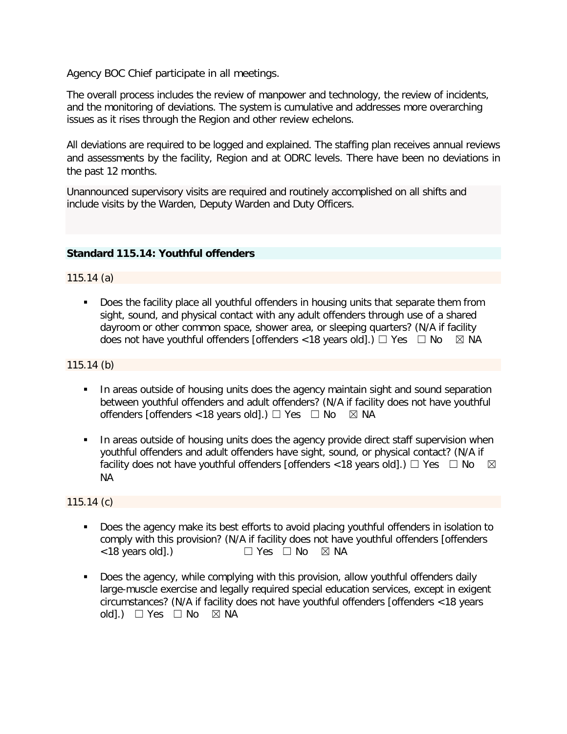Agency BOC Chief participate in all meetings.

The overall process includes the review of manpower and technology, the review of incidents, and the monitoring of deviations. The system is cumulative and addresses more overarching issues as it rises through the Region and other review echelons.

All deviations are required to be logged and explained. The staffing plan receives annual reviews and assessments by the facility, Region and at ODRC levels. There have been no deviations in the past 12 months.

Unannounced supervisory visits are required and routinely accomplished on all shifts and include visits by the Warden, Deputy Warden and Duty Officers.

### Standard 115.14: Youthful offenders

115.14 (a)

- Does the facility place all youthful offenders in housing units that separate them from sight, sound, and physical contact with any adult offenders through use of a shared dayroom or other common space, shower area, or sleeping quarters? (N/A if facility does not have youthful offenders [offenders <18 years old].) ☐ Yes ☐ No ☒ NA

115.14 (b)

- In areas outside of housing units does the agency maintain sight and sound separation between youthful offenders and adult offenders? (N/A if facility does not have youthful offenders [offenders <18 years old].) ☐ Yes ☐ No ☒ NA
- In areas outside of housing units does the agency provide direct staff supervision when youthful offenders and adult offenders have sight, sound, or physical contact? (N/A if facility does not have youthful offenders [offenders <18 years old].) ☐ Yes ☐ No ☒ NA

115.14 (c)

- Does the agency make its best efforts to avoid placing youthful offenders in isolation to comply with this provision? (N/A if facility does not have youthful offenders [offenders <18 years old].) ☐ Yes ☐ No ☒ NA
- Does the agency, while complying with this provision, allow youthful offenders daily large-muscle exercise and legally required special education services, except in exigent circumstances? (N/A if facility does not have youthful offenders [offenders <18 years old].) ☐ Yes ☐ No ☒ NA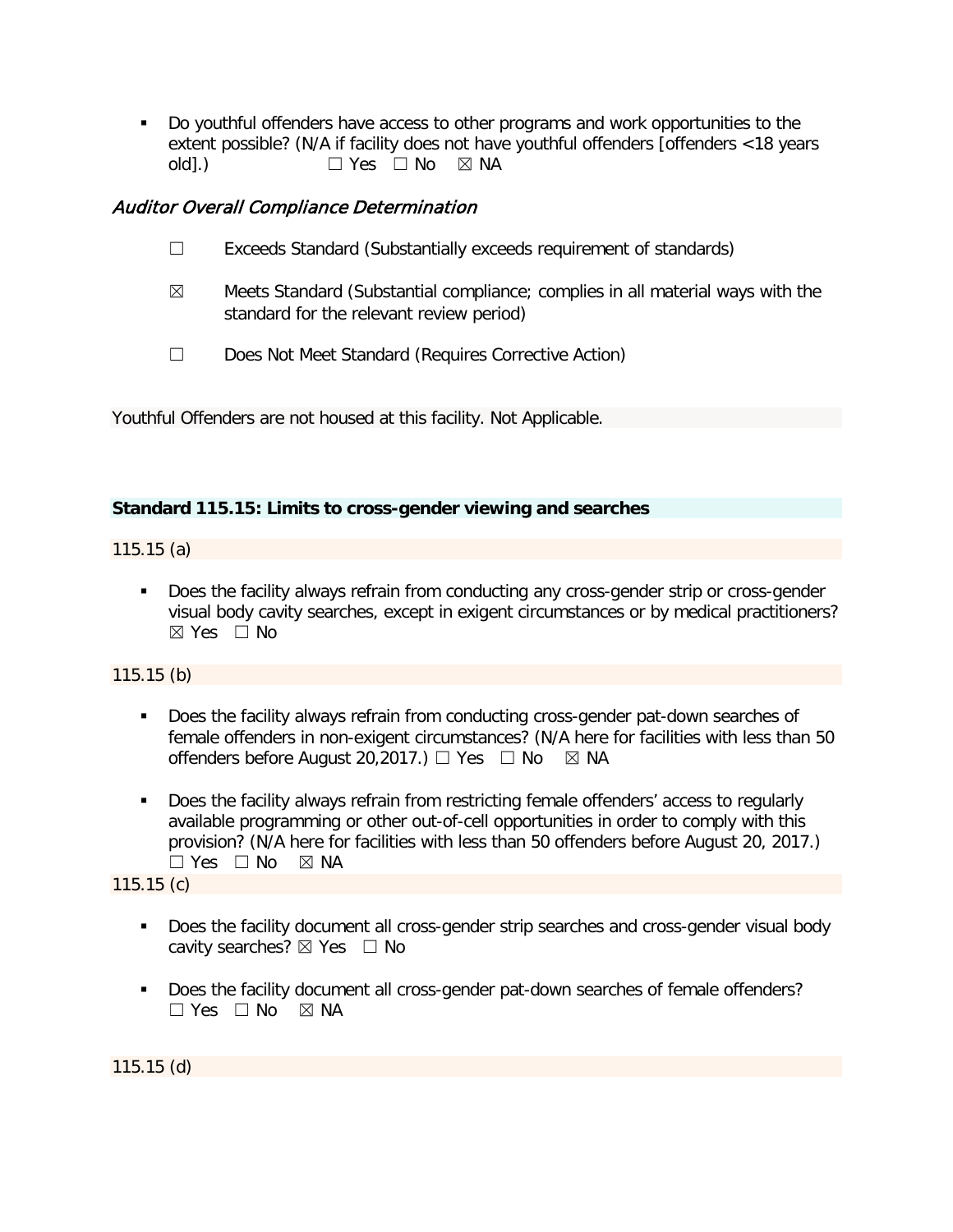- Do youthful offenders have access to other programs and work opportunities to the extent possible? (N/A if facility does not have youthful offenders [offenders <18 years old].) ☐ Yes ☐ No ☒ NA

### *Auditor Overall Compliance Determination*

☐ Exceeds Standard (Substantially exceeds requirement of standards)

☒ Meets Standard (Substantial compliance; complies in all material ways with the standard for the relevant review period)

☐ Does Not Meet Standard (Requires Corrective Action)

Youthful Offenders are not housed at this facility. Not Applicable.

### **Standard 115.15: Limits to cross-gender viewing and searches**

115.15 (a)

- Does the facility always refrain from conducting any cross-gender strip or cross-gender visual body cavity searches, except in exigent circumstances or by medical practitioners? ☒ Yes ☐ No

115.15 (b)

- Does the facility always refrain from conducting cross-gender pat-down searches of female offenders in non-exigent circumstances? (N/A here for facilities with less than 50 offenders before August 20,2017.) ☐ Yes ☐ No ☒ NA
- Does the facility always refrain from restricting female offenders' access to regularly available programming or other out-of-cell opportunities in order to comply with this provision? (N/A here for facilities with less than 50 offenders before August 20, 2017.) ☐ Yes ☐ No ☒ NA

115.15 (c)

- Does the facility document all cross-gender strip searches and cross-gender visual body cavity searches? ☒ Yes ☐ No
- Does the facility document all cross-gender pat-down searches of female offenders? ☐ Yes ☐ No ☒ NA

115.15 (d)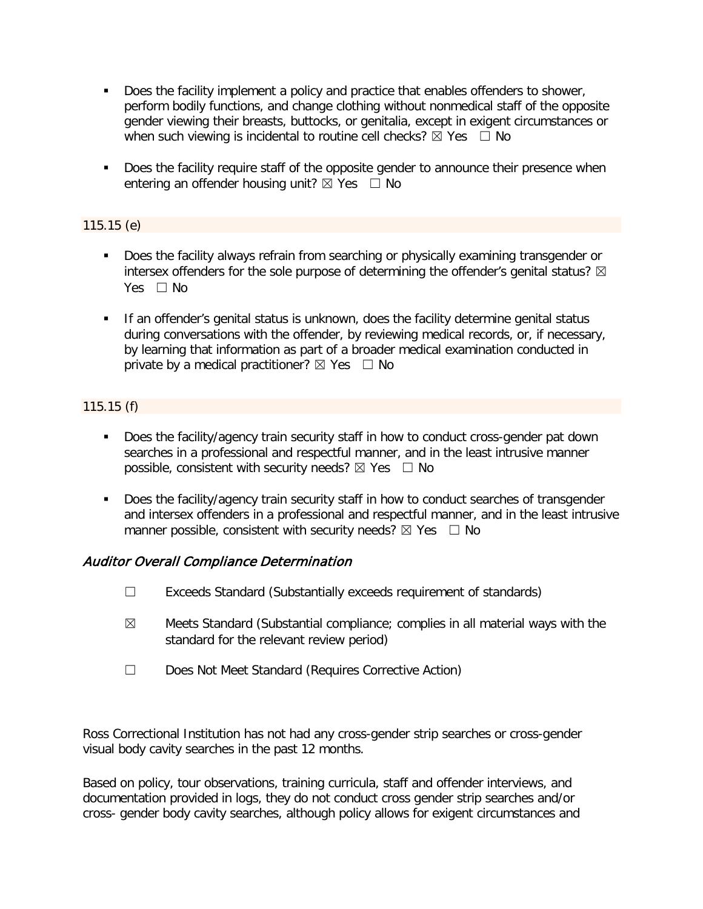- Does the facility implement a policy and practice that enables offenders to shower, perform bodily functions, and change clothing without nonmedical staff of the opposite gender viewing their breasts, buttocks, or genitalia, except in exigent circumstances or when such viewing is incidental to routine cell checks? ☒ Yes ☐ No

- Does the facility require staff of the opposite gender to announce their presence when entering an offender housing unit? ☒ Yes ☐ No

115.15 (e)

- Does the facility always refrain from searching or physically examining transgender or intersex offenders for the sole purpose of determining the offender's genital status? ☒ Yes ☐ No

- If an offender's genital status is unknown, does the facility determine genital status during conversations with the offender, by reviewing medical records, or, if necessary, by learning that information as part of a broader medical examination conducted in private by a medical practitioner? ☒ Yes ☐ No

115.15 (f)

- Does the facility/agency train security staff in how to conduct cross-gender pat down searches in a professional and respectful manner, and in the least intrusive manner possible, consistent with security needs? ☒ Yes ☐ No

- Does the facility/agency train security staff in how to conduct searches of transgender and intersex offenders in a professional and respectful manner, and in the least intrusive manner possible, consistent with security needs? ☒ Yes ☐ No

### *Auditor Overall Compliance Determination*

☐ Exceeds Standard (Substantially exceeds requirement of standards)

☒ Meets Standard (Substantial compliance; complies in all material ways with the standard for the relevant review period)

☐ Does Not Meet Standard (Requires Corrective Action)

Ross Correctional Institution has not had any cross-gender strip searches or cross-gender visual body cavity searches in the past 12 months.

Based on policy, tour observations, training curricula, staff and offender interviews, and documentation provided in logs, they do not conduct cross gender strip searches and/or cross- gender body cavity searches, although policy allows for exigent circumstances and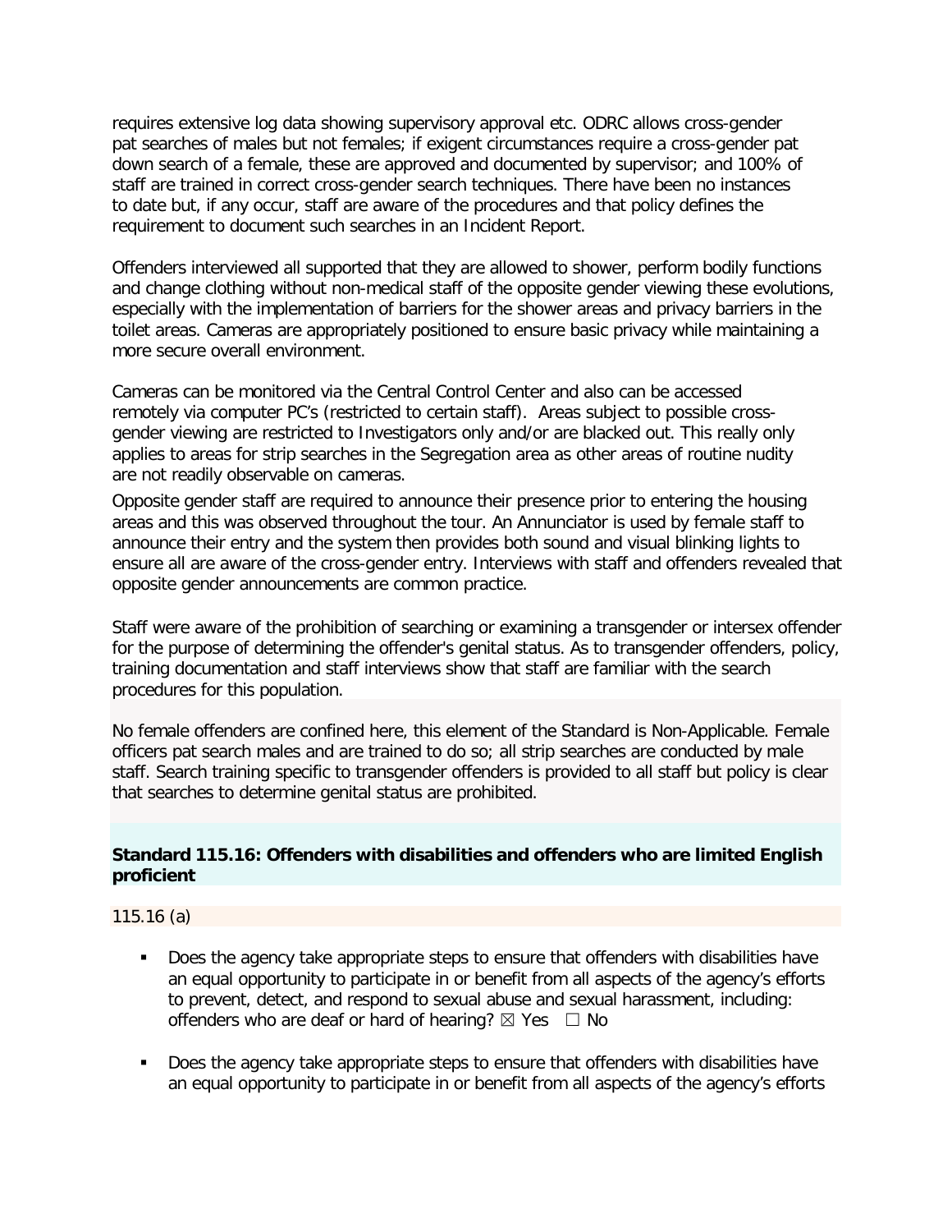requires extensive log data showing supervisory approval etc. ODRC allows cross-gender pat searches of males but not females; if exigent circumstances require a cross-gender pat down search of a female, these are approved and documented by supervisor; and 100% of staff are trained in correct cross-gender search techniques. There have been no instances to date but, if any occur, staff are aware of the procedures and that policy defines the requirement to document such searches in an Incident Report.

Offenders interviewed all supported that they are allowed to shower, perform bodily functions and change clothing without non-medical staff of the opposite gender viewing these evolutions, especially with the implementation of barriers for the shower areas and privacy barriers in the toilet areas. Cameras are appropriately positioned to ensure basic privacy while maintaining a more secure overall environment.

Cameras can be monitored via the Central Control Center and also can be accessed remotely via computer PC's (restricted to certain staff). Areas subject to possible cross-gender viewing are restricted to Investigators only and/or are blacked out. This really only applies to areas for strip searches in the Segregation area as other areas of routine nudity are not readily observable on cameras.

Opposite gender staff are required to announce their presence prior to entering the housing areas and this was observed throughout the tour. An Annunciator is used by female staff to announce their entry and the system then provides both sound and visual blinking lights to ensure all are aware of the cross-gender entry. Interviews with staff and offenders revealed that opposite gender announcements are common practice.

Staff were aware of the prohibition of searching or examining a transgender or intersex offender for the purpose of determining the offender's genital status. As to transgender offenders, policy, training documentation and staff interviews show that staff are familiar with the search procedures for this population.

No female offenders are confined here, this element of the Standard is Non-Applicable. Female officers pat search males and are trained to do so; all strip searches are conducted by male staff. Search training specific to transgender offenders is provided to all staff but policy is clear that searches to determine genital status are prohibited.

### Standard 115.16: Offenders with disabilities and offenders who are limited English proficient

115.16 (a)

- Does the agency take appropriate steps to ensure that offenders with disabilities have an equal opportunity to participate in or benefit from all aspects of the agency's efforts to prevent, detect, and respond to sexual abuse and sexual harassment, including: offenders who are deaf or hard of hearing? ☒ Yes ☐ No

- Does the agency take appropriate steps to ensure that offenders with disabilities have an equal opportunity to participate in or benefit from all aspects of the agency's efforts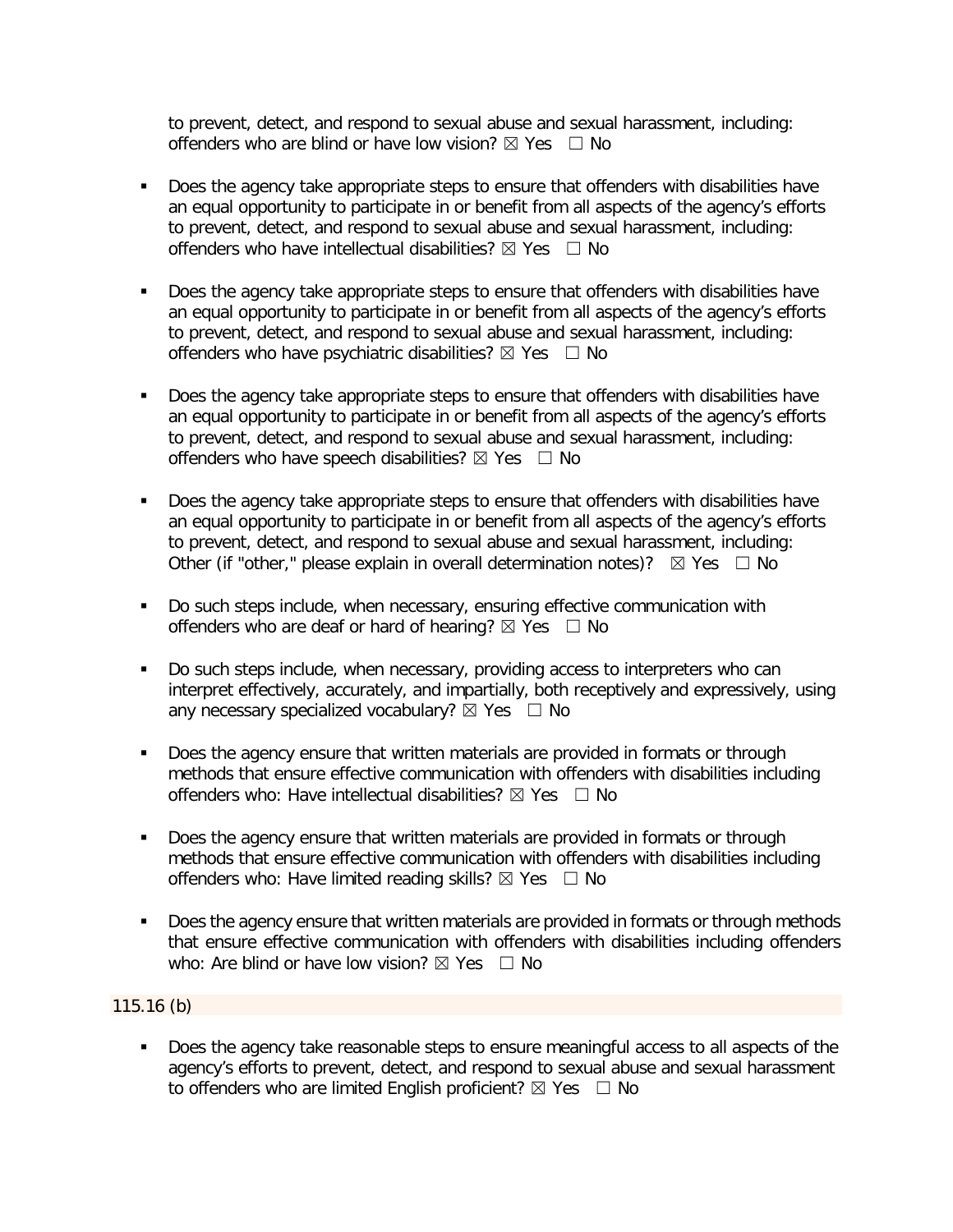to prevent, detect, and respond to sexual abuse and sexual harassment, including: offenders who are blind or have low vision? ☒ Yes ☐ No

- Does the agency take appropriate steps to ensure that offenders with disabilities have an equal opportunity to participate in or benefit from all aspects of the agency's efforts to prevent, detect, and respond to sexual abuse and sexual harassment, including: offenders who have intellectual disabilities? ☒ Yes ☐ No

- Does the agency take appropriate steps to ensure that offenders with disabilities have an equal opportunity to participate in or benefit from all aspects of the agency's efforts to prevent, detect, and respond to sexual abuse and sexual harassment, including: offenders who have psychiatric disabilities? ☒ Yes ☐ No

- Does the agency take appropriate steps to ensure that offenders with disabilities have an equal opportunity to participate in or benefit from all aspects of the agency's efforts to prevent, detect, and respond to sexual abuse and sexual harassment, including: offenders who have speech disabilities? ☒ Yes ☐ No

- Does the agency take appropriate steps to ensure that offenders with disabilities have an equal opportunity to participate in or benefit from all aspects of the agency's efforts to prevent, detect, and respond to sexual abuse and sexual harassment, including: Other (if "other," please explain in overall determination notes)? ☒ Yes ☐ No

- Do such steps include, when necessary, ensuring effective communication with offenders who are deaf or hard of hearing? ☒ Yes ☐ No

- Do such steps include, when necessary, providing access to interpreters who can interpret effectively, accurately, and impartially, both receptively and expressively, using any necessary specialized vocabulary? ☒ Yes ☐ No

- Does the agency ensure that written materials are provided in formats or through methods that ensure effective communication with offenders with disabilities including offenders who: Have intellectual disabilities? ☒ Yes ☐ No

- Does the agency ensure that written materials are provided in formats or through methods that ensure effective communication with offenders with disabilities including offenders who: Have limited reading skills? ☒ Yes ☐ No

- Does the agency ensure that written materials are provided in formats or through methods that ensure effective communication with offenders with disabilities including offenders who: Are blind or have low vision? ☒ Yes ☐ No

115.16 (b)

- Does the agency take reasonable steps to ensure meaningful access to all aspects of the agency's efforts to prevent, detect, and respond to sexual abuse and sexual harassment to offenders who are limited English proficient? ☒ Yes ☐ No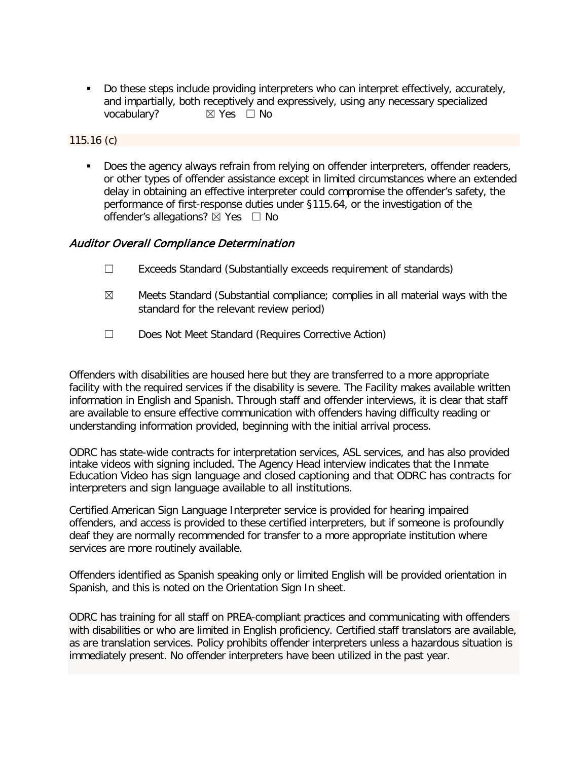- Do these steps include providing interpreters who can interpret effectively, accurately, and impartially, both receptively and expressively, using any necessary specialized vocabulary? ☒ Yes ☐ No

115.16 (c)

- Does the agency always refrain from relying on offender interpreters, offender readers, or other types of offender assistance except in limited circumstances where an extended delay in obtaining an effective interpreter could compromise the offender's safety, the performance of first-response duties under §115.64, or the investigation of the offender's allegations? ☒ Yes ☐ No

### *Auditor Overall Compliance Determination*

☐ Exceeds Standard (Substantially exceeds requirement of standards)

☒ Meets Standard (Substantial compliance; complies in all material ways with the standard for the relevant review period)

☐ Does Not Meet Standard (Requires Corrective Action)

Offenders with disabilities are housed here but they are transferred to a more appropriate facility with the required services if the disability is severe. The Facility makes available written information in English and Spanish. Through staff and offender interviews, it is clear that staff are available to ensure effective communication with offenders having difficulty reading or understanding information provided, beginning with the initial arrival process.

ODRC has state-wide contracts for interpretation services, ASL services, and has also provided intake videos with signing included. The Agency Head interview indicates that the Inmate Education Video has sign language and closed captioning and that ODRC has contracts for interpreters and sign language available to all institutions.

Certified American Sign Language Interpreter service is provided for hearing impaired offenders, and access is provided to these certified interpreters, but if someone is profoundly deaf they are normally recommended for transfer to a more appropriate institution where services are more routinely available.

Offenders identified as Spanish speaking only or limited English will be provided orientation in Spanish, and this is noted on the Orientation Sign In sheet.

ODRC has training for all staff on PREA-compliant practices and communicating with offenders with disabilities or who are limited in English proficiency. Certified staff translators are available, as are translation services. Policy prohibits offender interpreters unless a hazardous situation is immediately present. No offender interpreters have been utilized in the past year.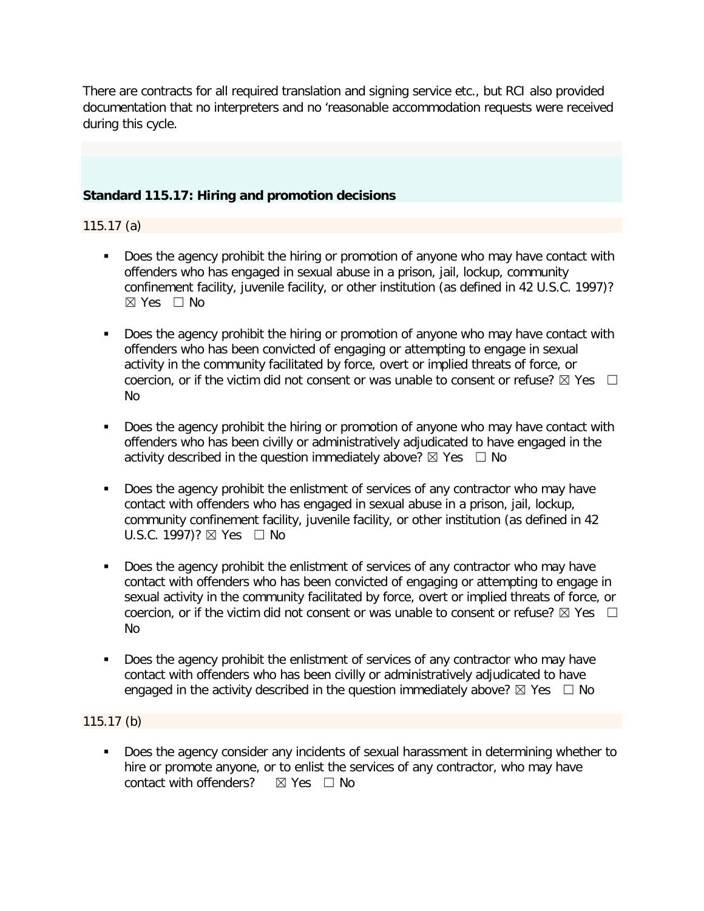There are contracts for all required translation and signing service etc., but RCI also provided documentation that no interpreters and no 'reasonable accommodation requests were received during this cycle.

### Standard 115.17: Hiring and promotion decisions

115.17 (a)

- Does the agency prohibit the hiring or promotion of anyone who may have contact with offenders who has engaged in sexual abuse in a prison, jail, lockup, community confinement facility, juvenile facility, or other institution (as defined in 42 U.S.C. 1997)? ☒ Yes ☐ No

- Does the agency prohibit the hiring or promotion of anyone who may have contact with offenders who has been convicted of engaging or attempting to engage in sexual activity in the community facilitated by force, overt or implied threats of force, or coercion, or if the victim did not consent or was unable to consent or refuse? ☒ Yes ☐ No

- Does the agency prohibit the hiring or promotion of anyone who may have contact with offenders who has been civilly or administratively adjudicated to have engaged in the activity described in the question immediately above? ☒ Yes ☐ No

- Does the agency prohibit the enlistment of services of any contractor who may have contact with offenders who has engaged in sexual abuse in a prison, jail, lockup, community confinement facility, juvenile facility, or other institution (as defined in 42 U.S.C. 1997)? ☒ Yes ☐ No

- Does the agency prohibit the enlistment of services of any contractor who may have contact with offenders who has been convicted of engaging or attempting to engage in sexual activity in the community facilitated by force, overt or implied threats of force, or coercion, or if the victim did not consent or was unable to consent or refuse? ☒ Yes ☐ No

- Does the agency prohibit the enlistment of services of any contractor who may have contact with offenders who has been civilly or administratively adjudicated to have engaged in the activity described in the question immediately above? ☒ Yes ☐ No

115.17 (b)

- Does the agency consider any incidents of sexual harassment in determining whether to hire or promote anyone, or to enlist the services of any contractor, who may have contact with offenders? ☒ Yes ☐ No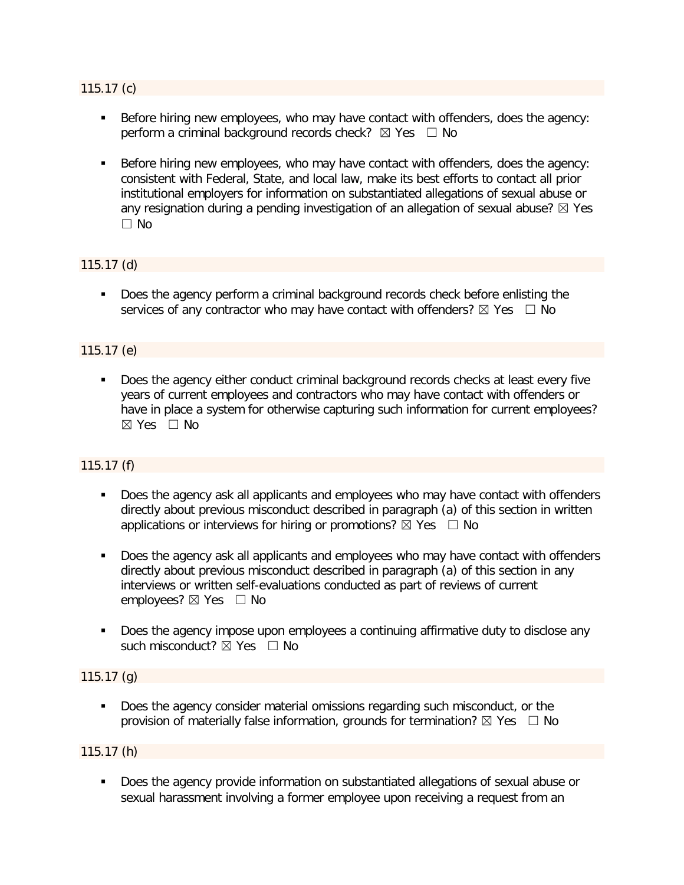115.17 (c)

- Before hiring new employees, who may have contact with offenders, does the agency: perform a criminal background records check? ☒ Yes ☐ No

- Before hiring new employees, who may have contact with offenders, does the agency: consistent with Federal, State, and local law, make its best efforts to contact all prior institutional employers for information on substantiated allegations of sexual abuse or any resignation during a pending investigation of an allegation of sexual abuse? ☒ Yes ☐ No

115.17 (d)

- Does the agency perform a criminal background records check before enlisting the services of any contractor who may have contact with offenders? ☒ Yes ☐ No

115.17 (e)

- Does the agency either conduct criminal background records checks at least every five years of current employees and contractors who may have contact with offenders or have in place a system for otherwise capturing such information for current employees? ☒ Yes ☐ No

115.17 (f)

- Does the agency ask all applicants and employees who may have contact with offenders directly about previous misconduct described in paragraph (a) of this section in written applications or interviews for hiring or promotions? ☒ Yes ☐ No

- Does the agency ask all applicants and employees who may have contact with offenders directly about previous misconduct described in paragraph (a) of this section in any interviews or written self-evaluations conducted as part of reviews of current employees? ☒ Yes ☐ No

- Does the agency impose upon employees a continuing affirmative duty to disclose any such misconduct? ☒ Yes ☐ No

115.17 (g)

- Does the agency consider material omissions regarding such misconduct, or the provision of materially false information, grounds for termination? ☒ Yes ☐ No

115.17 (h)

- Does the agency provide information on substantiated allegations of sexual abuse or sexual harassment involving a former employee upon receiving a request from an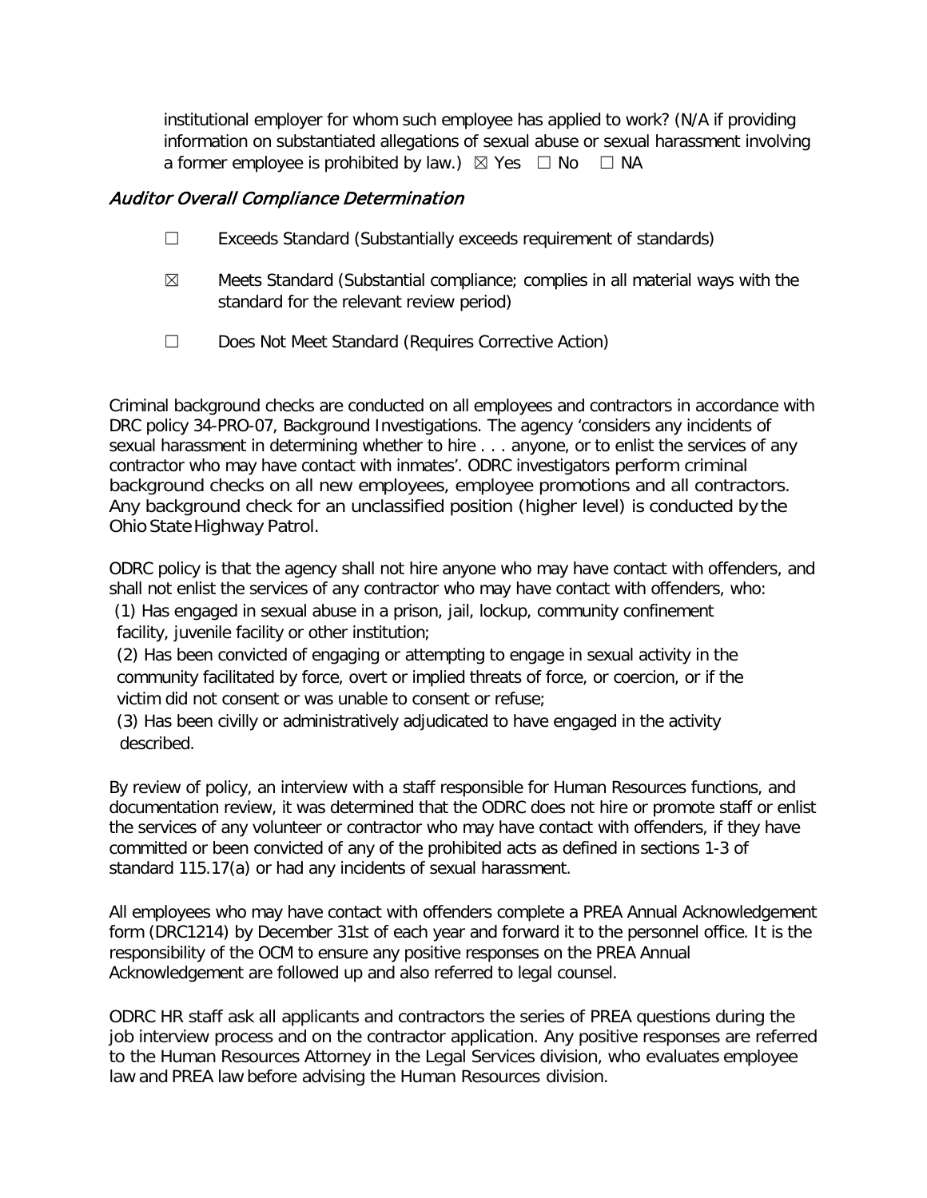institutional employer for whom such employee has applied to work? (N/A if providing information on substantiated allegations of sexual abuse or sexual harassment involving a former employee is prohibited by law.) ☒ Yes ☐ No ☐ NA

### *Auditor Overall Compliance Determination*

☐ Exceeds Standard (Substantially exceeds requirement of standards)

☒ Meets Standard (Substantial compliance; complies in all material ways with the standard for the relevant review period)

☐ Does Not Meet Standard (Requires Corrective Action)

Criminal background checks are conducted on all employees and contractors in accordance with DRC policy 34-PRO-07, Background Investigations. The agency 'considers any incidents of sexual harassment in determining whether to hire . . . anyone, or to enlist the services of any contractor who may have contact with inmates'. ODRC investigators perform criminal background checks on all new employees, employee promotions and all contractors. Any background check for an unclassified position (higher level) is conducted by the Ohio State Highway Patrol.

ODRC policy is that the agency shall not hire anyone who may have contact with offenders, and shall not enlist the services of any contractor who may have contact with offenders, who:

(1) Has engaged in sexual abuse in a prison, jail, lockup, community confinement facility, juvenile facility or other institution;

(2) Has been convicted of engaging or attempting to engage in sexual activity in the community facilitated by force, overt or implied threats of force, or coercion, or if the victim did not consent or was unable to consent or refuse;

(3) Has been civilly or administratively adjudicated to have engaged in the activity described.

By review of policy, an interview with a staff responsible for Human Resources functions, and documentation review, it was determined that the ODRC does not hire or promote staff or enlist the services of any volunteer or contractor who may have contact with offenders, if they have committed or been convicted of any of the prohibited acts as defined in sections 1-3 of standard 115.17(a) or had any incidents of sexual harassment.

All employees who may have contact with offenders complete a PREA Annual Acknowledgement form (DRC1214) by December 31st of each year and forward it to the personnel office. It is the responsibility of the OCM to ensure any positive responses on the PREA Annual Acknowledgement are followed up and also referred to legal counsel.

ODRC HR staff ask all applicants and contractors the series of PREA questions during the job interview process and on the contractor application. Any positive responses are referred to the Human Resources Attorney in the Legal Services division, who evaluates employee law and PREA law before advising the Human Resources division.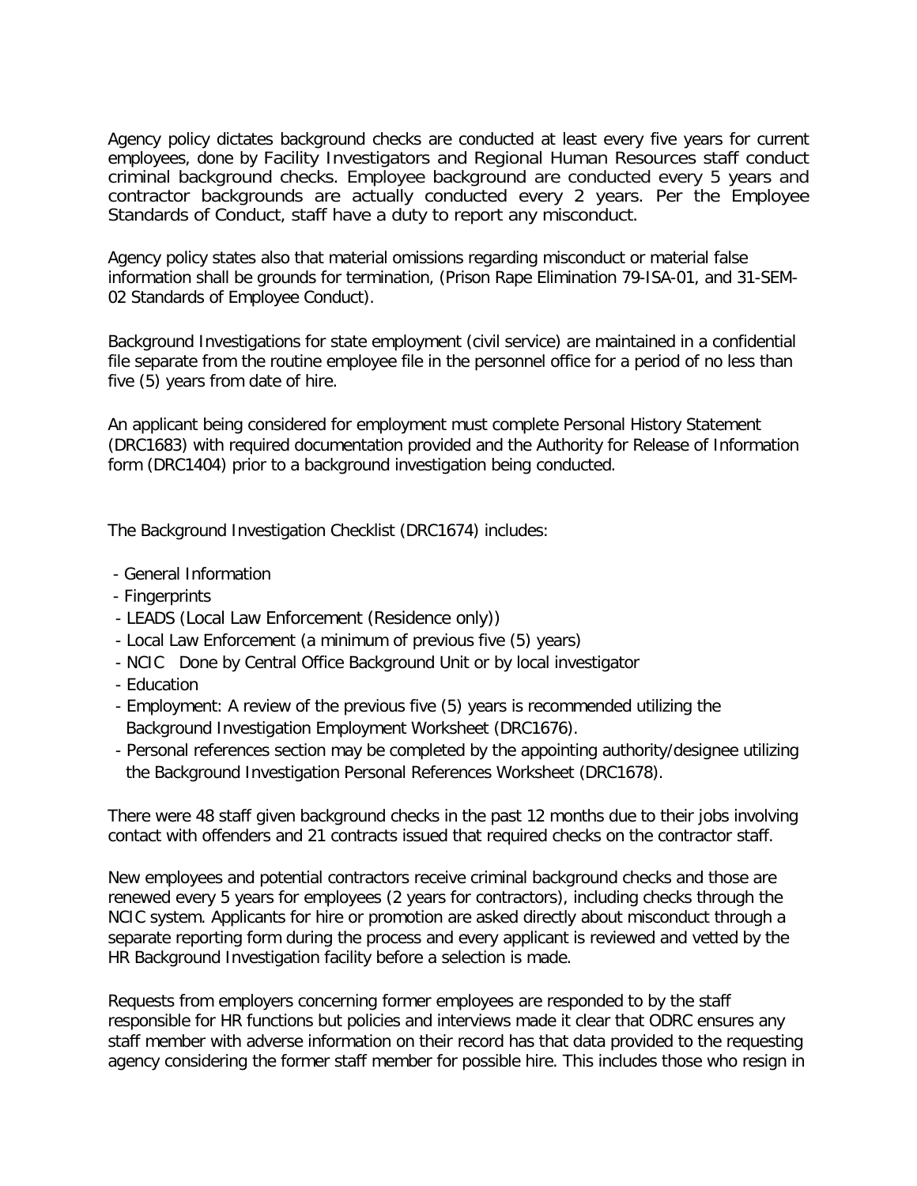Agency policy dictates background checks are conducted at least every five years for current employees, done by Facility Investigators and Regional Human Resources staff conduct criminal background checks. Employee background are conducted every 5 years and contractor backgrounds are actually conducted every 2 years. Per the Employee Standards of Conduct, staff have a duty to report any misconduct.

Agency policy states also that material omissions regarding misconduct or material false information shall be grounds for termination, (Prison Rape Elimination 79-ISA-01, and 31-SEM-02 Standards of Employee Conduct).

Background Investigations for state employment (civil service) are maintained in a confidential file separate from the routine employee file in the personnel office for a period of no less than five (5) years from date of hire.

An applicant being considered for employment must complete Personal History Statement (DRC1683) with required documentation provided and the Authority for Release of Information form (DRC1404) prior to a background investigation being conducted.

The Background Investigation Checklist (DRC1674) includes:

- General Information
- Fingerprints
- LEADS (Local Law Enforcement (Residence only))
- Local Law Enforcement (a minimum of previous five (5) years)
- NCIC Done by Central Office Background Unit or by local investigator
- Education
- Employment: A review of the previous five (5) years is recommended utilizing the Background Investigation Employment Worksheet (DRC1676).
- Personal references section may be completed by the appointing authority/designee utilizing the Background Investigation Personal References Worksheet (DRC1678).

There were 48 staff given background checks in the past 12 months due to their jobs involving contact with offenders and 21 contracts issued that required checks on the contractor staff.

New employees and potential contractors receive criminal background checks and those are renewed every 5 years for employees (2 years for contractors), including checks through the NCIC system. Applicants for hire or promotion are asked directly about misconduct through a separate reporting form during the process and every applicant is reviewed and vetted by the HR Background Investigation facility before a selection is made.

Requests from employers concerning former employees are responded to by the staff responsible for HR functions but policies and interviews made it clear that ODRC ensures any staff member with adverse information on their record has that data provided to the requesting agency considering the former staff member for possible hire. This includes those who resign in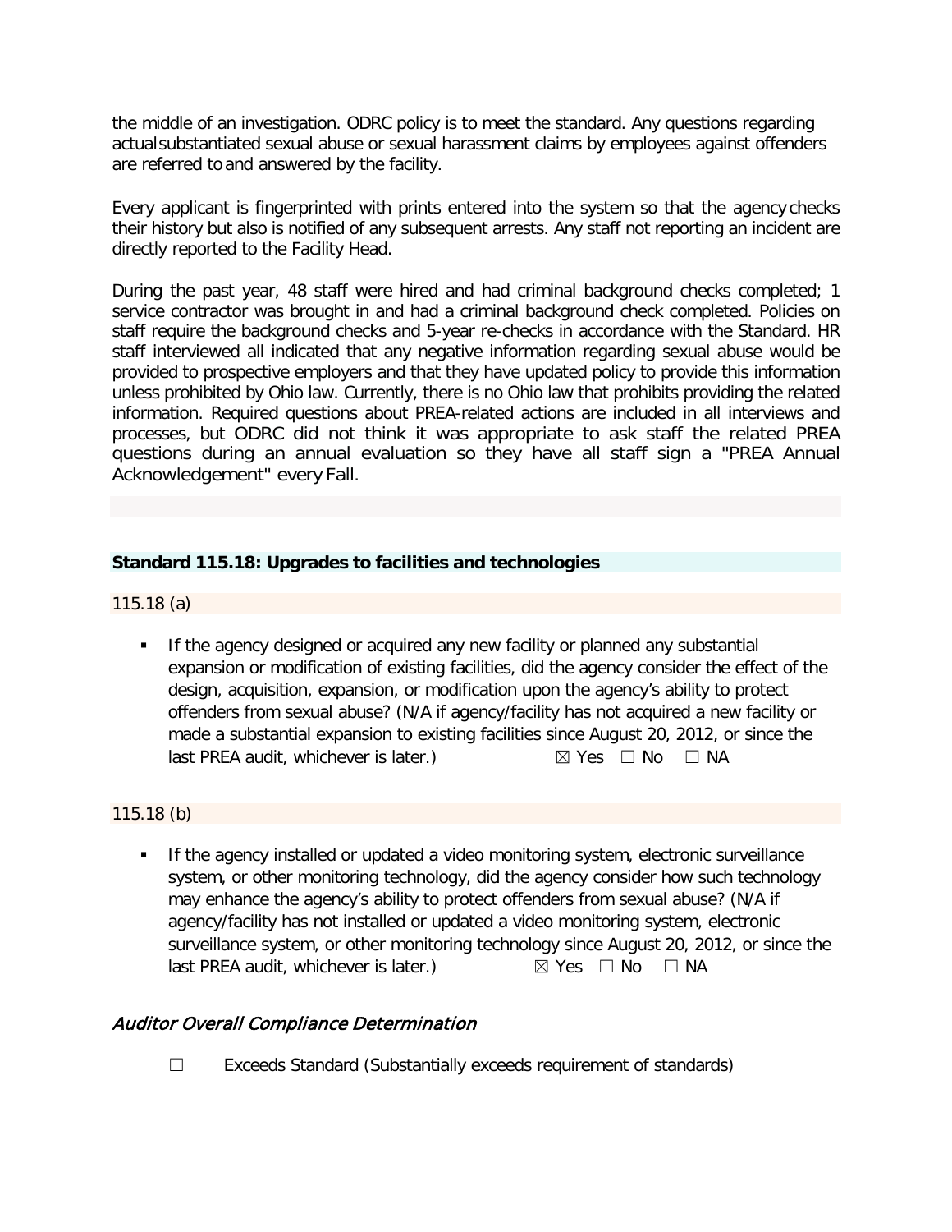the middle of an investigation. ODRC policy is to meet the standard. Any questions regarding actual substantiated sexual abuse or sexual harassment claims by employees against offenders are referred to and answered by the facility.

Every applicant is fingerprinted with prints entered into the system so that the agency checks their history but also is notified of any subsequent arrests. Any staff not reporting an incident are directly reported to the Facility Head.

During the past year, 48 staff were hired and had criminal background checks completed; 1 service contractor was brought in and had a criminal background check completed. Policies on staff require the background checks and 5-year re-checks in accordance with the Standard. HR staff interviewed all indicated that any negative information regarding sexual abuse would be provided to prospective employers and that they have updated policy to provide this information unless prohibited by Ohio law. Currently, there is no Ohio law that prohibits providing the related information. Required questions about PREA-related actions are included in all interviews and processes, but ODRC did not think it was appropriate to ask staff the related PREA questions during an annual evaluation so they have all staff sign a "PREA Annual Acknowledgement" every Fall.

### Standard 115.18: Upgrades to facilities and technologies

115.18 (a)

- If the agency designed or acquired any new facility or planned any substantial expansion or modification of existing facilities, did the agency consider the effect of the design, acquisition, expansion, or modification upon the agency's ability to protect offenders from sexual abuse? (N/A if agency/facility has not acquired a new facility or made a substantial expansion to existing facilities since August 20, 2012, or since the last PREA audit, whichever is later.) ☒ Yes ☐ No ☐ NA

115.18 (b)

- If the agency installed or updated a video monitoring system, electronic surveillance system, or other monitoring technology, did the agency consider how such technology may enhance the agency's ability to protect offenders from sexual abuse? (N/A if agency/facility has not installed or updated a video monitoring system, electronic surveillance system, or other monitoring technology since August 20, 2012, or since the last PREA audit, whichever is later.) ☒ Yes ☐ No ☐ NA

#### *Auditor Overall Compliance Determination*

☐ Exceeds Standard (Substantially exceeds requirement of standards)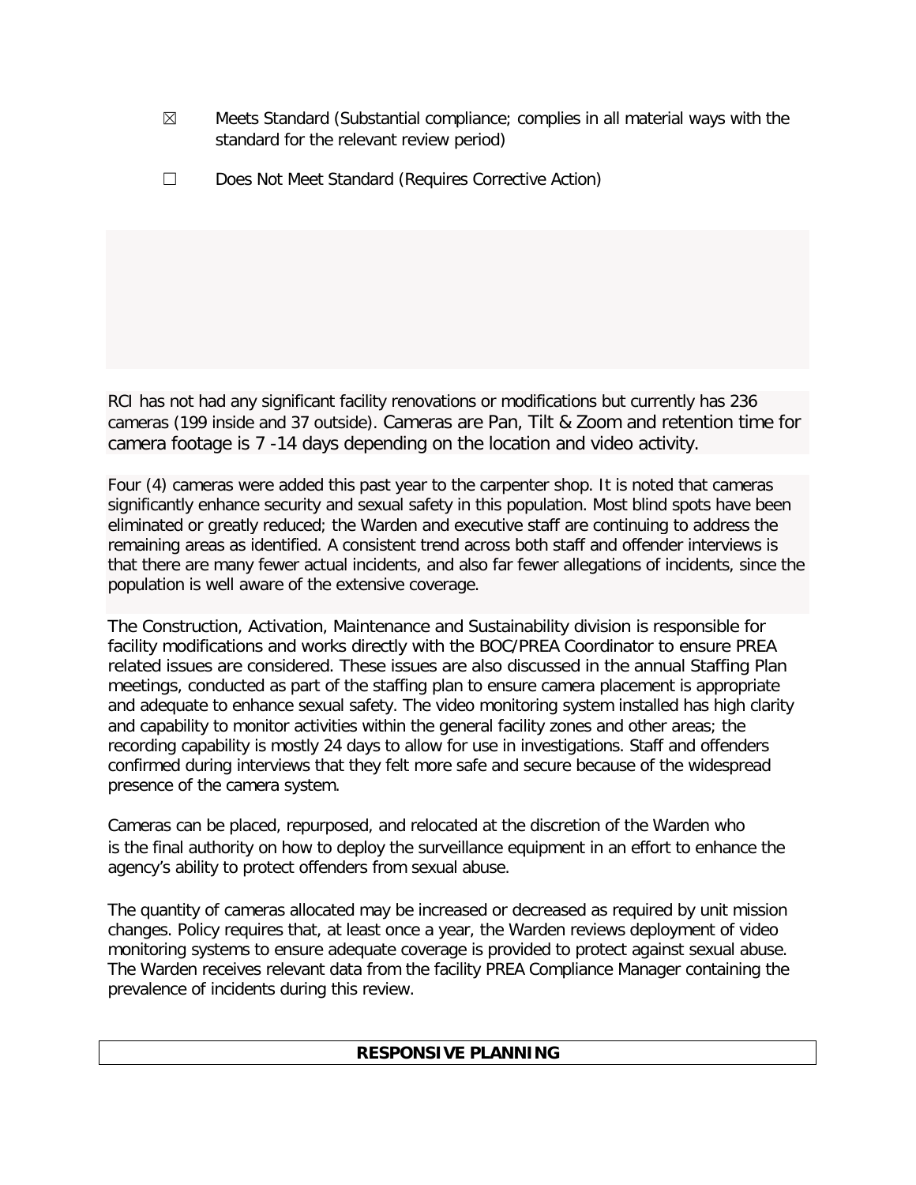☒ Meets Standard (Substantial compliance; complies in all material ways with the standard for the relevant review period)

☐ Does Not Meet Standard (Requires Corrective Action)

RCI has not had any significant facility renovations or modifications but currently has 236 cameras (199 inside and 37 outside). Cameras are Pan, Tilt & Zoom and retention time for camera footage is 7 -14 days depending on the location and video activity.

Four (4) cameras were added this past year to the carpenter shop. It is noted that cameras significantly enhance security and sexual safety in this population. Most blind spots have been eliminated or greatly reduced; the Warden and executive staff are continuing to address the remaining areas as identified. A consistent trend across both staff and offender interviews is that there are many fewer actual incidents, and also far fewer allegations of incidents, since the population is well aware of the extensive coverage.

The Construction, Activation, Maintenance and Sustainability division is responsible for facility modifications and works directly with the BOC/PREA Coordinator to ensure PREA related issues are considered. These issues are also discussed in the annual Staffing Plan meetings, conducted as part of the staffing plan to ensure camera placement is appropriate and adequate to enhance sexual safety. The video monitoring system installed has high clarity and capability to monitor activities within the general facility zones and other areas; the recording capability is mostly 24 days to allow for use in investigations. Staff and offenders confirmed during interviews that they felt more safe and secure because of the widespread presence of the camera system.

Cameras can be placed, repurposed, and relocated at the discretion of the Warden who is the final authority on how to deploy the surveillance equipment in an effort to enhance the agency's ability to protect offenders from sexual abuse.

The quantity of cameras allocated may be increased or decreased as required by unit mission changes. Policy requires that, at least once a year, the Warden reviews deployment of video monitoring systems to ensure adequate coverage is provided to protect against sexual abuse. The Warden receives relevant data from the facility PREA Compliance Manager containing the prevalence of incidents during this review.

## RESPONSIVE PLANNING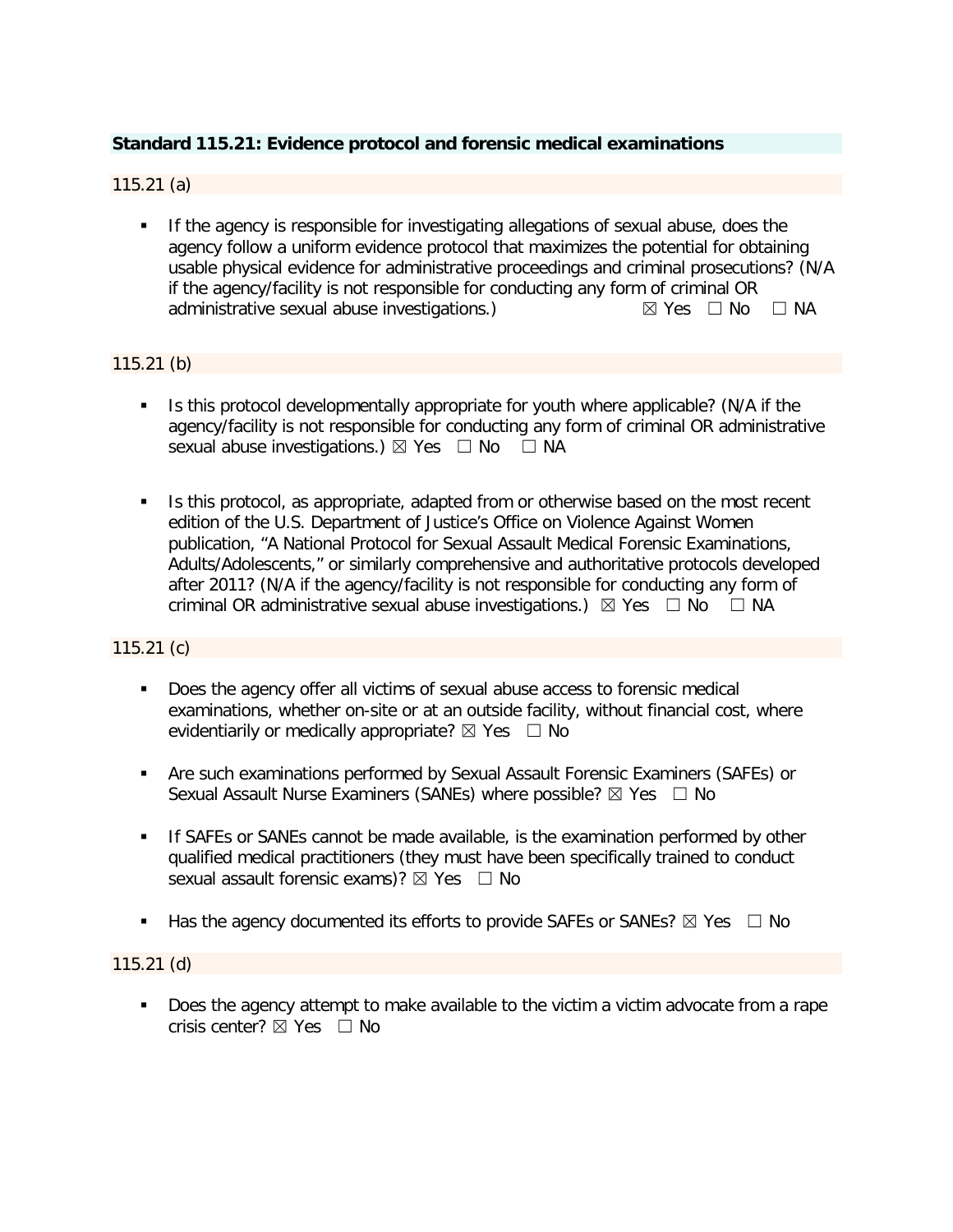**Standard 115.21: Evidence protocol and forensic medical examinations**

115.21 (a)

- If the agency is responsible for investigating allegations of sexual abuse, does the agency follow a uniform evidence protocol that maximizes the potential for obtaining usable physical evidence for administrative proceedings and criminal prosecutions? (N/A if the agency/facility is not responsible for conducting any form of criminal OR administrative sexual abuse investigations.) ☒ Yes ☐ No ☐ NA

115.21 (b)

- Is this protocol developmentally appropriate for youth where applicable? (N/A if the agency/facility is not responsible for conducting any form of criminal OR administrative sexual abuse investigations.) ☒ Yes ☐ No ☐ NA

- Is this protocol, as appropriate, adapted from or otherwise based on the most recent edition of the U.S. Department of Justice's Office on Violence Against Women publication, "A National Protocol for Sexual Assault Medical Forensic Examinations, Adults/Adolescents," or similarly comprehensive and authoritative protocols developed after 2011? (N/A if the agency/facility is not responsible for conducting any form of criminal OR administrative sexual abuse investigations.) ☒ Yes ☐ No ☐ NA

115.21 (c)

- Does the agency offer all victims of sexual abuse access to forensic medical examinations, whether on-site or at an outside facility, without financial cost, where evidentiarily or medically appropriate? ☒ Yes ☐ No

- Are such examinations performed by Sexual Assault Forensic Examiners (SAFEs) or Sexual Assault Nurse Examiners (SANEs) where possible? ☒ Yes ☐ No

- If SAFEs or SANEs cannot be made available, is the examination performed by other qualified medical practitioners (they must have been specifically trained to conduct sexual assault forensic exams)? ☒ Yes ☐ No

- Has the agency documented its efforts to provide SAFEs or SANEs? ☒ Yes ☐ No

115.21 (d)

- Does the agency attempt to make available to the victim a victim advocate from a rape crisis center? ☒ Yes ☐ No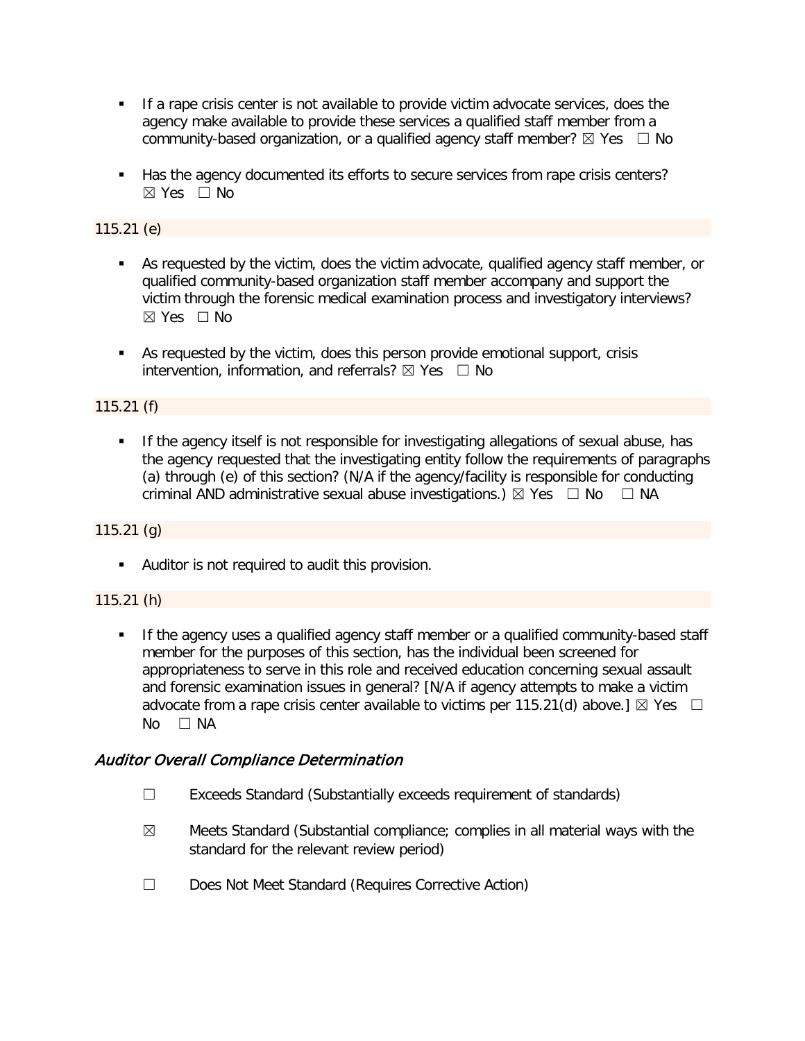- If a rape crisis center is not available to provide victim advocate services, does the agency make available to provide these services a qualified staff member from a community-based organization, or a qualified agency staff member? ☒ Yes ☐ No

- Has the agency documented its efforts to secure services from rape crisis centers? ☒ Yes ☐ No

115.21 (e)

- As requested by the victim, does the victim advocate, qualified agency staff member, or qualified community-based organization staff member accompany and support the victim through the forensic medical examination process and investigatory interviews? ☒ Yes ☐ No

- As requested by the victim, does this person provide emotional support, crisis intervention, information, and referrals? ☒ Yes ☐ No

115.21 (f)

- If the agency itself is not responsible for investigating allegations of sexual abuse, has the agency requested that the investigating entity follow the requirements of paragraphs (a) through (e) of this section? (N/A if the agency/facility is responsible for conducting criminal AND administrative sexual abuse investigations.) ☒ Yes ☐ No ☐ NA

115.21 (g)

- Auditor is not required to audit this provision.

115.21 (h)

- If the agency uses a qualified agency staff member or a qualified community-based staff member for the purposes of this section, has the individual been screened for appropriateness to serve in this role and received education concerning sexual assault and forensic examination issues in general? [N/A if agency attempts to make a victim advocate from a rape crisis center available to victims per 115.21(d) above.] ☒ Yes ☐ No ☐ NA

### *Auditor Overall Compliance Determination*

☐ Exceeds Standard (Substantially exceeds requirement of standards)

☒ Meets Standard (Substantial compliance; complies in all material ways with the standard for the relevant review period)

☐ Does Not Meet Standard (Requires Corrective Action)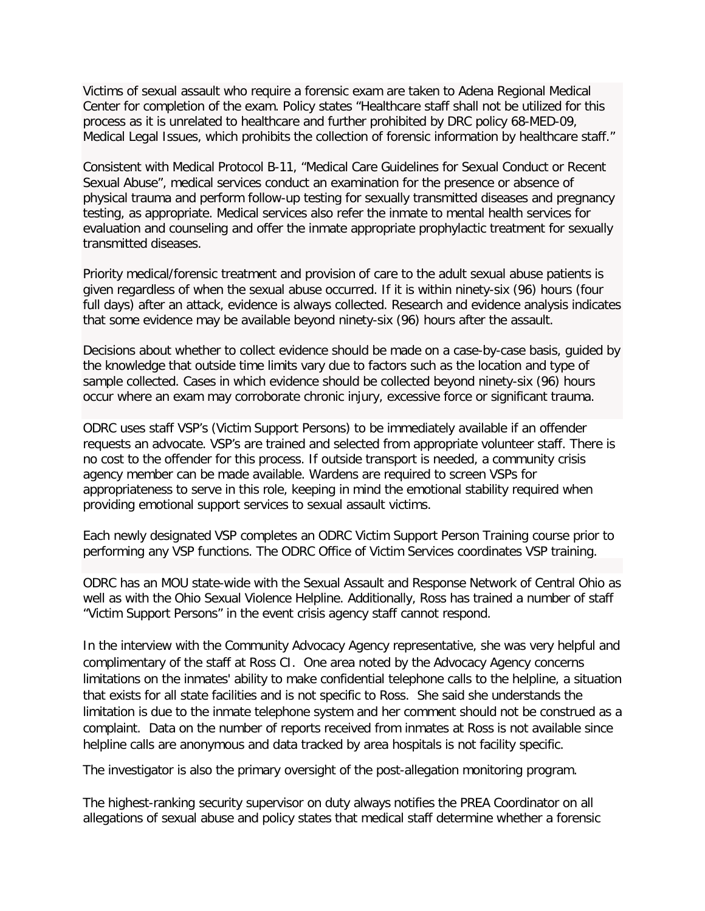Victims of sexual assault who require a forensic exam are taken to Adena Regional Medical Center for completion of the exam. Policy states "Healthcare staff shall not be utilized for this process as it is unrelated to healthcare and further prohibited by DRC policy 68-MED-09, Medical Legal Issues, which prohibits the collection of forensic information by healthcare staff."

Consistent with Medical Protocol B-11, "Medical Care Guidelines for Sexual Conduct or Recent Sexual Abuse", medical services conduct an examination for the presence or absence of physical trauma and perform follow-up testing for sexually transmitted diseases and pregnancy testing, as appropriate. Medical services also refer the inmate to mental health services for evaluation and counseling and offer the inmate appropriate prophylactic treatment for sexually transmitted diseases.

Priority medical/forensic treatment and provision of care to the adult sexual abuse patients is given regardless of when the sexual abuse occurred. If it is within ninety-six (96) hours (four full days) after an attack, evidence is always collected. Research and evidence analysis indicates that some evidence may be available beyond ninety-six (96) hours after the assault.

Decisions about whether to collect evidence should be made on a case-by-case basis, guided by the knowledge that outside time limits vary due to factors such as the location and type of sample collected. Cases in which evidence should be collected beyond ninety-six (96) hours occur where an exam may corroborate chronic injury, excessive force or significant trauma.

ODRC uses staff VSP's (Victim Support Persons) to be immediately available if an offender requests an advocate. VSP's are trained and selected from appropriate volunteer staff. There is no cost to the offender for this process. If outside transport is needed, a community crisis agency member can be made available. Wardens are required to screen VSPs for appropriateness to serve in this role, keeping in mind the emotional stability required when providing emotional support services to sexual assault victims.

Each newly designated VSP completes an ODRC Victim Support Person Training course prior to performing any VSP functions. The ODRC Office of Victim Services coordinates VSP training.

ODRC has an MOU state-wide with the Sexual Assault and Response Network of Central Ohio as well as with the Ohio Sexual Violence Helpline. Additionally, Ross has trained a number of staff "Victim Support Persons" in the event crisis agency staff cannot respond.

In the interview with the Community Advocacy Agency representative, she was very helpful and complimentary of the staff at Ross CI. One area noted by the Advocacy Agency concerns limitations on the inmates' ability to make confidential telephone calls to the helpline, a situation that exists for all state facilities and is not specific to Ross. She said she understands the limitation is due to the inmate telephone system and her comment should not be construed as a complaint. Data on the number of reports received from inmates at Ross is not available since helpline calls are anonymous and data tracked by area hospitals is not facility specific.

The investigator is also the primary oversight of the post-allegation monitoring program.

The highest-ranking security supervisor on duty always notifies the PREA Coordinator on all allegations of sexual abuse and policy states that medical staff determine whether a forensic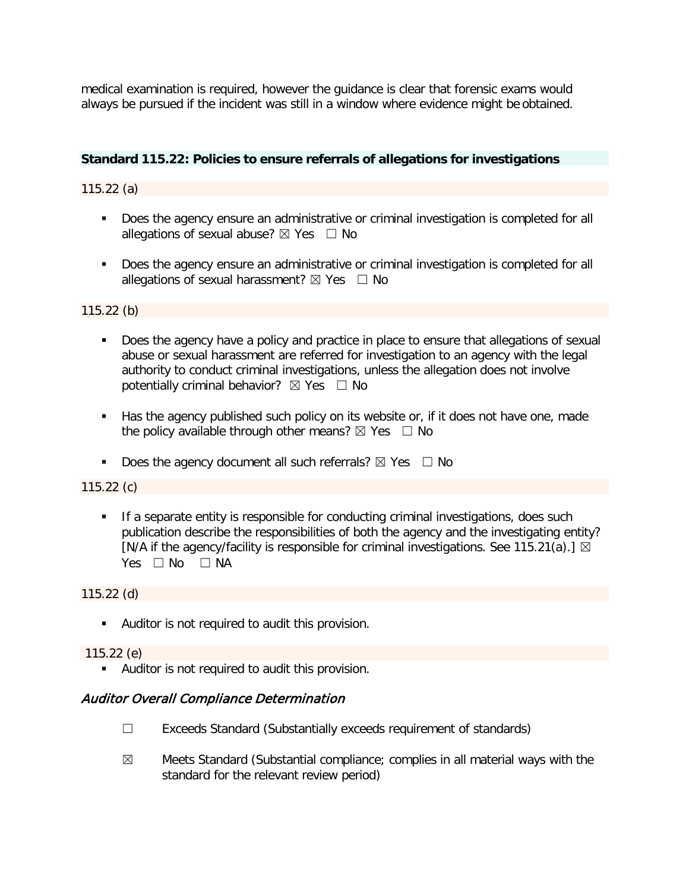medical examination is required, however the guidance is clear that forensic exams would always be pursued if the incident was still in a window where evidence might be obtained.

### Standard 115.22: Policies to ensure referrals of allegations for investigations

115.22 (a)

- Does the agency ensure an administrative or criminal investigation is completed for all allegations of sexual abuse? ☒ Yes ☐ No
- Does the agency ensure an administrative or criminal investigation is completed for all allegations of sexual harassment? ☒ Yes ☐ No

115.22 (b)

- Does the agency have a policy and practice in place to ensure that allegations of sexual abuse or sexual harassment are referred for investigation to an agency with the legal authority to conduct criminal investigations, unless the allegation does not involve potentially criminal behavior? ☒ Yes ☐ No
- Has the agency published such policy on its website or, if it does not have one, made the policy available through other means? ☒ Yes ☐ No
- Does the agency document all such referrals? ☒ Yes ☐ No

115.22 (c)

- If a separate entity is responsible for conducting criminal investigations, does such publication describe the responsibilities of both the agency and the investigating entity? [N/A if the agency/facility is responsible for criminal investigations. See 115.21(a).] ☒ Yes ☐ No ☐ NA

115.22 (d)

- Auditor is not required to audit this provision.

115.22 (e)

- Auditor is not required to audit this provision.

### *Auditor Overall Compliance Determination*

☐ Exceeds Standard (Substantially exceeds requirement of standards)

☒ Meets Standard (Substantial compliance; complies in all material ways with the standard for the relevant review period)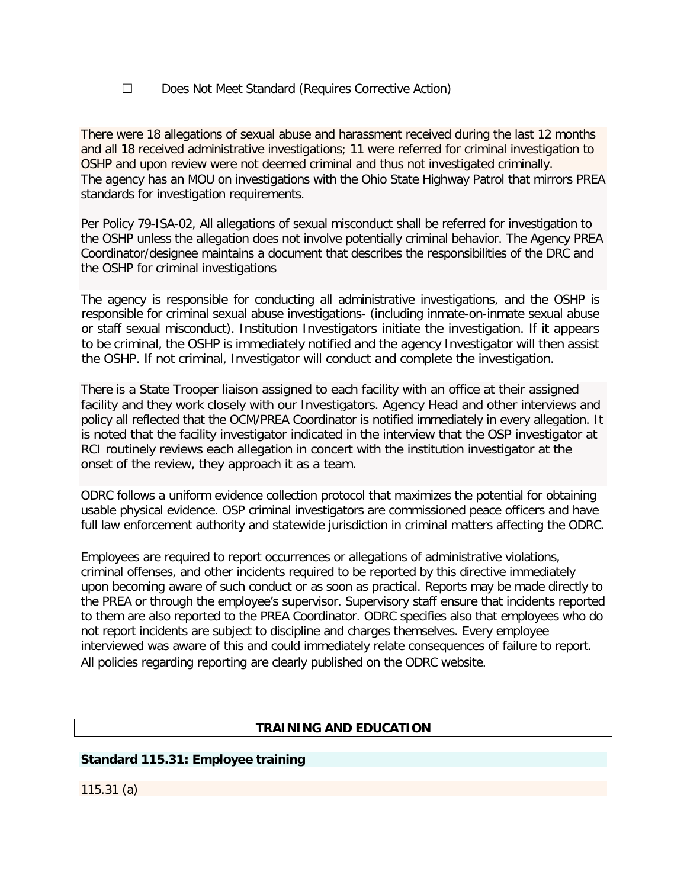☐ Does Not Meet Standard (Requires Corrective Action)

There were 18 allegations of sexual abuse and harassment received during the last 12 months and all 18 received administrative investigations; 11 were referred for criminal investigation to OSHP and upon review were not deemed criminal and thus not investigated criminally.
The agency has an MOU on investigations with the Ohio State Highway Patrol that mirrors PREA standards for investigation requirements.

Per Policy 79-ISA-02, All allegations of sexual misconduct shall be referred for investigation to the OSHP unless the allegation does not involve potentially criminal behavior. The Agency PREA Coordinator/designee maintains a document that describes the responsibilities of the DRC and the OSHP for criminal investigations

The agency is responsible for conducting all administrative investigations, and the OSHP is responsible for criminal sexual abuse investigations- (including inmate-on-inmate sexual abuse or staff sexual misconduct). Institution Investigators initiate the investigation. If it appears to be criminal, the OSHP is immediately notified and the agency Investigator will then assist the OSHP. If not criminal, Investigator will conduct and complete the investigation.

There is a State Trooper liaison assigned to each facility with an office at their assigned facility and they work closely with our Investigators. Agency Head and other interviews and policy all reflected that the OCM/PREA Coordinator is notified immediately in every allegation. It is noted that the facility investigator indicated in the interview that the OSP investigator at RCI routinely reviews each allegation in concert with the institution investigator at the onset of the review, they approach it as a team.

ODRC follows a uniform evidence collection protocol that maximizes the potential for obtaining usable physical evidence. OSP criminal investigators are commissioned peace officers and have full law enforcement authority and statewide jurisdiction in criminal matters affecting the ODRC.

Employees are required to report occurrences or allegations of administrative violations, criminal offenses, and other incidents required to be reported by this directive immediately upon becoming aware of such conduct or as soon as practical. Reports may be made directly to the PREA or through the employee's supervisor. Supervisory staff ensure that incidents reported to them are also reported to the PREA Coordinator. ODRC specifies also that employees who do not report incidents are subject to discipline and charges themselves. Every employee interviewed was aware of this and could immediately relate consequences of failure to report. All policies regarding reporting are clearly published on the ODRC website.

## TRAINING AND EDUCATION

### Standard 115.31: Employee training

115.31 (a)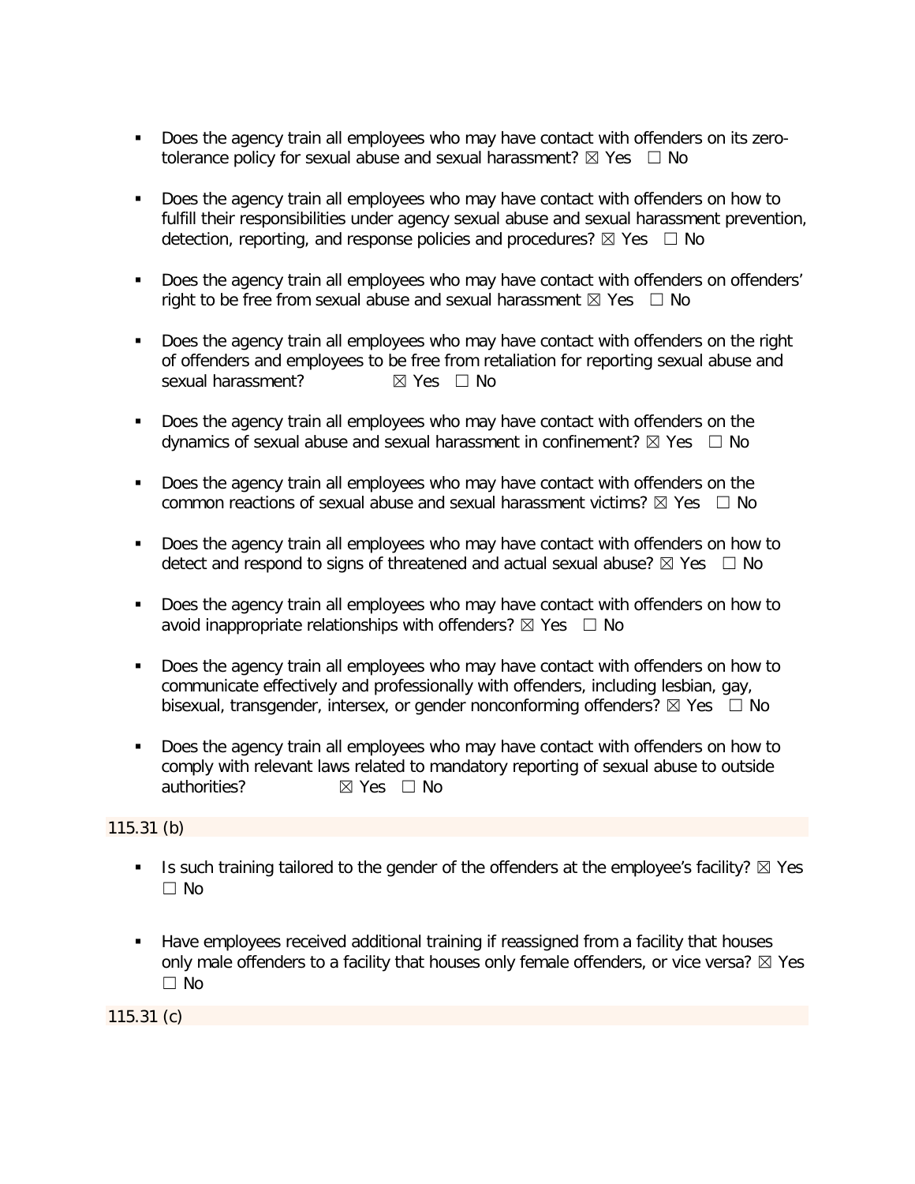- Does the agency train all employees who may have contact with offenders on its zero-tolerance policy for sexual abuse and sexual harassment? ☒ Yes ☐ No

- Does the agency train all employees who may have contact with offenders on how to fulfill their responsibilities under agency sexual abuse and sexual harassment prevention, detection, reporting, and response policies and procedures? ☒ Yes ☐ No

- Does the agency train all employees who may have contact with offenders on offenders' right to be free from sexual abuse and sexual harassment ☒ Yes ☐ No

- Does the agency train all employees who may have contact with offenders on the right of offenders and employees to be free from retaliation for reporting sexual abuse and sexual harassment? ☒ Yes ☐ No

- Does the agency train all employees who may have contact with offenders on the dynamics of sexual abuse and sexual harassment in confinement? ☒ Yes ☐ No

- Does the agency train all employees who may have contact with offenders on the common reactions of sexual abuse and sexual harassment victims? ☒ Yes ☐ No

- Does the agency train all employees who may have contact with offenders on how to detect and respond to signs of threatened and actual sexual abuse? ☒ Yes ☐ No

- Does the agency train all employees who may have contact with offenders on how to avoid inappropriate relationships with offenders? ☒ Yes ☐ No

- Does the agency train all employees who may have contact with offenders on how to communicate effectively and professionally with offenders, including lesbian, gay, bisexual, transgender, intersex, or gender nonconforming offenders? ☒ Yes ☐ No

- Does the agency train all employees who may have contact with offenders on how to comply with relevant laws related to mandatory reporting of sexual abuse to outside authorities? ☒ Yes ☐ No

115.31 (b)

- Is such training tailored to the gender of the offenders at the employee's facility? ☒ Yes ☐ No

- Have employees received additional training if reassigned from a facility that houses only male offenders to a facility that houses only female offenders, or vice versa? ☒ Yes ☐ No

115.31 (c)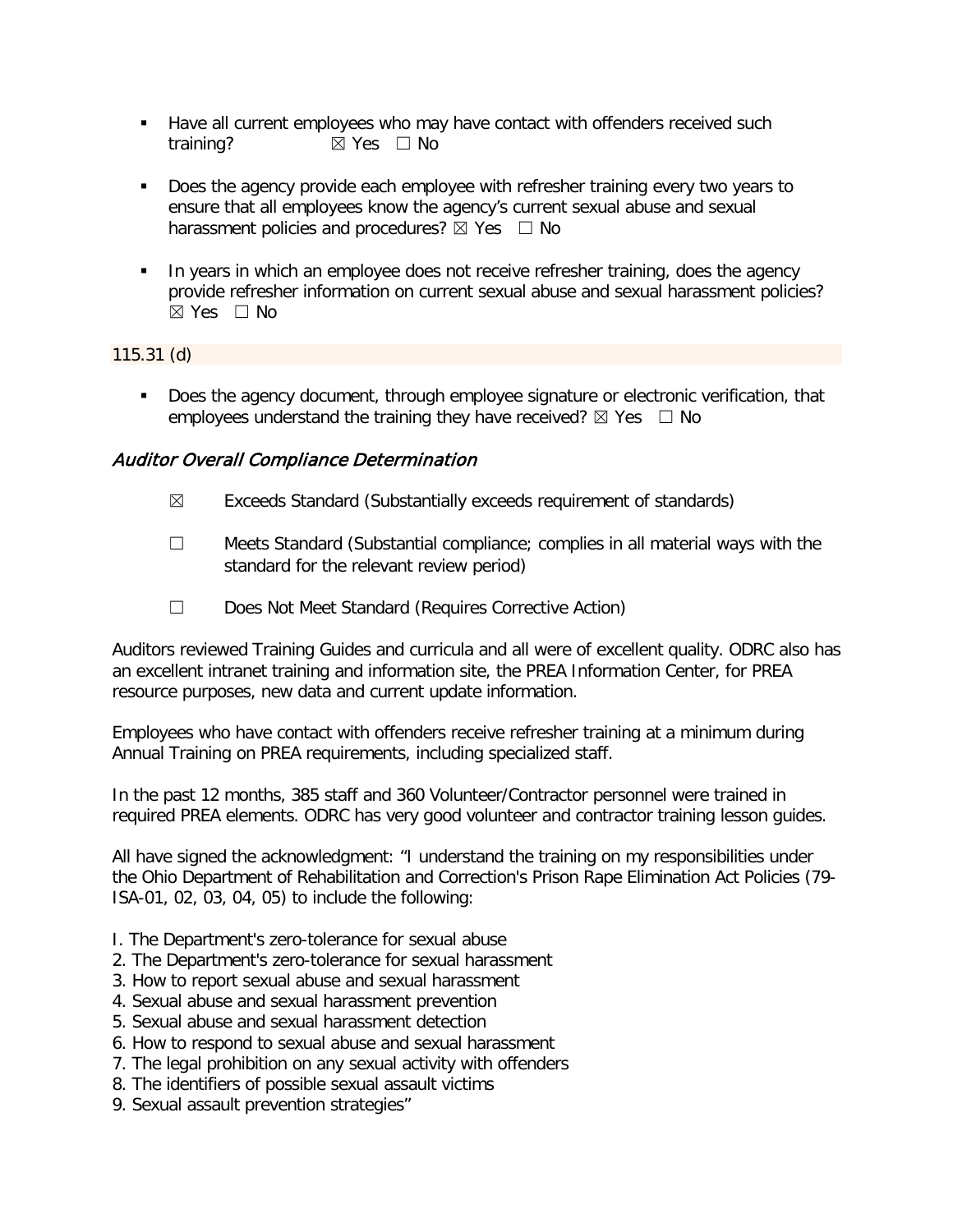- Have all current employees who may have contact with offenders received such training? ☒ Yes ☐ No

- Does the agency provide each employee with refresher training every two years to ensure that all employees know the agency's current sexual abuse and sexual harassment policies and procedures? ☒ Yes ☐ No

- In years in which an employee does not receive refresher training, does the agency provide refresher information on current sexual abuse and sexual harassment policies? ☒ Yes ☐ No

115.31 (d)

- Does the agency document, through employee signature or electronic verification, that employees understand the training they have received? ☒ Yes ☐ No

### *Auditor Overall Compliance Determination*

☒ Exceeds Standard (Substantially exceeds requirement of standards)

☐ Meets Standard (Substantial compliance; complies in all material ways with the standard for the relevant review period)

☐ Does Not Meet Standard (Requires Corrective Action)

Auditors reviewed Training Guides and curricula and all were of excellent quality. ODRC also has an excellent intranet training and information site, the PREA Information Center, for PREA resource purposes, new data and current update information.

Employees who have contact with offenders receive refresher training at a minimum during Annual Training on PREA requirements, including specialized staff.

In the past 12 months, 385 staff and 360 Volunteer/Contractor personnel were trained in required PREA elements. ODRC has very good volunteer and contractor training lesson guides.

All have signed the acknowledgment: "I understand the training on my responsibilities under the Ohio Department of Rehabilitation and Correction's Prison Rape Elimination Act Policies (79-ISA-01, 02, 03, 04, 05) to include the following:

I. The Department's zero-tolerance for sexual abuse
2. The Department's zero-tolerance for sexual harassment
3. How to report sexual abuse and sexual harassment
4. Sexual abuse and sexual harassment prevention
5. Sexual abuse and sexual harassment detection
6. How to respond to sexual abuse and sexual harassment
7. The legal prohibition on any sexual activity with offenders
8. The identifiers of possible sexual assault victims
9. Sexual assault prevention strategies"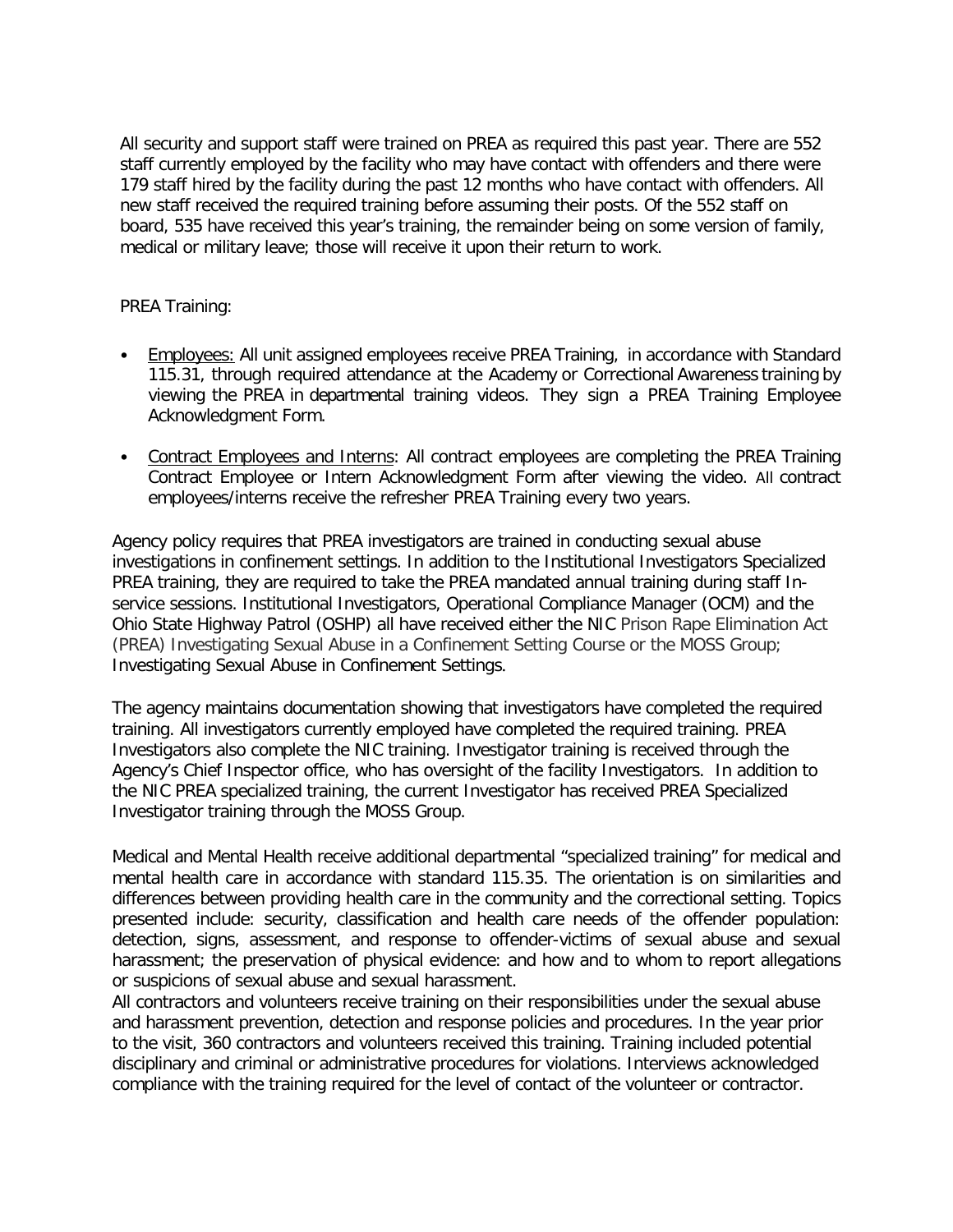All security and support staff were trained on PREA as required this past year. There are 552 staff currently employed by the facility who may have contact with offenders and there were 179 staff hired by the facility during the past 12 months who have contact with offenders. All new staff received the required training before assuming their posts. Of the 552 staff on board, 535 have received this year's training, the remainder being on some version of family, medical or military leave; those will receive it upon their return to work.

PREA Training:

- Employees: All unit assigned employees receive PREA Training, in accordance with Standard 115.31, through required attendance at the Academy or Correctional Awareness training by viewing the PREA in departmental training videos. They sign a PREA Training Employee Acknowledgment Form.
- Contract Employees and Interns: All contract employees are completing the PREA Training Contract Employee or Intern Acknowledgment Form after viewing the video. All contract employees/interns receive the refresher PREA Training every two years.

Agency policy requires that PREA investigators are trained in conducting sexual abuse investigations in confinement settings. In addition to the Institutional Investigators Specialized PREA training, they are required to take the PREA mandated annual training during staff In-service sessions. Institutional Investigators, Operational Compliance Manager (OCM) and the Ohio State Highway Patrol (OSHP) all have received either the NIC Prison Rape Elimination Act (PREA) Investigating Sexual Abuse in a Confinement Setting Course or the MOSS Group; Investigating Sexual Abuse in Confinement Settings.

The agency maintains documentation showing that investigators have completed the required training. All investigators currently employed have completed the required training. PREA Investigators also complete the NIC training. Investigator training is received through the Agency's Chief Inspector office, who has oversight of the facility Investigators. In addition to the NIC PREA specialized training, the current Investigator has received PREA Specialized Investigator training through the MOSS Group.

Medical and Mental Health receive additional departmental "specialized training" for medical and mental health care in accordance with standard 115.35. The orientation is on similarities and differences between providing health care in the community and the correctional setting. Topics presented include: security, classification and health care needs of the offender population: detection, signs, assessment, and response to offender-victims of sexual abuse and sexual harassment; the preservation of physical evidence: and how and to whom to report allegations or suspicions of sexual abuse and sexual harassment.

All contractors and volunteers receive training on their responsibilities under the sexual abuse and harassment prevention, detection and response policies and procedures. In the year prior to the visit, 360 contractors and volunteers received this training. Training included potential disciplinary and criminal or administrative procedures for violations. Interviews acknowledged compliance with the training required for the level of contact of the volunteer or contractor.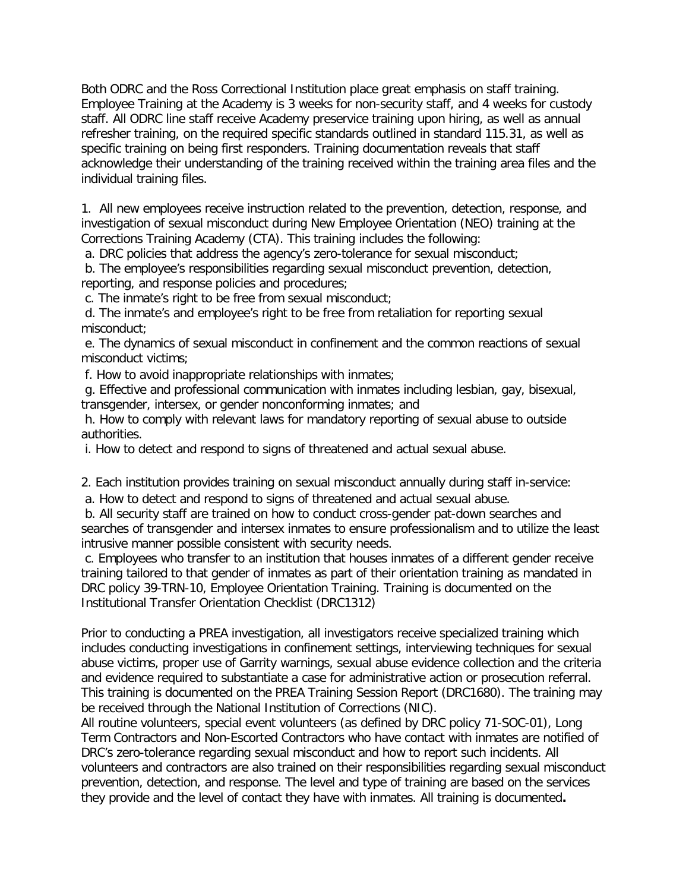Both ODRC and the Ross Correctional Institution place great emphasis on staff training. Employee Training at the Academy is 3 weeks for non-security staff, and 4 weeks for custody staff. All ODRC line staff receive Academy preservice training upon hiring, as well as annual refresher training, on the required specific standards outlined in standard 115.31, as well as specific training on being first responders. Training documentation reveals that staff acknowledge their understanding of the training received within the training area files and the individual training files.

1. All new employees receive instruction related to the prevention, detection, response, and investigation of sexual misconduct during New Employee Orientation (NEO) training at the Corrections Training Academy (CTA). This training includes the following:
 a. DRC policies that address the agency's zero-tolerance for sexual misconduct;
 b. The employee's responsibilities regarding sexual misconduct prevention, detection, reporting, and response policies and procedures;
 c. The inmate's right to be free from sexual misconduct;
 d. The inmate's and employee's right to be free from retaliation for reporting sexual misconduct;
 e. The dynamics of sexual misconduct in confinement and the common reactions of sexual misconduct victims;
 f. How to avoid inappropriate relationships with inmates;
 g. Effective and professional communication with inmates including lesbian, gay, bisexual, transgender, intersex, or gender nonconforming inmates; and
 h. How to comply with relevant laws for mandatory reporting of sexual abuse to outside authorities.
 i. How to detect and respond to signs of threatened and actual sexual abuse.

2. Each institution provides training on sexual misconduct annually during staff in-service:
 a. How to detect and respond to signs of threatened and actual sexual abuse.
 b. All security staff are trained on how to conduct cross-gender pat-down searches and searches of transgender and intersex inmates to ensure professionalism and to utilize the least intrusive manner possible consistent with security needs.
 c. Employees who transfer to an institution that houses inmates of a different gender receive training tailored to that gender of inmates as part of their orientation training as mandated in DRC policy 39-TRN-10, Employee Orientation Training. Training is documented on the Institutional Transfer Orientation Checklist (DRC1312)

Prior to conducting a PREA investigation, all investigators receive specialized training which includes conducting investigations in confinement settings, interviewing techniques for sexual abuse victims, proper use of Garrity warnings, sexual abuse evidence collection and the criteria and evidence required to substantiate a case for administrative action or prosecution referral. This training is documented on the PREA Training Session Report (DRC1680). The training may be received through the National Institution of Corrections (NIC).
All routine volunteers, special event volunteers (as defined by DRC policy 71-SOC-01), Long Term Contractors and Non-Escorted Contractors who have contact with inmates are notified of DRC's zero-tolerance regarding sexual misconduct and how to report such incidents. All volunteers and contractors are also trained on their responsibilities regarding sexual misconduct prevention, detection, and response. The level and type of training are based on the services they provide and the level of contact they have with inmates. All training is documented**.**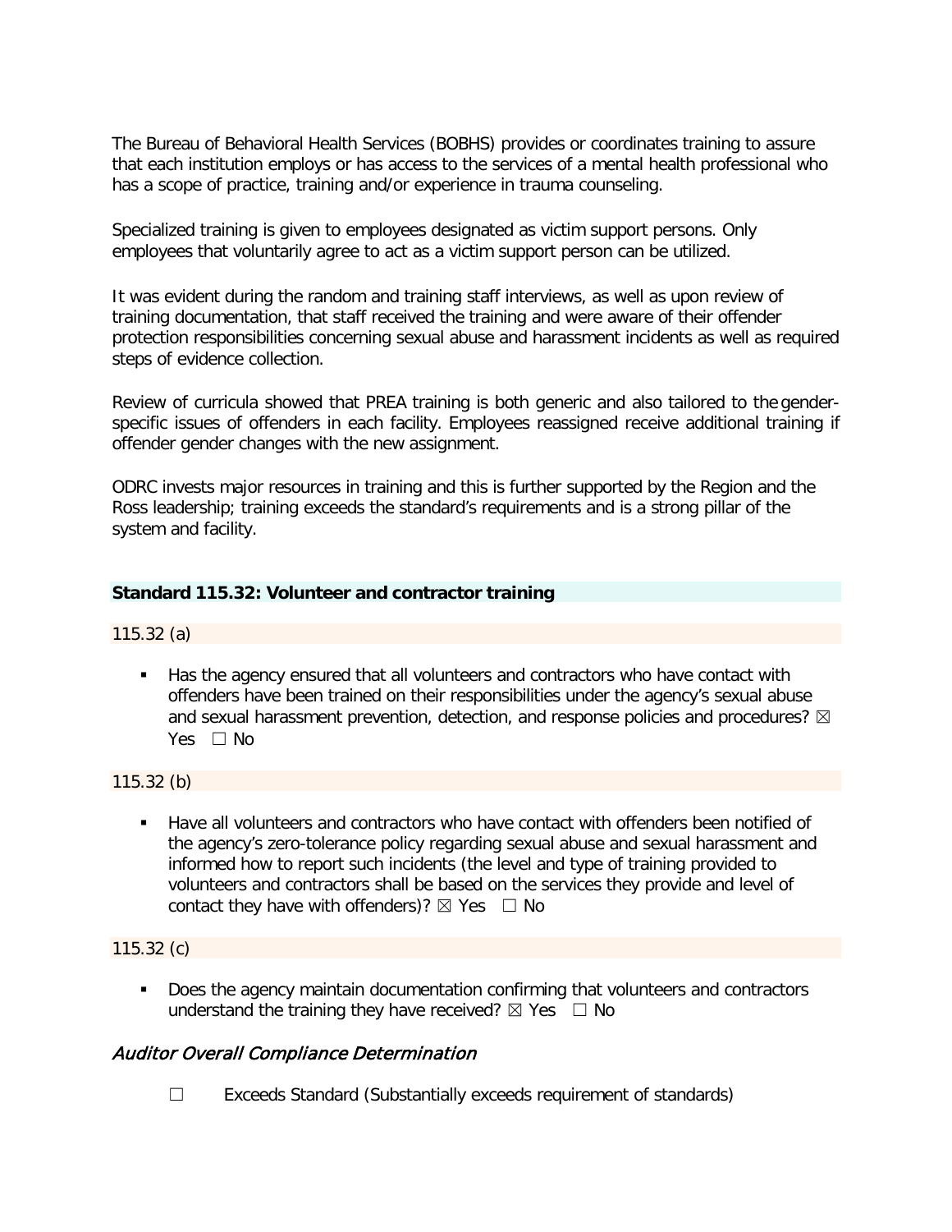The Bureau of Behavioral Health Services (BOBHS) provides or coordinates training to assure that each institution employs or has access to the services of a mental health professional who has a scope of practice, training and/or experience in trauma counseling.

Specialized training is given to employees designated as victim support persons. Only employees that voluntarily agree to act as a victim support person can be utilized.

It was evident during the random and training staff interviews, as well as upon review of training documentation, that staff received the training and were aware of their offender protection responsibilities concerning sexual abuse and harassment incidents as well as required steps of evidence collection.

Review of curricula showed that PREA training is both generic and also tailored to the gender-specific issues of offenders in each facility. Employees reassigned receive additional training if offender gender changes with the new assignment.

ODRC invests major resources in training and this is further supported by the Region and the Ross leadership; training exceeds the standard's requirements and is a strong pillar of the system and facility.

### Standard 115.32: Volunteer and contractor training

115.32 (a)

- Has the agency ensured that all volunteers and contractors who have contact with offenders have been trained on their responsibilities under the agency's sexual abuse and sexual harassment prevention, detection, and response policies and procedures? ☒ Yes ☐ No

115.32 (b)

- Have all volunteers and contractors who have contact with offenders been notified of the agency's zero-tolerance policy regarding sexual abuse and sexual harassment and informed how to report such incidents (the level and type of training provided to volunteers and contractors shall be based on the services they provide and level of contact they have with offenders)? ☒ Yes ☐ No

115.32 (c)

- Does the agency maintain documentation confirming that volunteers and contractors understand the training they have received? ☒ Yes ☐ No

#### *Auditor Overall Compliance Determination*

☐ Exceeds Standard (Substantially exceeds requirement of standards)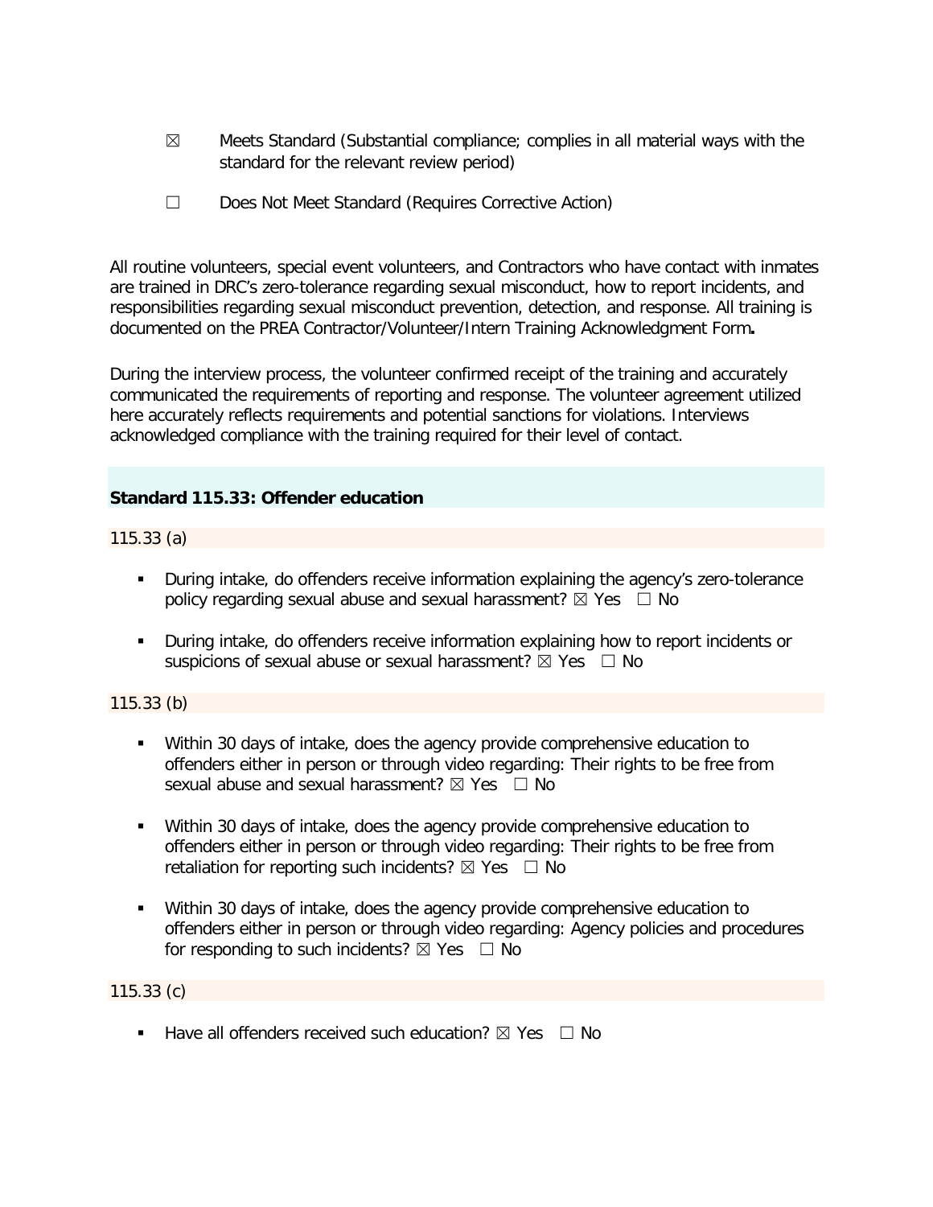☒ Meets Standard (Substantial compliance; complies in all material ways with the standard for the relevant review period)

☐ Does Not Meet Standard (Requires Corrective Action)

All routine volunteers, special event volunteers, and Contractors who have contact with inmates are trained in DRC's zero-tolerance regarding sexual misconduct, how to report incidents, and responsibilities regarding sexual misconduct prevention, detection, and response. All training is documented on the PREA Contractor/Volunteer/Intern Training Acknowledgment Form**.**

During the interview process, the volunteer confirmed receipt of the training and accurately communicated the requirements of reporting and response. The volunteer agreement utilized here accurately reflects requirements and potential sanctions for violations. Interviews acknowledged compliance with the training required for their level of contact.

### Standard 115.33: Offender education

115.33 (a)

- During intake, do offenders receive information explaining the agency's zero-tolerance policy regarding sexual abuse and sexual harassment? ☒ Yes ☐ No
- During intake, do offenders receive information explaining how to report incidents or suspicions of sexual abuse or sexual harassment? ☒ Yes ☐ No

115.33 (b)

- Within 30 days of intake, does the agency provide comprehensive education to offenders either in person or through video regarding: Their rights to be free from sexual abuse and sexual harassment? ☒ Yes ☐ No
- Within 30 days of intake, does the agency provide comprehensive education to offenders either in person or through video regarding: Their rights to be free from retaliation for reporting such incidents? ☒ Yes ☐ No
- Within 30 days of intake, does the agency provide comprehensive education to offenders either in person or through video regarding: Agency policies and procedures for responding to such incidents? ☒ Yes ☐ No

115.33 (c)

- Have all offenders received such education? ☒ Yes ☐ No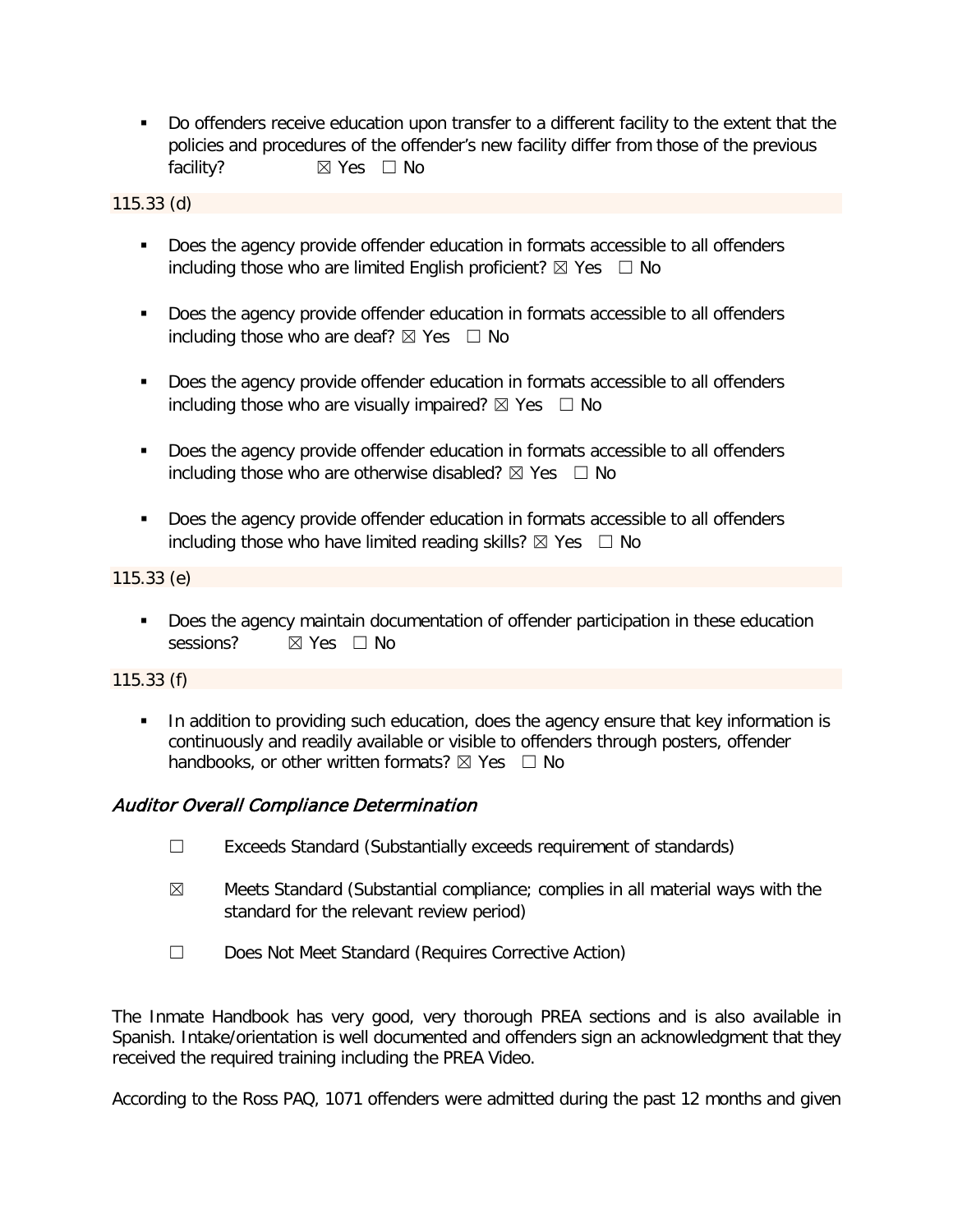- Do offenders receive education upon transfer to a different facility to the extent that the policies and procedures of the offender's new facility differ from those of the previous facility? ☒ Yes ☐ No

115.33 (d)

- Does the agency provide offender education in formats accessible to all offenders including those who are limited English proficient? ☒ Yes ☐ No
- Does the agency provide offender education in formats accessible to all offenders including those who are deaf? ☒ Yes ☐ No
- Does the agency provide offender education in formats accessible to all offenders including those who are visually impaired? ☒ Yes ☐ No
- Does the agency provide offender education in formats accessible to all offenders including those who are otherwise disabled? ☒ Yes ☐ No
- Does the agency provide offender education in formats accessible to all offenders including those who have limited reading skills? ☒ Yes ☐ No

115.33 (e)

- Does the agency maintain documentation of offender participation in these education sessions? ☒ Yes ☐ No

115.33 (f)

- In addition to providing such education, does the agency ensure that key information is continuously and readily available or visible to offenders through posters, offender handbooks, or other written formats? ☒ Yes ☐ No

### *Auditor Overall Compliance Determination*

☐ Exceeds Standard (Substantially exceeds requirement of standards)

☒ Meets Standard (Substantial compliance; complies in all material ways with the standard for the relevant review period)

☐ Does Not Meet Standard (Requires Corrective Action)

The Inmate Handbook has very good, very thorough PREA sections and is also available in Spanish. Intake/orientation is well documented and offenders sign an acknowledgment that they received the required training including the PREA Video.

According to the Ross PAQ, 1071 offenders were admitted during the past 12 months and given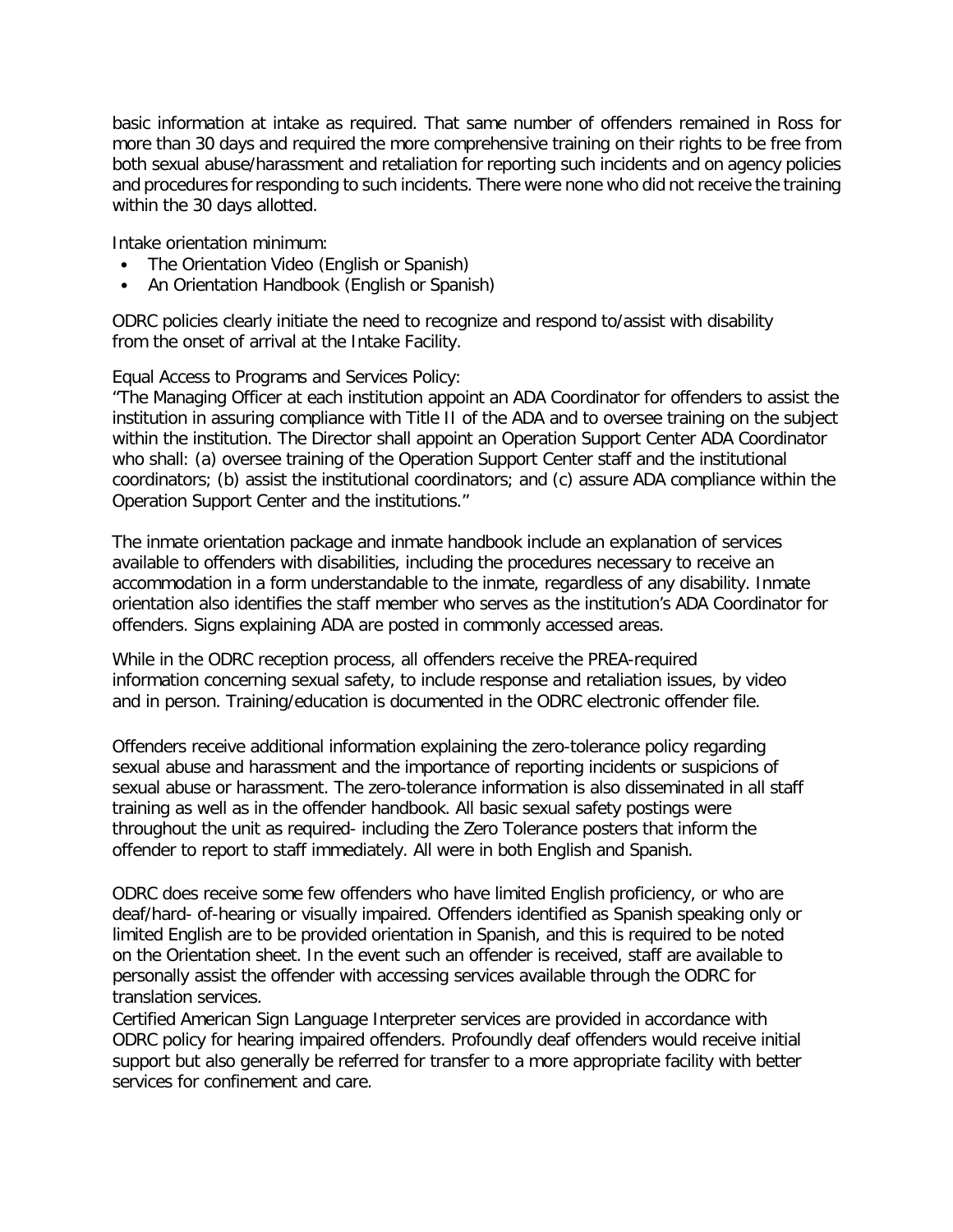basic information at intake as required. That same number of offenders remained in Ross for more than 30 days and required the more comprehensive training on their rights to be free from both sexual abuse/harassment and retaliation for reporting such incidents and on agency policies and procedures for responding to such incidents. There were none who did not receive the training within the 30 days allotted.

Intake orientation minimum:

- The Orientation Video (English or Spanish)
- An Orientation Handbook (English or Spanish)

ODRC policies clearly initiate the need to recognize and respond to/assist with disability from the onset of arrival at the Intake Facility.

Equal Access to Programs and Services Policy:
"The Managing Officer at each institution appoint an ADA Coordinator for offenders to assist the institution in assuring compliance with Title II of the ADA and to oversee training on the subject within the institution. The Director shall appoint an Operation Support Center ADA Coordinator who shall: (a) oversee training of the Operation Support Center staff and the institutional coordinators; (b) assist the institutional coordinators; and (c) assure ADA compliance within the Operation Support Center and the institutions."

The inmate orientation package and inmate handbook include an explanation of services available to offenders with disabilities, including the procedures necessary to receive an accommodation in a form understandable to the inmate, regardless of any disability. Inmate orientation also identifies the staff member who serves as the institution's ADA Coordinator for offenders. Signs explaining ADA are posted in commonly accessed areas.

While in the ODRC reception process, all offenders receive the PREA-required information concerning sexual safety, to include response and retaliation issues, by video and in person. Training/education is documented in the ODRC electronic offender file.

Offenders receive additional information explaining the zero-tolerance policy regarding sexual abuse and harassment and the importance of reporting incidents or suspicions of sexual abuse or harassment. The zero-tolerance information is also disseminated in all staff training as well as in the offender handbook. All basic sexual safety postings were throughout the unit as required- including the Zero Tolerance posters that inform the offender to report to staff immediately. All were in both English and Spanish.

ODRC does receive some few offenders who have limited English proficiency, or who are deaf/hard- of-hearing or visually impaired. Offenders identified as Spanish speaking only or limited English are to be provided orientation in Spanish, and this is required to be noted on the Orientation sheet. In the event such an offender is received, staff are available to personally assist the offender with accessing services available through the ODRC for translation services.

Certified American Sign Language Interpreter services are provided in accordance with ODRC policy for hearing impaired offenders. Profoundly deaf offenders would receive initial support but also generally be referred for transfer to a more appropriate facility with better services for confinement and care.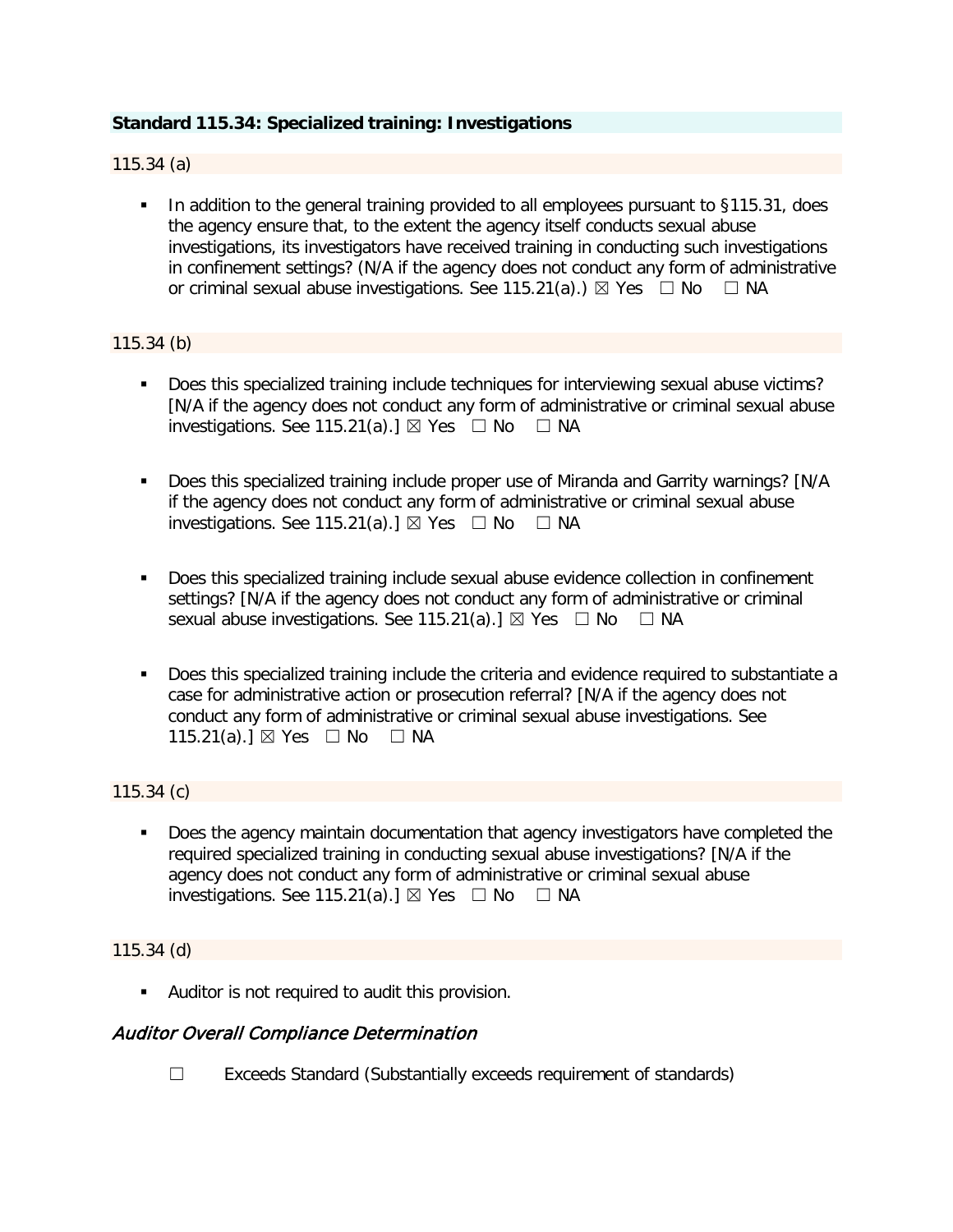**Standard 115.34: Specialized training: Investigations**

115.34 (a)

- In addition to the general training provided to all employees pursuant to §115.31, does the agency ensure that, to the extent the agency itself conducts sexual abuse investigations, its investigators have received training in conducting such investigations in confinement settings? (N/A if the agency does not conduct any form of administrative or criminal sexual abuse investigations. See 115.21(a).) ☒ Yes ☐ No ☐ NA

115.34 (b)

- Does this specialized training include techniques for interviewing sexual abuse victims? [N/A if the agency does not conduct any form of administrative or criminal sexual abuse investigations. See 115.21(a).] ☒ Yes ☐ No ☐ NA

- Does this specialized training include proper use of Miranda and Garrity warnings? [N/A if the agency does not conduct any form of administrative or criminal sexual abuse investigations. See 115.21(a).] ☒ Yes ☐ No ☐ NA

- Does this specialized training include sexual abuse evidence collection in confinement settings? [N/A if the agency does not conduct any form of administrative or criminal sexual abuse investigations. See 115.21(a).] ☒ Yes ☐ No ☐ NA

- Does this specialized training include the criteria and evidence required to substantiate a case for administrative action or prosecution referral? [N/A if the agency does not conduct any form of administrative or criminal sexual abuse investigations. See 115.21(a).] ☒ Yes ☐ No ☐ NA

115.34 (c)

- Does the agency maintain documentation that agency investigators have completed the required specialized training in conducting sexual abuse investigations? [N/A if the agency does not conduct any form of administrative or criminal sexual abuse investigations. See 115.21(a).] ☒ Yes ☐ No ☐ NA

115.34 (d)

- Auditor is not required to audit this provision.

### *Auditor Overall Compliance Determination*

☐ Exceeds Standard (Substantially exceeds requirement of standards)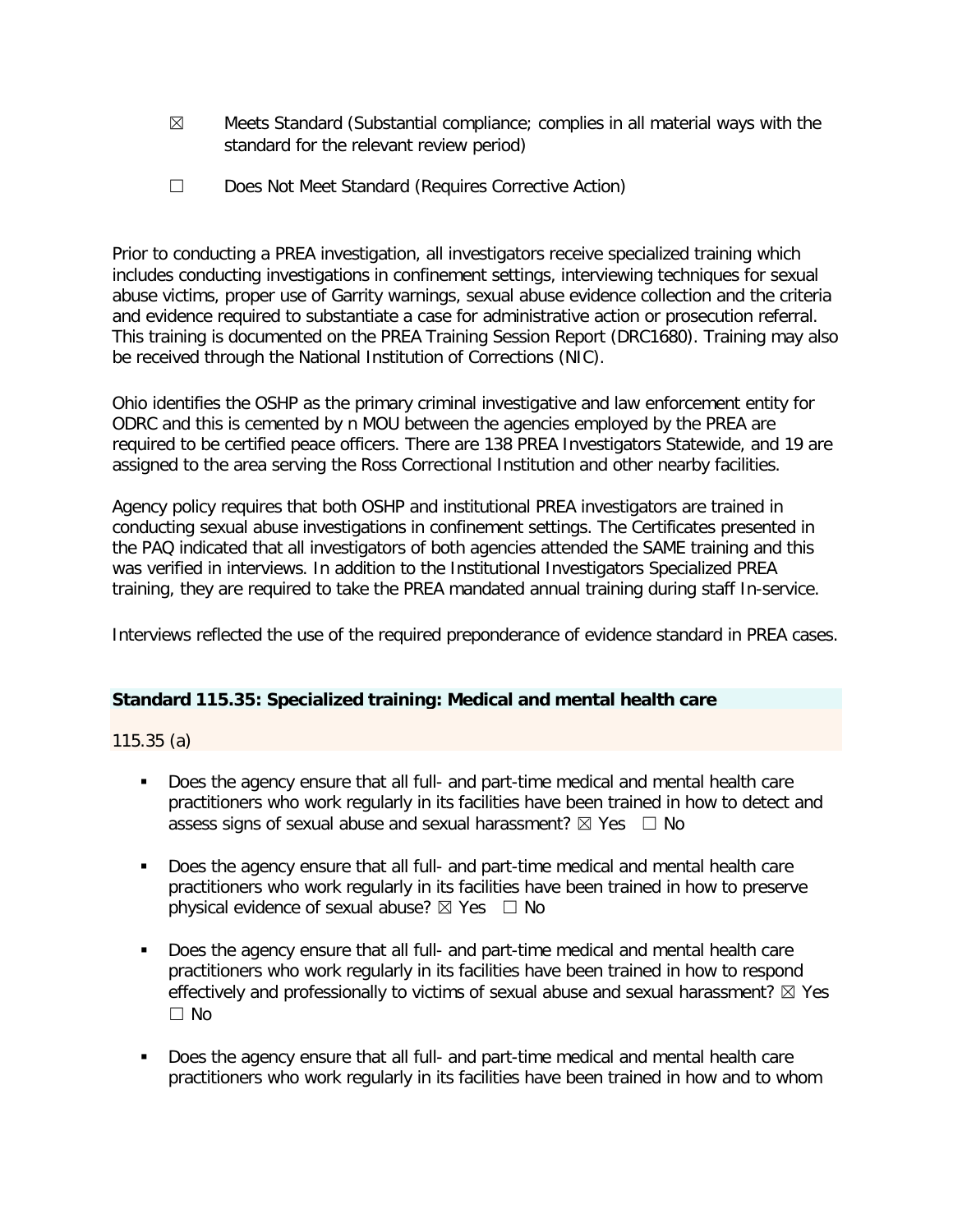☒ Meets Standard (Substantial compliance; complies in all material ways with the standard for the relevant review period)

☐ Does Not Meet Standard (Requires Corrective Action)

Prior to conducting a PREA investigation, all investigators receive specialized training which includes conducting investigations in confinement settings, interviewing techniques for sexual abuse victims, proper use of Garrity warnings, sexual abuse evidence collection and the criteria and evidence required to substantiate a case for administrative action or prosecution referral. This training is documented on the PREA Training Session Report (DRC1680). Training may also be received through the National Institution of Corrections (NIC).

Ohio identifies the OSHP as the primary criminal investigative and law enforcement entity for ODRC and this is cemented by n MOU between the agencies employed by the PREA are required to be certified peace officers. There are 138 PREA Investigators Statewide, and 19 are assigned to the area serving the Ross Correctional Institution and other nearby facilities.

Agency policy requires that both OSHP and institutional PREA investigators are trained in conducting sexual abuse investigations in confinement settings. The Certificates presented in the PAQ indicated that all investigators of both agencies attended the SAME training and this was verified in interviews. In addition to the Institutional Investigators Specialized PREA training, they are required to take the PREA mandated annual training during staff In-service.

Interviews reflected the use of the required preponderance of evidence standard in PREA cases.

**Standard 115.35: Specialized training: Medical and mental health care**

115.35 (a)

- Does the agency ensure that all full- and part-time medical and mental health care practitioners who work regularly in its facilities have been trained in how to detect and assess signs of sexual abuse and sexual harassment? ☒ Yes ☐ No
- Does the agency ensure that all full- and part-time medical and mental health care practitioners who work regularly in its facilities have been trained in how to preserve physical evidence of sexual abuse? ☒ Yes ☐ No
- Does the agency ensure that all full- and part-time medical and mental health care practitioners who work regularly in its facilities have been trained in how to respond effectively and professionally to victims of sexual abuse and sexual harassment? ☒ Yes ☐ No
- Does the agency ensure that all full- and part-time medical and mental health care practitioners who work regularly in its facilities have been trained in how and to whom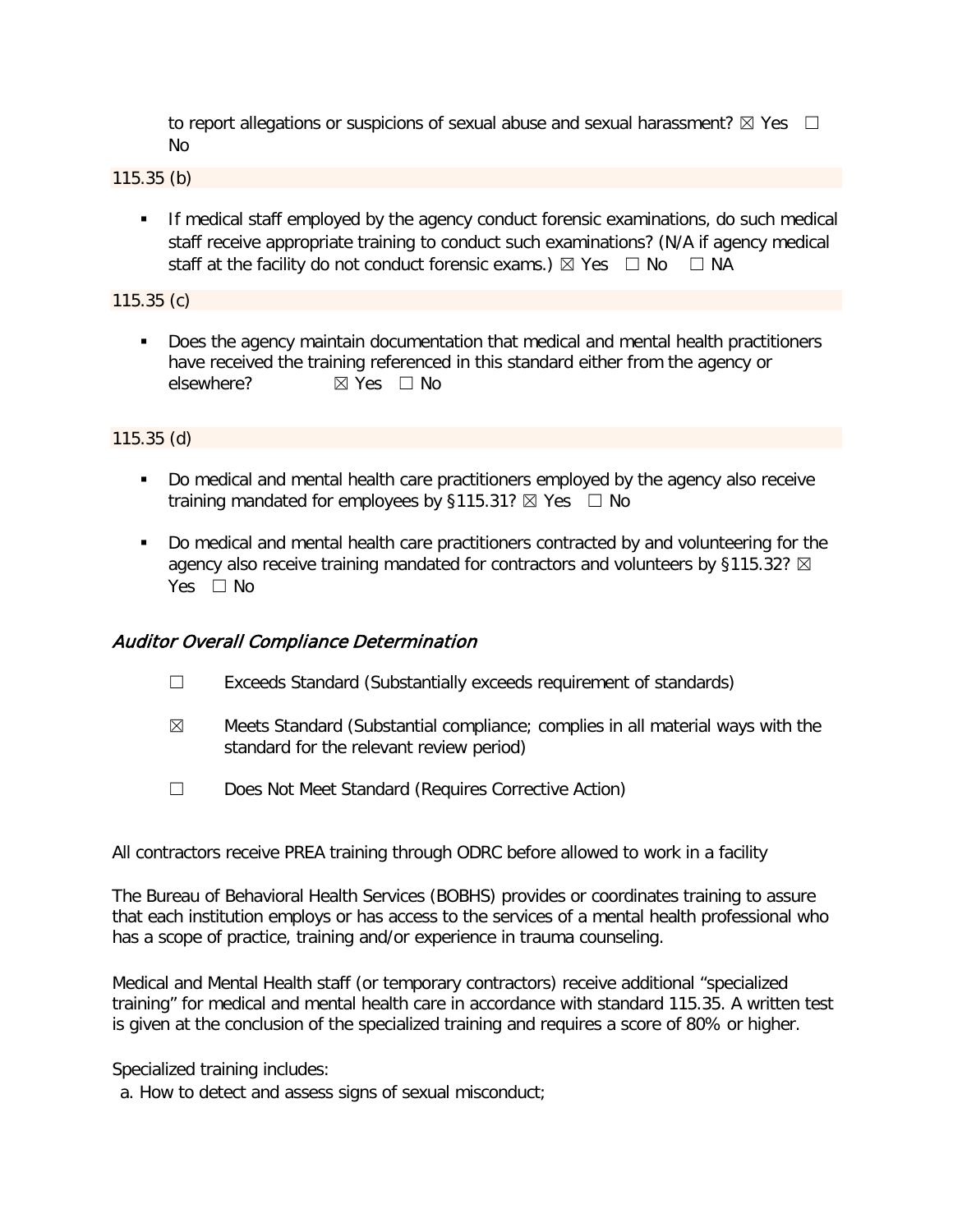to report allegations or suspicions of sexual abuse and sexual harassment? ☒ Yes ☐ No

115.35 (b)

- If medical staff employed by the agency conduct forensic examinations, do such medical staff receive appropriate training to conduct such examinations? (N/A if agency medical staff at the facility do not conduct forensic exams.) ☒ Yes ☐ No ☐ NA

115.35 (c)

- Does the agency maintain documentation that medical and mental health practitioners have received the training referenced in this standard either from the agency or elsewhere? ☒ Yes ☐ No

115.35 (d)

- Do medical and mental health care practitioners employed by the agency also receive training mandated for employees by §115.31? ☒ Yes ☐ No
- Do medical and mental health care practitioners contracted by and volunteering for the agency also receive training mandated for contractors and volunteers by §115.32? ☒ Yes ☐ No

### *Auditor Overall Compliance Determination*

☐ Exceeds Standard (Substantially exceeds requirement of standards)

☒ Meets Standard (Substantial compliance; complies in all material ways with the standard for the relevant review period)

☐ Does Not Meet Standard (Requires Corrective Action)

All contractors receive PREA training through ODRC before allowed to work in a facility

The Bureau of Behavioral Health Services (BOBHS) provides or coordinates training to assure that each institution employs or has access to the services of a mental health professional who has a scope of practice, training and/or experience in trauma counseling.

Medical and Mental Health staff (or temporary contractors) receive additional "specialized training" for medical and mental health care in accordance with standard 115.35. A written test is given at the conclusion of the specialized training and requires a score of 80% or higher.

Specialized training includes:

a. How to detect and assess signs of sexual misconduct;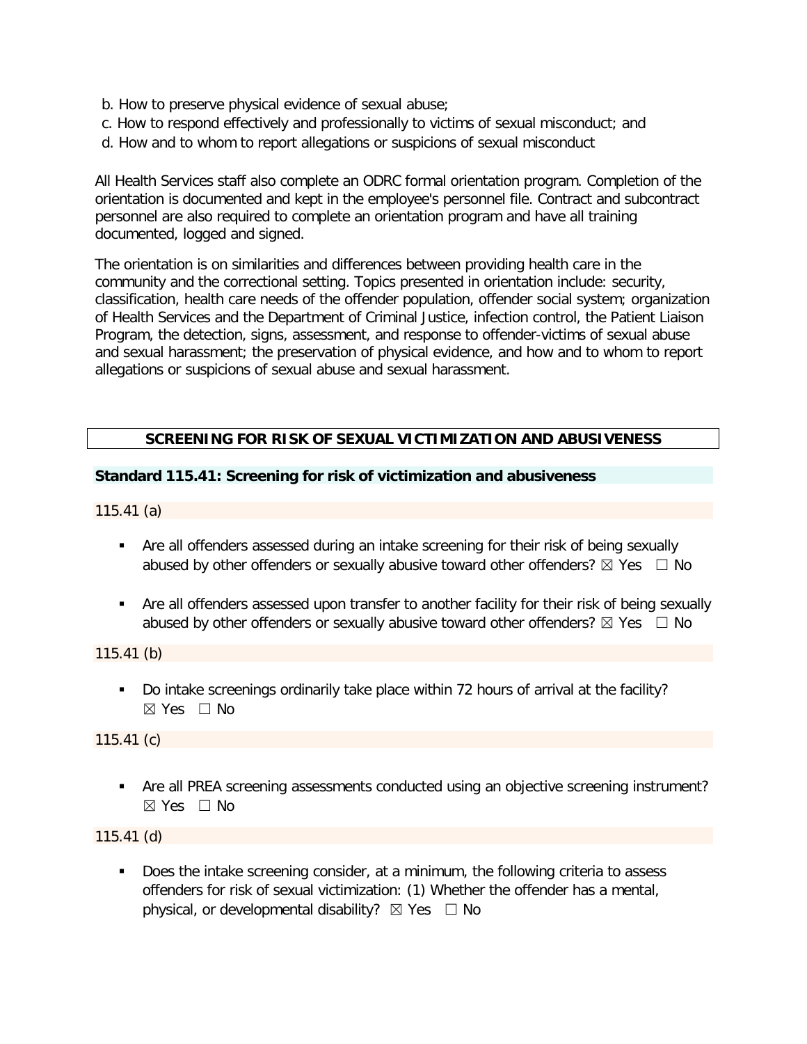b. How to preserve physical evidence of sexual abuse;
c. How to respond effectively and professionally to victims of sexual misconduct; and
d. How and to whom to report allegations or suspicions of sexual misconduct

All Health Services staff also complete an ODRC formal orientation program. Completion of the orientation is documented and kept in the employee's personnel file. Contract and subcontract personnel are also required to complete an orientation program and have all training documented, logged and signed.

The orientation is on similarities and differences between providing health care in the community and the correctional setting. Topics presented in orientation include: security, classification, health care needs of the offender population, offender social system; organization of Health Services and the Department of Criminal Justice, infection control, the Patient Liaison Program, the detection, signs, assessment, and response to offender-victims of sexual abuse and sexual harassment; the preservation of physical evidence, and how and to whom to report allegations or suspicions of sexual abuse and sexual harassment.

## SCREENING FOR RISK OF SEXUAL VICTIMIZATION AND ABUSIVENESS

### Standard 115.41: Screening for risk of victimization and abusiveness

115.41 (a)

- Are all offenders assessed during an intake screening for their risk of being sexually abused by other offenders or sexually abusive toward other offenders? ☒ Yes ☐ No
- Are all offenders assessed upon transfer to another facility for their risk of being sexually abused by other offenders or sexually abusive toward other offenders? ☒ Yes ☐ No

115.41 (b)

- Do intake screenings ordinarily take place within 72 hours of arrival at the facility? ☒ Yes ☐ No

115.41 (c)

- Are all PREA screening assessments conducted using an objective screening instrument? ☒ Yes ☐ No

115.41 (d)

- Does the intake screening consider, at a minimum, the following criteria to assess offenders for risk of sexual victimization: (1) Whether the offender has a mental, physical, or developmental disability? ☒ Yes ☐ No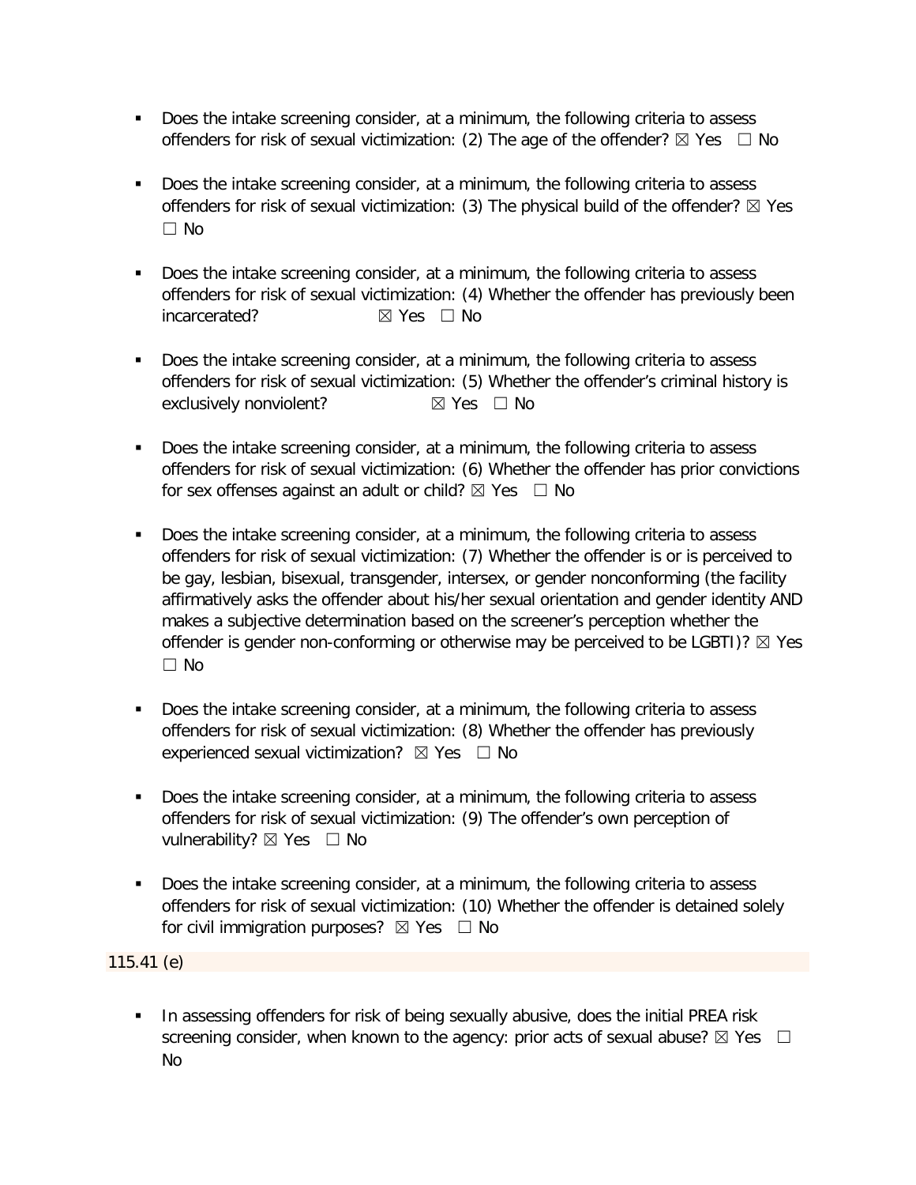- Does the intake screening consider, at a minimum, the following criteria to assess offenders for risk of sexual victimization: (2) The age of the offender? ☒ Yes ☐ No

- Does the intake screening consider, at a minimum, the following criteria to assess offenders for risk of sexual victimization: (3) The physical build of the offender? ☒ Yes ☐ No

- Does the intake screening consider, at a minimum, the following criteria to assess offenders for risk of sexual victimization: (4) Whether the offender has previously been incarcerated? ☒ Yes ☐ No

- Does the intake screening consider, at a minimum, the following criteria to assess offenders for risk of sexual victimization: (5) Whether the offender's criminal history is exclusively nonviolent? ☒ Yes ☐ No

- Does the intake screening consider, at a minimum, the following criteria to assess offenders for risk of sexual victimization: (6) Whether the offender has prior convictions for sex offenses against an adult or child? ☒ Yes ☐ No

- Does the intake screening consider, at a minimum, the following criteria to assess offenders for risk of sexual victimization: (7) Whether the offender is or is perceived to be gay, lesbian, bisexual, transgender, intersex, or gender nonconforming (the facility affirmatively asks the offender about his/her sexual orientation and gender identity AND makes a subjective determination based on the screener's perception whether the offender is gender non-conforming or otherwise may be perceived to be LGBTI)? ☒ Yes ☐ No

- Does the intake screening consider, at a minimum, the following criteria to assess offenders for risk of sexual victimization: (8) Whether the offender has previously experienced sexual victimization? ☒ Yes ☐ No

- Does the intake screening consider, at a minimum, the following criteria to assess offenders for risk of sexual victimization: (9) The offender's own perception of vulnerability? ☒ Yes ☐ No

- Does the intake screening consider, at a minimum, the following criteria to assess offenders for risk of sexual victimization: (10) Whether the offender is detained solely for civil immigration purposes? ☒ Yes ☐ No

115.41 (e)

- In assessing offenders for risk of being sexually abusive, does the initial PREA risk screening consider, when known to the agency: prior acts of sexual abuse? ☒ Yes ☐ No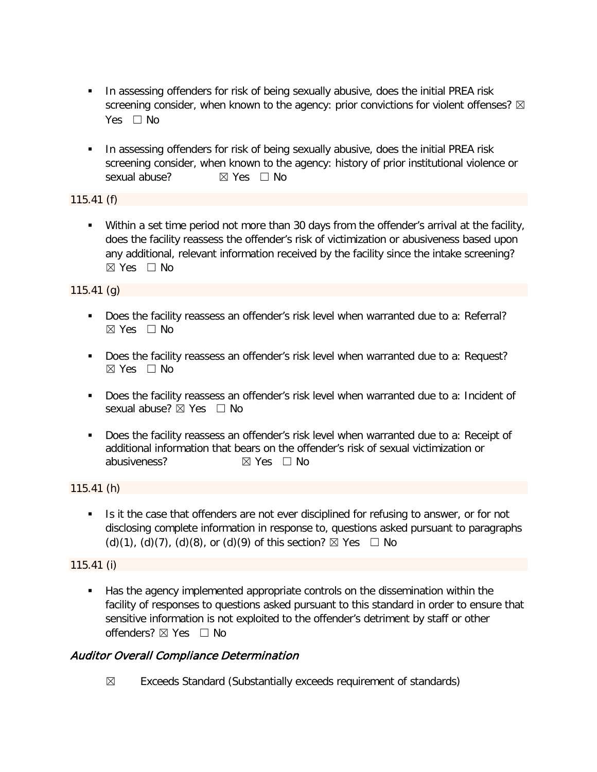- In assessing offenders for risk of being sexually abusive, does the initial PREA risk screening consider, when known to the agency: prior convictions for violent offenses? ☒ Yes ☐ No

- In assessing offenders for risk of being sexually abusive, does the initial PREA risk screening consider, when known to the agency: history of prior institutional violence or sexual abuse? ☒ Yes ☐ No

115.41 (f)

- Within a set time period not more than 30 days from the offender's arrival at the facility, does the facility reassess the offender's risk of victimization or abusiveness based upon any additional, relevant information received by the facility since the intake screening? ☒ Yes ☐ No

115.41 (g)

- Does the facility reassess an offender's risk level when warranted due to a: Referral? ☒ Yes ☐ No

- Does the facility reassess an offender's risk level when warranted due to a: Request? ☒ Yes ☐ No

- Does the facility reassess an offender's risk level when warranted due to a: Incident of sexual abuse? ☒ Yes ☐ No

- Does the facility reassess an offender's risk level when warranted due to a: Receipt of additional information that bears on the offender's risk of sexual victimization or abusiveness? ☒ Yes ☐ No

115.41 (h)

- Is it the case that offenders are not ever disciplined for refusing to answer, or for not disclosing complete information in response to, questions asked pursuant to paragraphs (d)(1), (d)(7), (d)(8), or (d)(9) of this section? ☒ Yes ☐ No

115.41 (i)

- Has the agency implemented appropriate controls on the dissemination within the facility of responses to questions asked pursuant to this standard in order to ensure that sensitive information is not exploited to the offender's detriment by staff or other offenders? ☒ Yes ☐ No

### *Auditor Overall Compliance Determination*

☒ Exceeds Standard (Substantially exceeds requirement of standards)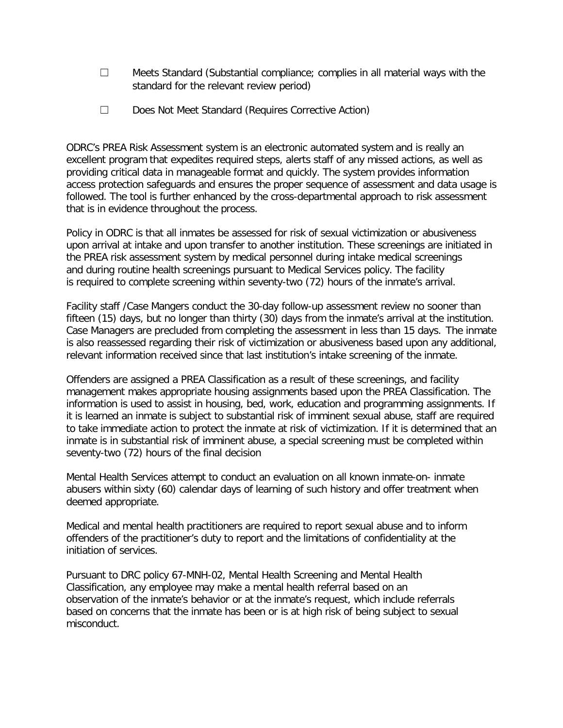☐ Meets Standard (Substantial compliance; complies in all material ways with the standard for the relevant review period)

☐ Does Not Meet Standard (Requires Corrective Action)

ODRC's PREA Risk Assessment system is an electronic automated system and is really an excellent program that expedites required steps, alerts staff of any missed actions, as well as providing critical data in manageable format and quickly. The system provides information access protection safeguards and ensures the proper sequence of assessment and data usage is followed. The tool is further enhanced by the cross-departmental approach to risk assessment that is in evidence throughout the process.

Policy in ODRC is that all inmates be assessed for risk of sexual victimization or abusiveness upon arrival at intake and upon transfer to another institution. These screenings are initiated in the PREA risk assessment system by medical personnel during intake medical screenings and during routine health screenings pursuant to Medical Services policy. The facility is required to complete screening within seventy-two (72) hours of the inmate's arrival.

Facility staff /Case Mangers conduct the 30-day follow-up assessment review no sooner than fifteen (15) days, but no longer than thirty (30) days from the inmate's arrival at the institution. Case Managers are precluded from completing the assessment in less than 15 days. The inmate is also reassessed regarding their risk of victimization or abusiveness based upon any additional, relevant information received since that last institution's intake screening of the inmate.

Offenders are assigned a PREA Classification as a result of these screenings, and facility management makes appropriate housing assignments based upon the PREA Classification. The information is used to assist in housing, bed, work, education and programming assignments. If it is learned an inmate is subject to substantial risk of imminent sexual abuse, staff are required to take immediate action to protect the inmate at risk of victimization. If it is determined that an inmate is in substantial risk of imminent abuse, a special screening must be completed within seventy-two (72) hours of the final decision

Mental Health Services attempt to conduct an evaluation on all known inmate-on- inmate abusers within sixty (60) calendar days of learning of such history and offer treatment when deemed appropriate.

Medical and mental health practitioners are required to report sexual abuse and to inform offenders of the practitioner's duty to report and the limitations of confidentiality at the initiation of services.

Pursuant to DRC policy 67-MNH-02, Mental Health Screening and Mental Health Classification, any employee may make a mental health referral based on an observation of the inmate's behavior or at the inmate's request, which include referrals based on concerns that the inmate has been or is at high risk of being subject to sexual misconduct.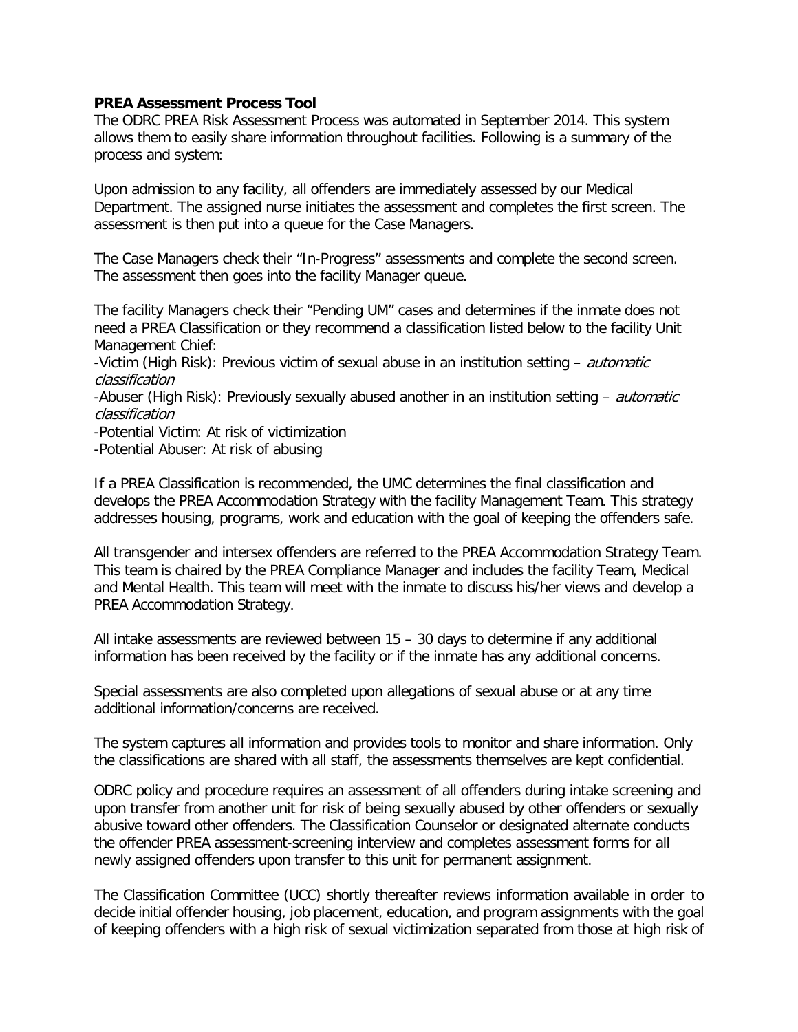**PREA Assessment Process Tool**

The ODRC PREA Risk Assessment Process was automated in September 2014. This system allows them to easily share information throughout facilities. Following is a summary of the process and system:

Upon admission to any facility, all offenders are immediately assessed by our Medical Department. The assigned nurse initiates the assessment and completes the first screen. The assessment is then put into a queue for the Case Managers.

The Case Managers check their "In-Progress" assessments and complete the second screen. The assessment then goes into the facility Manager queue.

The facility Managers check their "Pending UM" cases and determines if the inmate does not need a PREA Classification or they recommend a classification listed below to the facility Unit Management Chief:

-Victim (High Risk): Previous victim of sexual abuse in an institution setting – *automatic classification*

-Abuser (High Risk): Previously sexually abused another in an institution setting – *automatic classification*

-Potential Victim: At risk of victimization

-Potential Abuser: At risk of abusing

If a PREA Classification is recommended, the UMC determines the final classification and develops the PREA Accommodation Strategy with the facility Management Team. This strategy addresses housing, programs, work and education with the goal of keeping the offenders safe.

All transgender and intersex offenders are referred to the PREA Accommodation Strategy Team. This team is chaired by the PREA Compliance Manager and includes the facility Team, Medical and Mental Health. This team will meet with the inmate to discuss his/her views and develop a PREA Accommodation Strategy.

All intake assessments are reviewed between 15 – 30 days to determine if any additional information has been received by the facility or if the inmate has any additional concerns.

Special assessments are also completed upon allegations of sexual abuse or at any time additional information/concerns are received.

The system captures all information and provides tools to monitor and share information. Only the classifications are shared with all staff, the assessments themselves are kept confidential.

ODRC policy and procedure requires an assessment of all offenders during intake screening and upon transfer from another unit for risk of being sexually abused by other offenders or sexually abusive toward other offenders. The Classification Counselor or designated alternate conducts the offender PREA assessment-screening interview and completes assessment forms for all newly assigned offenders upon transfer to this unit for permanent assignment.

The Classification Committee (UCC) shortly thereafter reviews information available in order to decide initial offender housing, job placement, education, and program assignments with the goal of keeping offenders with a high risk of sexual victimization separated from those at high risk of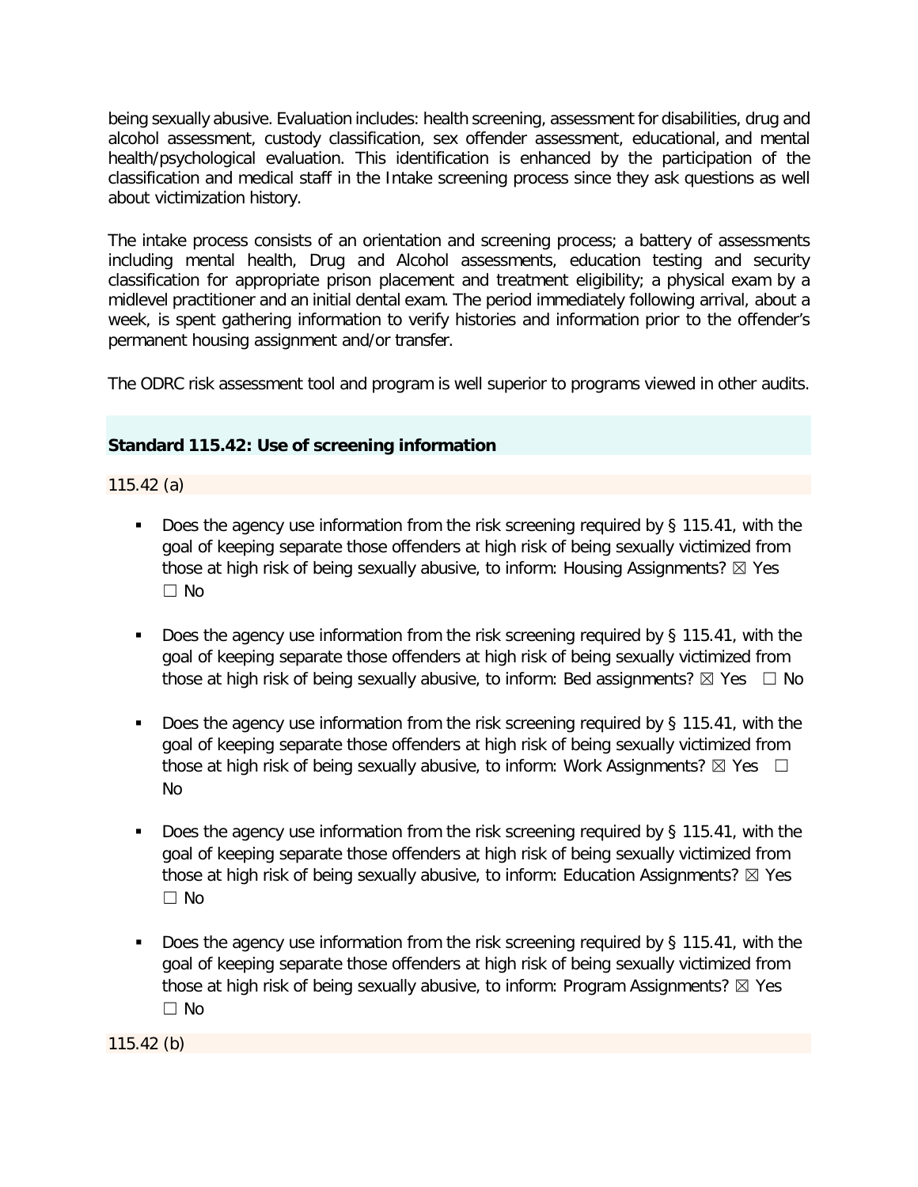being sexually abusive. Evaluation includes: health screening, assessment for disabilities, drug and alcohol assessment, custody classification, sex offender assessment, educational, and mental health/psychological evaluation. This identification is enhanced by the participation of the classification and medical staff in the Intake screening process since they ask questions as well about victimization history.

The intake process consists of an orientation and screening process; a battery of assessments including mental health, Drug and Alcohol assessments, education testing and security classification for appropriate prison placement and treatment eligibility; a physical exam by a midlevel practitioner and an initial dental exam. The period immediately following arrival, about a week, is spent gathering information to verify histories and information prior to the offender's permanent housing assignment and/or transfer.

The ODRC risk assessment tool and program is well superior to programs viewed in other audits.

**Standard 115.42: Use of screening information**

115.42 (a)

- Does the agency use information from the risk screening required by § 115.41, with the goal of keeping separate those offenders at high risk of being sexually victimized from those at high risk of being sexually abusive, to inform: Housing Assignments? ☒ Yes ☐ No
- Does the agency use information from the risk screening required by § 115.41, with the goal of keeping separate those offenders at high risk of being sexually victimized from those at high risk of being sexually abusive, to inform: Bed assignments? ☒ Yes ☐ No
- Does the agency use information from the risk screening required by § 115.41, with the goal of keeping separate those offenders at high risk of being sexually victimized from those at high risk of being sexually abusive, to inform: Work Assignments? ☒ Yes ☐ No
- Does the agency use information from the risk screening required by § 115.41, with the goal of keeping separate those offenders at high risk of being sexually victimized from those at high risk of being sexually abusive, to inform: Education Assignments? ☒ Yes ☐ No
- Does the agency use information from the risk screening required by § 115.41, with the goal of keeping separate those offenders at high risk of being sexually victimized from those at high risk of being sexually abusive, to inform: Program Assignments? ☒ Yes ☐ No

115.42 (b)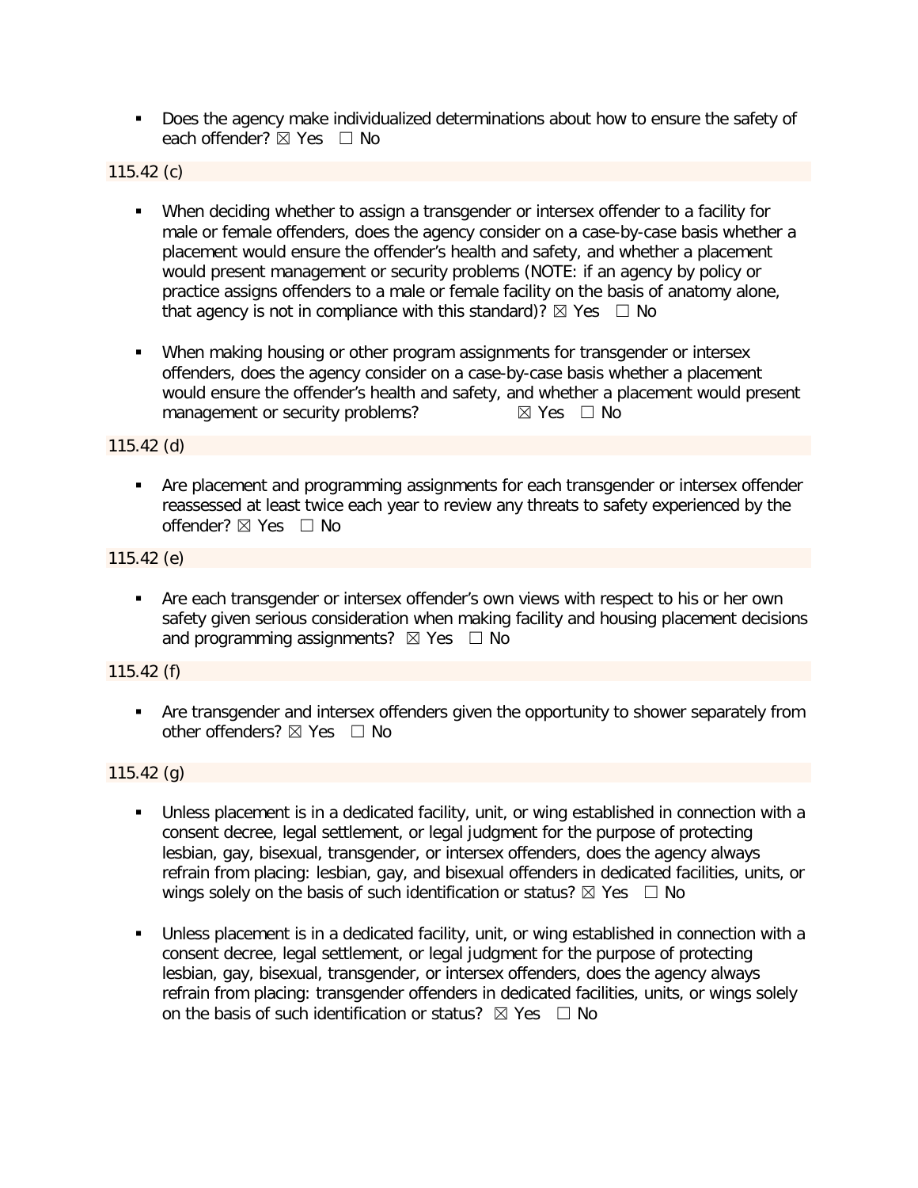- Does the agency make individualized determinations about how to ensure the safety of each offender? ☒ Yes ☐ No

115.42 (c)

- When deciding whether to assign a transgender or intersex offender to a facility for male or female offenders, does the agency consider on a case-by-case basis whether a placement would ensure the offender's health and safety, and whether a placement would present management or security problems (NOTE: if an agency by policy or practice assigns offenders to a male or female facility on the basis of anatomy alone, that agency is not in compliance with this standard)? ☒ Yes ☐ No

- When making housing or other program assignments for transgender or intersex offenders, does the agency consider on a case-by-case basis whether a placement would ensure the offender's health and safety, and whether a placement would present management or security problems? ☒ Yes ☐ No

115.42 (d)

- Are placement and programming assignments for each transgender or intersex offender reassessed at least twice each year to review any threats to safety experienced by the offender? ☒ Yes ☐ No

115.42 (e)

- Are each transgender or intersex offender's own views with respect to his or her own safety given serious consideration when making facility and housing placement decisions and programming assignments? ☒ Yes ☐ No

115.42 (f)

- Are transgender and intersex offenders given the opportunity to shower separately from other offenders? ☒ Yes ☐ No

115.42 (g)

- Unless placement is in a dedicated facility, unit, or wing established in connection with a consent decree, legal settlement, or legal judgment for the purpose of protecting lesbian, gay, bisexual, transgender, or intersex offenders, does the agency always refrain from placing: lesbian, gay, and bisexual offenders in dedicated facilities, units, or wings solely on the basis of such identification or status? ☒ Yes ☐ No

- Unless placement is in a dedicated facility, unit, or wing established in connection with a consent decree, legal settlement, or legal judgment for the purpose of protecting lesbian, gay, bisexual, transgender, or intersex offenders, does the agency always refrain from placing: transgender offenders in dedicated facilities, units, or wings solely on the basis of such identification or status? ☒ Yes ☐ No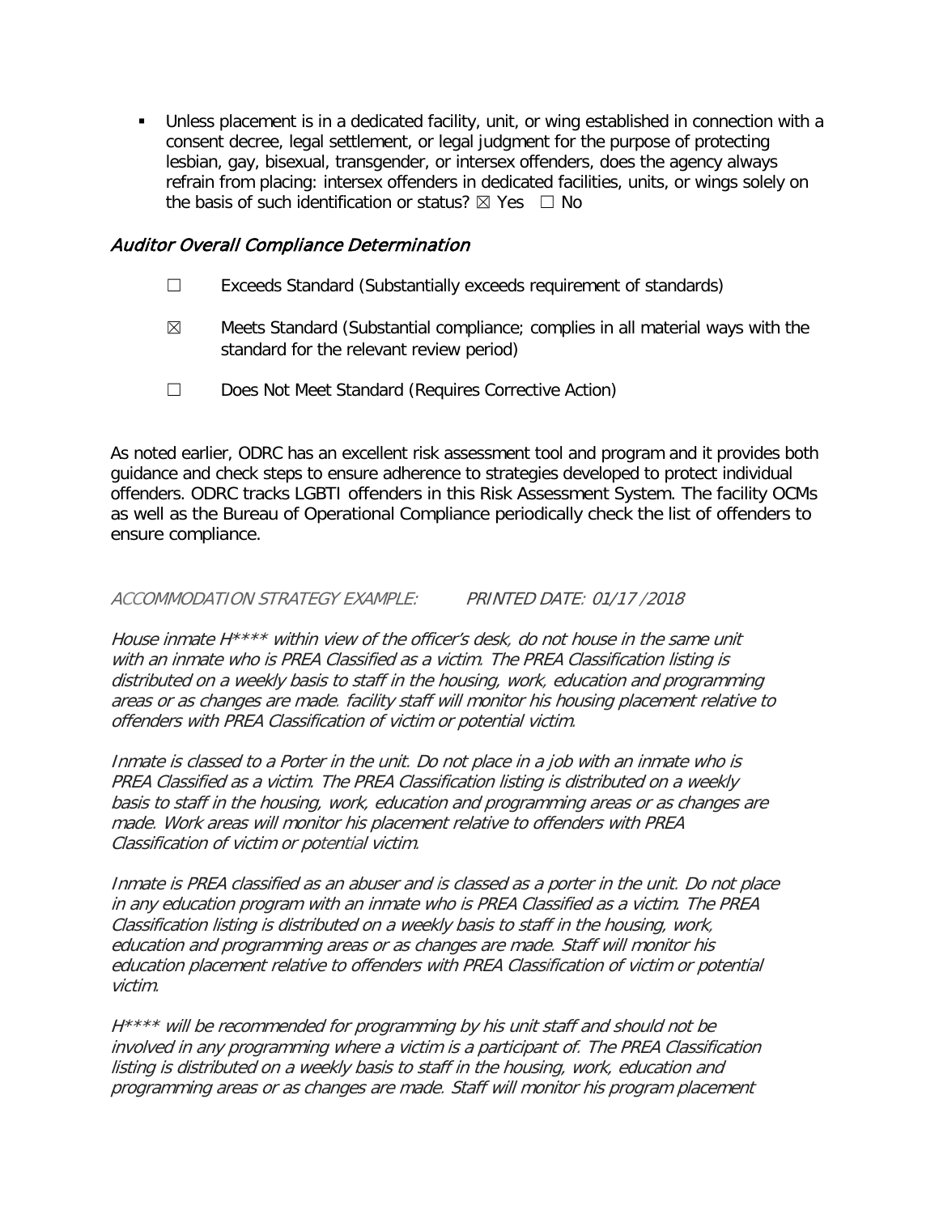- Unless placement is in a dedicated facility, unit, or wing established in connection with a consent decree, legal settlement, or legal judgment for the purpose of protecting lesbian, gay, bisexual, transgender, or intersex offenders, does the agency always refrain from placing: intersex offenders in dedicated facilities, units, or wings solely on the basis of such identification or status? ☒ Yes ☐ No

### *Auditor Overall Compliance Determination*

☐ Exceeds Standard (Substantially exceeds requirement of standards)

☒ Meets Standard (Substantial compliance; complies in all material ways with the standard for the relevant review period)

☐ Does Not Meet Standard (Requires Corrective Action)

As noted earlier, ODRC has an excellent risk assessment tool and program and it provides both guidance and check steps to ensure adherence to strategies developed to protect individual offenders. ODRC tracks LGBTI offenders in this Risk Assessment System. The facility OCMs as well as the Bureau of Operational Compliance periodically check the list of offenders to ensure compliance.

ACCOMMODATION STRATEGY EXAMPLE: PRINTED DATE: 01/17 /2018

*House inmate H**** within view of the officer's desk, do not house in the same unit with an inmate who is PREA Classified as a victim. The PREA Classification listing is distributed on a weekly basis to staff in the housing, work, education and programming areas or as changes are made. facility staff will monitor his housing placement relative to offenders with PREA Classification of victim or potential victim.*

*Inmate is classed to a Porter in the unit. Do not place in a job with an inmate who is PREA Classified as a victim. The PREA Classification listing is distributed on a weekly basis to staff in the housing, work, education and programming areas or as changes are made. Work areas will monitor his placement relative to offenders with PREA Classification of victim or potential victim.*

*Inmate is PREA classified as an abuser and is classed as a porter in the unit. Do not place in any education program with an inmate who is PREA Classified as a victim. The PREA Classification listing is distributed on a weekly basis to staff in the housing, work, education and programming areas or as changes are made. Staff will monitor his education placement relative to offenders with PREA Classification of victim or potential victim.*

*H**** will be recommended for programming by his unit staff and should not be involved in any programming where a victim is a participant of. The PREA Classification listing is distributed on a weekly basis to staff in the housing, work, education and programming areas or as changes are made. Staff will monitor his program placement*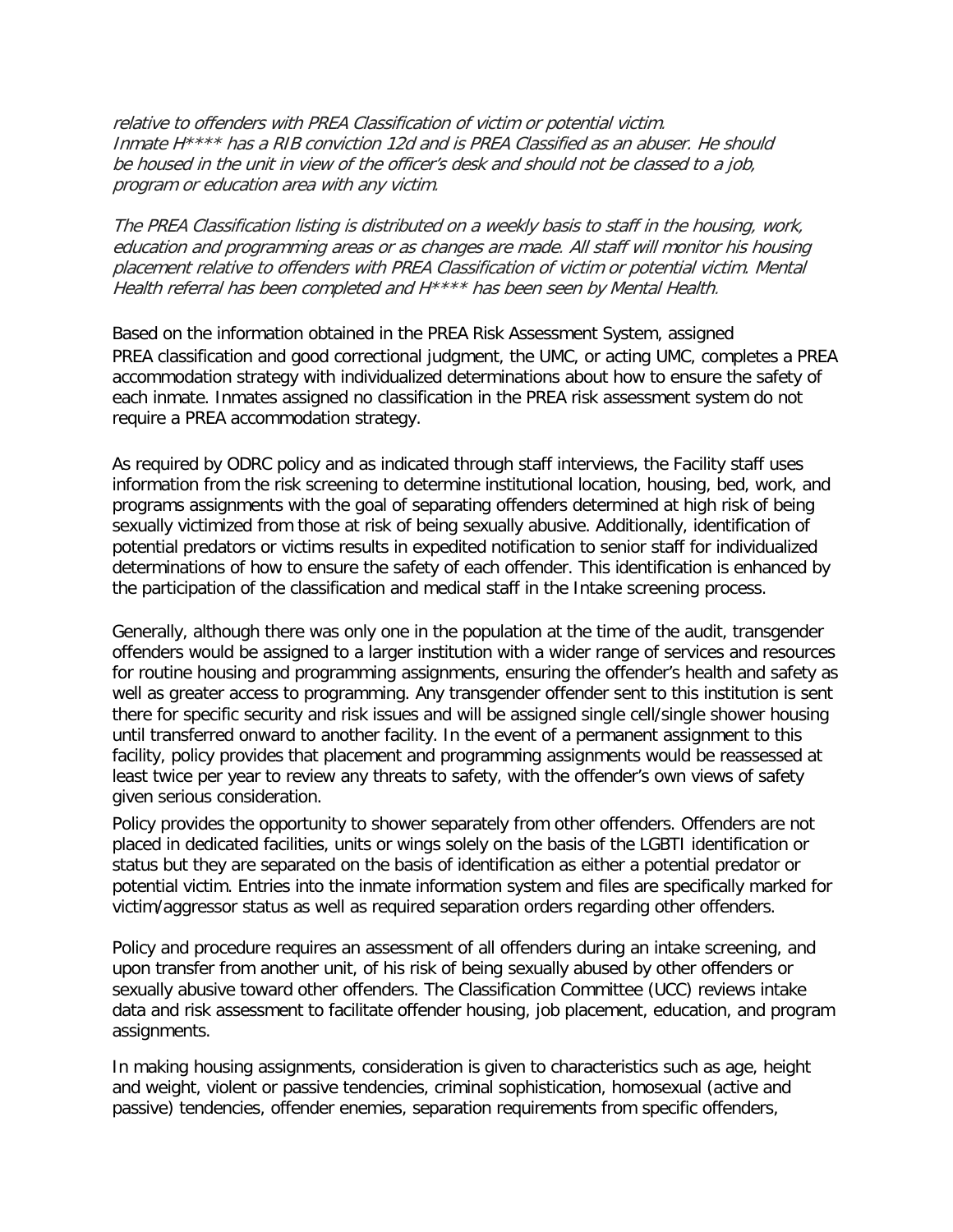*relative to offenders with PREA Classification of victim or potential victim.*
*Inmate H**** has a RIB conviction 12d and is PREA Classified as an abuser. He should be housed in the unit in view of the officer's desk and should not be classed to a job, program or education area with any victim.*

*The PREA Classification listing is distributed on a weekly basis to staff in the housing, work, education and programming areas or as changes are made. All staff will monitor his housing placement relative to offenders with PREA Classification of victim or potential victim. Mental Health referral has been completed and H**** has been seen by Mental Health.*

Based on the information obtained in the PREA Risk Assessment System, assigned PREA classification and good correctional judgment, the UMC, or acting UMC, completes a PREA accommodation strategy with individualized determinations about how to ensure the safety of each inmate. Inmates assigned no classification in the PREA risk assessment system do not require a PREA accommodation strategy.

As required by ODRC policy and as indicated through staff interviews, the Facility staff uses information from the risk screening to determine institutional location, housing, bed, work, and programs assignments with the goal of separating offenders determined at high risk of being sexually victimized from those at risk of being sexually abusive. Additionally, identification of potential predators or victims results in expedited notification to senior staff for individualized determinations of how to ensure the safety of each offender. This identification is enhanced by the participation of the classification and medical staff in the Intake screening process.

Generally, although there was only one in the population at the time of the audit, transgender offenders would be assigned to a larger institution with a wider range of services and resources for routine housing and programming assignments, ensuring the offender's health and safety as well as greater access to programming. Any transgender offender sent to this institution is sent there for specific security and risk issues and will be assigned single cell/single shower housing until transferred onward to another facility. In the event of a permanent assignment to this facility, policy provides that placement and programming assignments would be reassessed at least twice per year to review any threats to safety, with the offender's own views of safety given serious consideration.

Policy provides the opportunity to shower separately from other offenders. Offenders are not placed in dedicated facilities, units or wings solely on the basis of the LGBTI identification or status but they are separated on the basis of identification as either a potential predator or potential victim. Entries into the inmate information system and files are specifically marked for victim/aggressor status as well as required separation orders regarding other offenders.

Policy and procedure requires an assessment of all offenders during an intake screening, and upon transfer from another unit, of his risk of being sexually abused by other offenders or sexually abusive toward other offenders. The Classification Committee (UCC) reviews intake data and risk assessment to facilitate offender housing, job placement, education, and program assignments.

In making housing assignments, consideration is given to characteristics such as age, height and weight, violent or passive tendencies, criminal sophistication, homosexual (active and passive) tendencies, offender enemies, separation requirements from specific offenders,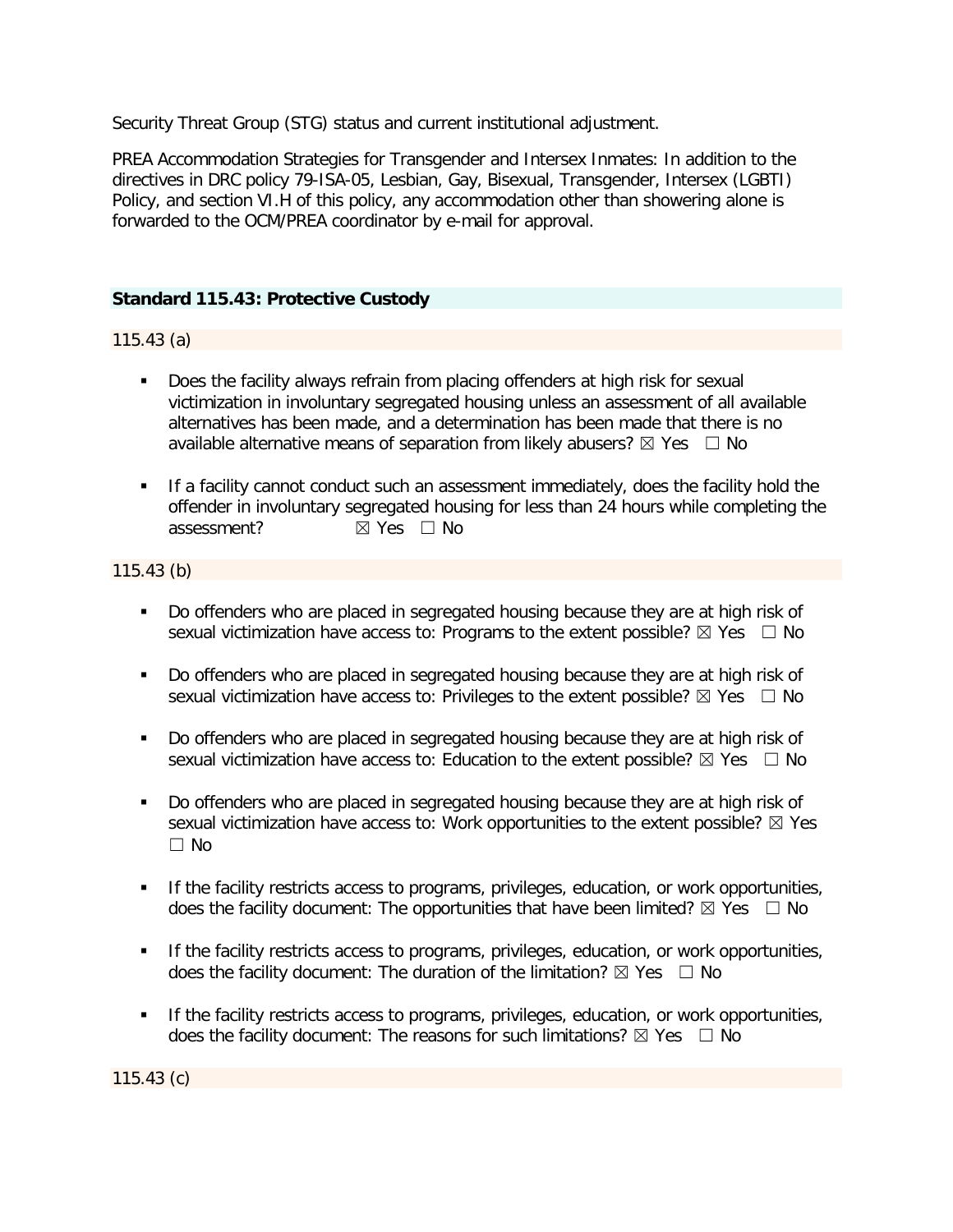Security Threat Group (STG) status and current institutional adjustment.

PREA Accommodation Strategies for Transgender and Intersex Inmates: In addition to the directives in DRC policy 79-ISA-05, Lesbian, Gay, Bisexual, Transgender, Intersex (LGBTI) Policy, and section VI.H of this policy, any accommodation other than showering alone is forwarded to the OCM/PREA coordinator by e-mail for approval.

## Standard 115.43: Protective Custody

### 115.43 (a)

- Does the facility always refrain from placing offenders at high risk for sexual victimization in involuntary segregated housing unless an assessment of all available alternatives has been made, and a determination has been made that there is no available alternative means of separation from likely abusers? ☒ Yes ☐ No
- If a facility cannot conduct such an assessment immediately, does the facility hold the offender in involuntary segregated housing for less than 24 hours while completing the assessment? ☒ Yes ☐ No

### 115.43 (b)

- Do offenders who are placed in segregated housing because they are at high risk of sexual victimization have access to: Programs to the extent possible? ☒ Yes ☐ No
- Do offenders who are placed in segregated housing because they are at high risk of sexual victimization have access to: Privileges to the extent possible? ☒ Yes ☐ No
- Do offenders who are placed in segregated housing because they are at high risk of sexual victimization have access to: Education to the extent possible? ☒ Yes ☐ No
- Do offenders who are placed in segregated housing because they are at high risk of sexual victimization have access to: Work opportunities to the extent possible? ☒ Yes ☐ No
- If the facility restricts access to programs, privileges, education, or work opportunities, does the facility document: The opportunities that have been limited? ☒ Yes ☐ No
- If the facility restricts access to programs, privileges, education, or work opportunities, does the facility document: The duration of the limitation? ☒ Yes ☐ No
- If the facility restricts access to programs, privileges, education, or work opportunities, does the facility document: The reasons for such limitations? ☒ Yes ☐ No

### 115.43 (c)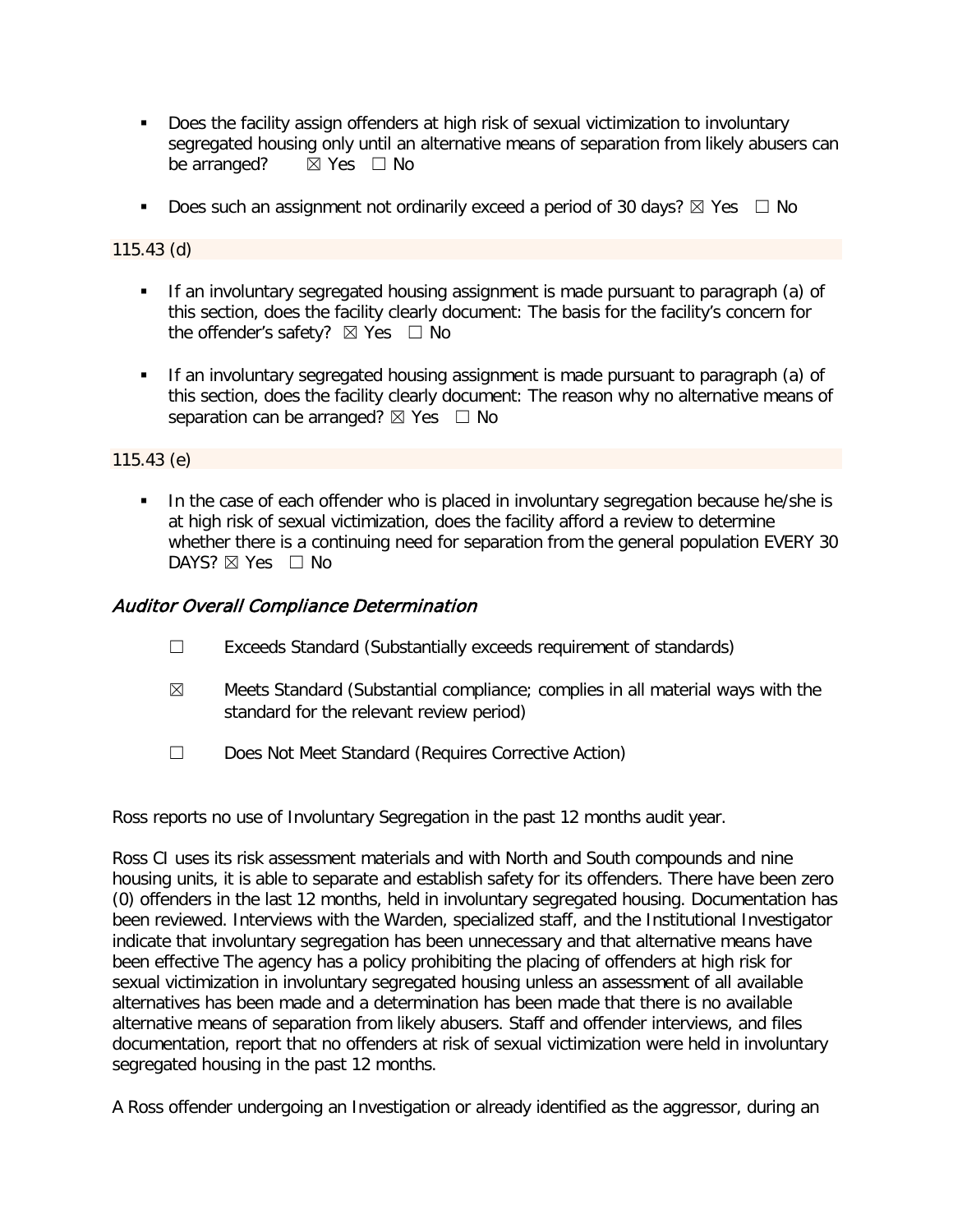- Does the facility assign offenders at high risk of sexual victimization to involuntary segregated housing only until an alternative means of separation from likely abusers can be arranged? ☒ Yes ☐ No

- Does such an assignment not ordinarily exceed a period of 30 days? ☒ Yes ☐ No

115.43 (d)

- If an involuntary segregated housing assignment is made pursuant to paragraph (a) of this section, does the facility clearly document: The basis for the facility's concern for the offender's safety? ☒ Yes ☐ No

- If an involuntary segregated housing assignment is made pursuant to paragraph (a) of this section, does the facility clearly document: The reason why no alternative means of separation can be arranged? ☒ Yes ☐ No

115.43 (e)

- In the case of each offender who is placed in involuntary segregation because he/she is at high risk of sexual victimization, does the facility afford a review to determine whether there is a continuing need for separation from the general population EVERY 30 DAYS? ☒ Yes ☐ No

### *Auditor Overall Compliance Determination*

☐ Exceeds Standard (Substantially exceeds requirement of standards)

☒ Meets Standard (Substantial compliance; complies in all material ways with the standard for the relevant review period)

☐ Does Not Meet Standard (Requires Corrective Action)

Ross reports no use of Involuntary Segregation in the past 12 months audit year.

Ross CI uses its risk assessment materials and with North and South compounds and nine housing units, it is able to separate and establish safety for its offenders. There have been zero (0) offenders in the last 12 months, held in involuntary segregated housing. Documentation has been reviewed. Interviews with the Warden, specialized staff, and the Institutional Investigator indicate that involuntary segregation has been unnecessary and that alternative means have been effective The agency has a policy prohibiting the placing of offenders at high risk for sexual victimization in involuntary segregated housing unless an assessment of all available alternatives has been made and a determination has been made that there is no available alternative means of separation from likely abusers. Staff and offender interviews, and files documentation, report that no offenders at risk of sexual victimization were held in involuntary segregated housing in the past 12 months.

A Ross offender undergoing an Investigation or already identified as the aggressor, during an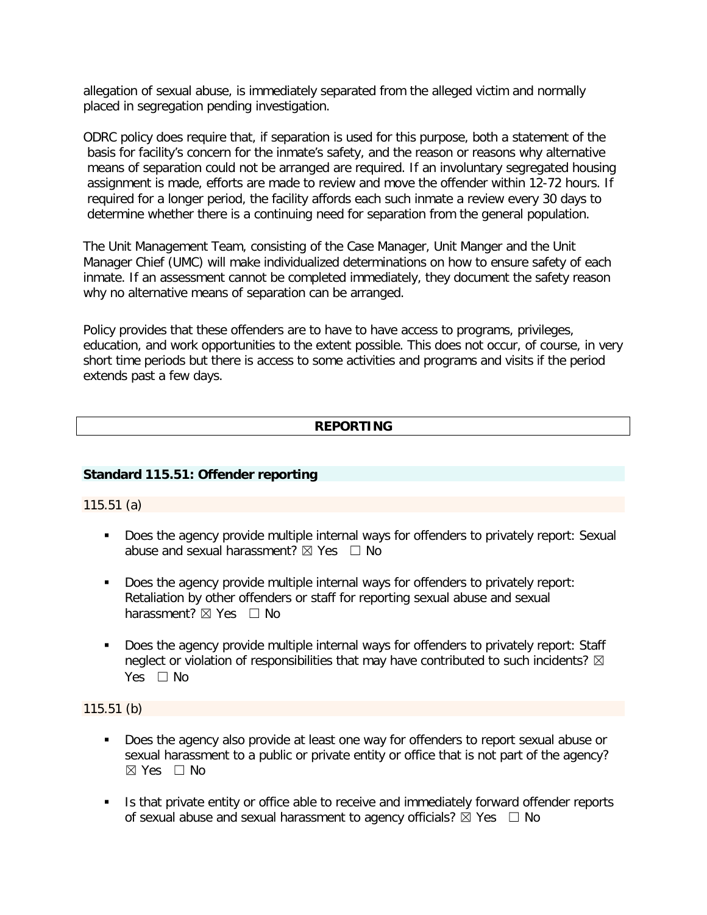allegation of sexual abuse, is immediately separated from the alleged victim and normally placed in segregation pending investigation.

ODRC policy does require that, if separation is used for this purpose, both a statement of the basis for facility's concern for the inmate's safety, and the reason or reasons why alternative means of separation could not be arranged are required. If an involuntary segregated housing assignment is made, efforts are made to review and move the offender within 12-72 hours. If required for a longer period, the facility affords each such inmate a review every 30 days to determine whether there is a continuing need for separation from the general population.

The Unit Management Team, consisting of the Case Manager, Unit Manger and the Unit Manager Chief (UMC) will make individualized determinations on how to ensure safety of each inmate. If an assessment cannot be completed immediately, they document the safety reason why no alternative means of separation can be arranged.

Policy provides that these offenders are to have to have access to programs, privileges, education, and work opportunities to the extent possible. This does not occur, of course, in very short time periods but there is access to some activities and programs and visits if the period extends past a few days.

## REPORTING

### Standard 115.51: Offender reporting

115.51 (a)

- Does the agency provide multiple internal ways for offenders to privately report: Sexual abuse and sexual harassment? ☒ Yes ☐ No
- Does the agency provide multiple internal ways for offenders to privately report: Retaliation by other offenders or staff for reporting sexual abuse and sexual harassment? ☒ Yes ☐ No
- Does the agency provide multiple internal ways for offenders to privately report: Staff neglect or violation of responsibilities that may have contributed to such incidents? ☒ Yes ☐ No

115.51 (b)

- Does the agency also provide at least one way for offenders to report sexual abuse or sexual harassment to a public or private entity or office that is not part of the agency? ☒ Yes ☐ No
- Is that private entity or office able to receive and immediately forward offender reports of sexual abuse and sexual harassment to agency officials? ☒ Yes ☐ No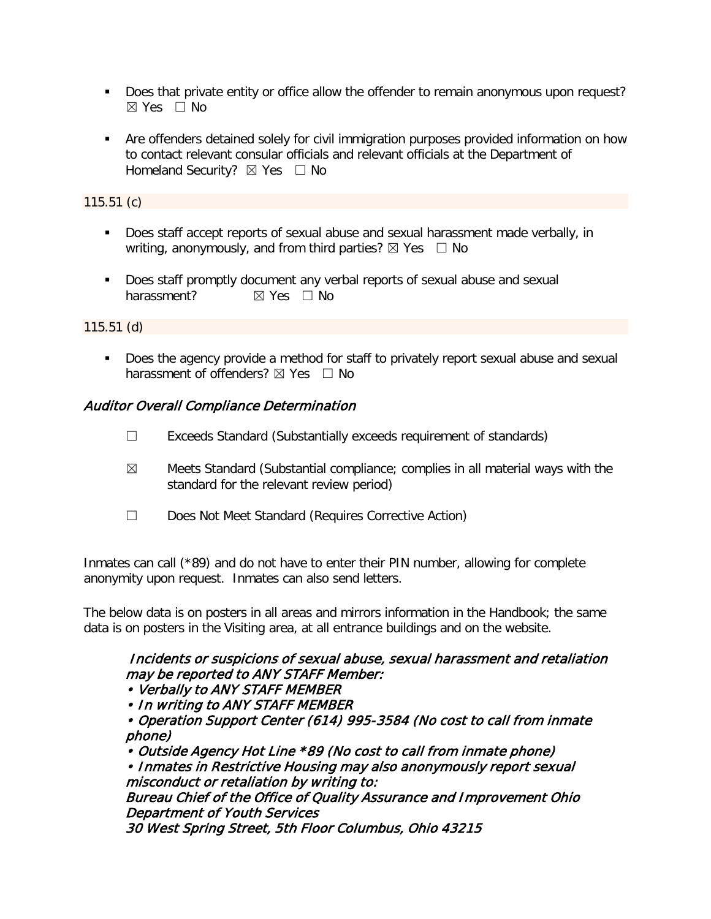- Does that private entity or office allow the offender to remain anonymous upon request? ☒ Yes ☐ No

- Are offenders detained solely for civil immigration purposes provided information on how to contact relevant consular officials and relevant officials at the Department of Homeland Security? ☒ Yes ☐ No

115.51 (c)

- Does staff accept reports of sexual abuse and sexual harassment made verbally, in writing, anonymously, and from third parties? ☒ Yes ☐ No

- Does staff promptly document any verbal reports of sexual abuse and sexual harassment? ☒ Yes ☐ No

115.51 (d)

- Does the agency provide a method for staff to privately report sexual abuse and sexual harassment of offenders? ☒ Yes ☐ No

### *Auditor Overall Compliance Determination*

☐ Exceeds Standard (Substantially exceeds requirement of standards)

☒ Meets Standard (Substantial compliance; complies in all material ways with the standard for the relevant review period)

☐ Does Not Meet Standard (Requires Corrective Action)

Inmates can call (*89) and do not have to enter their PIN number, allowing for complete anonymity upon request. Inmates can also send letters.

The below data is on posters in all areas and mirrors information in the Handbook; the same data is on posters in the Visiting area, at all entrance buildings and on the website.

> *Incidents or suspicions of sexual abuse, sexual harassment and retaliation may be reported to ANY STAFF Member:*
> *• Verbally to ANY STAFF MEMBER*
> *• In writing to ANY STAFF MEMBER*
> *• Operation Support Center (614) 995-3584 (No cost to call from inmate phone)*
> *• Outside Agency Hot Line *89 (No cost to call from inmate phone)*
> *• Inmates in Restrictive Housing may also anonymously report sexual misconduct or retaliation by writing to:*
> *Bureau Chief of the Office of Quality Assurance and Improvement Ohio Department of Youth Services*
> *30 West Spring Street, 5th Floor Columbus, Ohio 43215*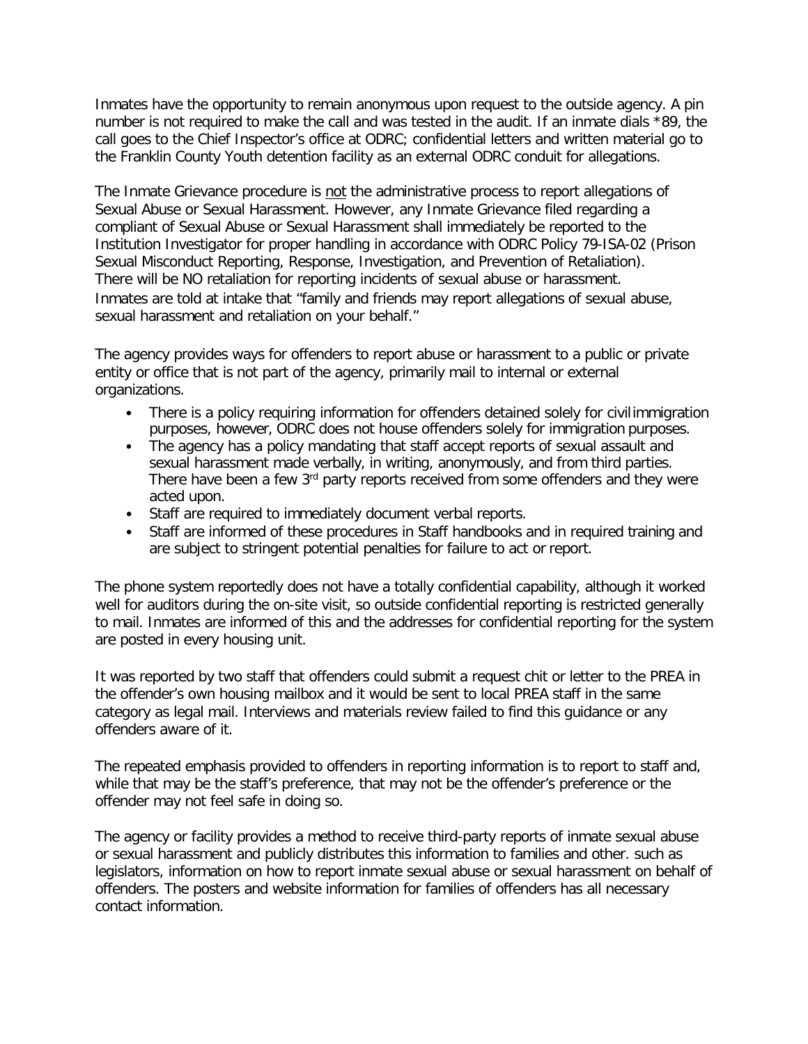Inmates have the opportunity to remain anonymous upon request to the outside agency. A pin number is not required to make the call and was tested in the audit. If an inmate dials *89, the call goes to the Chief Inspector's office at ODRC; confidential letters and written material go to the Franklin County Youth detention facility as an external ODRC conduit for allegations.

The Inmate Grievance procedure is <u>not</u> the administrative process to report allegations of Sexual Abuse or Sexual Harassment. However, any Inmate Grievance filed regarding a compliant of Sexual Abuse or Sexual Harassment shall immediately be reported to the Institution Investigator for proper handling in accordance with ODRC Policy 79-ISA-02 (Prison Sexual Misconduct Reporting, Response, Investigation, and Prevention of Retaliation). There will be NO retaliation for reporting incidents of sexual abuse or harassment. Inmates are told at intake that "family and friends may report allegations of sexual abuse, sexual harassment and retaliation on your behalf."

The agency provides ways for offenders to report abuse or harassment to a public or private entity or office that is not part of the agency, primarily mail to internal or external organizations.

- There is a policy requiring information for offenders detained solely for civil immigration purposes, however, ODRC does not house offenders solely for immigration purposes.
- The agency has a policy mandating that staff accept reports of sexual assault and sexual harassment made verbally, in writing, anonymously, and from third parties. There have been a few 3rd party reports received from some offenders and they were acted upon.
- Staff are required to immediately document verbal reports.
- Staff are informed of these procedures in Staff handbooks and in required training and are subject to stringent potential penalties for failure to act or report.

The phone system reportedly does not have a totally confidential capability, although it worked well for auditors during the on-site visit, so outside confidential reporting is restricted generally to mail. Inmates are informed of this and the addresses for confidential reporting for the system are posted in every housing unit.

It was reported by two staff that offenders could submit a request chit or letter to the PREA in the offender's own housing mailbox and it would be sent to local PREA staff in the same category as legal mail. Interviews and materials review failed to find this guidance or any offenders aware of it.

The repeated emphasis provided to offenders in reporting information is to report to staff and, while that may be the staff's preference, that may not be the offender's preference or the offender may not feel safe in doing so.

The agency or facility provides a method to receive third-party reports of inmate sexual abuse or sexual harassment and publicly distributes this information to families and other. such as legislators, information on how to report inmate sexual abuse or sexual harassment on behalf of offenders. The posters and website information for families of offenders has all necessary contact information.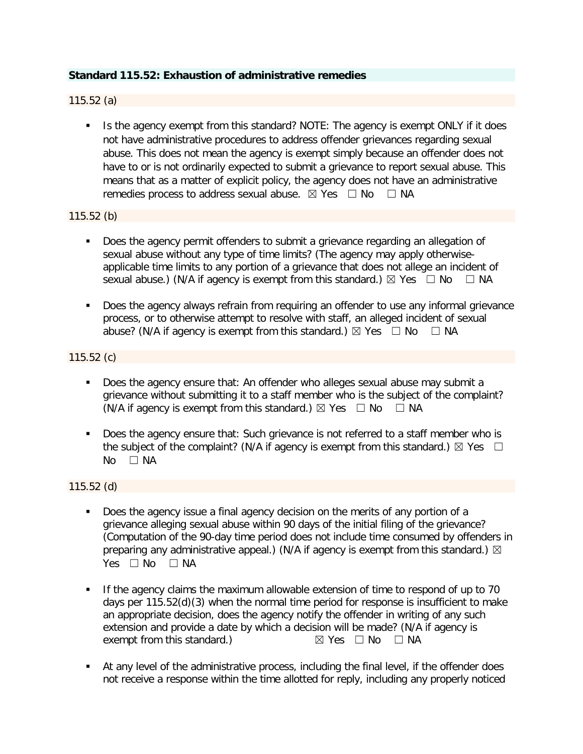**Standard 115.52: Exhaustion of administrative remedies**

115.52 (a)

- Is the agency exempt from this standard? NOTE: The agency is exempt ONLY if it does not have administrative procedures to address offender grievances regarding sexual abuse. This does not mean the agency is exempt simply because an offender does not have to or is not ordinarily expected to submit a grievance to report sexual abuse. This means that as a matter of explicit policy, the agency does not have an administrative remedies process to address sexual abuse. ☒ Yes ☐ No ☐ NA

115.52 (b)

- Does the agency permit offenders to submit a grievance regarding an allegation of sexual abuse without any type of time limits? (The agency may apply otherwise-applicable time limits to any portion of a grievance that does not allege an incident of sexual abuse.) (N/A if agency is exempt from this standard.) ☒ Yes ☐ No ☐ NA
- Does the agency always refrain from requiring an offender to use any informal grievance process, or to otherwise attempt to resolve with staff, an alleged incident of sexual abuse? (N/A if agency is exempt from this standard.) ☒ Yes ☐ No ☐ NA

115.52 (c)

- Does the agency ensure that: An offender who alleges sexual abuse may submit a grievance without submitting it to a staff member who is the subject of the complaint? (N/A if agency is exempt from this standard.) ☒ Yes ☐ No ☐ NA
- Does the agency ensure that: Such grievance is not referred to a staff member who is the subject of the complaint? (N/A if agency is exempt from this standard.) ☒ Yes ☐ No ☐ NA

115.52 (d)

- Does the agency issue a final agency decision on the merits of any portion of a grievance alleging sexual abuse within 90 days of the initial filing of the grievance? (Computation of the 90-day time period does not include time consumed by offenders in preparing any administrative appeal.) (N/A if agency is exempt from this standard.) ☒ Yes ☐ No ☐ NA
- If the agency claims the maximum allowable extension of time to respond of up to 70 days per 115.52(d)(3) when the normal time period for response is insufficient to make an appropriate decision, does the agency notify the offender in writing of any such extension and provide a date by which a decision will be made? (N/A if agency is exempt from this standard.) ☒ Yes ☐ No ☐ NA
- At any level of the administrative process, including the final level, if the offender does not receive a response within the time allotted for reply, including any properly noticed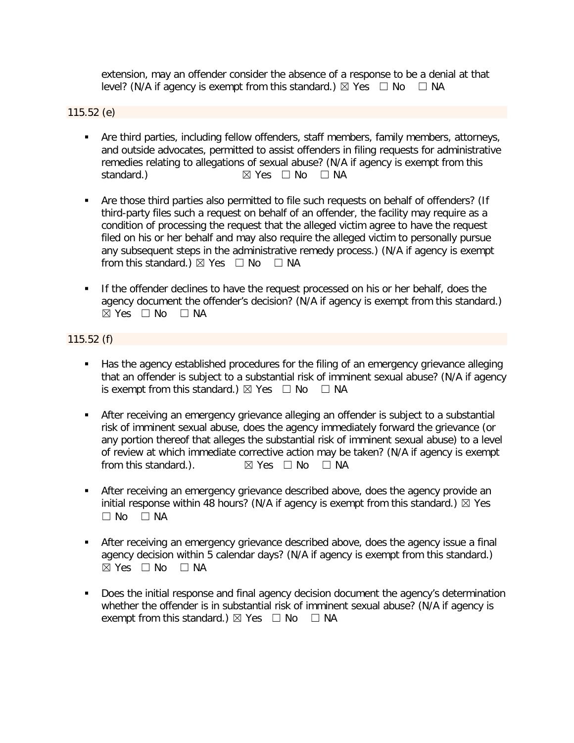extension, may an offender consider the absence of a response to be a denial at that level? (N/A if agency is exempt from this standard.) ☒ Yes ☐ No ☐ NA

115.52 (e)

- Are third parties, including fellow offenders, staff members, family members, attorneys, and outside advocates, permitted to assist offenders in filing requests for administrative remedies relating to allegations of sexual abuse? (N/A if agency is exempt from this standard.) ☒ Yes ☐ No ☐ NA

- Are those third parties also permitted to file such requests on behalf of offenders? (If third-party files such a request on behalf of an offender, the facility may require as a condition of processing the request that the alleged victim agree to have the request filed on his or her behalf and may also require the alleged victim to personally pursue any subsequent steps in the administrative remedy process.) (N/A if agency is exempt from this standard.) ☒ Yes ☐ No ☐ NA

- If the offender declines to have the request processed on his or her behalf, does the agency document the offender's decision? (N/A if agency is exempt from this standard.) ☒ Yes ☐ No ☐ NA

115.52 (f)

- Has the agency established procedures for the filing of an emergency grievance alleging that an offender is subject to a substantial risk of imminent sexual abuse? (N/A if agency is exempt from this standard.) ☒ Yes ☐ No ☐ NA

- After receiving an emergency grievance alleging an offender is subject to a substantial risk of imminent sexual abuse, does the agency immediately forward the grievance (or any portion thereof that alleges the substantial risk of imminent sexual abuse) to a level of review at which immediate corrective action may be taken? (N/A if agency is exempt from this standard.). ☒ Yes ☐ No ☐ NA

- After receiving an emergency grievance described above, does the agency provide an initial response within 48 hours? (N/A if agency is exempt from this standard.) ☒ Yes ☐ No ☐ NA

- After receiving an emergency grievance described above, does the agency issue a final agency decision within 5 calendar days? (N/A if agency is exempt from this standard.) ☒ Yes ☐ No ☐ NA

- Does the initial response and final agency decision document the agency's determination whether the offender is in substantial risk of imminent sexual abuse? (N/A if agency is exempt from this standard.) ☒ Yes ☐ No ☐ NA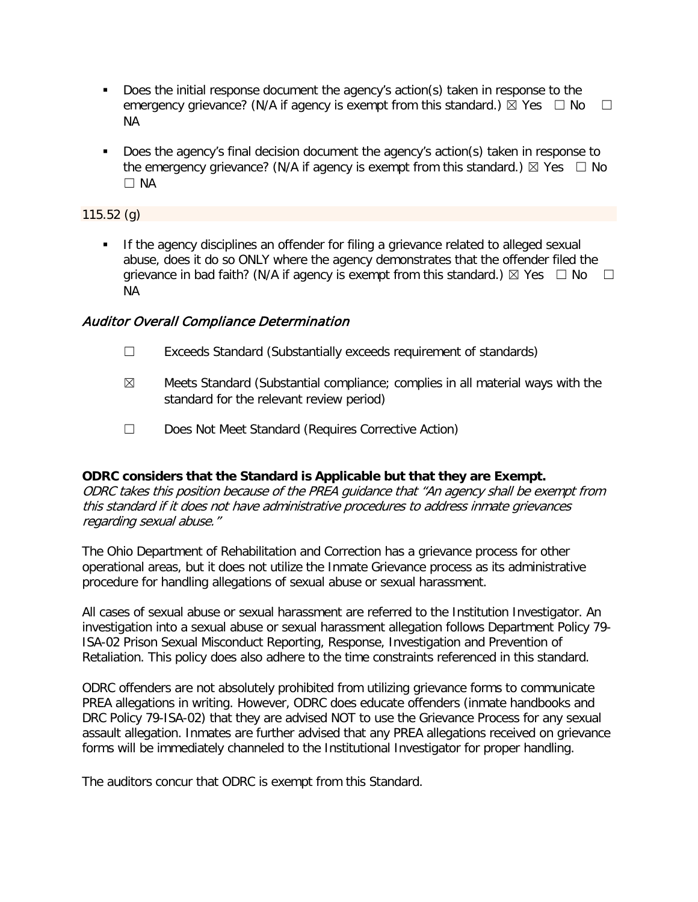- Does the initial response document the agency's action(s) taken in response to the emergency grievance? (N/A if agency is exempt from this standard.) ☒ Yes ☐ No ☐ NA

- Does the agency's final decision document the agency's action(s) taken in response to the emergency grievance? (N/A if agency is exempt from this standard.) ☒ Yes ☐ No ☐ NA

115.52 (g)

- If the agency disciplines an offender for filing a grievance related to alleged sexual abuse, does it do so ONLY where the agency demonstrates that the offender filed the grievance in bad faith? (N/A if agency is exempt from this standard.) ☒ Yes ☐ No ☐ NA

### *Auditor Overall Compliance Determination*

☐ Exceeds Standard (Substantially exceeds requirement of standards)

☒ Meets Standard (Substantial compliance; complies in all material ways with the standard for the relevant review period)

☐ Does Not Meet Standard (Requires Corrective Action)

**ODRC considers that the Standard is Applicable but that they are Exempt.**
*ODRC takes this position because of the PREA guidance that "An agency shall be exempt from this standard if it does not have administrative procedures to address inmate grievances regarding sexual abuse."*

The Ohio Department of Rehabilitation and Correction has a grievance process for other operational areas, but it does not utilize the Inmate Grievance process as its administrative procedure for handling allegations of sexual abuse or sexual harassment.

All cases of sexual abuse or sexual harassment are referred to the Institution Investigator. An investigation into a sexual abuse or sexual harassment allegation follows Department Policy 79-ISA-02 Prison Sexual Misconduct Reporting, Response, Investigation and Prevention of Retaliation. This policy does also adhere to the time constraints referenced in this standard.

ODRC offenders are not absolutely prohibited from utilizing grievance forms to communicate PREA allegations in writing. However, ODRC does educate offenders (inmate handbooks and DRC Policy 79-ISA-02) that they are advised NOT to use the Grievance Process for any sexual assault allegation. Inmates are further advised that any PREA allegations received on grievance forms will be immediately channeled to the Institutional Investigator for proper handling.

The auditors concur that ODRC is exempt from this Standard.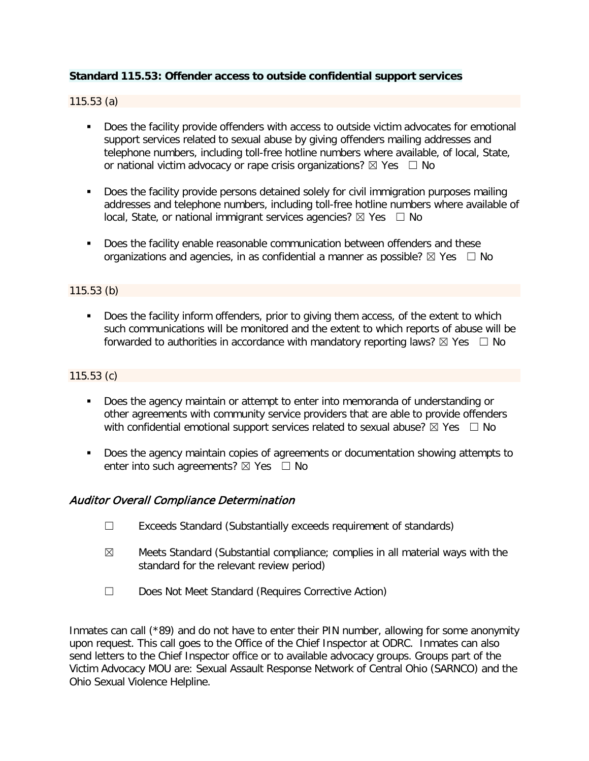**Standard 115.53: Offender access to outside confidential support services**

115.53 (a)

- Does the facility provide offenders with access to outside victim advocates for emotional support services related to sexual abuse by giving offenders mailing addresses and telephone numbers, including toll-free hotline numbers where available, of local, State, or national victim advocacy or rape crisis organizations? ☒ Yes ☐ No

- Does the facility provide persons detained solely for civil immigration purposes mailing addresses and telephone numbers, including toll-free hotline numbers where available of local, State, or national immigrant services agencies? ☒ Yes ☐ No

- Does the facility enable reasonable communication between offenders and these organizations and agencies, in as confidential a manner as possible? ☒ Yes ☐ No

115.53 (b)

- Does the facility inform offenders, prior to giving them access, of the extent to which such communications will be monitored and the extent to which reports of abuse will be forwarded to authorities in accordance with mandatory reporting laws? ☒ Yes ☐ No

115.53 (c)

- Does the agency maintain or attempt to enter into memoranda of understanding or other agreements with community service providers that are able to provide offenders with confidential emotional support services related to sexual abuse? ☒ Yes ☐ No

- Does the agency maintain copies of agreements or documentation showing attempts to enter into such agreements? ☒ Yes ☐ No

### *Auditor Overall Compliance Determination*

☐ Exceeds Standard (Substantially exceeds requirement of standards)

☒ Meets Standard (Substantial compliance; complies in all material ways with the standard for the relevant review period)

☐ Does Not Meet Standard (Requires Corrective Action)

Inmates can call (*89) and do not have to enter their PIN number, allowing for some anonymity upon request. This call goes to the Office of the Chief Inspector at ODRC. Inmates can also send letters to the Chief Inspector office or to available advocacy groups. Groups part of the Victim Advocacy MOU are: Sexual Assault Response Network of Central Ohio (SARNCO) and the Ohio Sexual Violence Helpline.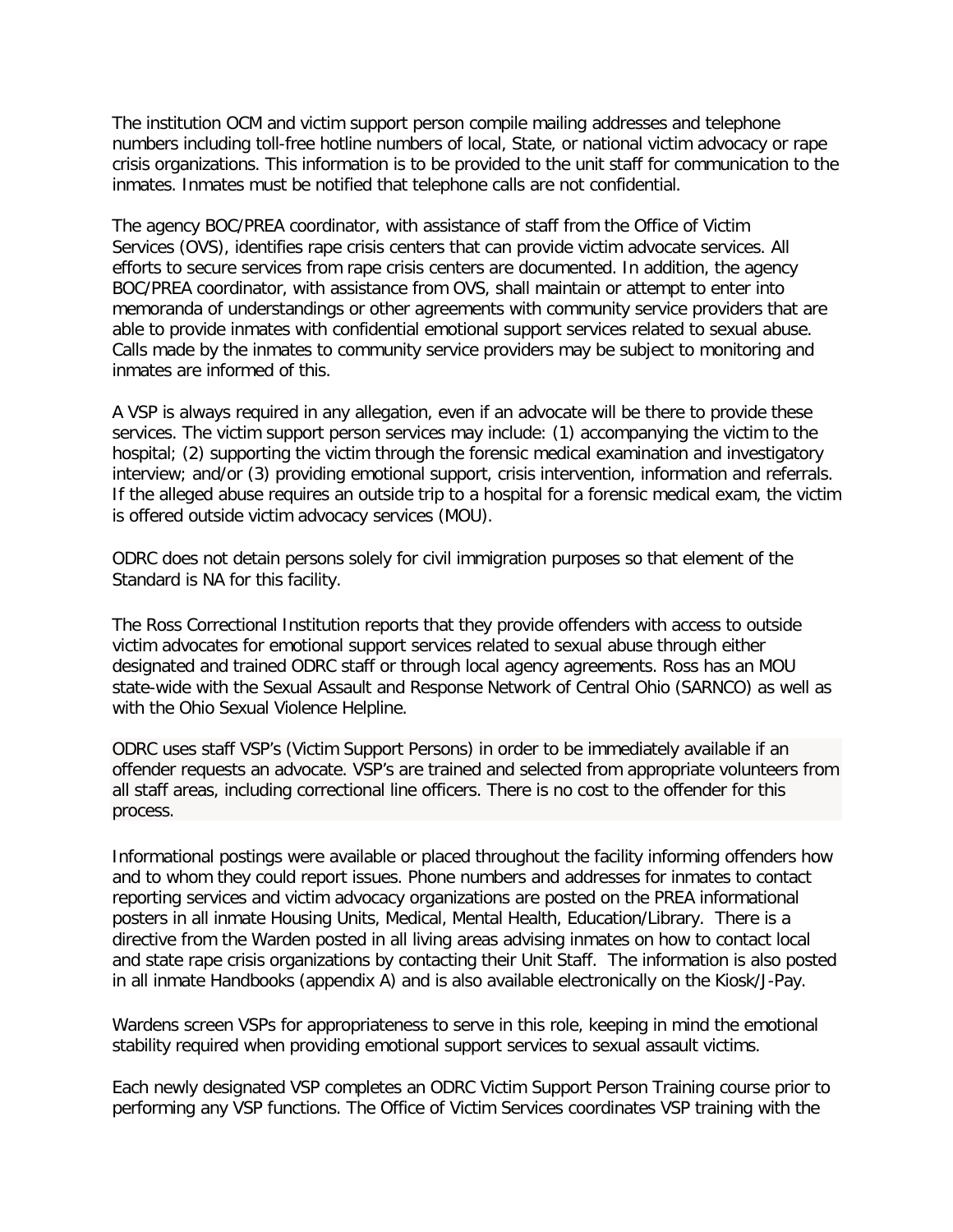The institution OCM and victim support person compile mailing addresses and telephone numbers including toll-free hotline numbers of local, State, or national victim advocacy or rape crisis organizations. This information is to be provided to the unit staff for communication to the inmates. Inmates must be notified that telephone calls are not confidential.

The agency BOC/PREA coordinator, with assistance of staff from the Office of Victim Services (OVS), identifies rape crisis centers that can provide victim advocate services. All efforts to secure services from rape crisis centers are documented. In addition, the agency BOC/PREA coordinator, with assistance from OVS, shall maintain or attempt to enter into memoranda of understandings or other agreements with community service providers that are able to provide inmates with confidential emotional support services related to sexual abuse. Calls made by the inmates to community service providers may be subject to monitoring and inmates are informed of this.

A VSP is always required in any allegation, even if an advocate will be there to provide these services. The victim support person services may include: (1) accompanying the victim to the hospital; (2) supporting the victim through the forensic medical examination and investigatory interview; and/or (3) providing emotional support, crisis intervention, information and referrals. If the alleged abuse requires an outside trip to a hospital for a forensic medical exam, the victim is offered outside victim advocacy services (MOU).

ODRC does not detain persons solely for civil immigration purposes so that element of the Standard is NA for this facility.

The Ross Correctional Institution reports that they provide offenders with access to outside victim advocates for emotional support services related to sexual abuse through either designated and trained ODRC staff or through local agency agreements. Ross has an MOU state-wide with the Sexual Assault and Response Network of Central Ohio (SARNCO) as well as with the Ohio Sexual Violence Helpline.

ODRC uses staff VSP's (Victim Support Persons) in order to be immediately available if an offender requests an advocate. VSP's are trained and selected from appropriate volunteers from all staff areas, including correctional line officers. There is no cost to the offender for this process.

Informational postings were available or placed throughout the facility informing offenders how and to whom they could report issues. Phone numbers and addresses for inmates to contact reporting services and victim advocacy organizations are posted on the PREA informational posters in all inmate Housing Units, Medical, Mental Health, Education/Library. There is a directive from the Warden posted in all living areas advising inmates on how to contact local and state rape crisis organizations by contacting their Unit Staff. The information is also posted in all inmate Handbooks (appendix A) and is also available electronically on the Kiosk/J-Pay.

Wardens screen VSPs for appropriateness to serve in this role, keeping in mind the emotional stability required when providing emotional support services to sexual assault victims.

Each newly designated VSP completes an ODRC Victim Support Person Training course prior to performing any VSP functions. The Office of Victim Services coordinates VSP training with the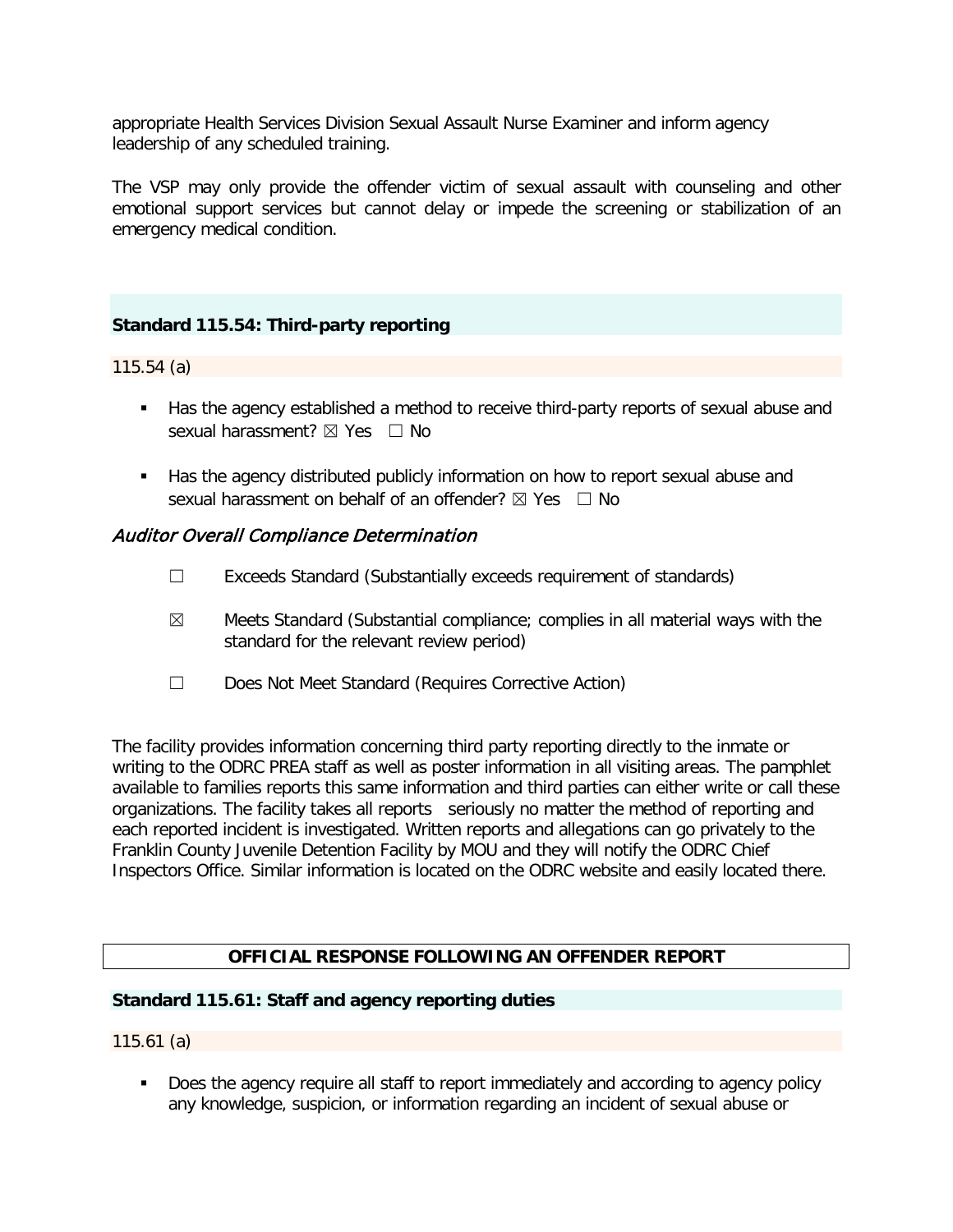appropriate Health Services Division Sexual Assault Nurse Examiner and inform agency leadership of any scheduled training.

The VSP may only provide the offender victim of sexual assault with counseling and other emotional support services but cannot delay or impede the screening or stabilization of an emergency medical condition.

### Standard 115.54: Third-party reporting

115.54 (a)

- Has the agency established a method to receive third-party reports of sexual abuse and sexual harassment? ☒ Yes ☐ No
- Has the agency distributed publicly information on how to report sexual abuse and sexual harassment on behalf of an offender? ☒ Yes ☐ No

*Auditor Overall Compliance Determination*

☐ Exceeds Standard (Substantially exceeds requirement of standards)

☒ Meets Standard (Substantial compliance; complies in all material ways with the standard for the relevant review period)

☐ Does Not Meet Standard (Requires Corrective Action)

The facility provides information concerning third party reporting directly to the inmate or writing to the ODRC PREA staff as well as poster information in all visiting areas. The pamphlet available to families reports this same information and third parties can either write or call these organizations. The facility takes all reports seriously no matter the method of reporting and each reported incident is investigated. Written reports and allegations can go privately to the Franklin County Juvenile Detention Facility by MOU and they will notify the ODRC Chief Inspectors Office. Similar information is located on the ODRC website and easily located there.

## OFFICIAL RESPONSE FOLLOWING AN OFFENDER REPORT

### Standard 115.61: Staff and agency reporting duties

115.61 (a)

- Does the agency require all staff to report immediately and according to agency policy any knowledge, suspicion, or information regarding an incident of sexual abuse or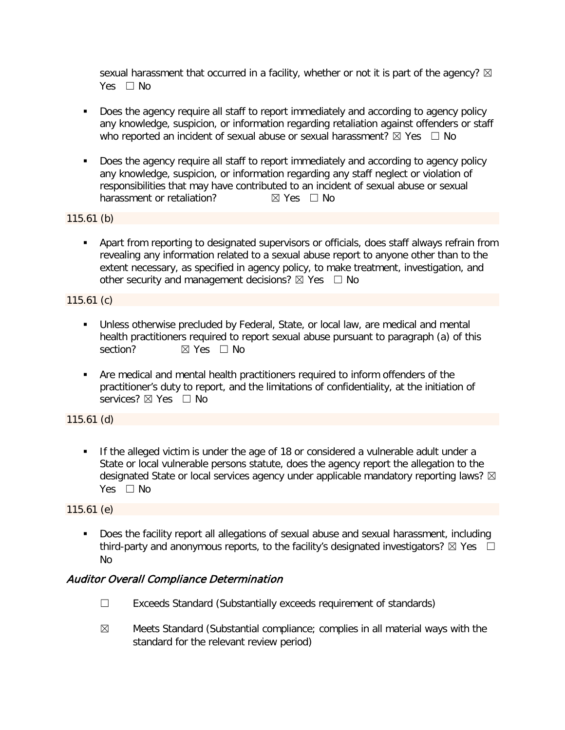sexual harassment that occurred in a facility, whether or not it is part of the agency? ☒ Yes ☐ No

- Does the agency require all staff to report immediately and according to agency policy any knowledge, suspicion, or information regarding retaliation against offenders or staff who reported an incident of sexual abuse or sexual harassment? ☒ Yes ☐ No
- Does the agency require all staff to report immediately and according to agency policy any knowledge, suspicion, or information regarding any staff neglect or violation of responsibilities that may have contributed to an incident of sexual abuse or sexual harassment or retaliation? ☒ Yes ☐ No

115.61 (b)

- Apart from reporting to designated supervisors or officials, does staff always refrain from revealing any information related to a sexual abuse report to anyone other than to the extent necessary, as specified in agency policy, to make treatment, investigation, and other security and management decisions? ☒ Yes ☐ No

115.61 (c)

- Unless otherwise precluded by Federal, State, or local law, are medical and mental health practitioners required to report sexual abuse pursuant to paragraph (a) of this section? ☒ Yes ☐ No
- Are medical and mental health practitioners required to inform offenders of the practitioner's duty to report, and the limitations of confidentiality, at the initiation of services? ☒ Yes ☐ No

115.61 (d)

- If the alleged victim is under the age of 18 or considered a vulnerable adult under a State or local vulnerable persons statute, does the agency report the allegation to the designated State or local services agency under applicable mandatory reporting laws? ☒ Yes ☐ No

115.61 (e)

- Does the facility report all allegations of sexual abuse and sexual harassment, including third-party and anonymous reports, to the facility's designated investigators? ☒ Yes ☐ No

### *Auditor Overall Compliance Determination*

☐ Exceeds Standard (Substantially exceeds requirement of standards)

☒ Meets Standard (Substantial compliance; complies in all material ways with the standard for the relevant review period)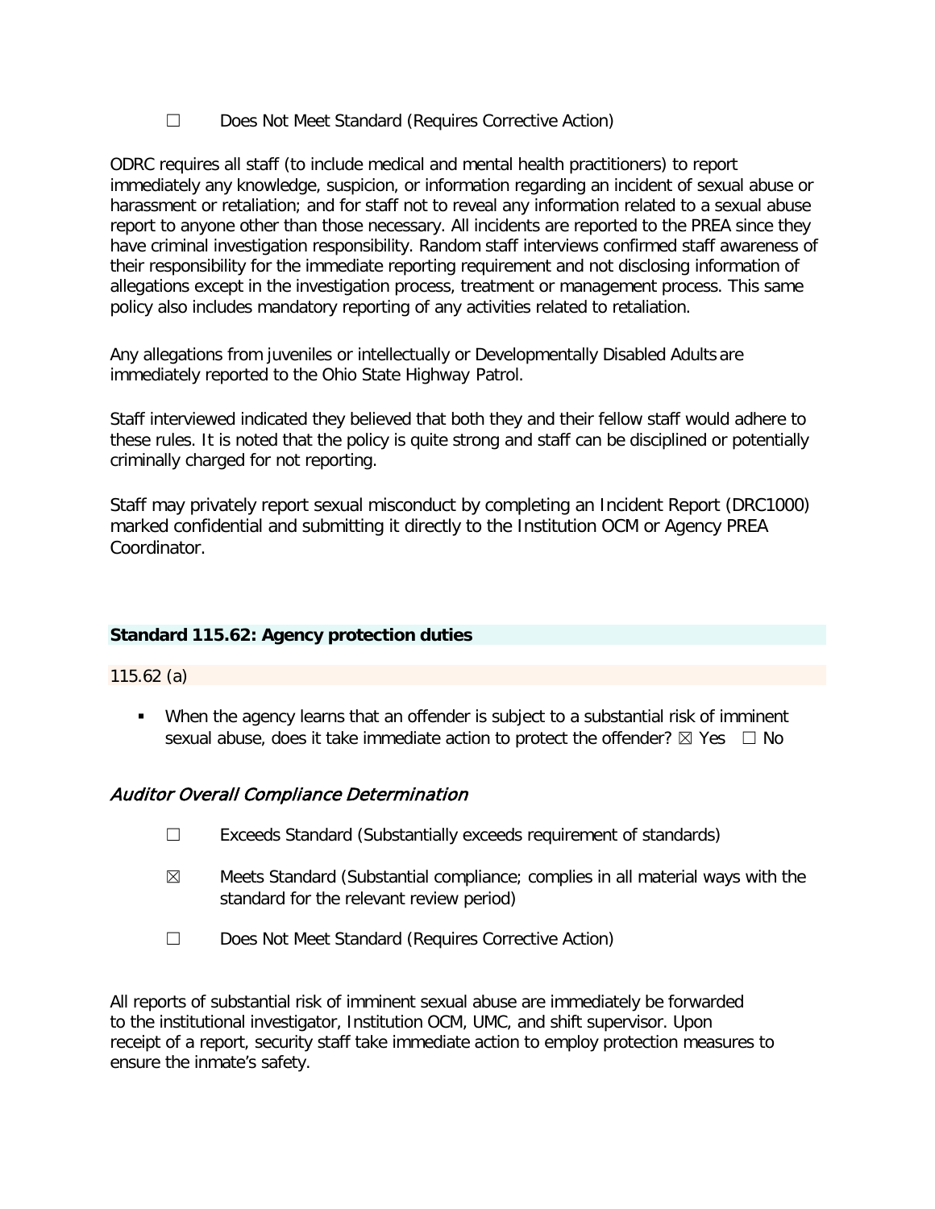☐ Does Not Meet Standard (Requires Corrective Action)

ODRC requires all staff (to include medical and mental health practitioners) to report immediately any knowledge, suspicion, or information regarding an incident of sexual abuse or harassment or retaliation; and for staff not to reveal any information related to a sexual abuse report to anyone other than those necessary. All incidents are reported to the PREA since they have criminal investigation responsibility. Random staff interviews confirmed staff awareness of their responsibility for the immediate reporting requirement and not disclosing information of allegations except in the investigation process, treatment or management process. This same policy also includes mandatory reporting of any activities related to retaliation.

Any allegations from juveniles or intellectually or Developmentally Disabled Adults are immediately reported to the Ohio State Highway Patrol.

Staff interviewed indicated they believed that both they and their fellow staff would adhere to these rules. It is noted that the policy is quite strong and staff can be disciplined or potentially criminally charged for not reporting.

Staff may privately report sexual misconduct by completing an Incident Report (DRC1000) marked confidential and submitting it directly to the Institution OCM or Agency PREA Coordinator.

### Standard 115.62: Agency protection duties

115.62 (a)

- When the agency learns that an offender is subject to a substantial risk of imminent sexual abuse, does it take immediate action to protect the offender? ☒ Yes ☐ No

#### *Auditor Overall Compliance Determination*

☐ Exceeds Standard (Substantially exceeds requirement of standards)

☒ Meets Standard (Substantial compliance; complies in all material ways with the standard for the relevant review period)

☐ Does Not Meet Standard (Requires Corrective Action)

All reports of substantial risk of imminent sexual abuse are immediately be forwarded to the institutional investigator, Institution OCM, UMC, and shift supervisor. Upon receipt of a report, security staff take immediate action to employ protection measures to ensure the inmate's safety.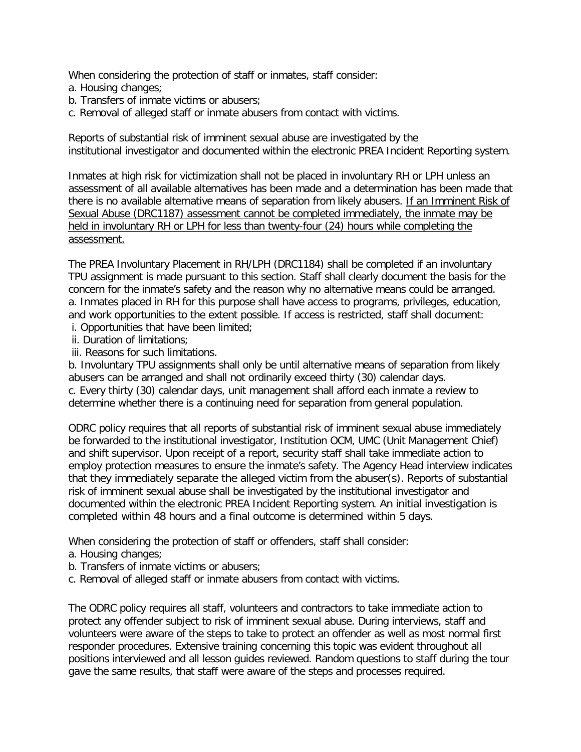When considering the protection of staff or inmates, staff consider:

a. Housing changes;

b. Transfers of inmate victims or abusers;

c. Removal of alleged staff or inmate abusers from contact with victims.

Reports of substantial risk of imminent sexual abuse are investigated by the institutional investigator and documented within the electronic PREA Incident Reporting system.

Inmates at high risk for victimization shall not be placed in involuntary RH or LPH unless an assessment of all available alternatives has been made and a determination has been made that there is no available alternative means of separation from likely abusers. <u>If an Imminent Risk of Sexual Abuse (DRC1187) assessment cannot be completed immediately, the inmate may be held in involuntary RH or LPH for less than twenty-four (24) hours while completing the assessment.</u>

The PREA Involuntary Placement in RH/LPH (DRC1184) shall be completed if an involuntary TPU assignment is made pursuant to this section. Staff shall clearly document the basis for the concern for the inmate's safety and the reason why no alternative means could be arranged.

a. Inmates placed in RH for this purpose shall have access to programs, privileges, education, and work opportunities to the extent possible. If access is restricted, staff shall document:

i. Opportunities that have been limited;

ii. Duration of limitations;

iii. Reasons for such limitations.

b. Involuntary TPU assignments shall only be until alternative means of separation from likely abusers can be arranged and shall not ordinarily exceed thirty (30) calendar days.

c. Every thirty (30) calendar days, unit management shall afford each inmate a review to determine whether there is a continuing need for separation from general population.

ODRC policy requires that all reports of substantial risk of imminent sexual abuse immediately be forwarded to the institutional investigator, Institution OCM, UMC (Unit Management Chief) and shift supervisor. Upon receipt of a report, security staff shall take immediate action to employ protection measures to ensure the inmate's safety. The Agency Head interview indicates that they immediately separate the alleged victim from the abuser(s). Reports of substantial risk of imminent sexual abuse shall be investigated by the institutional investigator and documented within the electronic PREA Incident Reporting system. An initial investigation is completed within 48 hours and a final outcome is determined within 5 days.

When considering the protection of staff or offenders, staff shall consider:

a. Housing changes;

b. Transfers of inmate victims or abusers;

c. Removal of alleged staff or inmate abusers from contact with victims.

The ODRC policy requires all staff, volunteers and contractors to take immediate action to protect any offender subject to risk of imminent sexual abuse. During interviews, staff and volunteers were aware of the steps to take to protect an offender as well as most normal first responder procedures. Extensive training concerning this topic was evident throughout all positions interviewed and all lesson guides reviewed. Random questions to staff during the tour gave the same results, that staff were aware of the steps and processes required.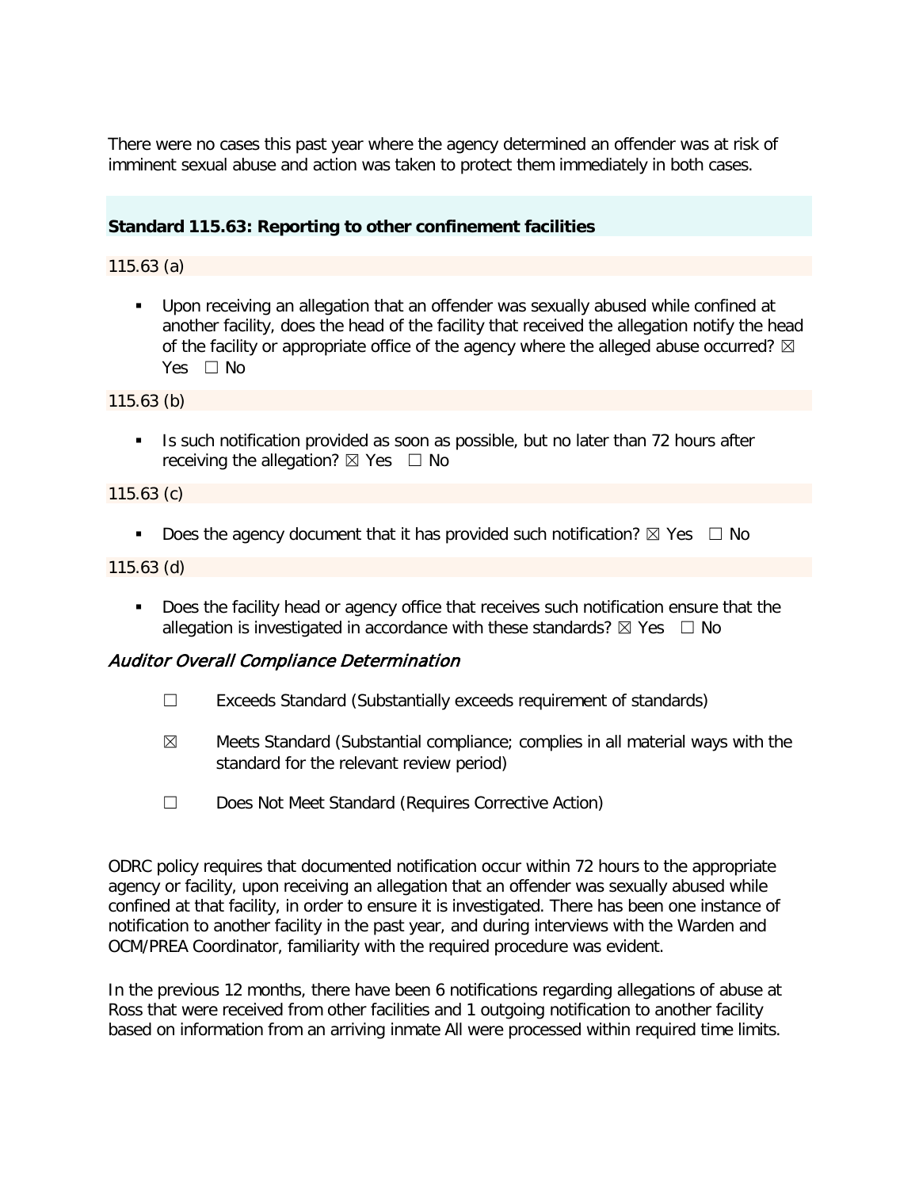There were no cases this past year where the agency determined an offender was at risk of imminent sexual abuse and action was taken to protect them immediately in both cases.

### Standard 115.63: Reporting to other confinement facilities

115.63 (a)

- Upon receiving an allegation that an offender was sexually abused while confined at another facility, does the head of the facility that received the allegation notify the head of the facility or appropriate office of the agency where the alleged abuse occurred? ☒ Yes ☐ No

115.63 (b)

- Is such notification provided as soon as possible, but no later than 72 hours after receiving the allegation? ☒ Yes ☐ No

115.63 (c)

- Does the agency document that it has provided such notification? ☒ Yes ☐ No

115.63 (d)

- Does the facility head or agency office that receives such notification ensure that the allegation is investigated in accordance with these standards? ☒ Yes ☐ No

#### *Auditor Overall Compliance Determination*

☐ Exceeds Standard (Substantially exceeds requirement of standards)

☒ Meets Standard (Substantial compliance; complies in all material ways with the standard for the relevant review period)

☐ Does Not Meet Standard (Requires Corrective Action)

ODRC policy requires that documented notification occur within 72 hours to the appropriate agency or facility, upon receiving an allegation that an offender was sexually abused while confined at that facility, in order to ensure it is investigated. There has been one instance of notification to another facility in the past year, and during interviews with the Warden and OCM/PREA Coordinator, familiarity with the required procedure was evident.

In the previous 12 months, there have been 6 notifications regarding allegations of abuse at Ross that were received from other facilities and 1 outgoing notification to another facility based on information from an arriving inmate All were processed within required time limits.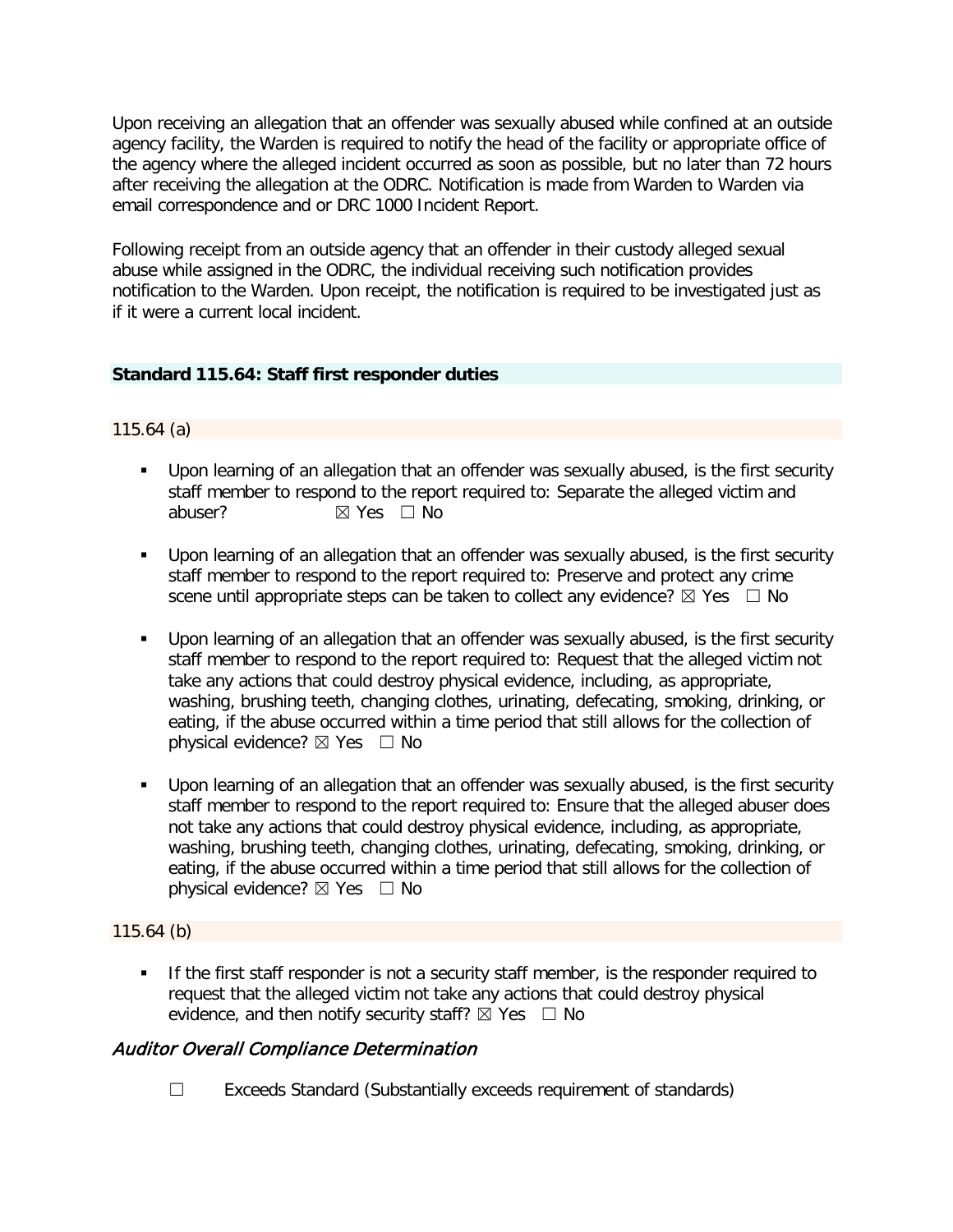Upon receiving an allegation that an offender was sexually abused while confined at an outside agency facility, the Warden is required to notify the head of the facility or appropriate office of the agency where the alleged incident occurred as soon as possible, but no later than 72 hours after receiving the allegation at the ODRC. Notification is made from Warden to Warden via email correspondence and or DRC 1000 Incident Report.

Following receipt from an outside agency that an offender in their custody alleged sexual abuse while assigned in the ODRC, the individual receiving such notification provides notification to the Warden. Upon receipt, the notification is required to be investigated just as if it were a current local incident.

### Standard 115.64: Staff first responder duties

115.64 (a)

- Upon learning of an allegation that an offender was sexually abused, is the first security staff member to respond to the report required to: Separate the alleged victim and abuser? ☒ Yes ☐ No
- Upon learning of an allegation that an offender was sexually abused, is the first security staff member to respond to the report required to: Preserve and protect any crime scene until appropriate steps can be taken to collect any evidence? ☒ Yes ☐ No
- Upon learning of an allegation that an offender was sexually abused, is the first security staff member to respond to the report required to: Request that the alleged victim not take any actions that could destroy physical evidence, including, as appropriate, washing, brushing teeth, changing clothes, urinating, defecating, smoking, drinking, or eating, if the abuse occurred within a time period that still allows for the collection of physical evidence? ☒ Yes ☐ No
- Upon learning of an allegation that an offender was sexually abused, is the first security staff member to respond to the report required to: Ensure that the alleged abuser does not take any actions that could destroy physical evidence, including, as appropriate, washing, brushing teeth, changing clothes, urinating, defecating, smoking, drinking, or eating, if the abuse occurred within a time period that still allows for the collection of physical evidence? ☒ Yes ☐ No

115.64 (b)

- If the first staff responder is not a security staff member, is the responder required to request that the alleged victim not take any actions that could destroy physical evidence, and then notify security staff? ☒ Yes ☐ No

### *Auditor Overall Compliance Determination*

☐ Exceeds Standard (Substantially exceeds requirement of standards)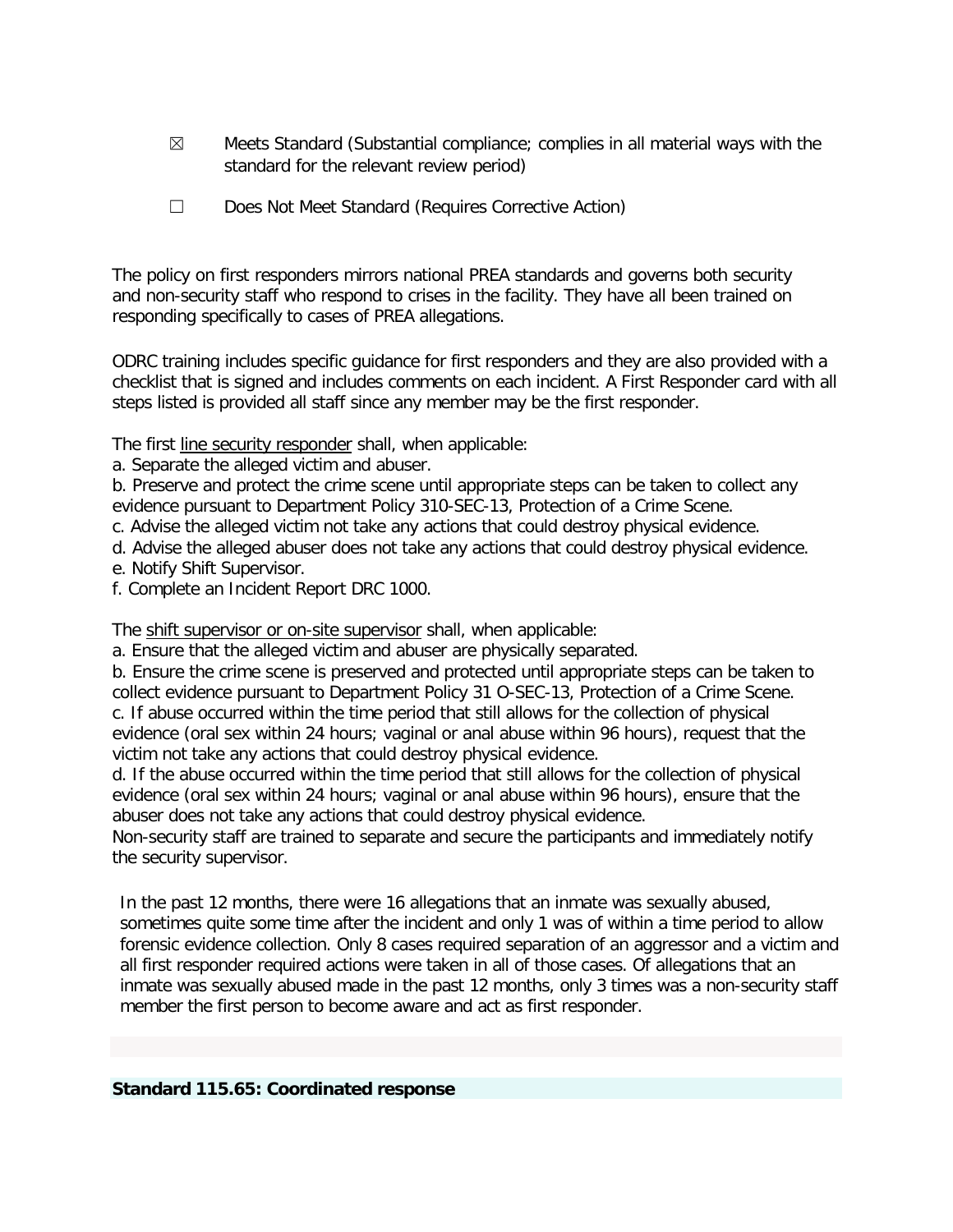☒ Meets Standard (Substantial compliance; complies in all material ways with the standard for the relevant review period)

☐ Does Not Meet Standard (Requires Corrective Action)

The policy on first responders mirrors national PREA standards and governs both security and non-security staff who respond to crises in the facility. They have all been trained on responding specifically to cases of PREA allegations.

ODRC training includes specific guidance for first responders and they are also provided with a checklist that is signed and includes comments on each incident. A First Responder card with all steps listed is provided all staff since any member may be the first responder.

The first <u>line security responder</u> shall, when applicable:

a. Separate the alleged victim and abuser.
b. Preserve and protect the crime scene until appropriate steps can be taken to collect any evidence pursuant to Department Policy 310-SEC-13, Protection of a Crime Scene.
c. Advise the alleged victim not take any actions that could destroy physical evidence.
d. Advise the alleged abuser does not take any actions that could destroy physical evidence.
e. Notify Shift Supervisor.
f. Complete an Incident Report DRC 1000.

The <u>shift supervisor or on-site supervisor</u> shall, when applicable:

a. Ensure that the alleged victim and abuser are physically separated.
b. Ensure the crime scene is preserved and protected until appropriate steps can be taken to collect evidence pursuant to Department Policy 31 O-SEC-13, Protection of a Crime Scene.
c. If abuse occurred within the time period that still allows for the collection of physical evidence (oral sex within 24 hours; vaginal or anal abuse within 96 hours), request that the victim not take any actions that could destroy physical evidence.
d. If the abuse occurred within the time period that still allows for the collection of physical evidence (oral sex within 24 hours; vaginal or anal abuse within 96 hours), ensure that the abuser does not take any actions that could destroy physical evidence.

Non-security staff are trained to separate and secure the participants and immediately notify the security supervisor.

In the past 12 months, there were 16 allegations that an inmate was sexually abused, sometimes quite some time after the incident and only 1 was of within a time period to allow forensic evidence collection. Only 8 cases required separation of an aggressor and a victim and all first responder required actions were taken in all of those cases. Of allegations that an inmate was sexually abused made in the past 12 months, only 3 times was a non-security staff member the first person to become aware and act as first responder.

**Standard 115.65: Coordinated response**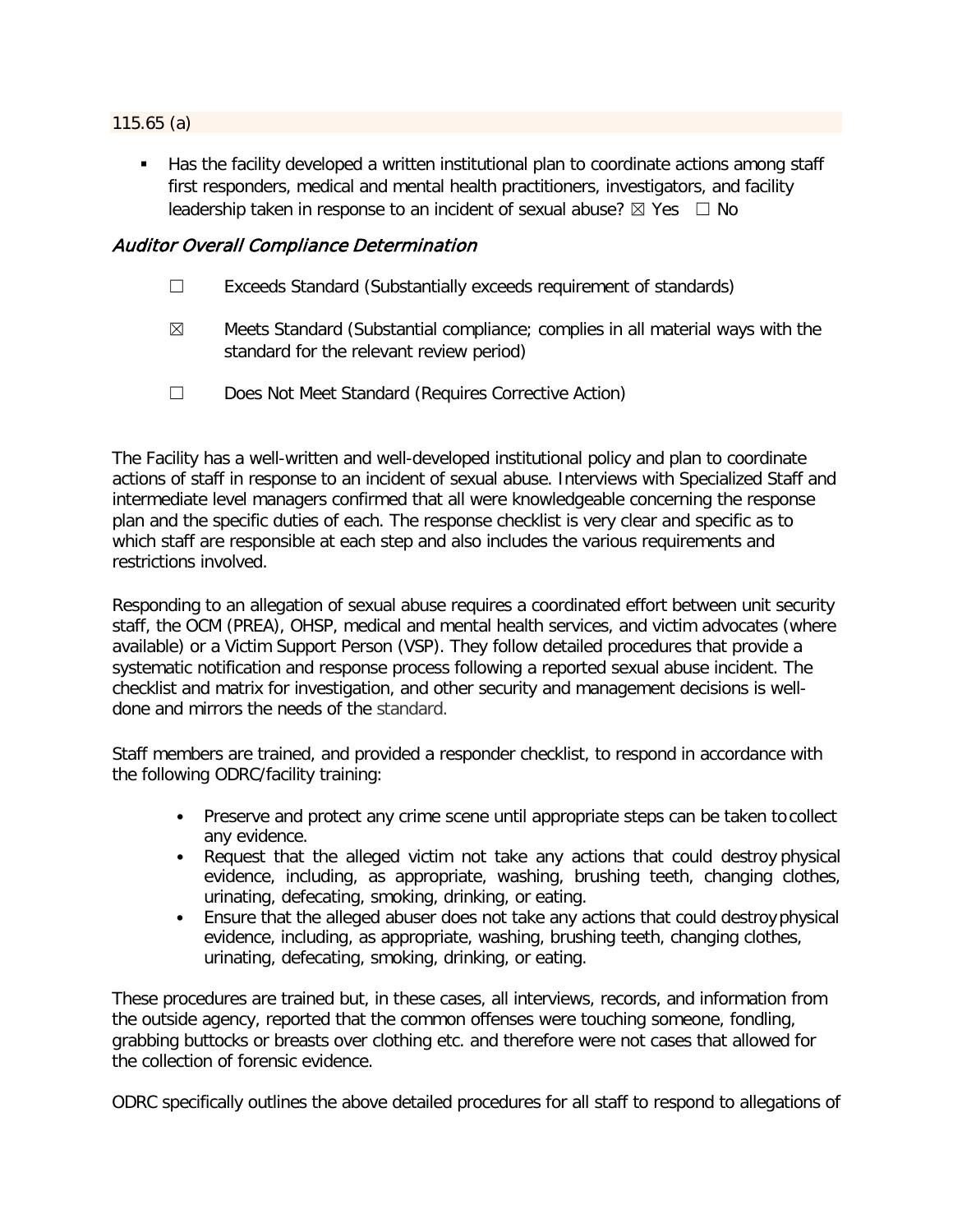115.65 (a)

- Has the facility developed a written institutional plan to coordinate actions among staff first responders, medical and mental health practitioners, investigators, and facility leadership taken in response to an incident of sexual abuse? ☒ Yes ☐ No

### *Auditor Overall Compliance Determination*

☐ Exceeds Standard (Substantially exceeds requirement of standards)

☒ Meets Standard (Substantial compliance; complies in all material ways with the standard for the relevant review period)

☐ Does Not Meet Standard (Requires Corrective Action)

The Facility has a well-written and well-developed institutional policy and plan to coordinate actions of staff in response to an incident of sexual abuse. Interviews with Specialized Staff and intermediate level managers confirmed that all were knowledgeable concerning the response plan and the specific duties of each. The response checklist is very clear and specific as to which staff are responsible at each step and also includes the various requirements and restrictions involved.

Responding to an allegation of sexual abuse requires a coordinated effort between unit security staff, the OCM (PREA), OHSP, medical and mental health services, and victim advocates (where available) or a Victim Support Person (VSP). They follow detailed procedures that provide a systematic notification and response process following a reported sexual abuse incident. The checklist and matrix for investigation, and other security and management decisions is well-done and mirrors the needs of the standard.

Staff members are trained, and provided a responder checklist, to respond in accordance with the following ODRC/facility training:

- Preserve and protect any crime scene until appropriate steps can be taken to collect any evidence.
- Request that the alleged victim not take any actions that could destroy physical evidence, including, as appropriate, washing, brushing teeth, changing clothes, urinating, defecating, smoking, drinking, or eating.
- Ensure that the alleged abuser does not take any actions that could destroy physical evidence, including, as appropriate, washing, brushing teeth, changing clothes, urinating, defecating, smoking, drinking, or eating.

These procedures are trained but, in these cases, all interviews, records, and information from the outside agency, reported that the common offenses were touching someone, fondling, grabbing buttocks or breasts over clothing etc. and therefore were not cases that allowed for the collection of forensic evidence.

ODRC specifically outlines the above detailed procedures for all staff to respond to allegations of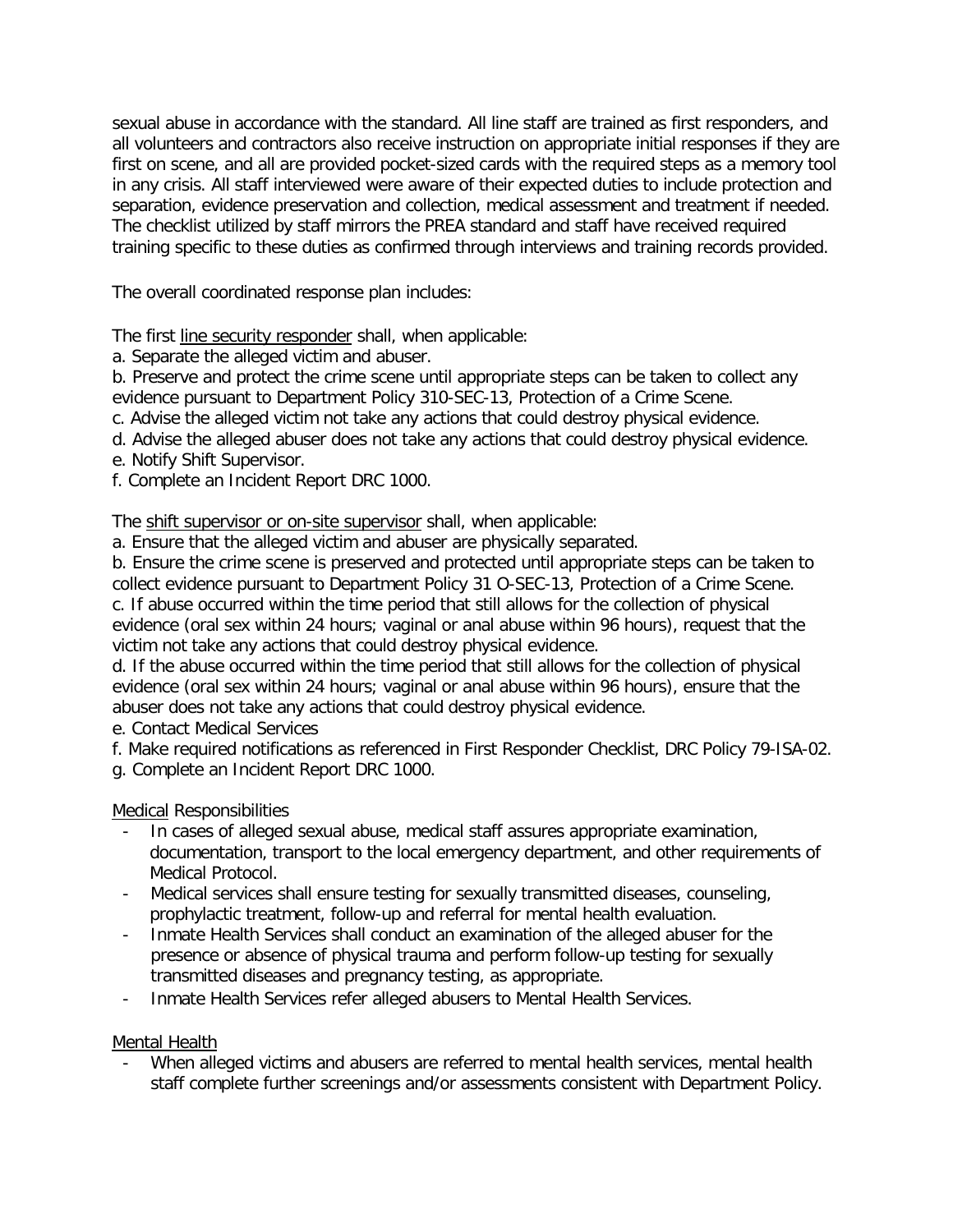sexual abuse in accordance with the standard. All line staff are trained as first responders, and all volunteers and contractors also receive instruction on appropriate initial responses if they are first on scene, and all are provided pocket-sized cards with the required steps as a memory tool in any crisis. All staff interviewed were aware of their expected duties to include protection and separation, evidence preservation and collection, medical assessment and treatment if needed. The checklist utilized by staff mirrors the PREA standard and staff have received required training specific to these duties as confirmed through interviews and training records provided.

The overall coordinated response plan includes:

The first line security responder shall, when applicable:

a. Separate the alleged victim and abuser.
b. Preserve and protect the crime scene until appropriate steps can be taken to collect any evidence pursuant to Department Policy 310-SEC-13, Protection of a Crime Scene.
c. Advise the alleged victim not take any actions that could destroy physical evidence.
d. Advise the alleged abuser does not take any actions that could destroy physical evidence.
e. Notify Shift Supervisor.
f. Complete an Incident Report DRC 1000.

The shift supervisor or on-site supervisor shall, when applicable:

a. Ensure that the alleged victim and abuser are physically separated.
b. Ensure the crime scene is preserved and protected until appropriate steps can be taken to collect evidence pursuant to Department Policy 31 O-SEC-13, Protection of a Crime Scene.
c. If abuse occurred within the time period that still allows for the collection of physical evidence (oral sex within 24 hours; vaginal or anal abuse within 96 hours), request that the victim not take any actions that could destroy physical evidence.
d. If the abuse occurred within the time period that still allows for the collection of physical evidence (oral sex within 24 hours; vaginal or anal abuse within 96 hours), ensure that the abuser does not take any actions that could destroy physical evidence.
e. Contact Medical Services
f. Make required notifications as referenced in First Responder Checklist, DRC Policy 79-ISA-02.
g. Complete an Incident Report DRC 1000.

Medical Responsibilities

- In cases of alleged sexual abuse, medical staff assures appropriate examination, documentation, transport to the local emergency department, and other requirements of Medical Protocol.
- Medical services shall ensure testing for sexually transmitted diseases, counseling, prophylactic treatment, follow-up and referral for mental health evaluation.
- Inmate Health Services shall conduct an examination of the alleged abuser for the presence or absence of physical trauma and perform follow-up testing for sexually transmitted diseases and pregnancy testing, as appropriate.
- Inmate Health Services refer alleged abusers to Mental Health Services.

Mental Health

- When alleged victims and abusers are referred to mental health services, mental health staff complete further screenings and/or assessments consistent with Department Policy.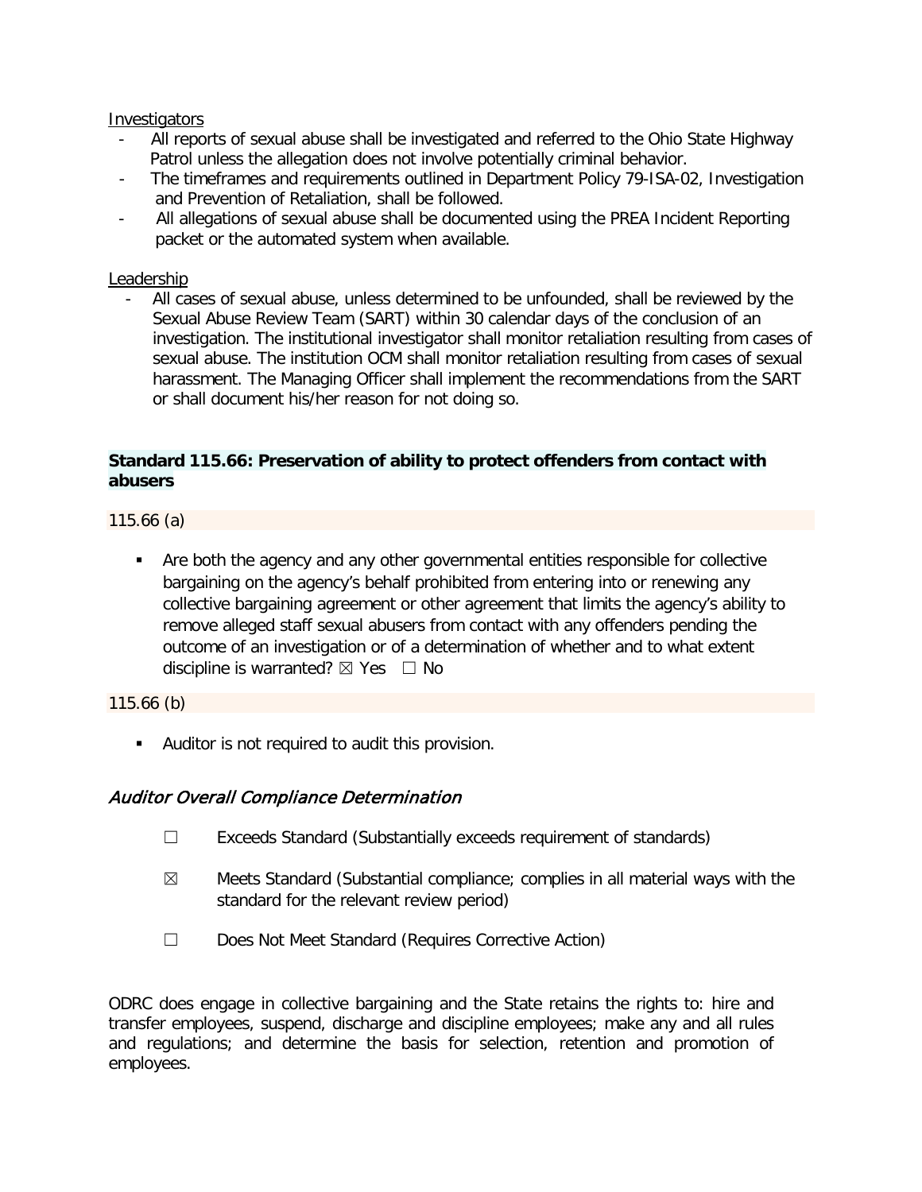Investigators

- All reports of sexual abuse shall be investigated and referred to the Ohio State Highway Patrol unless the allegation does not involve potentially criminal behavior.
- The timeframes and requirements outlined in Department Policy 79-ISA-02, Investigation and Prevention of Retaliation, shall be followed.
- All allegations of sexual abuse shall be documented using the PREA Incident Reporting packet or the automated system when available.

Leadership

- All cases of sexual abuse, unless determined to be unfounded, shall be reviewed by the Sexual Abuse Review Team (SART) within 30 calendar days of the conclusion of an investigation. The institutional investigator shall monitor retaliation resulting from cases of sexual abuse. The institution OCM shall monitor retaliation resulting from cases of sexual harassment. The Managing Officer shall implement the recommendations from the SART or shall document his/her reason for not doing so.

**Standard 115.66: Preservation of ability to protect offenders from contact with abusers**

115.66 (a)

- Are both the agency and any other governmental entities responsible for collective bargaining on the agency's behalf prohibited from entering into or renewing any collective bargaining agreement or other agreement that limits the agency's ability to remove alleged staff sexual abusers from contact with any offenders pending the outcome of an investigation or of a determination of whether and to what extent discipline is warranted? ☒ Yes ☐ No

115.66 (b)

- Auditor is not required to audit this provision.

### *Auditor Overall Compliance Determination*

☐ Exceeds Standard (Substantially exceeds requirement of standards)

☒ Meets Standard (Substantial compliance; complies in all material ways with the standard for the relevant review period)

☐ Does Not Meet Standard (Requires Corrective Action)

ODRC does engage in collective bargaining and the State retains the rights to: hire and transfer employees, suspend, discharge and discipline employees; make any and all rules and regulations; and determine the basis for selection, retention and promotion of employees.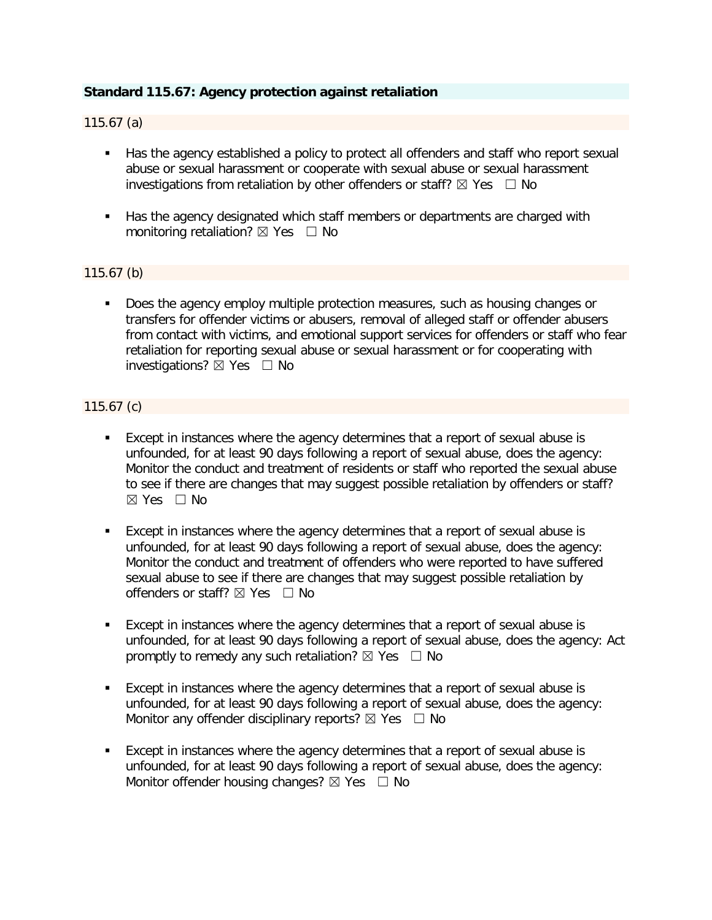**Standard 115.67: Agency protection against retaliation**

115.67 (a)

- Has the agency established a policy to protect all offenders and staff who report sexual abuse or sexual harassment or cooperate with sexual abuse or sexual harassment investigations from retaliation by other offenders or staff? ☒ Yes ☐ No

- Has the agency designated which staff members or departments are charged with monitoring retaliation? ☒ Yes ☐ No

115.67 (b)

- Does the agency employ multiple protection measures, such as housing changes or transfers for offender victims or abusers, removal of alleged staff or offender abusers from contact with victims, and emotional support services for offenders or staff who fear retaliation for reporting sexual abuse or sexual harassment or for cooperating with investigations? ☒ Yes ☐ No

115.67 (c)

- Except in instances where the agency determines that a report of sexual abuse is unfounded, for at least 90 days following a report of sexual abuse, does the agency: Monitor the conduct and treatment of residents or staff who reported the sexual abuse to see if there are changes that may suggest possible retaliation by offenders or staff? ☒ Yes ☐ No

- Except in instances where the agency determines that a report of sexual abuse is unfounded, for at least 90 days following a report of sexual abuse, does the agency: Monitor the conduct and treatment of offenders who were reported to have suffered sexual abuse to see if there are changes that may suggest possible retaliation by offenders or staff? ☒ Yes ☐ No

- Except in instances where the agency determines that a report of sexual abuse is unfounded, for at least 90 days following a report of sexual abuse, does the agency: Act promptly to remedy any such retaliation? ☒ Yes ☐ No

- Except in instances where the agency determines that a report of sexual abuse is unfounded, for at least 90 days following a report of sexual abuse, does the agency: Monitor any offender disciplinary reports? ☒ Yes ☐ No

- Except in instances where the agency determines that a report of sexual abuse is unfounded, for at least 90 days following a report of sexual abuse, does the agency: Monitor offender housing changes? ☒ Yes ☐ No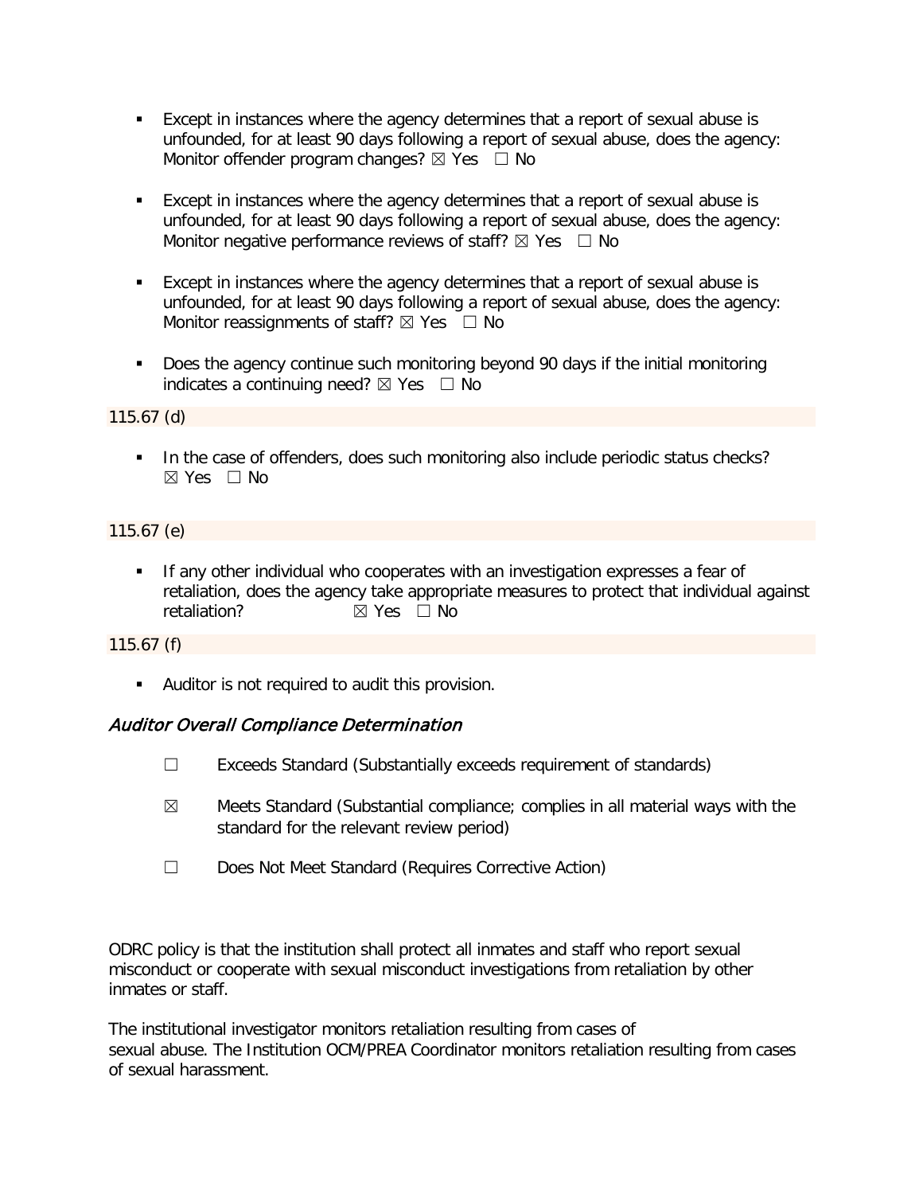- Except in instances where the agency determines that a report of sexual abuse is unfounded, for at least 90 days following a report of sexual abuse, does the agency: Monitor offender program changes? ☒ Yes ☐ No

- Except in instances where the agency determines that a report of sexual abuse is unfounded, for at least 90 days following a report of sexual abuse, does the agency: Monitor negative performance reviews of staff? ☒ Yes ☐ No

- Except in instances where the agency determines that a report of sexual abuse is unfounded, for at least 90 days following a report of sexual abuse, does the agency: Monitor reassignments of staff? ☒ Yes ☐ No

- Does the agency continue such monitoring beyond 90 days if the initial monitoring indicates a continuing need? ☒ Yes ☐ No

115.67 (d)

- In the case of offenders, does such monitoring also include periodic status checks? ☒ Yes ☐ No

115.67 (e)

- If any other individual who cooperates with an investigation expresses a fear of retaliation, does the agency take appropriate measures to protect that individual against retaliation? ☒ Yes ☐ No

115.67 (f)

- Auditor is not required to audit this provision.

### *Auditor Overall Compliance Determination*

☐ Exceeds Standard (Substantially exceeds requirement of standards)

☒ Meets Standard (Substantial compliance; complies in all material ways with the standard for the relevant review period)

☐ Does Not Meet Standard (Requires Corrective Action)

ODRC policy is that the institution shall protect all inmates and staff who report sexual misconduct or cooperate with sexual misconduct investigations from retaliation by other inmates or staff.

The institutional investigator monitors retaliation resulting from cases of sexual abuse. The Institution OCM/PREA Coordinator monitors retaliation resulting from cases of sexual harassment.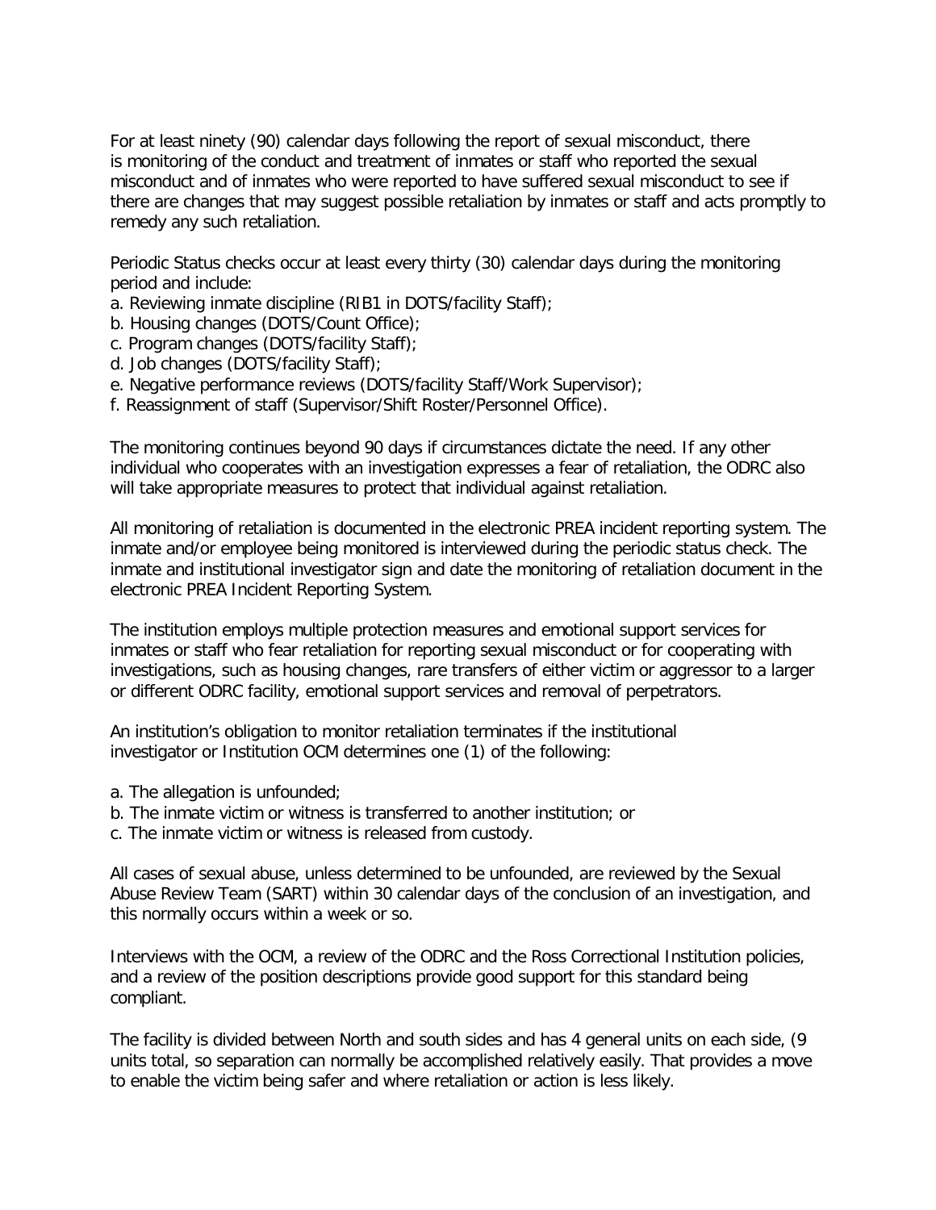For at least ninety (90) calendar days following the report of sexual misconduct, there is monitoring of the conduct and treatment of inmates or staff who reported the sexual misconduct and of inmates who were reported to have suffered sexual misconduct to see if there are changes that may suggest possible retaliation by inmates or staff and acts promptly to remedy any such retaliation.

Periodic Status checks occur at least every thirty (30) calendar days during the monitoring period and include:

a. Reviewing inmate discipline (RIB1 in DOTS/facility Staff);
b. Housing changes (DOTS/Count Office);
c. Program changes (DOTS/facility Staff);
d. Job changes (DOTS/facility Staff);
e. Negative performance reviews (DOTS/facility Staff/Work Supervisor);
f. Reassignment of staff (Supervisor/Shift Roster/Personnel Office).

The monitoring continues beyond 90 days if circumstances dictate the need. If any other individual who cooperates with an investigation expresses a fear of retaliation, the ODRC also will take appropriate measures to protect that individual against retaliation.

All monitoring of retaliation is documented in the electronic PREA incident reporting system. The inmate and/or employee being monitored is interviewed during the periodic status check. The inmate and institutional investigator sign and date the monitoring of retaliation document in the electronic PREA Incident Reporting System.

The institution employs multiple protection measures and emotional support services for inmates or staff who fear retaliation for reporting sexual misconduct or for cooperating with investigations, such as housing changes, rare transfers of either victim or aggressor to a larger or different ODRC facility, emotional support services and removal of perpetrators.

An institution's obligation to monitor retaliation terminates if the institutional investigator or Institution OCM determines one (1) of the following:

a. The allegation is unfounded;
b. The inmate victim or witness is transferred to another institution; or
c. The inmate victim or witness is released from custody.

All cases of sexual abuse, unless determined to be unfounded, are reviewed by the Sexual Abuse Review Team (SART) within 30 calendar days of the conclusion of an investigation, and this normally occurs within a week or so.

Interviews with the OCM, a review of the ODRC and the Ross Correctional Institution policies, and a review of the position descriptions provide good support for this standard being compliant.

The facility is divided between North and south sides and has 4 general units on each side, (9 units total, so separation can normally be accomplished relatively easily. That provides a move to enable the victim being safer and where retaliation or action is less likely.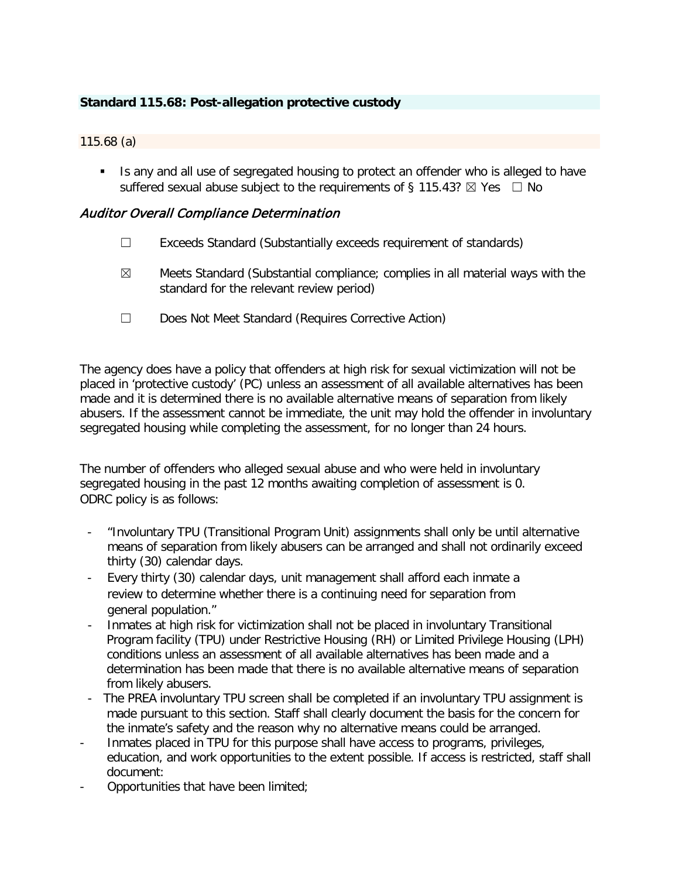**Standard 115.68: Post-allegation protective custody**

115.68 (a)

- Is any and all use of segregated housing to protect an offender who is alleged to have suffered sexual abuse subject to the requirements of § 115.43? ☒ Yes ☐ No

*Auditor Overall Compliance Determination*

☐ Exceeds Standard (Substantially exceeds requirement of standards)

☒ Meets Standard (Substantial compliance; complies in all material ways with the standard for the relevant review period)

☐ Does Not Meet Standard (Requires Corrective Action)

The agency does have a policy that offenders at high risk for sexual victimization will not be placed in 'protective custody' (PC) unless an assessment of all available alternatives has been made and it is determined there is no available alternative means of separation from likely abusers. If the assessment cannot be immediate, the unit may hold the offender in involuntary segregated housing while completing the assessment, for no longer than 24 hours.

The number of offenders who alleged sexual abuse and who were held in involuntary segregated housing in the past 12 months awaiting completion of assessment is 0.
ODRC policy is as follows:

- "Involuntary TPU (Transitional Program Unit) assignments shall only be until alternative means of separation from likely abusers can be arranged and shall not ordinarily exceed thirty (30) calendar days.
- Every thirty (30) calendar days, unit management shall afford each inmate a review to determine whether there is a continuing need for separation from general population."
- Inmates at high risk for victimization shall not be placed in involuntary Transitional Program facility (TPU) under Restrictive Housing (RH) or Limited Privilege Housing (LPH) conditions unless an assessment of all available alternatives has been made and a determination has been made that there is no available alternative means of separation from likely abusers.
- The PREA involuntary TPU screen shall be completed if an involuntary TPU assignment is made pursuant to this section. Staff shall clearly document the basis for the concern for the inmate's safety and the reason why no alternative means could be arranged.
- Inmates placed in TPU for this purpose shall have access to programs, privileges, education, and work opportunities to the extent possible. If access is restricted, staff shall document:
- Opportunities that have been limited;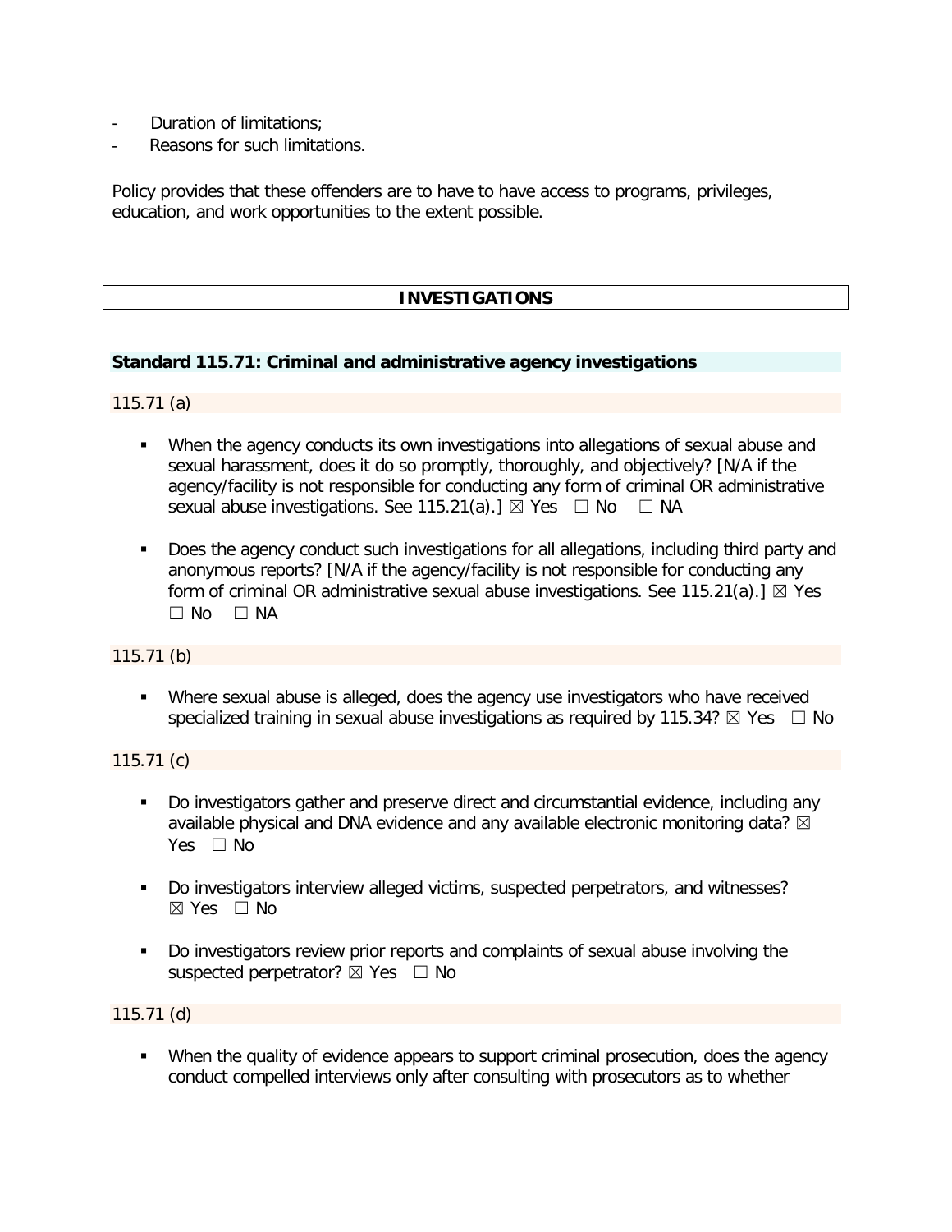- Duration of limitations;
- Reasons for such limitations.

Policy provides that these offenders are to have to have access to programs, privileges, education, and work opportunities to the extent possible.

## INVESTIGATIONS

### Standard 115.71: Criminal and administrative agency investigations

115.71 (a)

- When the agency conducts its own investigations into allegations of sexual abuse and sexual harassment, does it do so promptly, thoroughly, and objectively? [N/A if the agency/facility is not responsible for conducting any form of criminal OR administrative sexual abuse investigations. See 115.21(a).] ☒ Yes ☐ No ☐ NA
- Does the agency conduct such investigations for all allegations, including third party and anonymous reports? [N/A if the agency/facility is not responsible for conducting any form of criminal OR administrative sexual abuse investigations. See 115.21(a).] ☒ Yes ☐ No ☐ NA

115.71 (b)

- Where sexual abuse is alleged, does the agency use investigators who have received specialized training in sexual abuse investigations as required by 115.34? ☒ Yes ☐ No

115.71 (c)

- Do investigators gather and preserve direct and circumstantial evidence, including any available physical and DNA evidence and any available electronic monitoring data? ☒ Yes ☐ No
- Do investigators interview alleged victims, suspected perpetrators, and witnesses? ☒ Yes ☐ No
- Do investigators review prior reports and complaints of sexual abuse involving the suspected perpetrator? ☒ Yes ☐ No

115.71 (d)

- When the quality of evidence appears to support criminal prosecution, does the agency conduct compelled interviews only after consulting with prosecutors as to whether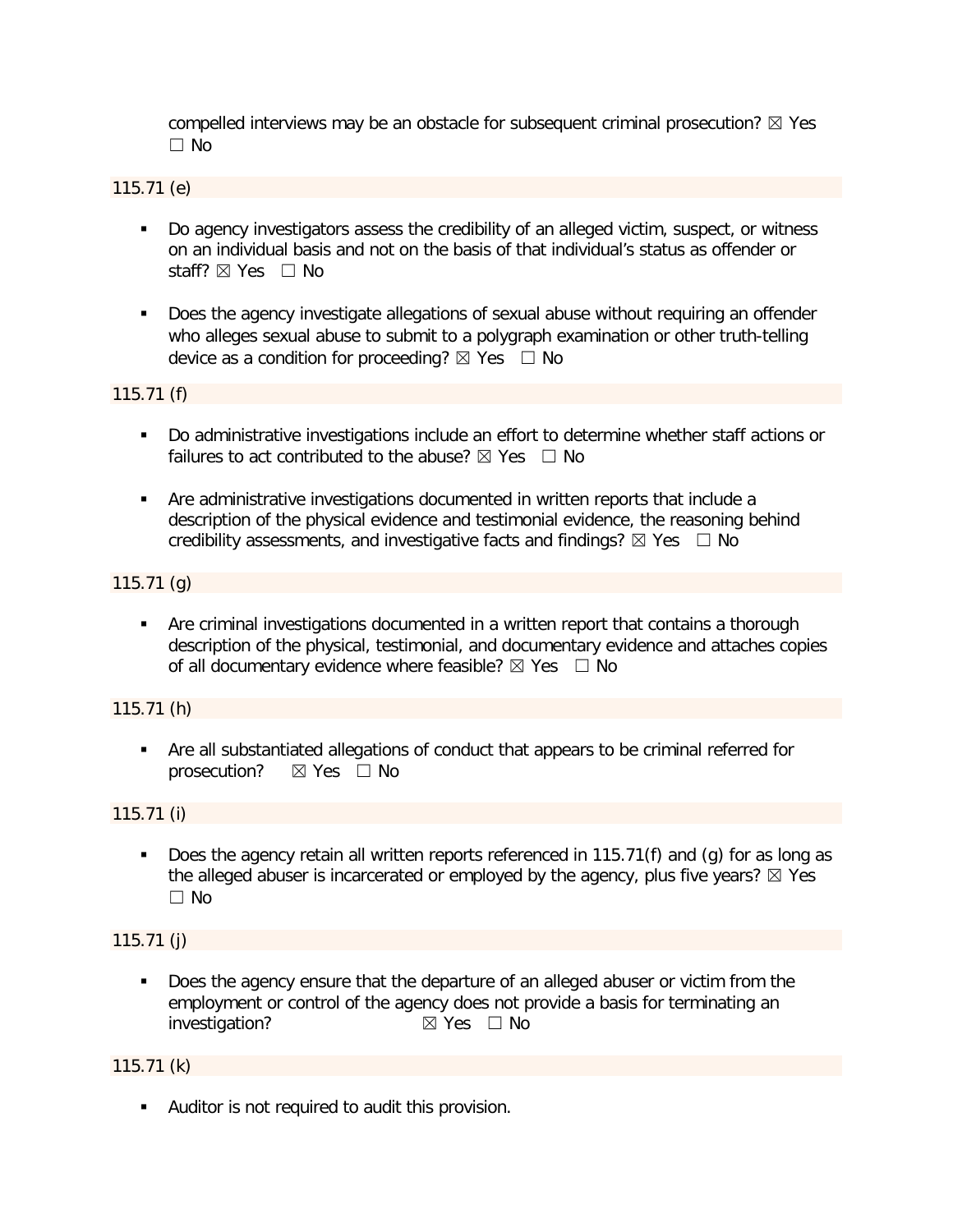compelled interviews may be an obstacle for subsequent criminal prosecution? ☒ Yes ☐ No

115.71 (e)

- Do agency investigators assess the credibility of an alleged victim, suspect, or witness on an individual basis and not on the basis of that individual's status as offender or staff? ☒ Yes ☐ No
- Does the agency investigate allegations of sexual abuse without requiring an offender who alleges sexual abuse to submit to a polygraph examination or other truth-telling device as a condition for proceeding? ☒ Yes ☐ No

115.71 (f)

- Do administrative investigations include an effort to determine whether staff actions or failures to act contributed to the abuse? ☒ Yes ☐ No
- Are administrative investigations documented in written reports that include a description of the physical evidence and testimonial evidence, the reasoning behind credibility assessments, and investigative facts and findings? ☒ Yes ☐ No

115.71 (g)

- Are criminal investigations documented in a written report that contains a thorough description of the physical, testimonial, and documentary evidence and attaches copies of all documentary evidence where feasible? ☒ Yes ☐ No

115.71 (h)

- Are all substantiated allegations of conduct that appears to be criminal referred for prosecution? ☒ Yes ☐ No

115.71 (i)

- Does the agency retain all written reports referenced in 115.71(f) and (g) for as long as the alleged abuser is incarcerated or employed by the agency, plus five years? ☒ Yes ☐ No

115.71 (j)

- Does the agency ensure that the departure of an alleged abuser or victim from the employment or control of the agency does not provide a basis for terminating an investigation? ☒ Yes ☐ No

115.71 (k)

- Auditor is not required to audit this provision.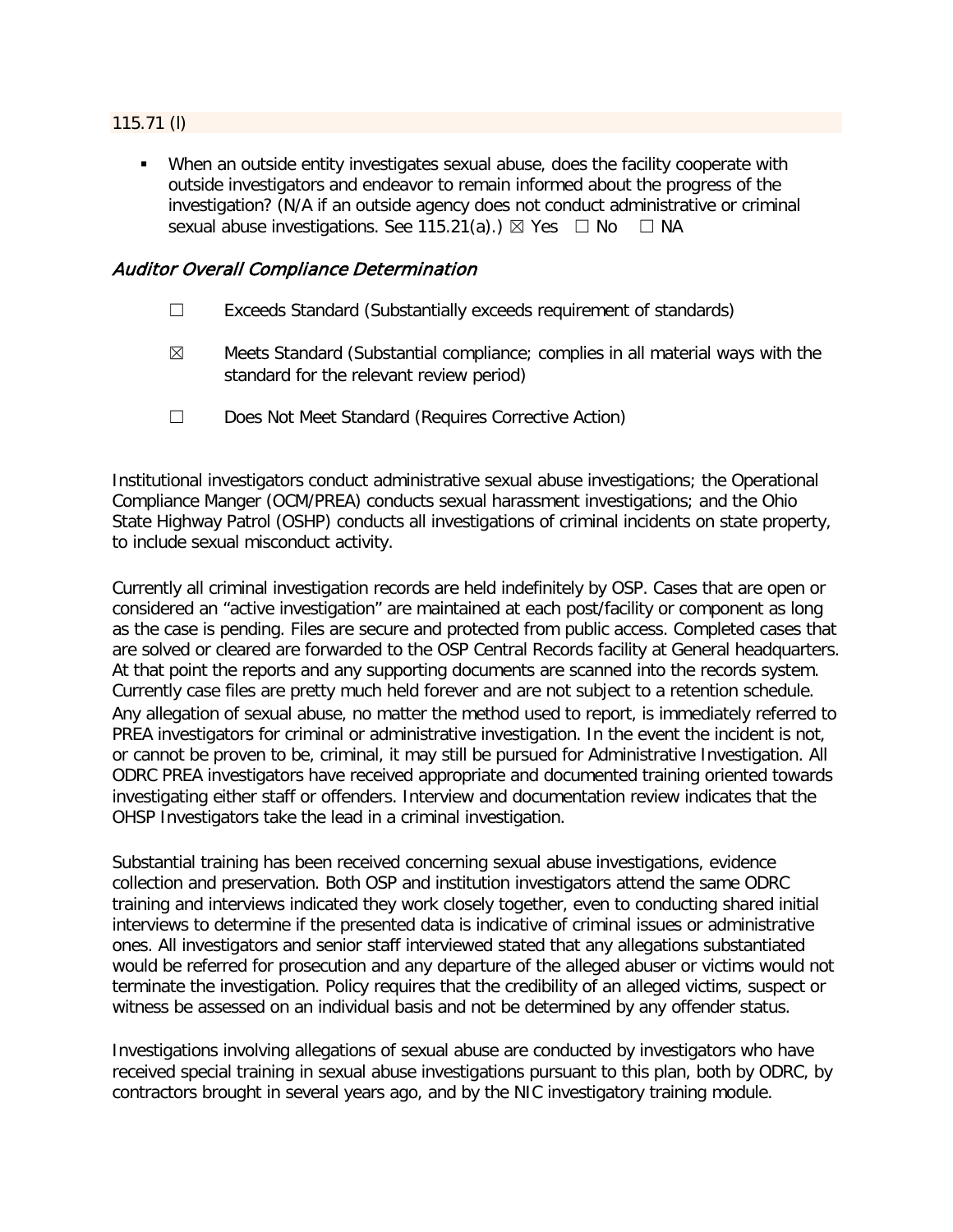115.71 (l)

- When an outside entity investigates sexual abuse, does the facility cooperate with outside investigators and endeavor to remain informed about the progress of the investigation? (N/A if an outside agency does not conduct administrative or criminal sexual abuse investigations. See 115.21(a).) ☒ Yes ☐ No ☐ NA

### *Auditor Overall Compliance Determination*

☐ Exceeds Standard (Substantially exceeds requirement of standards)

☒ Meets Standard (Substantial compliance; complies in all material ways with the standard for the relevant review period)

☐ Does Not Meet Standard (Requires Corrective Action)

Institutional investigators conduct administrative sexual abuse investigations; the Operational Compliance Manger (OCM/PREA) conducts sexual harassment investigations; and the Ohio State Highway Patrol (OSHP) conducts all investigations of criminal incidents on state property, to include sexual misconduct activity.

Currently all criminal investigation records are held indefinitely by OSP. Cases that are open or considered an "active investigation" are maintained at each post/facility or component as long as the case is pending. Files are secure and protected from public access. Completed cases that are solved or cleared are forwarded to the OSP Central Records facility at General headquarters. At that point the reports and any supporting documents are scanned into the records system. Currently case files are pretty much held forever and are not subject to a retention schedule. Any allegation of sexual abuse, no matter the method used to report, is immediately referred to PREA investigators for criminal or administrative investigation. In the event the incident is not, or cannot be proven to be, criminal, it may still be pursued for Administrative Investigation. All ODRC PREA investigators have received appropriate and documented training oriented towards investigating either staff or offenders. Interview and documentation review indicates that the OHSP Investigators take the lead in a criminal investigation.

Substantial training has been received concerning sexual abuse investigations, evidence collection and preservation. Both OSP and institution investigators attend the same ODRC training and interviews indicated they work closely together, even to conducting shared initial interviews to determine if the presented data is indicative of criminal issues or administrative ones. All investigators and senior staff interviewed stated that any allegations substantiated would be referred for prosecution and any departure of the alleged abuser or victims would not terminate the investigation. Policy requires that the credibility of an alleged victims, suspect or witness be assessed on an individual basis and not be determined by any offender status.

Investigations involving allegations of sexual abuse are conducted by investigators who have received special training in sexual abuse investigations pursuant to this plan, both by ODRC, by contractors brought in several years ago, and by the NIC investigatory training module.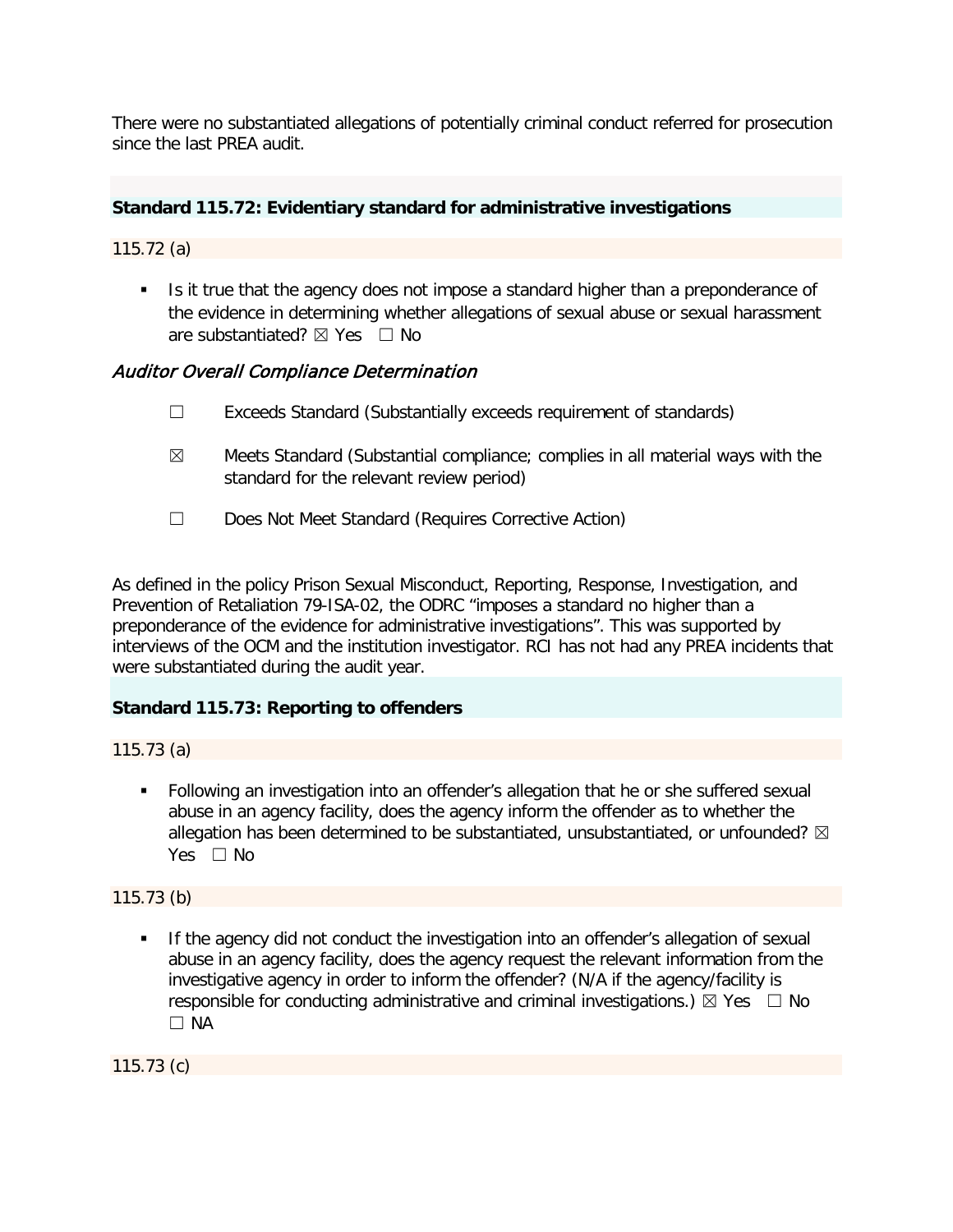There were no substantiated allegations of potentially criminal conduct referred for prosecution since the last PREA audit.

### Standard 115.72: Evidentiary standard for administrative investigations

115.72 (a)

- Is it true that the agency does not impose a standard higher than a preponderance of the evidence in determining whether allegations of sexual abuse or sexual harassment are substantiated? ☒ Yes ☐ No

#### *Auditor Overall Compliance Determination*

☐ Exceeds Standard (Substantially exceeds requirement of standards)

☒ Meets Standard (Substantial compliance; complies in all material ways with the standard for the relevant review period)

☐ Does Not Meet Standard (Requires Corrective Action)

As defined in the policy Prison Sexual Misconduct, Reporting, Response, Investigation, and Prevention of Retaliation 79-ISA-02, the ODRC "imposes a standard no higher than a preponderance of the evidence for administrative investigations". This was supported by interviews of the OCM and the institution investigator. RCI has not had any PREA incidents that were substantiated during the audit year.

### Standard 115.73: Reporting to offenders

115.73 (a)

- Following an investigation into an offender's allegation that he or she suffered sexual abuse in an agency facility, does the agency inform the offender as to whether the allegation has been determined to be substantiated, unsubstantiated, or unfounded? ☒ Yes ☐ No

115.73 (b)

- If the agency did not conduct the investigation into an offender's allegation of sexual abuse in an agency facility, does the agency request the relevant information from the investigative agency in order to inform the offender? (N/A if the agency/facility is responsible for conducting administrative and criminal investigations.) ☒ Yes ☐ No ☐ NA

115.73 (c)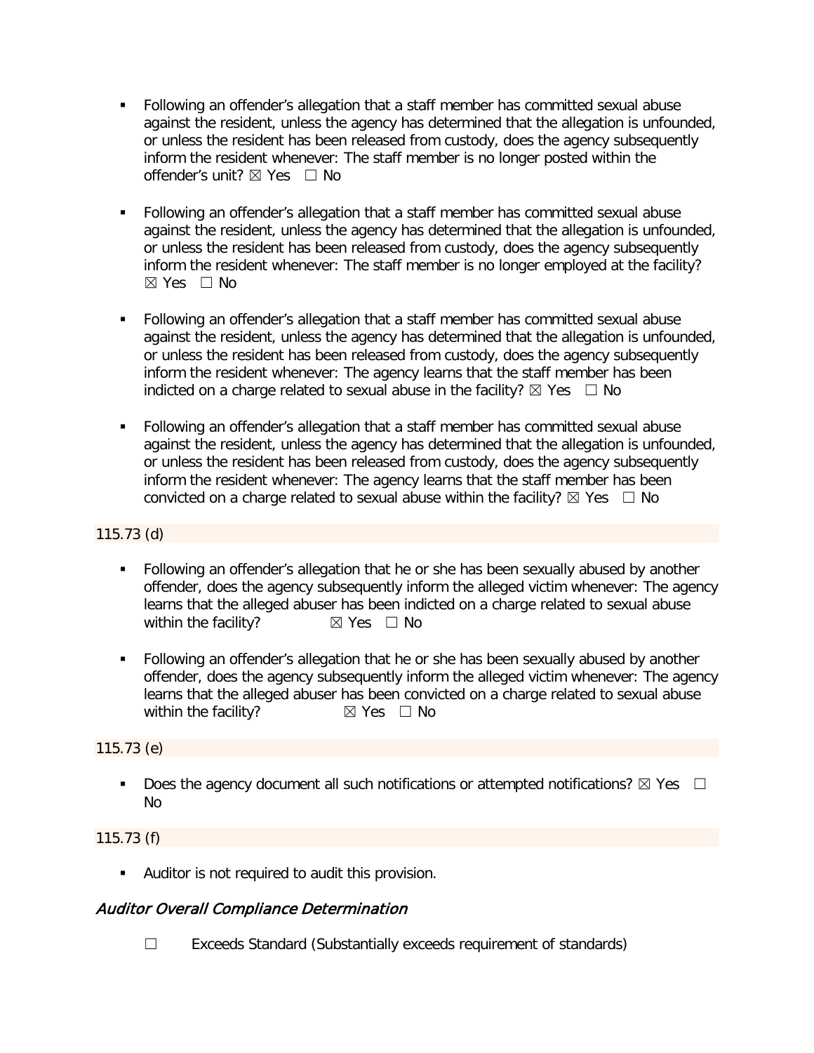- Following an offender's allegation that a staff member has committed sexual abuse against the resident, unless the agency has determined that the allegation is unfounded, or unless the resident has been released from custody, does the agency subsequently inform the resident whenever: The staff member is no longer posted within the offender's unit? ☒ Yes ☐ No

- Following an offender's allegation that a staff member has committed sexual abuse against the resident, unless the agency has determined that the allegation is unfounded, or unless the resident has been released from custody, does the agency subsequently inform the resident whenever: The staff member is no longer employed at the facility? ☒ Yes ☐ No

- Following an offender's allegation that a staff member has committed sexual abuse against the resident, unless the agency has determined that the allegation is unfounded, or unless the resident has been released from custody, does the agency subsequently inform the resident whenever: The agency learns that the staff member has been indicted on a charge related to sexual abuse in the facility? ☒ Yes ☐ No

- Following an offender's allegation that a staff member has committed sexual abuse against the resident, unless the agency has determined that the allegation is unfounded, or unless the resident has been released from custody, does the agency subsequently inform the resident whenever: The agency learns that the staff member has been convicted on a charge related to sexual abuse within the facility? ☒ Yes ☐ No

115.73 (d)

- Following an offender's allegation that he or she has been sexually abused by another offender, does the agency subsequently inform the alleged victim whenever: The agency learns that the alleged abuser has been indicted on a charge related to sexual abuse within the facility? ☒ Yes ☐ No

- Following an offender's allegation that he or she has been sexually abused by another offender, does the agency subsequently inform the alleged victim whenever: The agency learns that the alleged abuser has been convicted on a charge related to sexual abuse within the facility? ☒ Yes ☐ No

115.73 (e)

- Does the agency document all such notifications or attempted notifications? ☒ Yes ☐ No

115.73 (f)

- Auditor is not required to audit this provision.

### *Auditor Overall Compliance Determination*

☐ Exceeds Standard (Substantially exceeds requirement of standards)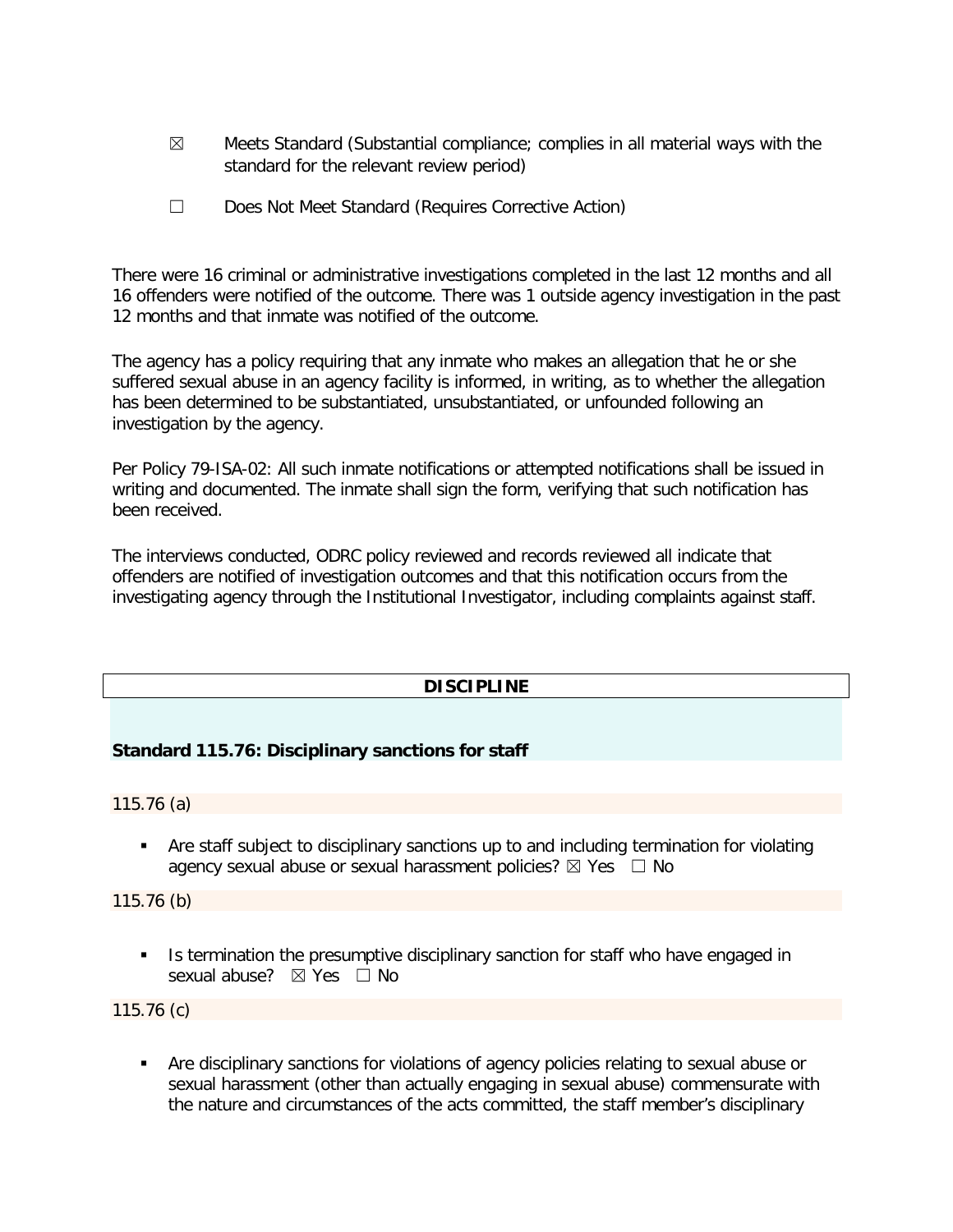☒ Meets Standard (Substantial compliance; complies in all material ways with the standard for the relevant review period)

☐ Does Not Meet Standard (Requires Corrective Action)

There were 16 criminal or administrative investigations completed in the last 12 months and all 16 offenders were notified of the outcome. There was 1 outside agency investigation in the past 12 months and that inmate was notified of the outcome.

The agency has a policy requiring that any inmate who makes an allegation that he or she suffered sexual abuse in an agency facility is informed, in writing, as to whether the allegation has been determined to be substantiated, unsubstantiated, or unfounded following an investigation by the agency.

Per Policy 79-ISA-02: All such inmate notifications or attempted notifications shall be issued in writing and documented. The inmate shall sign the form, verifying that such notification has been received.

The interviews conducted, ODRC policy reviewed and records reviewed all indicate that offenders are notified of investigation outcomes and that this notification occurs from the investigating agency through the Institutional Investigator, including complaints against staff.

## DISCIPLINE

### Standard 115.76: Disciplinary sanctions for staff

115.76 (a)

- Are staff subject to disciplinary sanctions up to and including termination for violating agency sexual abuse or sexual harassment policies? ☒ Yes ☐ No

115.76 (b)

- Is termination the presumptive disciplinary sanction for staff who have engaged in sexual abuse? ☒ Yes ☐ No

115.76 (c)

- Are disciplinary sanctions for violations of agency policies relating to sexual abuse or sexual harassment (other than actually engaging in sexual abuse) commensurate with the nature and circumstances of the acts committed, the staff member's disciplinary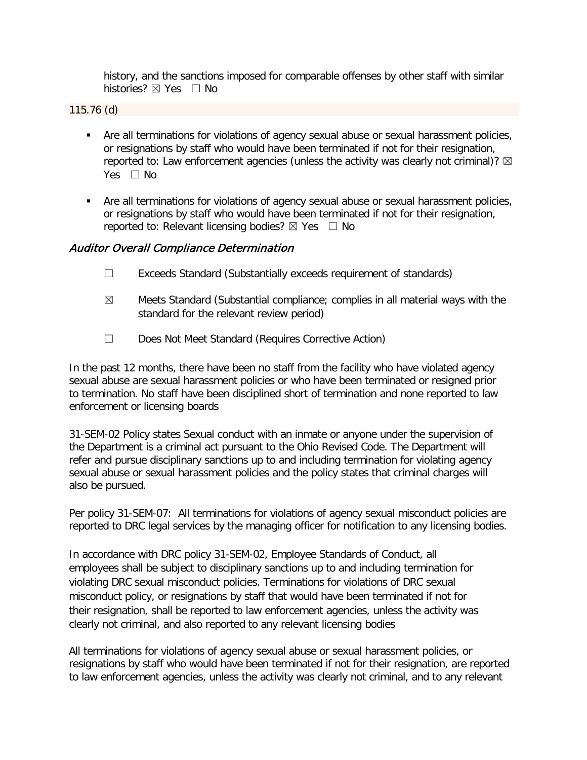history, and the sanctions imposed for comparable offenses by other staff with similar histories? ☒ Yes ☐ No

115.76 (d)

- Are all terminations for violations of agency sexual abuse or sexual harassment policies, or resignations by staff who would have been terminated if not for their resignation, reported to: Law enforcement agencies (unless the activity was clearly not criminal)? ☒ Yes ☐ No
- Are all terminations for violations of agency sexual abuse or sexual harassment policies, or resignations by staff who would have been terminated if not for their resignation, reported to: Relevant licensing bodies? ☒ Yes ☐ No

### *Auditor Overall Compliance Determination*

☐ Exceeds Standard (Substantially exceeds requirement of standards)

☒ Meets Standard (Substantial compliance; complies in all material ways with the standard for the relevant review period)

☐ Does Not Meet Standard (Requires Corrective Action)

In the past 12 months, there have been no staff from the facility who have violated agency sexual abuse are sexual harassment policies or who have been terminated or resigned prior to termination. No staff have been disciplined short of termination and none reported to law enforcement or licensing boards

31-SEM-02 Policy states Sexual conduct with an inmate or anyone under the supervision of the Department is a criminal act pursuant to the Ohio Revised Code. The Department will refer and pursue disciplinary sanctions up to and including termination for violating agency sexual abuse or sexual harassment policies and the policy states that criminal charges will also be pursued.

Per policy 31-SEM-07: All terminations for violations of agency sexual misconduct policies are reported to DRC legal services by the managing officer for notification to any licensing bodies.

In accordance with DRC policy 31-SEM-02, Employee Standards of Conduct, all employees shall be subject to disciplinary sanctions up to and including termination for violating DRC sexual misconduct policies. Terminations for violations of DRC sexual misconduct policy, or resignations by staff that would have been terminated if not for their resignation, shall be reported to law enforcement agencies, unless the activity was clearly not criminal, and also reported to any relevant licensing bodies

All terminations for violations of agency sexual abuse or sexual harassment policies, or resignations by staff who would have been terminated if not for their resignation, are reported to law enforcement agencies, unless the activity was clearly not criminal, and to any relevant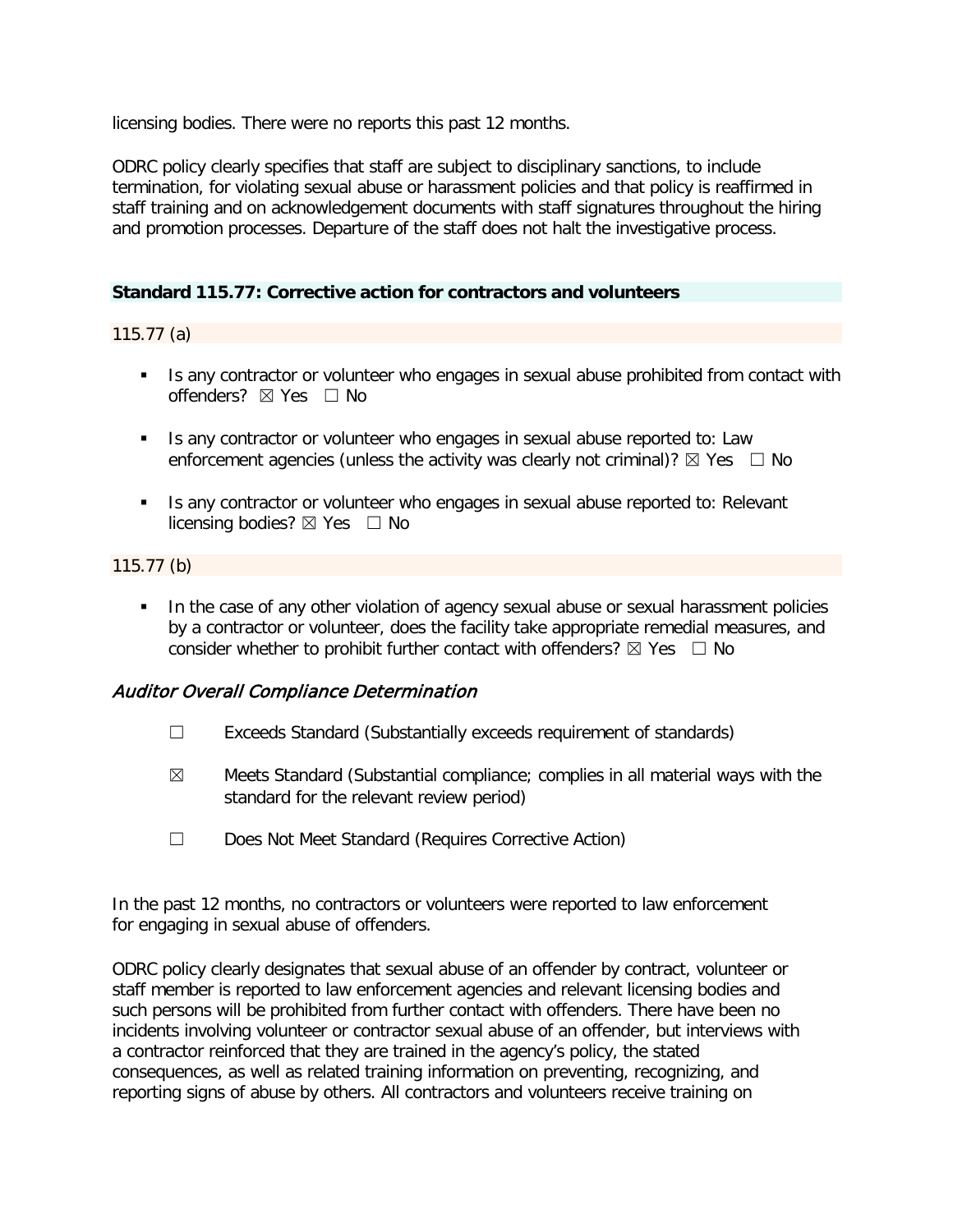licensing bodies. There were no reports this past 12 months.

ODRC policy clearly specifies that staff are subject to disciplinary sanctions, to include termination, for violating sexual abuse or harassment policies and that policy is reaffirmed in staff training and on acknowledgement documents with staff signatures throughout the hiring and promotion processes. Departure of the staff does not halt the investigative process.

### Standard 115.77: Corrective action for contractors and volunteers

115.77 (a)

- Is any contractor or volunteer who engages in sexual abuse prohibited from contact with offenders? ☒ Yes ☐ No
- Is any contractor or volunteer who engages in sexual abuse reported to: Law enforcement agencies (unless the activity was clearly not criminal)? ☒ Yes ☐ No
- Is any contractor or volunteer who engages in sexual abuse reported to: Relevant licensing bodies? ☒ Yes ☐ No

115.77 (b)

- In the case of any other violation of agency sexual abuse or sexual harassment policies by a contractor or volunteer, does the facility take appropriate remedial measures, and consider whether to prohibit further contact with offenders? ☒ Yes ☐ No

#### *Auditor Overall Compliance Determination*

☐ Exceeds Standard (Substantially exceeds requirement of standards)

☒ Meets Standard (Substantial compliance; complies in all material ways with the standard for the relevant review period)

☐ Does Not Meet Standard (Requires Corrective Action)

In the past 12 months, no contractors or volunteers were reported to law enforcement for engaging in sexual abuse of offenders.

ODRC policy clearly designates that sexual abuse of an offender by contract, volunteer or staff member is reported to law enforcement agencies and relevant licensing bodies and such persons will be prohibited from further contact with offenders. There have been no incidents involving volunteer or contractor sexual abuse of an offender, but interviews with a contractor reinforced that they are trained in the agency's policy, the stated consequences, as well as related training information on preventing, recognizing, and reporting signs of abuse by others. All contractors and volunteers receive training on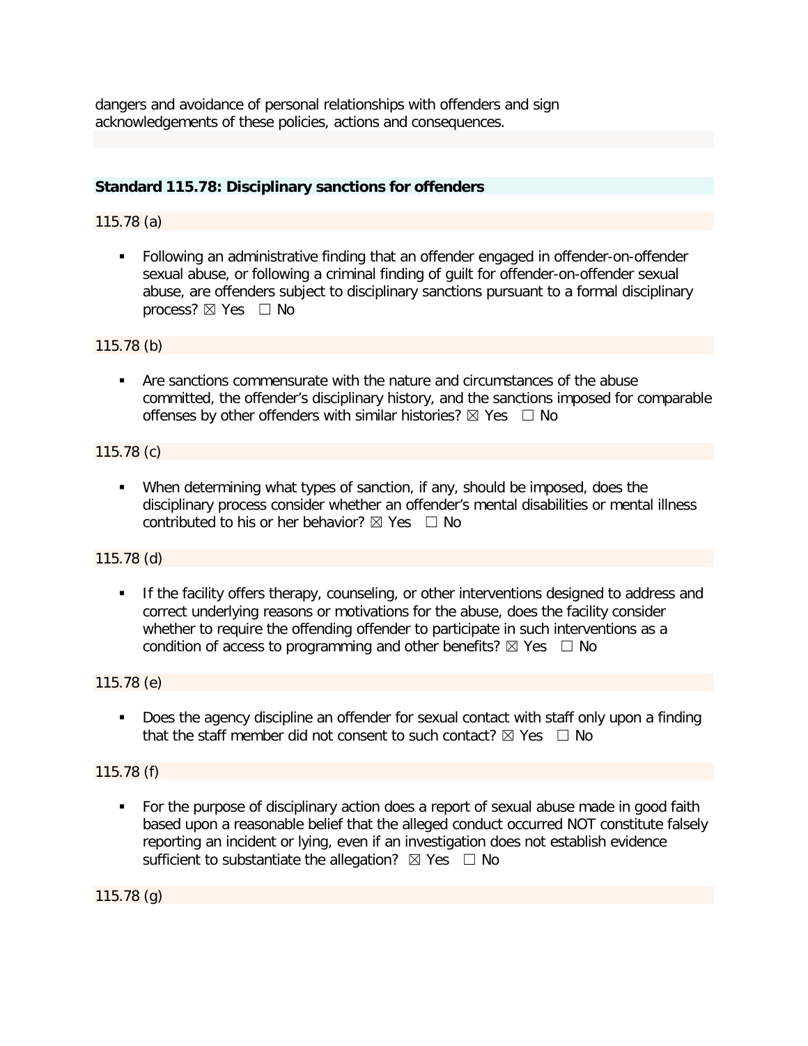dangers and avoidance of personal relationships with offenders and sign acknowledgements of these policies, actions and consequences.

**Standard 115.78: Disciplinary sanctions for offenders**

115.78 (a)

- Following an administrative finding that an offender engaged in offender-on-offender sexual abuse, or following a criminal finding of guilt for offender-on-offender sexual abuse, are offenders subject to disciplinary sanctions pursuant to a formal disciplinary process? ☒ Yes ☐ No

115.78 (b)

- Are sanctions commensurate with the nature and circumstances of the abuse committed, the offender's disciplinary history, and the sanctions imposed for comparable offenses by other offenders with similar histories? ☒ Yes ☐ No

115.78 (c)

- When determining what types of sanction, if any, should be imposed, does the disciplinary process consider whether an offender's mental disabilities or mental illness contributed to his or her behavior? ☒ Yes ☐ No

115.78 (d)

- If the facility offers therapy, counseling, or other interventions designed to address and correct underlying reasons or motivations for the abuse, does the facility consider whether to require the offending offender to participate in such interventions as a condition of access to programming and other benefits? ☒ Yes ☐ No

115.78 (e)

- Does the agency discipline an offender for sexual contact with staff only upon a finding that the staff member did not consent to such contact? ☒ Yes ☐ No

115.78 (f)

- For the purpose of disciplinary action does a report of sexual abuse made in good faith based upon a reasonable belief that the alleged conduct occurred NOT constitute falsely reporting an incident or lying, even if an investigation does not establish evidence sufficient to substantiate the allegation? ☒ Yes ☐ No

115.78 (g)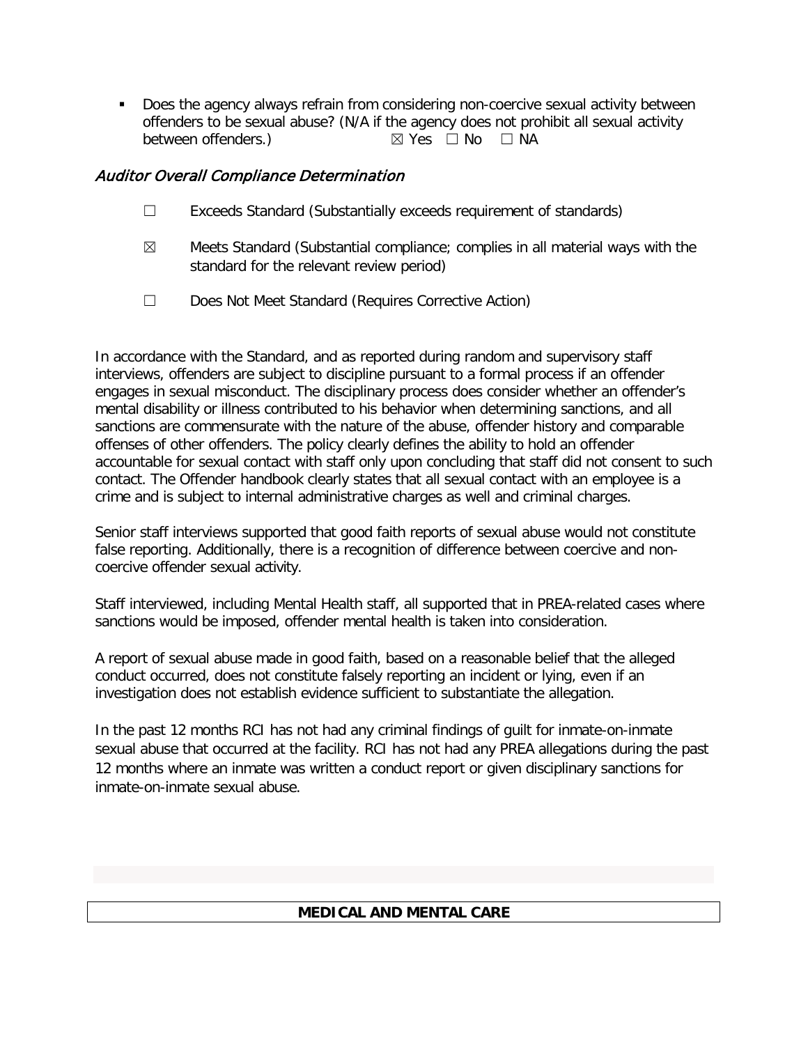- Does the agency always refrain from considering non-coercive sexual activity between offenders to be sexual abuse? (N/A if the agency does not prohibit all sexual activity between offenders.) ☒ Yes ☐ No ☐ NA

### *Auditor Overall Compliance Determination*

☐ Exceeds Standard (Substantially exceeds requirement of standards)

☒ Meets Standard (Substantial compliance; complies in all material ways with the standard for the relevant review period)

☐ Does Not Meet Standard (Requires Corrective Action)

In accordance with the Standard, and as reported during random and supervisory staff interviews, offenders are subject to discipline pursuant to a formal process if an offender engages in sexual misconduct. The disciplinary process does consider whether an offender's mental disability or illness contributed to his behavior when determining sanctions, and all sanctions are commensurate with the nature of the abuse, offender history and comparable offenses of other offenders. The policy clearly defines the ability to hold an offender accountable for sexual contact with staff only upon concluding that staff did not consent to such contact. The Offender handbook clearly states that all sexual contact with an employee is a crime and is subject to internal administrative charges as well and criminal charges.

Senior staff interviews supported that good faith reports of sexual abuse would not constitute false reporting. Additionally, there is a recognition of difference between coercive and non-coercive offender sexual activity.

Staff interviewed, including Mental Health staff, all supported that in PREA-related cases where sanctions would be imposed, offender mental health is taken into consideration.

A report of sexual abuse made in good faith, based on a reasonable belief that the alleged conduct occurred, does not constitute falsely reporting an incident or lying, even if an investigation does not establish evidence sufficient to substantiate the allegation.

In the past 12 months RCI has not had any criminal findings of guilt for inmate-on-inmate sexual abuse that occurred at the facility. RCI has not had any PREA allegations during the past 12 months where an inmate was written a conduct report or given disciplinary sanctions for inmate-on-inmate sexual abuse.

## MEDICAL AND MENTAL CARE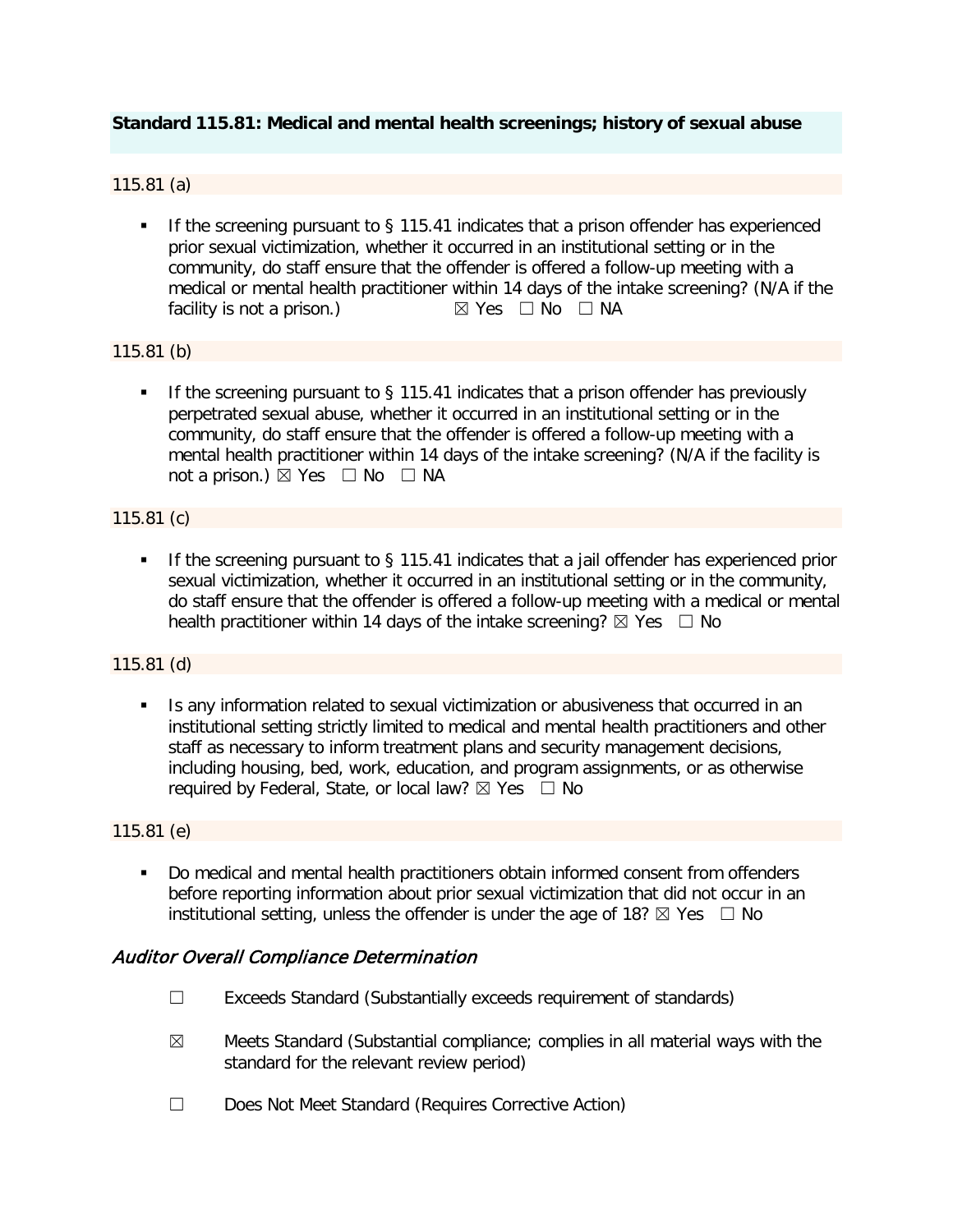**Standard 115.81: Medical and mental health screenings; history of sexual abuse**

115.81 (a)

- If the screening pursuant to § 115.41 indicates that a prison offender has experienced prior sexual victimization, whether it occurred in an institutional setting or in the community, do staff ensure that the offender is offered a follow-up meeting with a medical or mental health practitioner within 14 days of the intake screening? (N/A if the facility is not a prison.) ☒ Yes ☐ No ☐ NA

115.81 (b)

- If the screening pursuant to § 115.41 indicates that a prison offender has previously perpetrated sexual abuse, whether it occurred in an institutional setting or in the community, do staff ensure that the offender is offered a follow-up meeting with a mental health practitioner within 14 days of the intake screening? (N/A if the facility is not a prison.) ☒ Yes ☐ No ☐ NA

115.81 (c)

- If the screening pursuant to § 115.41 indicates that a jail offender has experienced prior sexual victimization, whether it occurred in an institutional setting or in the community, do staff ensure that the offender is offered a follow-up meeting with a medical or mental health practitioner within 14 days of the intake screening? ☒ Yes ☐ No

115.81 (d)

- Is any information related to sexual victimization or abusiveness that occurred in an institutional setting strictly limited to medical and mental health practitioners and other staff as necessary to inform treatment plans and security management decisions, including housing, bed, work, education, and program assignments, or as otherwise required by Federal, State, or local law? ☒ Yes ☐ No

115.81 (e)

- Do medical and mental health practitioners obtain informed consent from offenders before reporting information about prior sexual victimization that did not occur in an institutional setting, unless the offender is under the age of 18? ☒ Yes ☐ No

### *Auditor Overall Compliance Determination*

☐ Exceeds Standard (Substantially exceeds requirement of standards)

☒ Meets Standard (Substantial compliance; complies in all material ways with the standard for the relevant review period)

☐ Does Not Meet Standard (Requires Corrective Action)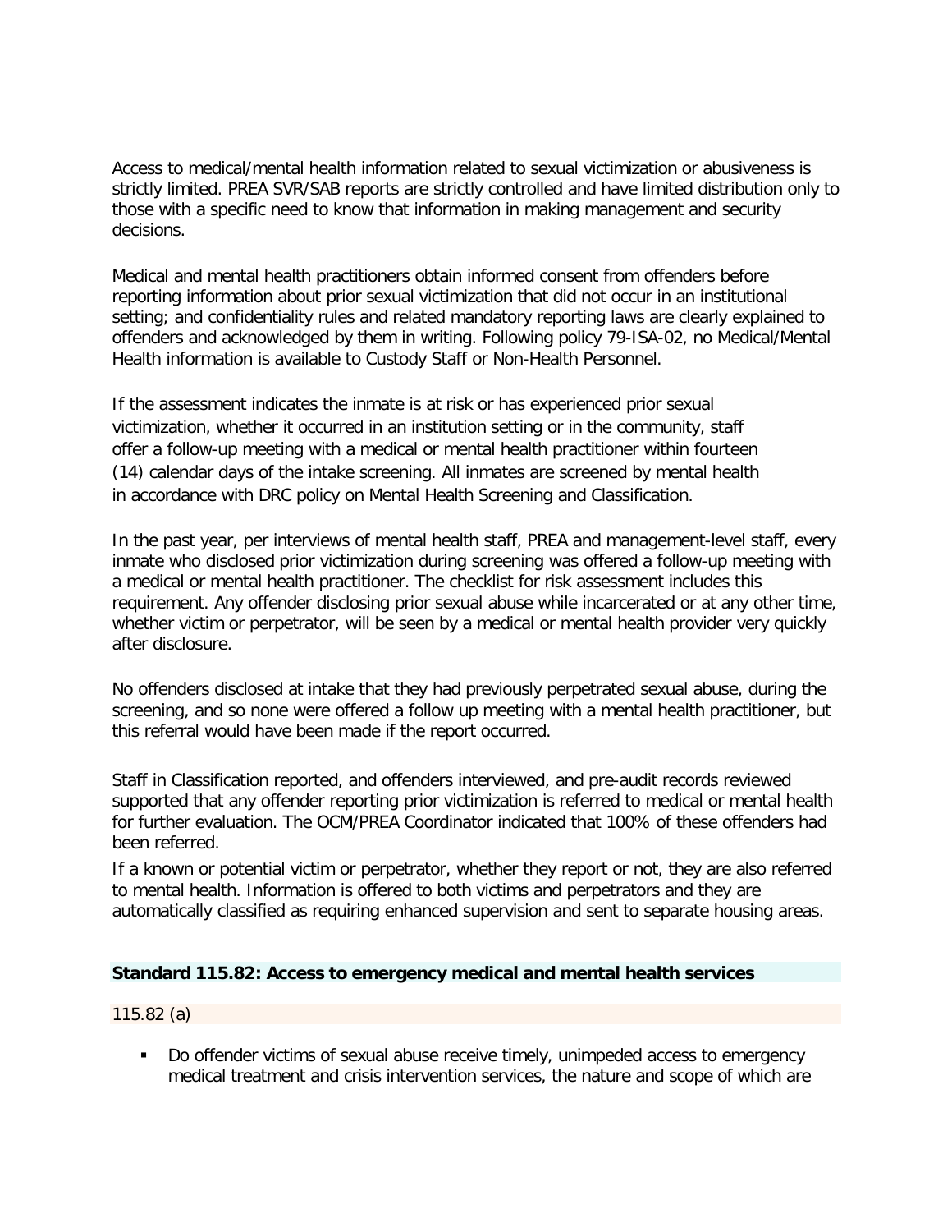Access to medical/mental health information related to sexual victimization or abusiveness is strictly limited. PREA SVR/SAB reports are strictly controlled and have limited distribution only to those with a specific need to know that information in making management and security decisions.

Medical and mental health practitioners obtain informed consent from offenders before reporting information about prior sexual victimization that did not occur in an institutional setting; and confidentiality rules and related mandatory reporting laws are clearly explained to offenders and acknowledged by them in writing. Following policy 79-ISA-02, no Medical/Mental Health information is available to Custody Staff or Non-Health Personnel.

If the assessment indicates the inmate is at risk or has experienced prior sexual victimization, whether it occurred in an institution setting or in the community, staff offer a follow-up meeting with a medical or mental health practitioner within fourteen (14) calendar days of the intake screening. All inmates are screened by mental health in accordance with DRC policy on Mental Health Screening and Classification.

In the past year, per interviews of mental health staff, PREA and management-level staff, every inmate who disclosed prior victimization during screening was offered a follow-up meeting with a medical or mental health practitioner. The checklist for risk assessment includes this requirement. Any offender disclosing prior sexual abuse while incarcerated or at any other time, whether victim or perpetrator, will be seen by a medical or mental health provider very quickly after disclosure.

No offenders disclosed at intake that they had previously perpetrated sexual abuse, during the screening, and so none were offered a follow up meeting with a mental health practitioner, but this referral would have been made if the report occurred.

Staff in Classification reported, and offenders interviewed, and pre-audit records reviewed supported that any offender reporting prior victimization is referred to medical or mental health for further evaluation. The OCM/PREA Coordinator indicated that 100% of these offenders had been referred.

If a known or potential victim or perpetrator, whether they report or not, they are also referred to mental health. Information is offered to both victims and perpetrators and they are automatically classified as requiring enhanced supervision and sent to separate housing areas.

### Standard 115.82: Access to emergency medical and mental health services

115.82 (a)

- Do offender victims of sexual abuse receive timely, unimpeded access to emergency medical treatment and crisis intervention services, the nature and scope of which are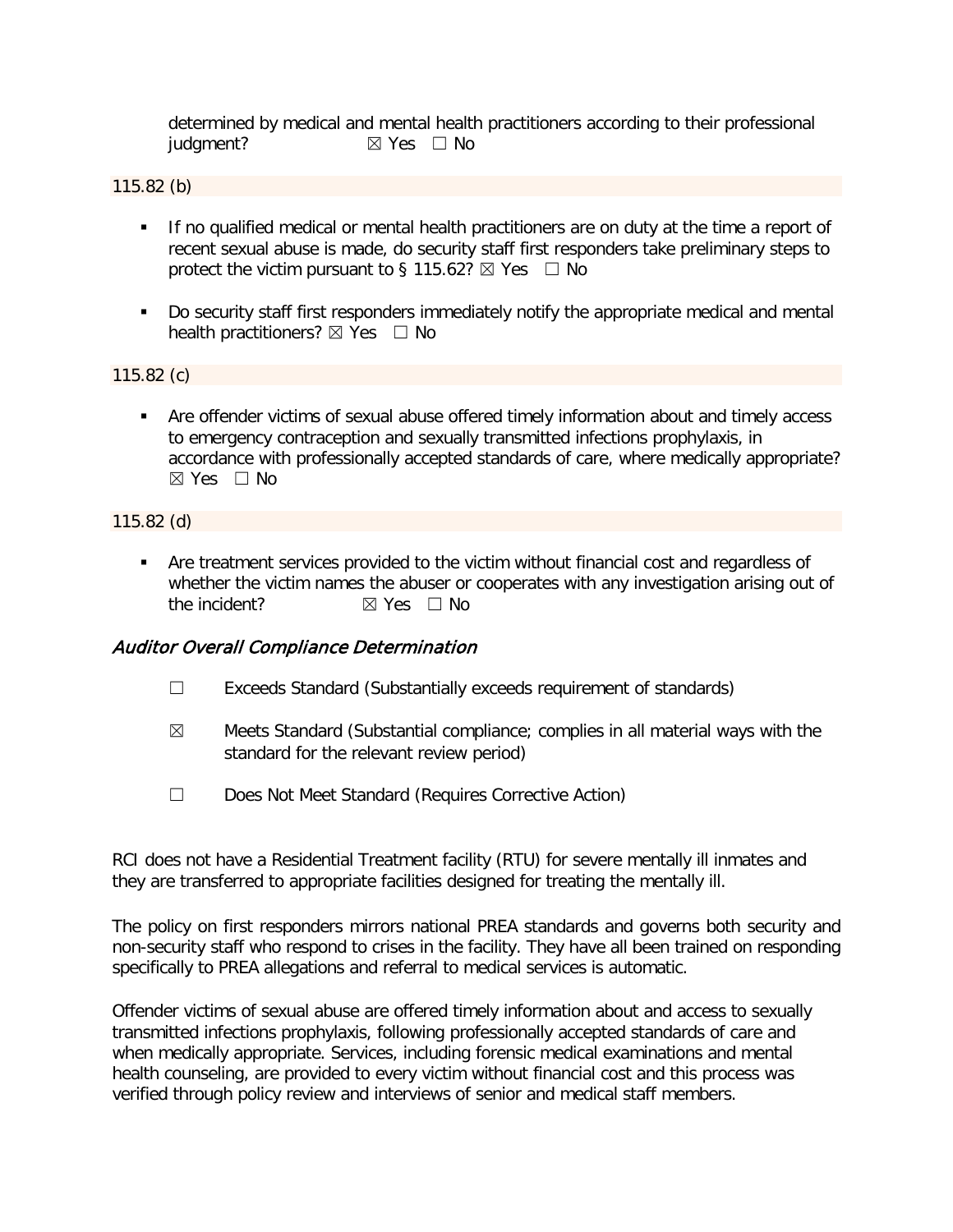determined by medical and mental health practitioners according to their professional judgment? ☒ Yes ☐ No

115.82 (b)

- If no qualified medical or mental health practitioners are on duty at the time a report of recent sexual abuse is made, do security staff first responders take preliminary steps to protect the victim pursuant to § 115.62? ☒ Yes ☐ No
- Do security staff first responders immediately notify the appropriate medical and mental health practitioners? ☒ Yes ☐ No

115.82 (c)

- Are offender victims of sexual abuse offered timely information about and timely access to emergency contraception and sexually transmitted infections prophylaxis, in accordance with professionally accepted standards of care, where medically appropriate? ☒ Yes ☐ No

115.82 (d)

- Are treatment services provided to the victim without financial cost and regardless of whether the victim names the abuser or cooperates with any investigation arising out of the incident? ☒ Yes ☐ No

### *Auditor Overall Compliance Determination*

☐ Exceeds Standard (Substantially exceeds requirement of standards)

☒ Meets Standard (Substantial compliance; complies in all material ways with the standard for the relevant review period)

☐ Does Not Meet Standard (Requires Corrective Action)

RCI does not have a Residential Treatment facility (RTU) for severe mentally ill inmates and they are transferred to appropriate facilities designed for treating the mentally ill.

The policy on first responders mirrors national PREA standards and governs both security and non-security staff who respond to crises in the facility. They have all been trained on responding specifically to PREA allegations and referral to medical services is automatic.

Offender victims of sexual abuse are offered timely information about and access to sexually transmitted infections prophylaxis, following professionally accepted standards of care and when medically appropriate. Services, including forensic medical examinations and mental health counseling, are provided to every victim without financial cost and this process was verified through policy review and interviews of senior and medical staff members.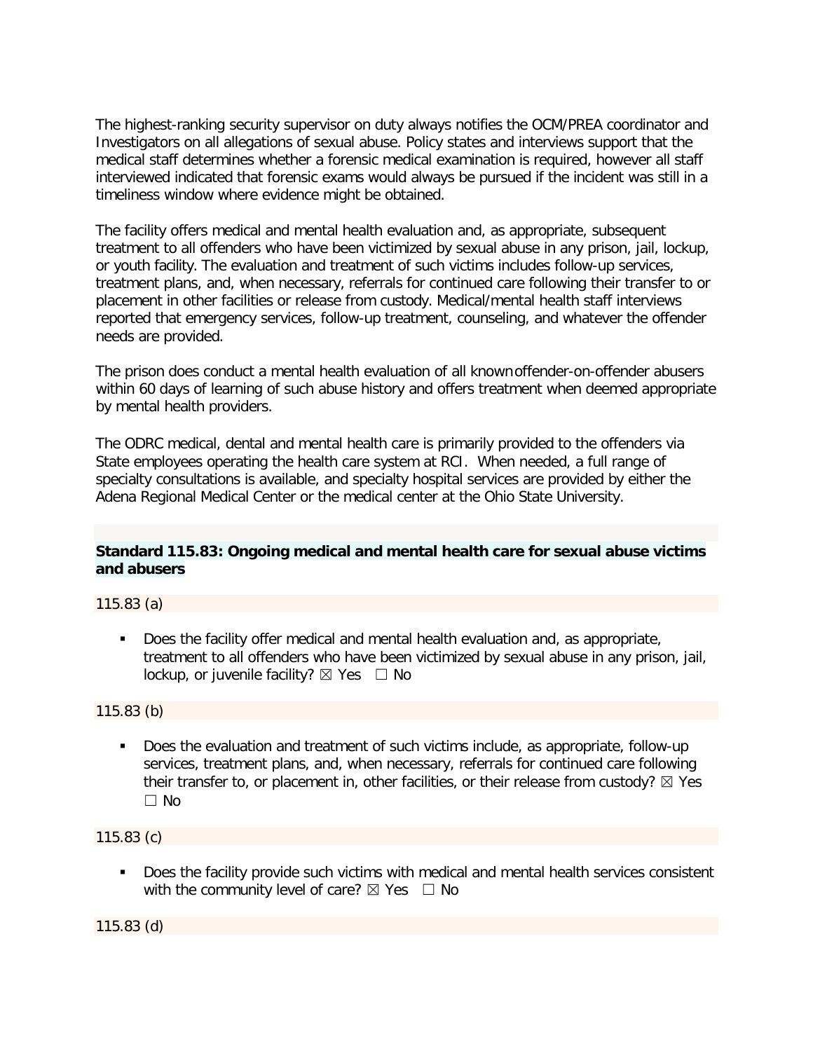The highest-ranking security supervisor on duty always notifies the OCM/PREA coordinator and Investigators on all allegations of sexual abuse. Policy states and interviews support that the medical staff determines whether a forensic medical examination is required, however all staff interviewed indicated that forensic exams would always be pursued if the incident was still in a timeliness window where evidence might be obtained.

The facility offers medical and mental health evaluation and, as appropriate, subsequent treatment to all offenders who have been victimized by sexual abuse in any prison, jail, lockup, or youth facility. The evaluation and treatment of such victims includes follow-up services, treatment plans, and, when necessary, referrals for continued care following their transfer to or placement in other facilities or release from custody. Medical/mental health staff interviews reported that emergency services, follow-up treatment, counseling, and whatever the offender needs are provided.

The prison does conduct a mental health evaluation of all known offender-on-offender abusers within 60 days of learning of such abuse history and offers treatment when deemed appropriate by mental health providers.

The ODRC medical, dental and mental health care is primarily provided to the offenders via State employees operating the health care system at RCI. When needed, a full range of specialty consultations is available, and specialty hospital services are provided by either the Adena Regional Medical Center or the medical center at the Ohio State University.

**Standard 115.83: Ongoing medical and mental health care for sexual abuse victims and abusers**

115.83 (a)

- Does the facility offer medical and mental health evaluation and, as appropriate, treatment to all offenders who have been victimized by sexual abuse in any prison, jail, lockup, or juvenile facility? ☒ Yes ☐ No

115.83 (b)

- Does the evaluation and treatment of such victims include, as appropriate, follow-up services, treatment plans, and, when necessary, referrals for continued care following their transfer to, or placement in, other facilities, or their release from custody? ☒ Yes ☐ No

115.83 (c)

- Does the facility provide such victims with medical and mental health services consistent with the community level of care? ☒ Yes ☐ No

115.83 (d)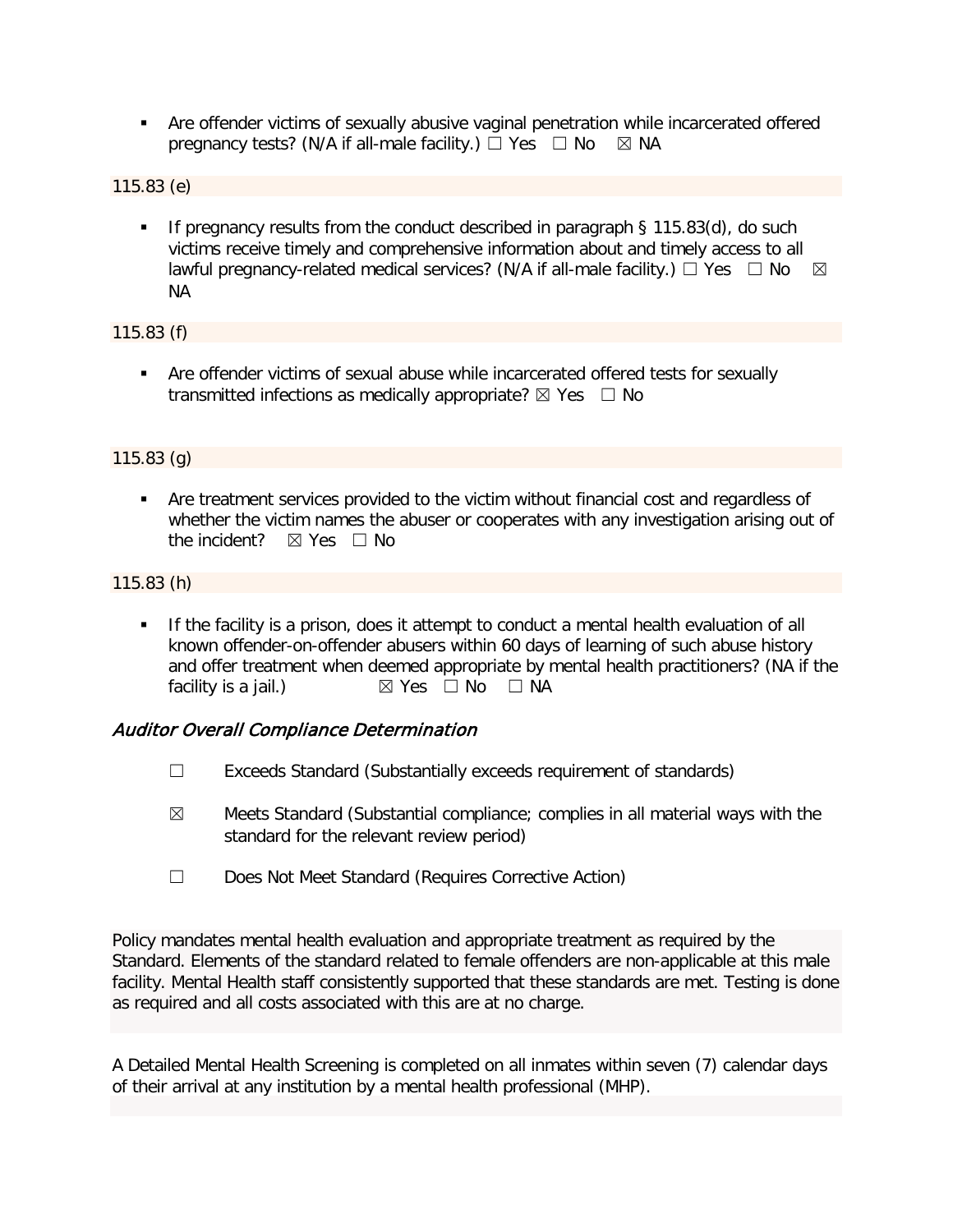- Are offender victims of sexually abusive vaginal penetration while incarcerated offered pregnancy tests? (N/A if all-male facility.) ☐ Yes ☐ No ☒ NA

115.83 (e)

- If pregnancy results from the conduct described in paragraph § 115.83(d), do such victims receive timely and comprehensive information about and timely access to all lawful pregnancy-related medical services? (N/A if all-male facility.) ☐ Yes ☐ No ☒ NA

115.83 (f)

- Are offender victims of sexual abuse while incarcerated offered tests for sexually transmitted infections as medically appropriate? ☒ Yes ☐ No

115.83 (g)

- Are treatment services provided to the victim without financial cost and regardless of whether the victim names the abuser or cooperates with any investigation arising out of the incident? ☒ Yes ☐ No

115.83 (h)

- If the facility is a prison, does it attempt to conduct a mental health evaluation of all known offender-on-offender abusers within 60 days of learning of such abuse history and offer treatment when deemed appropriate by mental health practitioners? (NA if the facility is a jail.) ☒ Yes ☐ No ☐ NA

### *Auditor Overall Compliance Determination*

☐ Exceeds Standard (Substantially exceeds requirement of standards)

☒ Meets Standard (Substantial compliance; complies in all material ways with the standard for the relevant review period)

☐ Does Not Meet Standard (Requires Corrective Action)

Policy mandates mental health evaluation and appropriate treatment as required by the Standard. Elements of the standard related to female offenders are non-applicable at this male facility. Mental Health staff consistently supported that these standards are met. Testing is done as required and all costs associated with this are at no charge.

A Detailed Mental Health Screening is completed on all inmates within seven (7) calendar days of their arrival at any institution by a mental health professional (MHP).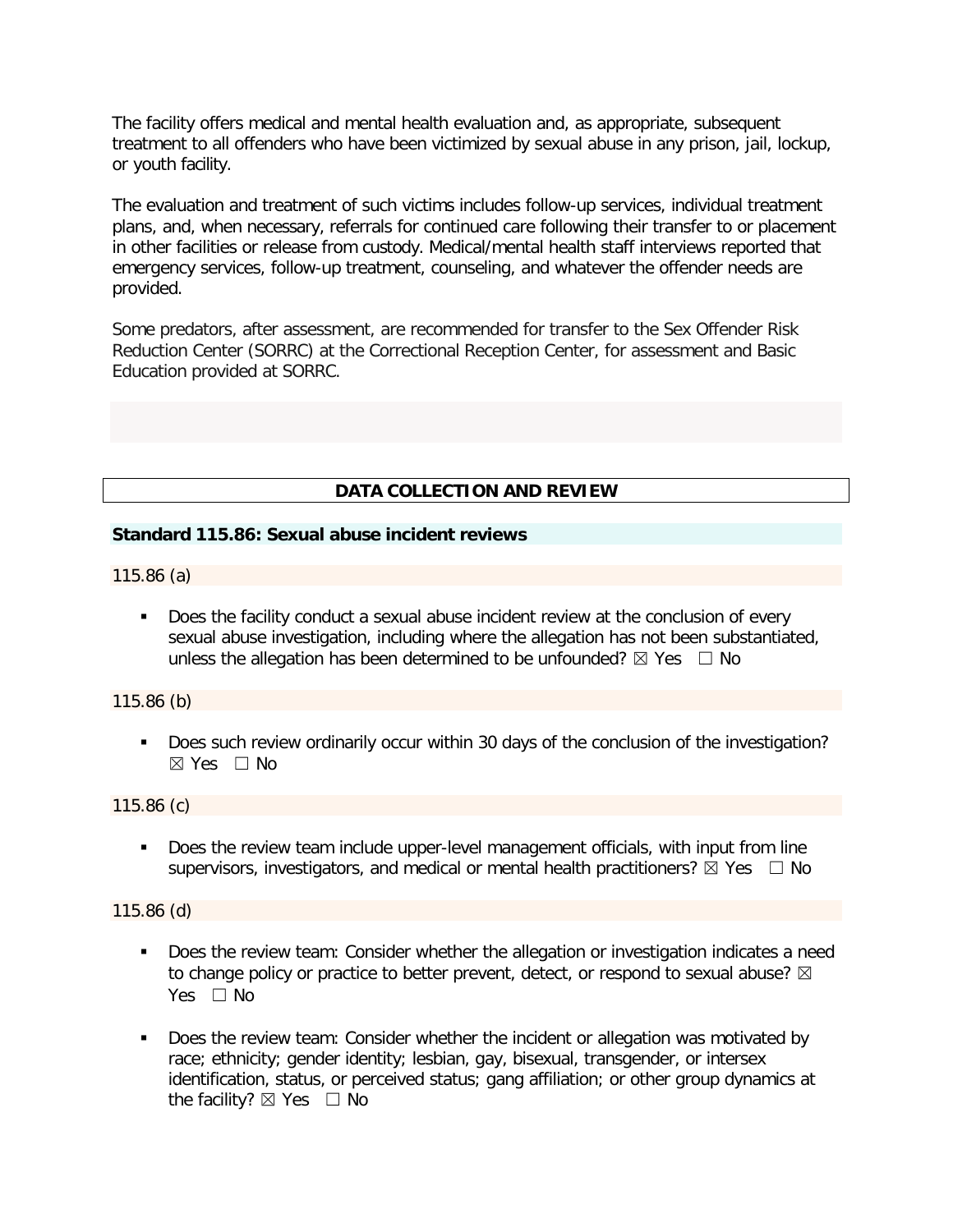The facility offers medical and mental health evaluation and, as appropriate, subsequent treatment to all offenders who have been victimized by sexual abuse in any prison, jail, lockup, or youth facility.

The evaluation and treatment of such victims includes follow-up services, individual treatment plans, and, when necessary, referrals for continued care following their transfer to or placement in other facilities or release from custody. Medical/mental health staff interviews reported that emergency services, follow-up treatment, counseling, and whatever the offender needs are provided.

Some predators, after assessment, are recommended for transfer to the Sex Offender Risk Reduction Center (SORRC) at the Correctional Reception Center, for assessment and Basic Education provided at SORRC.

## DATA COLLECTION AND REVIEW

### Standard 115.86: Sexual abuse incident reviews

115.86 (a)

- Does the facility conduct a sexual abuse incident review at the conclusion of every sexual abuse investigation, including where the allegation has not been substantiated, unless the allegation has been determined to be unfounded? ☒ Yes ☐ No

115.86 (b)

- Does such review ordinarily occur within 30 days of the conclusion of the investigation? ☒ Yes ☐ No

115.86 (c)

- Does the review team include upper-level management officials, with input from line supervisors, investigators, and medical or mental health practitioners? ☒ Yes ☐ No

115.86 (d)

- Does the review team: Consider whether the allegation or investigation indicates a need to change policy or practice to better prevent, detect, or respond to sexual abuse? ☒ Yes ☐ No
- Does the review team: Consider whether the incident or allegation was motivated by race; ethnicity; gender identity; lesbian, gay, bisexual, transgender, or intersex identification, status, or perceived status; gang affiliation; or other group dynamics at the facility? ☒ Yes ☐ No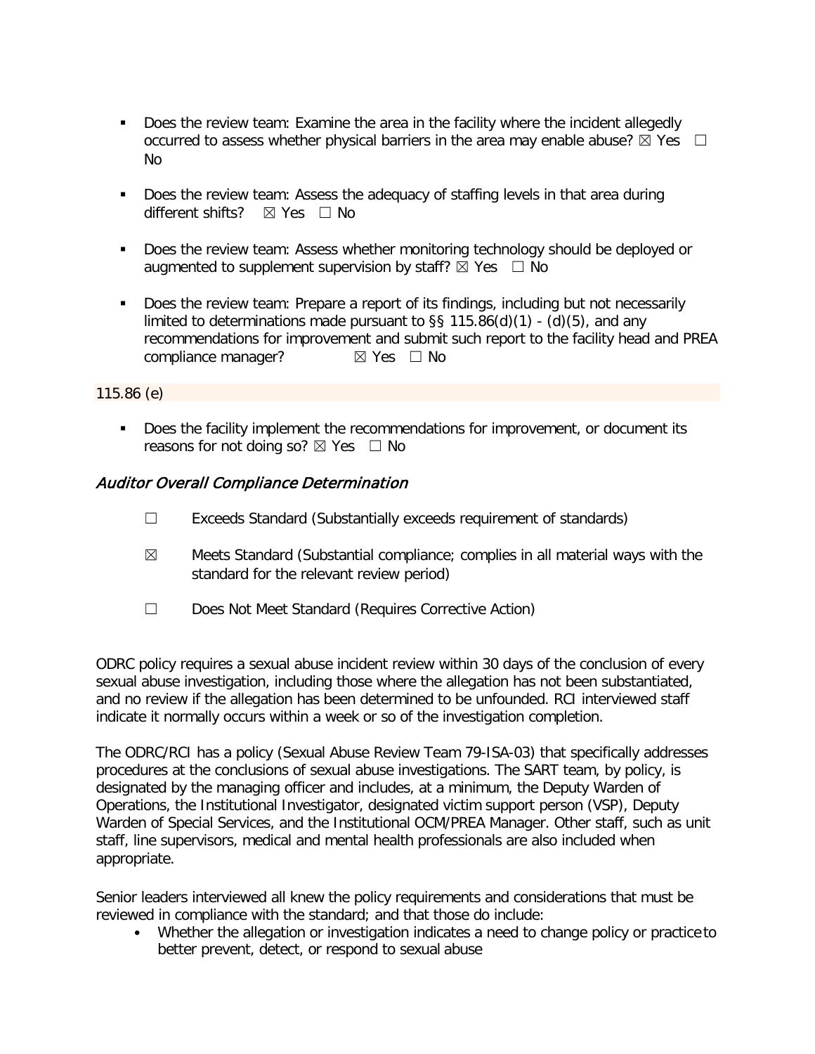- Does the review team: Examine the area in the facility where the incident allegedly occurred to assess whether physical barriers in the area may enable abuse? ☒ Yes ☐ No

- Does the review team: Assess the adequacy of staffing levels in that area during different shifts? ☒ Yes ☐ No

- Does the review team: Assess whether monitoring technology should be deployed or augmented to supplement supervision by staff? ☒ Yes ☐ No

- Does the review team: Prepare a report of its findings, including but not necessarily limited to determinations made pursuant to §§ 115.86(d)(1) - (d)(5), and any recommendations for improvement and submit such report to the facility head and PREA compliance manager? ☒ Yes ☐ No

115.86 (e)

- Does the facility implement the recommendations for improvement, or document its reasons for not doing so? ☒ Yes ☐ No

### *Auditor Overall Compliance Determination*

☐ Exceeds Standard (Substantially exceeds requirement of standards)

☒ Meets Standard (Substantial compliance; complies in all material ways with the standard for the relevant review period)

☐ Does Not Meet Standard (Requires Corrective Action)

ODRC policy requires a sexual abuse incident review within 30 days of the conclusion of every sexual abuse investigation, including those where the allegation has not been substantiated, and no review if the allegation has been determined to be unfounded. RCI interviewed staff indicate it normally occurs within a week or so of the investigation completion.

The ODRC/RCI has a policy (Sexual Abuse Review Team 79-ISA-03) that specifically addresses procedures at the conclusions of sexual abuse investigations. The SART team, by policy, is designated by the managing officer and includes, at a minimum, the Deputy Warden of Operations, the Institutional Investigator, designated victim support person (VSP), Deputy Warden of Special Services, and the Institutional OCM/PREA Manager. Other staff, such as unit staff, line supervisors, medical and mental health professionals are also included when appropriate.

Senior leaders interviewed all knew the policy requirements and considerations that must be reviewed in compliance with the standard; and that those do include:

- Whether the allegation or investigation indicates a need to change policy or practice to better prevent, detect, or respond to sexual abuse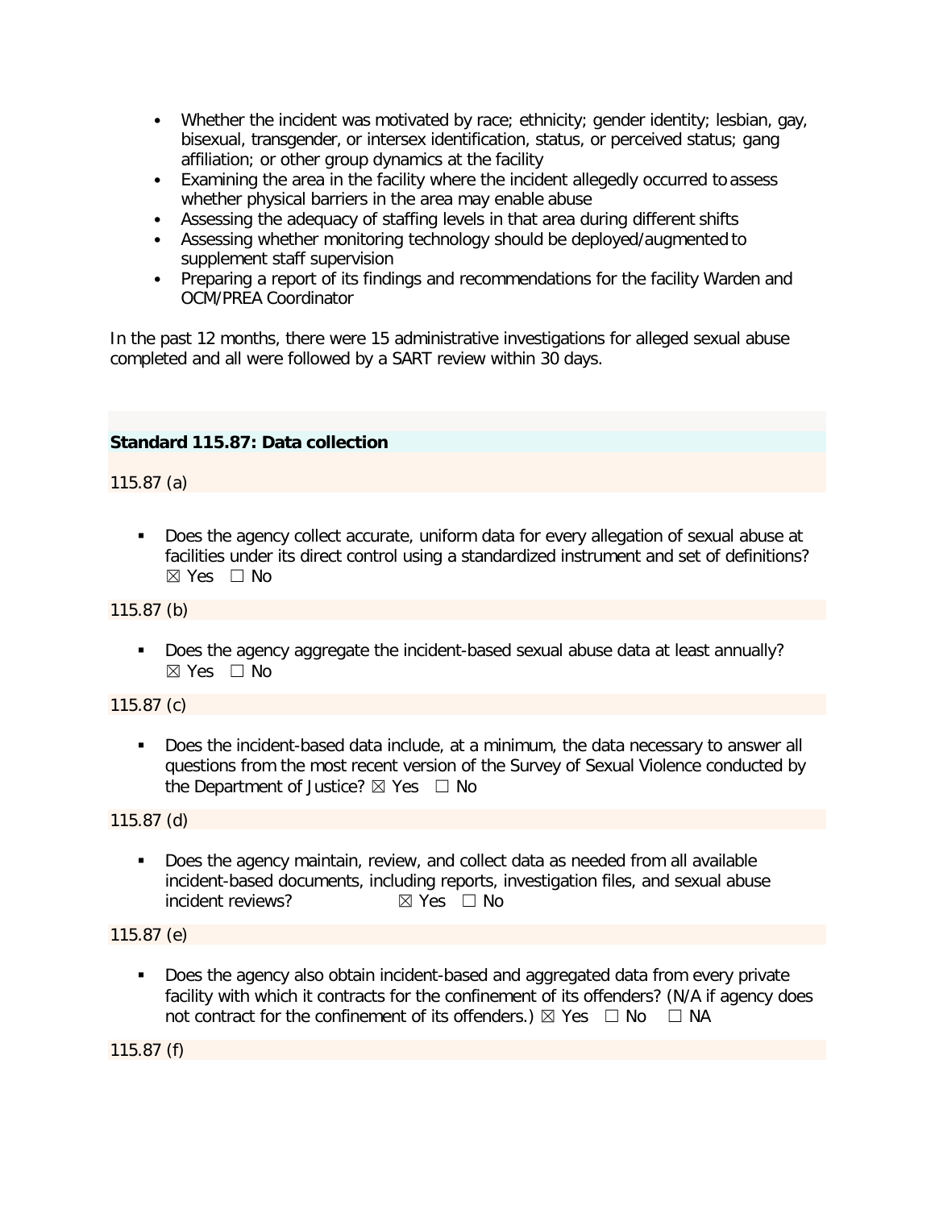- Whether the incident was motivated by race; ethnicity; gender identity; lesbian, gay, bisexual, transgender, or intersex identification, status, or perceived status; gang affiliation; or other group dynamics at the facility
- Examining the area in the facility where the incident allegedly occurred to assess whether physical barriers in the area may enable abuse
- Assessing the adequacy of staffing levels in that area during different shifts
- Assessing whether monitoring technology should be deployed/augmented to supplement staff supervision
- Preparing a report of its findings and recommendations for the facility Warden and OCM/PREA Coordinator

In the past 12 months, there were 15 administrative investigations for alleged sexual abuse completed and all were followed by a SART review within 30 days.

### Standard 115.87: Data collection

115.87 (a)

- Does the agency collect accurate, uniform data for every allegation of sexual abuse at facilities under its direct control using a standardized instrument and set of definitions? ☒ Yes ☐ No

115.87 (b)

- Does the agency aggregate the incident-based sexual abuse data at least annually? ☒ Yes ☐ No

115.87 (c)

- Does the incident-based data include, at a minimum, the data necessary to answer all questions from the most recent version of the Survey of Sexual Violence conducted by the Department of Justice? ☒ Yes ☐ No

115.87 (d)

- Does the agency maintain, review, and collect data as needed from all available incident-based documents, including reports, investigation files, and sexual abuse incident reviews? ☒ Yes ☐ No

115.87 (e)

- Does the agency also obtain incident-based and aggregated data from every private facility with which it contracts for the confinement of its offenders? (N/A if agency does not contract for the confinement of its offenders.) ☒ Yes ☐ No ☐ NA

115.87 (f)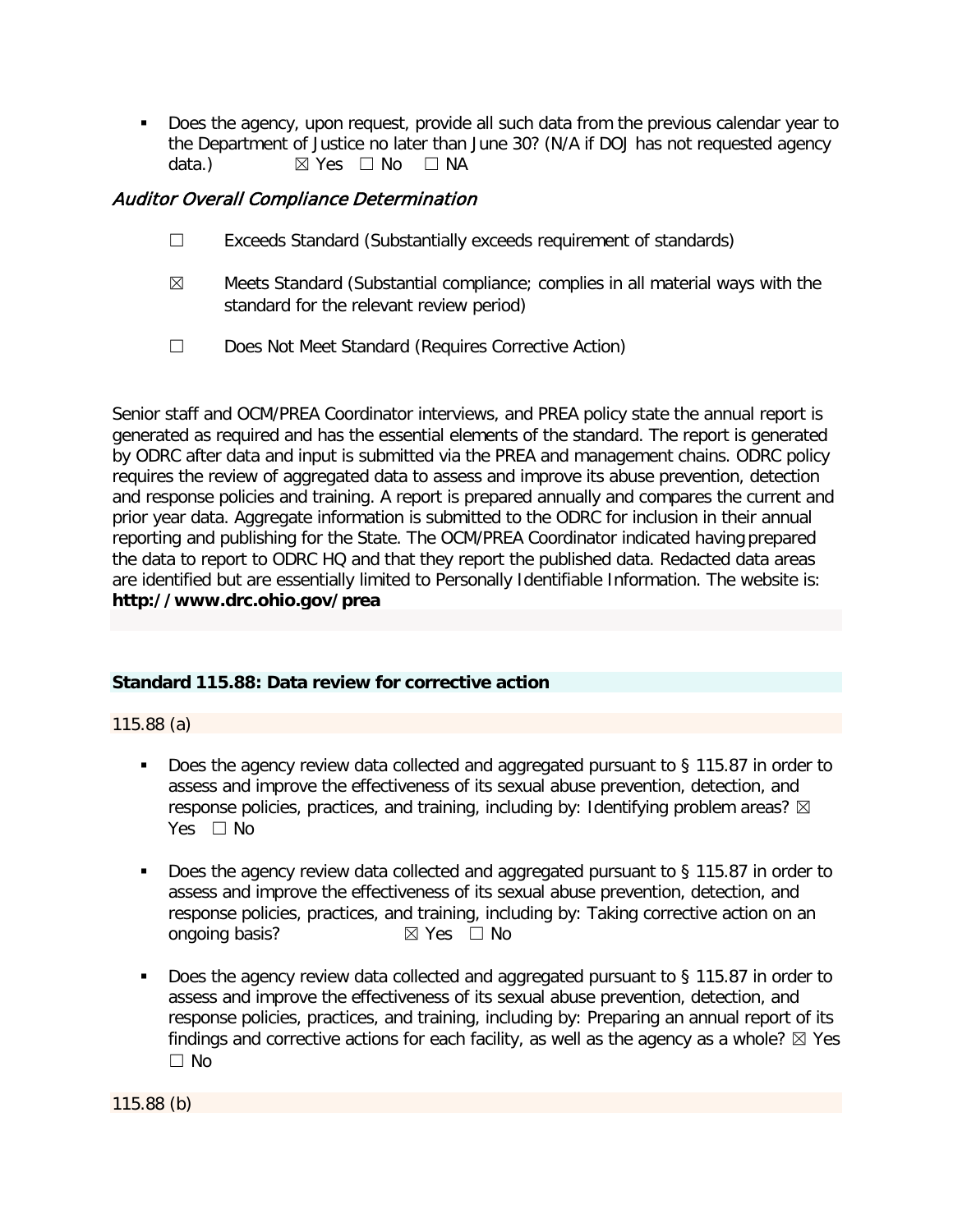- Does the agency, upon request, provide all such data from the previous calendar year to the Department of Justice no later than June 30? (N/A if DOJ has not requested agency data.) ☒ Yes ☐ No ☐ NA

### *Auditor Overall Compliance Determination*

☐ Exceeds Standard (Substantially exceeds requirement of standards)

☒ Meets Standard (Substantial compliance; complies in all material ways with the standard for the relevant review period)

☐ Does Not Meet Standard (Requires Corrective Action)

Senior staff and OCM/PREA Coordinator interviews, and PREA policy state the annual report is generated as required and has the essential elements of the standard. The report is generated by ODRC after data and input is submitted via the PREA and management chains. ODRC policy requires the review of aggregated data to assess and improve its abuse prevention, detection and response policies and training. A report is prepared annually and compares the current and prior year data. Aggregate information is submitted to the ODRC for inclusion in their annual reporting and publishing for the State. The OCM/PREA Coordinator indicated having prepared the data to report to ODRC HQ and that they report the published data. Redacted data areas are identified but are essentially limited to Personally Identifiable Information. The website is: **http://www.drc.ohio.gov/prea**

### Standard 115.88: Data review for corrective action

115.88 (a)

- Does the agency review data collected and aggregated pursuant to § 115.87 in order to assess and improve the effectiveness of its sexual abuse prevention, detection, and response policies, practices, and training, including by: Identifying problem areas? ☒ Yes ☐ No

- Does the agency review data collected and aggregated pursuant to § 115.87 in order to assess and improve the effectiveness of its sexual abuse prevention, detection, and response policies, practices, and training, including by: Taking corrective action on an ongoing basis? ☒ Yes ☐ No

- Does the agency review data collected and aggregated pursuant to § 115.87 in order to assess and improve the effectiveness of its sexual abuse prevention, detection, and response policies, practices, and training, including by: Preparing an annual report of its findings and corrective actions for each facility, as well as the agency as a whole? ☒ Yes ☐ No

115.88 (b)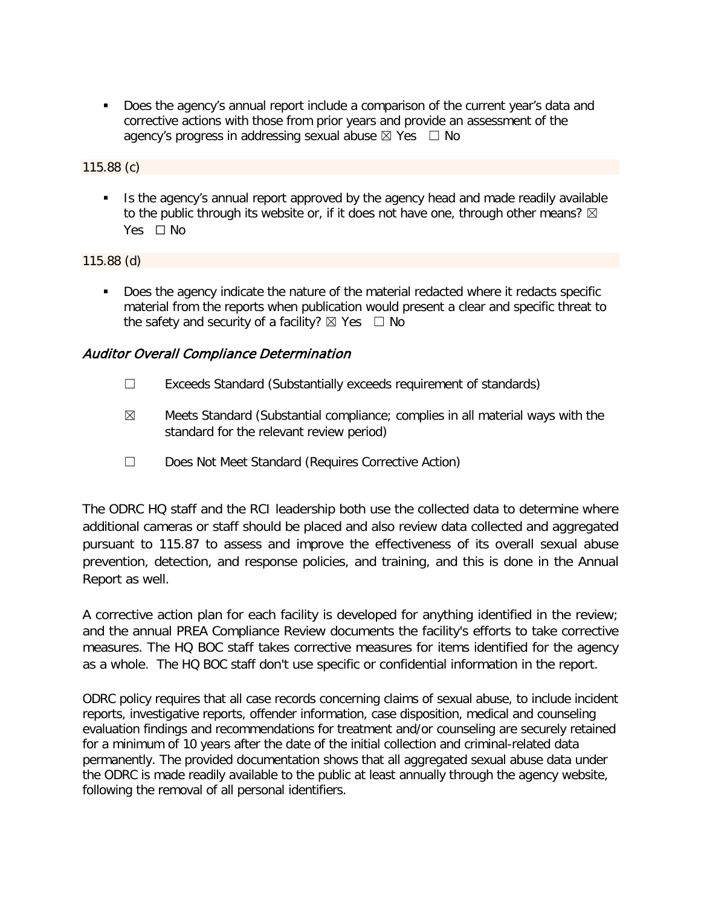- Does the agency's annual report include a comparison of the current year's data and corrective actions with those from prior years and provide an assessment of the agency's progress in addressing sexual abuse ☒ Yes ☐ No

115.88 (c)

- Is the agency's annual report approved by the agency head and made readily available to the public through its website or, if it does not have one, through other means? ☒ Yes ☐ No

115.88 (d)

- Does the agency indicate the nature of the material redacted where it redacts specific material from the reports when publication would present a clear and specific threat to the safety and security of a facility? ☒ Yes ☐ No

### *Auditor Overall Compliance Determination*

☐ Exceeds Standard (Substantially exceeds requirement of standards)

☒ Meets Standard (Substantial compliance; complies in all material ways with the standard for the relevant review period)

☐ Does Not Meet Standard (Requires Corrective Action)

The ODRC HQ staff and the RCI leadership both use the collected data to determine where additional cameras or staff should be placed and also review data collected and aggregated pursuant to 115.87 to assess and improve the effectiveness of its overall sexual abuse prevention, detection, and response policies, and training, and this is done in the Annual Report as well.

A corrective action plan for each facility is developed for anything identified in the review; and the annual PREA Compliance Review documents the facility's efforts to take corrective measures. The HQ BOC staff takes corrective measures for items identified for the agency as a whole. The HQ BOC staff don't use specific or confidential information in the report.

ODRC policy requires that all case records concerning claims of sexual abuse, to include incident reports, investigative reports, offender information, case disposition, medical and counseling evaluation findings and recommendations for treatment and/or counseling are securely retained for a minimum of 10 years after the date of the initial collection and criminal-related data permanently. The provided documentation shows that all aggregated sexual abuse data under the ODRC is made readily available to the public at least annually through the agency website, following the removal of all personal identifiers.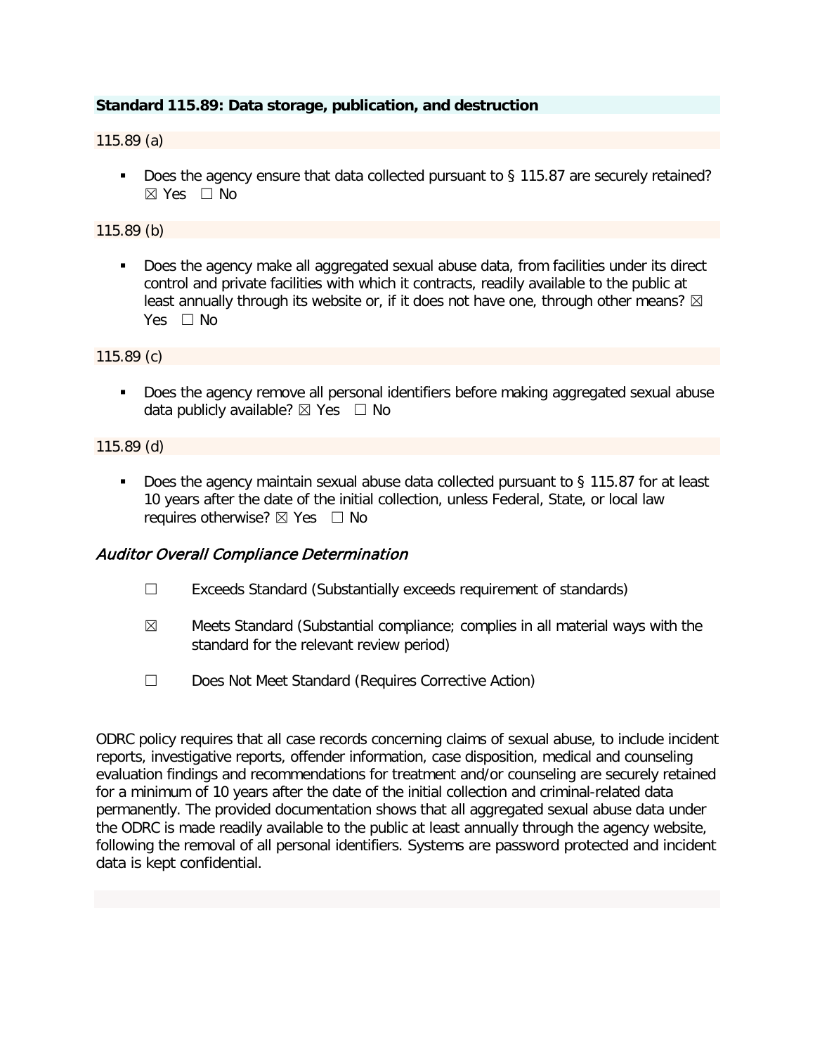**Standard 115.89: Data storage, publication, and destruction**

115.89 (a)

- Does the agency ensure that data collected pursuant to § 115.87 are securely retained? ☒ Yes ☐ No

115.89 (b)

- Does the agency make all aggregated sexual abuse data, from facilities under its direct control and private facilities with which it contracts, readily available to the public at least annually through its website or, if it does not have one, through other means? ☒ Yes ☐ No

115.89 (c)

- Does the agency remove all personal identifiers before making aggregated sexual abuse data publicly available? ☒ Yes ☐ No

115.89 (d)

- Does the agency maintain sexual abuse data collected pursuant to § 115.87 for at least 10 years after the date of the initial collection, unless Federal, State, or local law requires otherwise? ☒ Yes ☐ No

### *Auditor Overall Compliance Determination*

☐ Exceeds Standard (Substantially exceeds requirement of standards)

☒ Meets Standard (Substantial compliance; complies in all material ways with the standard for the relevant review period)

☐ Does Not Meet Standard (Requires Corrective Action)

ODRC policy requires that all case records concerning claims of sexual abuse, to include incident reports, investigative reports, offender information, case disposition, medical and counseling evaluation findings and recommendations for treatment and/or counseling are securely retained for a minimum of 10 years after the date of the initial collection and criminal-related data permanently. The provided documentation shows that all aggregated sexual abuse data under the ODRC is made readily available to the public at least annually through the agency website, following the removal of all personal identifiers. Systems are password protected and incident data is kept confidential.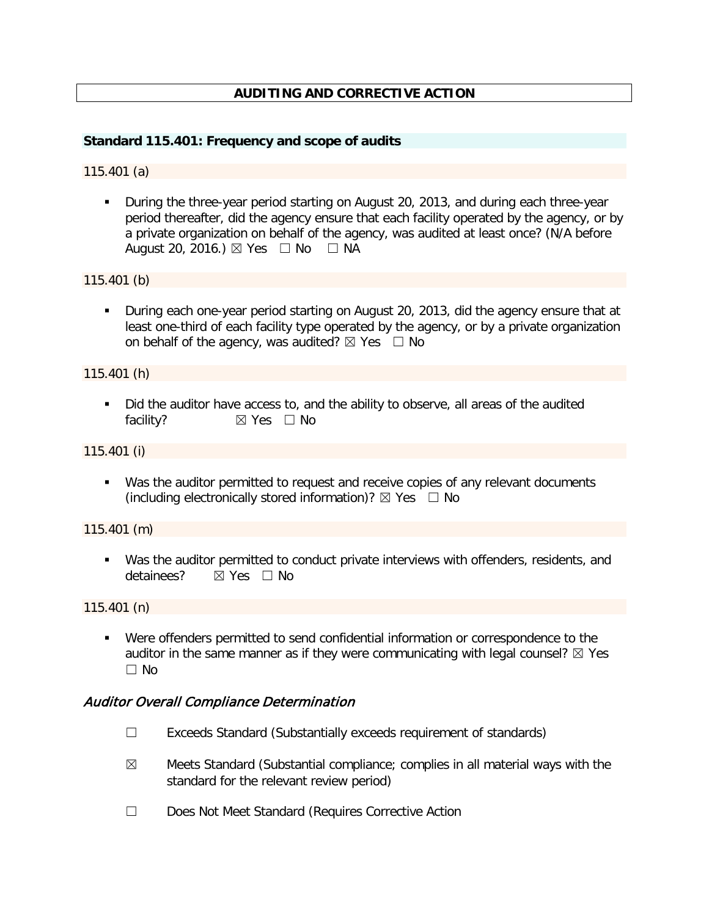## AUDITING AND CORRECTIVE ACTION

### Standard 115.401: Frequency and scope of audits

115.401 (a)

- During the three-year period starting on August 20, 2013, and during each three-year period thereafter, did the agency ensure that each facility operated by the agency, or by a private organization on behalf of the agency, was audited at least once? (N/A before August 20, 2016.) ☒ Yes ☐ No ☐ NA

115.401 (b)

- During each one-year period starting on August 20, 2013, did the agency ensure that at least one-third of each facility type operated by the agency, or by a private organization on behalf of the agency, was audited? ☒ Yes ☐ No

115.401 (h)

- Did the auditor have access to, and the ability to observe, all areas of the audited facility? ☒ Yes ☐ No

115.401 (i)

- Was the auditor permitted to request and receive copies of any relevant documents (including electronically stored information)? ☒ Yes ☐ No

115.401 (m)

- Was the auditor permitted to conduct private interviews with offenders, residents, and detainees? ☒ Yes ☐ No

115.401 (n)

- Were offenders permitted to send confidential information or correspondence to the auditor in the same manner as if they were communicating with legal counsel? ☒ Yes ☐ No

### *Auditor Overall Compliance Determination*

☐ Exceeds Standard (Substantially exceeds requirement of standards)

☒ Meets Standard (Substantial compliance; complies in all material ways with the standard for the relevant review period)

☐ Does Not Meet Standard (Requires Corrective Action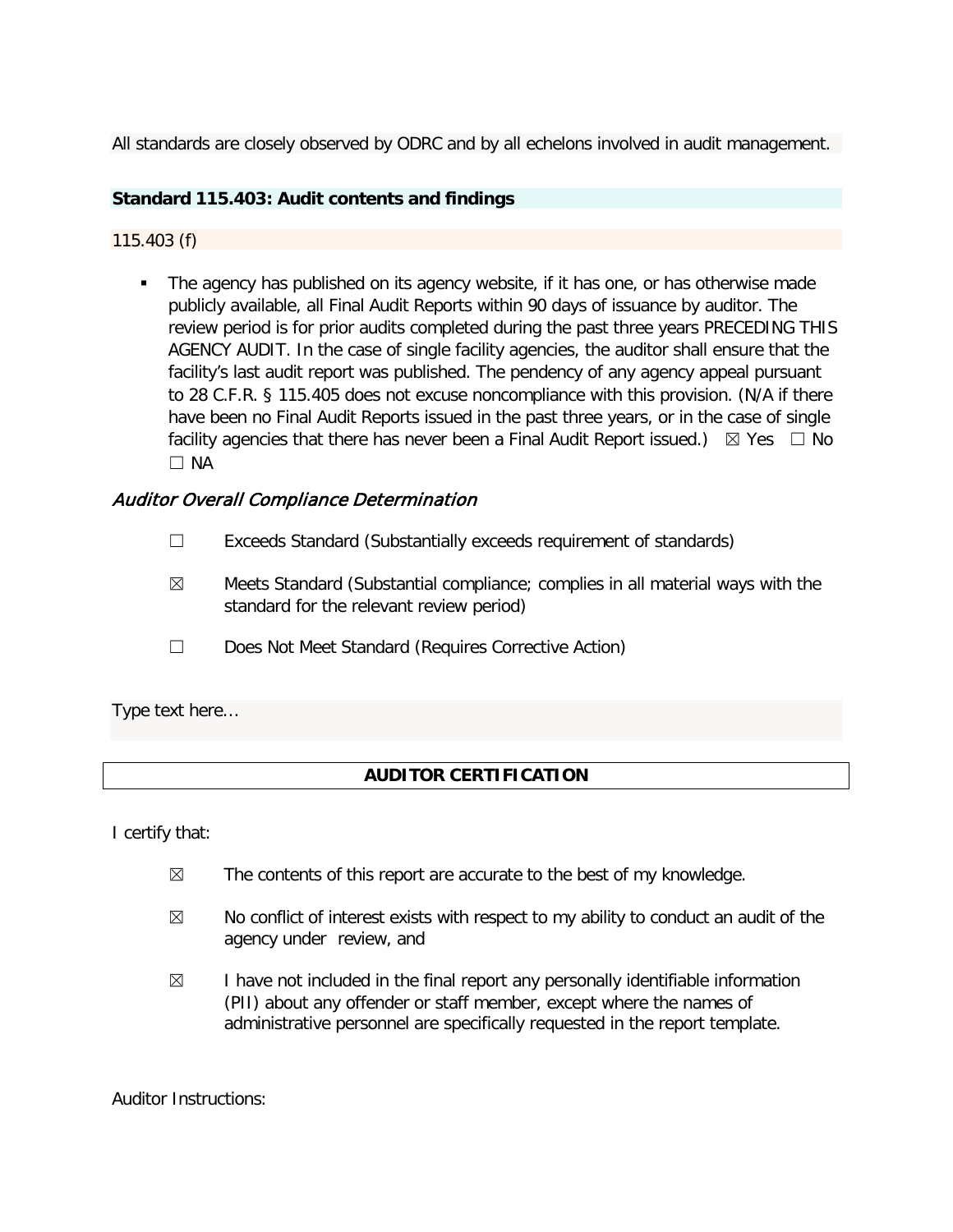All standards are closely observed by ODRC and by all echelons involved in audit management.

**Standard 115.403: Audit contents and findings**

115.403 (f)

- The agency has published on its agency website, if it has one, or has otherwise made publicly available, all Final Audit Reports within 90 days of issuance by auditor. The review period is for prior audits completed during the past three years PRECEDING THIS AGENCY AUDIT. In the case of single facility agencies, the auditor shall ensure that the facility's last audit report was published. The pendency of any agency appeal pursuant to 28 C.F.R. § 115.405 does not excuse noncompliance with this provision. (N/A if there have been no Final Audit Reports issued in the past three years, or in the case of single facility agencies that there has never been a Final Audit Report issued.) ☒ Yes ☐ No ☐ NA

### *Auditor Overall Compliance Determination*

☐ Exceeds Standard (Substantially exceeds requirement of standards)

☒ Meets Standard (Substantial compliance; complies in all material ways with the standard for the relevant review period)

☐ Does Not Meet Standard (Requires Corrective Action)

Type text here...

**AUDITOR CERTIFICATION**

I certify that:

☒ The contents of this report are accurate to the best of my knowledge.

☒ No conflict of interest exists with respect to my ability to conduct an audit of the agency under review, and

☒ I have not included in the final report any personally identifiable information (PII) about any offender or staff member, except where the names of administrative personnel are specifically requested in the report template.

Auditor Instructions: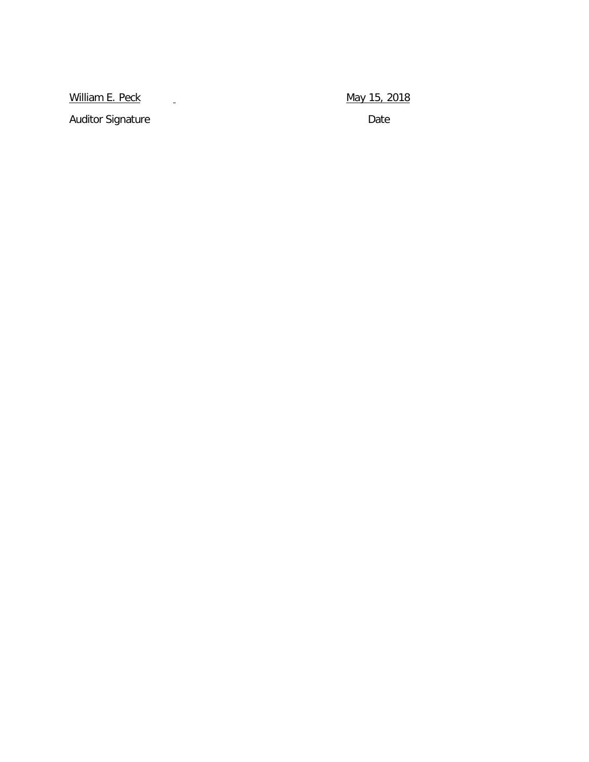William E. Peck                                                                 May 15, 2018

Auditor Signature                                                               Date